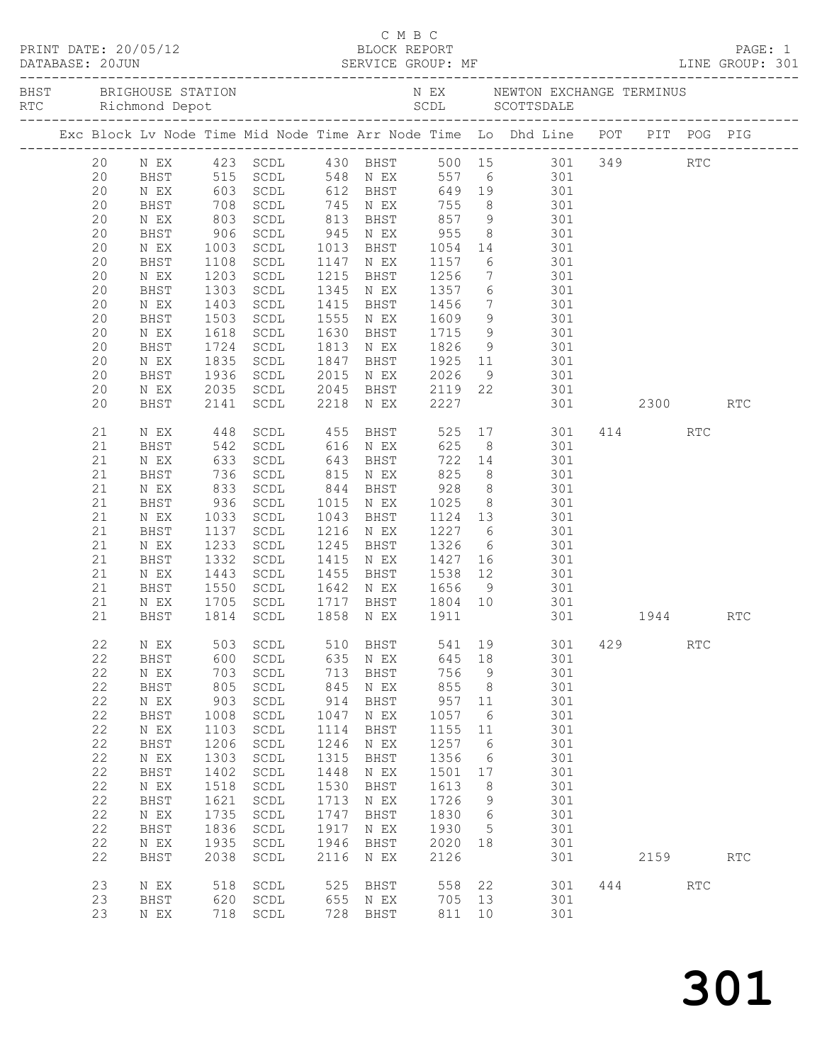C M B C

PRINT DATE: 20/05/12 BLOCK REPORT

DATABASE: 20JUN SERVICE GROUP: MF LINE GROUP: 301

BHST BRIGHOUSE STATION N EX NEWTON EXCHANGE TERMINUS
RTC Richmond Depot SCDL SCOTTSDALE

| Exc | Block | Lv Node | Time | Mid Node | Time | Arr Node | Time | Lo | Dhd Line | POT | PIT | POG | PIG |
|---|---|---|---|---|---|---|---|---|---|---|---|---|---|
| | 20 | N EX | 423 | SCDL | 430 | BHST | 500 | 15 | 301 | 349 | | RTC | |
| | 20 | BHST | 515 | SCDL | 548 | N EX | 557 | 6 | 301 | | | | |
| | 20 | N EX | 603 | SCDL | 612 | BHST | 649 | 19 | 301 | | | | |
| | 20 | BHST | 708 | SCDL | 745 | N EX | 755 | 8 | 301 | | | | |
| | 20 | N EX | 803 | SCDL | 813 | BHST | 857 | 9 | 301 | | | | |
| | 20 | BHST | 906 | SCDL | 945 | N EX | 955 | 8 | 301 | | | | |
| | 20 | N EX | 1003 | SCDL | 1013 | BHST | 1054 | 14 | 301 | | | | |
| | 20 | BHST | 1108 | SCDL | 1147 | N EX | 1157 | 6 | 301 | | | | |
| | 20 | N EX | 1203 | SCDL | 1215 | BHST | 1256 | 7 | 301 | | | | |
| | 20 | BHST | 1303 | SCDL | 1345 | N EX | 1357 | 6 | 301 | | | | |
| | 20 | N EX | 1403 | SCDL | 1415 | BHST | 1456 | 7 | 301 | | | | |
| | 20 | BHST | 1503 | SCDL | 1555 | N EX | 1609 | 9 | 301 | | | | |
| | 20 | N EX | 1618 | SCDL | 1630 | BHST | 1715 | 9 | 301 | | | | |
| | 20 | BHST | 1724 | SCDL | 1813 | N EX | 1826 | 9 | 301 | | | | |
| | 20 | N EX | 1835 | SCDL | 1847 | BHST | 1925 | 11 | 301 | | | | |
| | 20 | BHST | 1936 | SCDL | 2015 | N EX | 2026 | 9 | 301 | | | | |
| | 20 | N EX | 2035 | SCDL | 2045 | BHST | 2119 | 22 | 301 | | | | |
| | 20 | BHST | 2141 | SCDL | 2218 | N EX | 2227 | | 301 | | 2300 | | RTC |
| | 21 | N EX | 448 | SCDL | 455 | BHST | 525 | 17 | 301 | 414 | | RTC | |
| | 21 | BHST | 542 | SCDL | 616 | N EX | 625 | 8 | 301 | | | | |
| | 21 | N EX | 633 | SCDL | 643 | BHST | 722 | 14 | 301 | | | | |
| | 21 | BHST | 736 | SCDL | 815 | N EX | 825 | 8 | 301 | | | | |
| | 21 | N EX | 833 | SCDL | 844 | BHST | 928 | 8 | 301 | | | | |
| | 21 | BHST | 936 | SCDL | 1015 | N EX | 1025 | 8 | 301 | | | | |
| | 21 | N EX | 1033 | SCDL | 1043 | BHST | 1124 | 13 | 301 | | | | |
| | 21 | BHST | 1137 | SCDL | 1216 | N EX | 1227 | 6 | 301 | | | | |
| | 21 | N EX | 1233 | SCDL | 1245 | BHST | 1326 | 6 | 301 | | | | |
| | 21 | BHST | 1332 | SCDL | 1415 | N EX | 1427 | 16 | 301 | | | | |
| | 21 | N EX | 1443 | SCDL | 1455 | BHST | 1538 | 12 | 301 | | | | |
| | 21 | BHST | 1550 | SCDL | 1642 | N EX | 1656 | 9 | 301 | | | | |
| | 21 | N EX | 1705 | SCDL | 1717 | BHST | 1804 | 10 | 301 | | | | |
| | 21 | BHST | 1814 | SCDL | 1858 | N EX | 1911 | | 301 | | 1944 | | RTC |
| | 22 | N EX | 503 | SCDL | 510 | BHST | 541 | 19 | 301 | 429 | | RTC | |
| | 22 | BHST | 600 | SCDL | 635 | N EX | 645 | 18 | 301 | | | | |
| | 22 | N EX | 703 | SCDL | 713 | BHST | 756 | 9 | 301 | | | | |
| | 22 | BHST | 805 | SCDL | 845 | N EX | 855 | 8 | 301 | | | | |
| | 22 | N EX | 903 | SCDL | 914 | BHST | 957 | 11 | 301 | | | | |
| | 22 | BHST | 1008 | SCDL | 1047 | N EX | 1057 | 6 | 301 | | | | |
| | 22 | N EX | 1103 | SCDL | 1114 | BHST | 1155 | 11 | 301 | | | | |
| | 22 | BHST | 1206 | SCDL | 1246 | N EX | 1257 | 6 | 301 | | | | |
| | 22 | N EX | 1303 | SCDL | 1315 | BHST | 1356 | 6 | 301 | | | | |
| | 22 | BHST | 1402 | SCDL | 1448 | N EX | 1501 | 17 | 301 | | | | |
| | 22 | N EX | 1518 | SCDL | 1530 | BHST | 1613 | 8 | 301 | | | | |
| | 22 | BHST | 1621 | SCDL | 1713 | N EX | 1726 | 9 | 301 | | | | |
| | 22 | N EX | 1735 | SCDL | 1747 | BHST | 1830 | 6 | 301 | | | | |
| | 22 | BHST | 1836 | SCDL | 1917 | N EX | 1930 | 5 | 301 | | | | |
| | 22 | N EX | 1935 | SCDL | 1946 | BHST | 2020 | 18 | 301 | | | | |
| | 22 | BHST | 2038 | SCDL | 2116 | N EX | 2126 | | 301 | | 2159 | | RTC |
| | 23 | N EX | 518 | SCDL | 525 | BHST | 558 | 22 | 301 | 444 | | RTC | |
| | 23 | BHST | 620 | SCDL | 655 | N EX | 705 | 13 | 301 | | | | |
| | 23 | N EX | 718 | SCDL | 728 | BHST | 811 | 10 | 301 | | | | |

301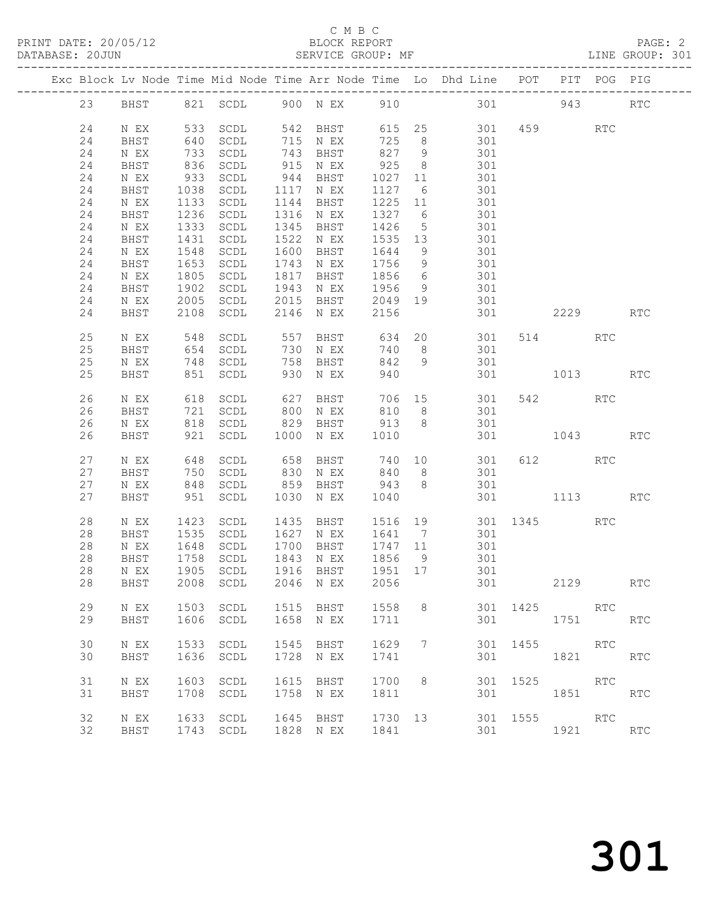C M B C
BLOCK REPORT
SERVICE GROUP: MF

PRINT DATE: 20/05/12
DATABASE: 20JUN
LINE GROUP: 301

| Exc | Block | Lv | Node | Time | Mid Node | Time | Arr Node | Time | Lo | Dhd Line | POT | PIT | POG | PIG |
|---|---|---|---|---|---|---|---|---|---|---|---|---|---|---|
| | 23 | | BHST | 821 | SCDL | 900 | N EX | 910 | | 301 | | 943 | | RTC |
| | 24 | | N EX | 533 | SCDL | 542 | BHST | 615 | 25 | 301 | 459 | | RTC | |
| | 24 | | BHST | 640 | SCDL | 715 | N EX | 725 | 8 | 301 | | | | |
| | 24 | | N EX | 733 | SCDL | 743 | BHST | 827 | 9 | 301 | | | | |
| | 24 | | BHST | 836 | SCDL | 915 | N EX | 925 | 8 | 301 | | | | |
| | 24 | | N EX | 933 | SCDL | 944 | BHST | 1027 | 11 | 301 | | | | |
| | 24 | | BHST | 1038 | SCDL | 1117 | N EX | 1127 | 6 | 301 | | | | |
| | 24 | | N EX | 1133 | SCDL | 1144 | BHST | 1225 | 11 | 301 | | | | |
| | 24 | | BHST | 1236 | SCDL | 1316 | N EX | 1327 | 6 | 301 | | | | |
| | 24 | | N EX | 1333 | SCDL | 1345 | BHST | 1426 | 5 | 301 | | | | |
| | 24 | | BHST | 1431 | SCDL | 1522 | N EX | 1535 | 13 | 301 | | | | |
| | 24 | | N EX | 1548 | SCDL | 1600 | BHST | 1644 | 9 | 301 | | | | |
| | 24 | | BHST | 1653 | SCDL | 1743 | N EX | 1756 | 9 | 301 | | | | |
| | 24 | | N EX | 1805 | SCDL | 1817 | BHST | 1856 | 6 | 301 | | | | |
| | 24 | | BHST | 1902 | SCDL | 1943 | N EX | 1956 | 9 | 301 | | | | |
| | 24 | | N EX | 2005 | SCDL | 2015 | BHST | 2049 | 19 | 301 | | | | |
| | 24 | | BHST | 2108 | SCDL | 2146 | N EX | 2156 | | 301 | | 2229 | | RTC |
| | 25 | | N EX | 548 | SCDL | 557 | BHST | 634 | 20 | 301 | 514 | | RTC | |
| | 25 | | BHST | 654 | SCDL | 730 | N EX | 740 | 8 | 301 | | | | |
| | 25 | | N EX | 748 | SCDL | 758 | BHST | 842 | 9 | 301 | | | | |
| | 25 | | BHST | 851 | SCDL | 930 | N EX | 940 | | 301 | | 1013 | | RTC |
| | 26 | | N EX | 618 | SCDL | 627 | BHST | 706 | 15 | 301 | 542 | | RTC | |
| | 26 | | BHST | 721 | SCDL | 800 | N EX | 810 | 8 | 301 | | | | |
| | 26 | | N EX | 818 | SCDL | 829 | BHST | 913 | 8 | 301 | | | | |
| | 26 | | BHST | 921 | SCDL | 1000 | N EX | 1010 | | 301 | | 1043 | | RTC |
| | 27 | | N EX | 648 | SCDL | 658 | BHST | 740 | 10 | 301 | 612 | | RTC | |
| | 27 | | BHST | 750 | SCDL | 830 | N EX | 840 | 8 | 301 | | | | |
| | 27 | | N EX | 848 | SCDL | 859 | BHST | 943 | 8 | 301 | | | | |
| | 27 | | BHST | 951 | SCDL | 1030 | N EX | 1040 | | 301 | | 1113 | | RTC |
| | 28 | | N EX | 1423 | SCDL | 1435 | BHST | 1516 | 19 | 301 | 1345 | | RTC | |
| | 28 | | BHST | 1535 | SCDL | 1627 | N EX | 1641 | 7 | 301 | | | | |
| | 28 | | N EX | 1648 | SCDL | 1700 | BHST | 1747 | 11 | 301 | | | | |
| | 28 | | BHST | 1758 | SCDL | 1843 | N EX | 1856 | 9 | 301 | | | | |
| | 28 | | N EX | 1905 | SCDL | 1916 | BHST | 1951 | 17 | 301 | | | | |
| | 28 | | BHST | 2008 | SCDL | 2046 | N EX | 2056 | | 301 | | 2129 | | RTC |
| | 29 | | N EX | 1503 | SCDL | 1515 | BHST | 1558 | 8 | 301 | 1425 | | RTC | |
| | 29 | | BHST | 1606 | SCDL | 1658 | N EX | 1711 | | 301 | | 1751 | | RTC |
| | 30 | | N EX | 1533 | SCDL | 1545 | BHST | 1629 | 7 | 301 | 1455 | | RTC | |
| | 30 | | BHST | 1636 | SCDL | 1728 | N EX | 1741 | | 301 | | 1821 | | RTC |
| | 31 | | N EX | 1603 | SCDL | 1615 | BHST | 1700 | 8 | 301 | 1525 | | RTC | |
| | 31 | | BHST | 1708 | SCDL | 1758 | N EX | 1811 | | 301 | | 1851 | | RTC |
| | 32 | | N EX | 1633 | SCDL | 1645 | BHST | 1730 | 13 | 301 | 1555 | | RTC | |
| | 32 | | BHST | 1743 | SCDL | 1828 | N EX | 1841 | | 301 | | 1921 | | RTC |

301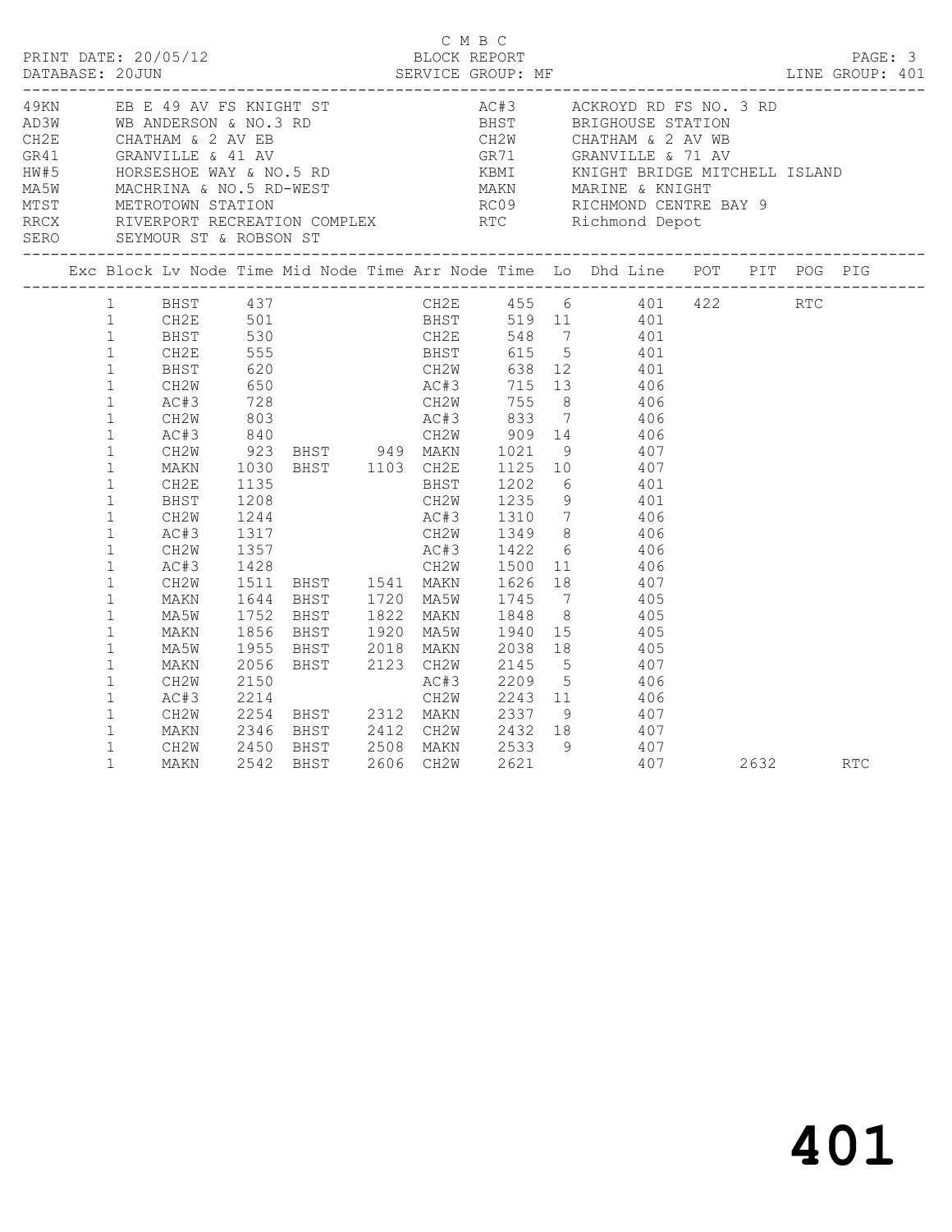C M B C

PRINT DATE: 20/05/12 BLOCK REPORT

DATABASE: 20JUN SERVICE GROUP: MF LINE GROUP: 401

| Code | Description | Code | Description |
|---|---|---|---|
| 49KN | EB E 49 AV FS KNIGHT ST | AC#3 | ACKROYD RD FS NO. 3 RD |
| AD3W | WB ANDERSON & NO.3 RD | BHST | BRIGHOUSE STATION |
| CH2E | CHATHAM & 2 AV EB | CH2W | CHATHAM & 2 AV WB |
| GR41 | GRANVILLE & 41 AV | GR71 | GRANVILLE & 71 AV |
| HW#5 | HORSESHOE WAY & NO.5 RD | KBMI | KNIGHT BRIDGE MITCHELL ISLAND |
| MA5W | MACHRINA & NO.5 RD-WEST | MAKN | MARINE & KNIGHT |
| MTST | METROTOWN STATION | RC09 | RICHMOND CENTRE BAY 9 |
| RRCX | RIVERPORT RECREATION COMPLEX | RTC | Richmond Depot |
| SERO | SEYMOUR ST & ROBSON ST | | |

| Exc | Block | Lv Node | Time | Mid Node | Time | Arr Node | Time | Lo | Dhd | Line | POT | PIT | POG | PIG |
|---|---|---|---|---|---|---|---|---|---|---|---|---|---|---|
| | 1 | BHST | 437 | | | CH2E | 455 | 6 | | 401 | 422 | | RTC | |
| | 1 | CH2E | 501 | | | BHST | 519 | 11 | | 401 | | | | |
| | 1 | BHST | 530 | | | CH2E | 548 | 7 | | 401 | | | | |
| | 1 | CH2E | 555 | | | BHST | 615 | 5 | | 401 | | | | |
| | 1 | BHST | 620 | | | CH2W | 638 | 12 | | 401 | | | | |
| | 1 | CH2W | 650 | | | AC#3 | 715 | 13 | | 406 | | | | |
| | 1 | AC#3 | 728 | | | CH2W | 755 | 8 | | 406 | | | | |
| | 1 | CH2W | 803 | | | AC#3 | 833 | 7 | | 406 | | | | |
| | 1 | AC#3 | 840 | | | CH2W | 909 | 14 | | 406 | | | | |
| | 1 | CH2W | 923 | BHST | 949 | MAKN | 1021 | 9 | | 407 | | | | |
| | 1 | MAKN | 1030 | BHST | 1103 | CH2E | 1125 | 10 | | 407 | | | | |
| | 1 | CH2E | 1135 | | | BHST | 1202 | 6 | | 401 | | | | |
| | 1 | BHST | 1208 | | | CH2W | 1235 | 9 | | 401 | | | | |
| | 1 | CH2W | 1244 | | | AC#3 | 1310 | 7 | | 406 | | | | |
| | 1 | AC#3 | 1317 | | | CH2W | 1349 | 8 | | 406 | | | | |
| | 1 | CH2W | 1357 | | | AC#3 | 1422 | 6 | | 406 | | | | |
| | 1 | AC#3 | 1428 | | | CH2W | 1500 | 11 | | 406 | | | | |
| | 1 | CH2W | 1511 | BHST | 1541 | MAKN | 1626 | 18 | | 407 | | | | |
| | 1 | MAKN | 1644 | BHST | 1720 | MA5W | 1745 | 7 | | 405 | | | | |
| | 1 | MA5W | 1752 | BHST | 1822 | MAKN | 1848 | 8 | | 405 | | | | |
| | 1 | MAKN | 1856 | BHST | 1920 | MA5W | 1940 | 15 | | 405 | | | | |
| | 1 | MA5W | 1955 | BHST | 2018 | MAKN | 2038 | 18 | | 405 | | | | |
| | 1 | MAKN | 2056 | BHST | 2123 | CH2W | 2145 | 5 | | 407 | | | | |
| | 1 | CH2W | 2150 | | | AC#3 | 2209 | 5 | | 406 | | | | |
| | 1 | AC#3 | 2214 | | | CH2W | 2243 | 11 | | 406 | | | | |
| | 1 | CH2W | 2254 | BHST | 2312 | MAKN | 2337 | 9 | | 407 | | | | |
| | 1 | MAKN | 2346 | BHST | 2412 | CH2W | 2432 | 18 | | 407 | | | | |
| | 1 | CH2W | 2450 | BHST | 2508 | MAKN | 2533 | 9 | | 407 | | | | |
| | 1 | MAKN | 2542 | BHST | 2606 | CH2W | 2621 | | | 407 | | 2632 | | RTC |

# 401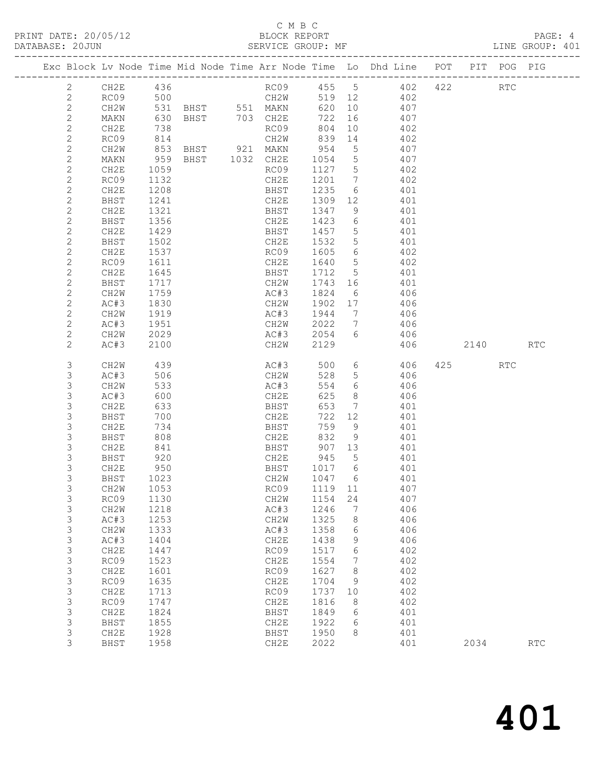C M B C
PRINT DATE: 20/05/12 BLOCK REPORT
DATABASE: 20JUN SERVICE GROUP: MF LINE GROUP: 401

| Exc | Block | Lv | Node | Time | Mid Node | Time | Arr Node | Time | Lo | Dhd Line | POT | PIT | POG | PIG |
|---|---|---|---|---|---|---|---|---|---|---|---|---|---|---|
| | 2 | | CH2E | 436 | | | RC09 | 455 | 5 | 402 | 422 | | RTC | |
| | 2 | | RC09 | 500 | | | CH2W | 519 | 12 | 402 | | | | |
| | 2 | | CH2W | 531 | BHST | 551 | MAKN | 620 | 10 | 407 | | | | |
| | 2 | | MAKN | 630 | BHST | 703 | CH2E | 722 | 16 | 407 | | | | |
| | 2 | | CH2E | 738 | | | RC09 | 804 | 10 | 402 | | | | |
| | 2 | | RC09 | 814 | | | CH2W | 839 | 14 | 402 | | | | |
| | 2 | | CH2W | 853 | BHST | 921 | MAKN | 954 | 5 | 407 | | | | |
| | 2 | | MAKN | 959 | BHST | 1032 | CH2E | 1054 | 5 | 407 | | | | |
| | 2 | | CH2E | 1059 | | | RC09 | 1127 | 5 | 402 | | | | |
| | 2 | | RC09 | 1132 | | | CH2E | 1201 | 7 | 402 | | | | |
| | 2 | | CH2E | 1208 | | | BHST | 1235 | 6 | 401 | | | | |
| | 2 | | BHST | 1241 | | | CH2E | 1309 | 12 | 401 | | | | |
| | 2 | | CH2E | 1321 | | | BHST | 1347 | 9 | 401 | | | | |
| | 2 | | BHST | 1356 | | | CH2E | 1423 | 6 | 401 | | | | |
| | 2 | | CH2E | 1429 | | | BHST | 1457 | 5 | 401 | | | | |
| | 2 | | BHST | 1502 | | | CH2E | 1532 | 5 | 401 | | | | |
| | 2 | | CH2E | 1537 | | | RC09 | 1605 | 6 | 402 | | | | |
| | 2 | | RC09 | 1611 | | | CH2E | 1640 | 5 | 402 | | | | |
| | 2 | | CH2E | 1645 | | | BHST | 1712 | 5 | 401 | | | | |
| | 2 | | BHST | 1717 | | | CH2W | 1743 | 16 | 401 | | | | |
| | 2 | | CH2W | 1759 | | | AC#3 | 1824 | 6 | 406 | | | | |
| | 2 | | AC#3 | 1830 | | | CH2W | 1902 | 17 | 406 | | | | |
| | 2 | | CH2W | 1919 | | | AC#3 | 1944 | 7 | 406 | | | | |
| | 2 | | AC#3 | 1951 | | | CH2W | 2022 | 7 | 406 | | | | |
| | 2 | | CH2W | 2029 | | | AC#3 | 2054 | 6 | 406 | | | | |
| | 2 | | AC#3 | 2100 | | | CH2W | 2129 | | 406 | | 2140 | | RTC |
| | 3 | | CH2W | 439 | | | AC#3 | 500 | 6 | 406 | 425 | | RTC | |
| | 3 | | AC#3 | 506 | | | CH2W | 528 | 5 | 406 | | | | |
| | 3 | | CH2W | 533 | | | AC#3 | 554 | 6 | 406 | | | | |
| | 3 | | AC#3 | 600 | | | CH2E | 625 | 8 | 406 | | | | |
| | 3 | | CH2E | 633 | | | BHST | 653 | 7 | 401 | | | | |
| | 3 | | BHST | 700 | | | CH2E | 722 | 12 | 401 | | | | |
| | 3 | | CH2E | 734 | | | BHST | 759 | 9 | 401 | | | | |
| | 3 | | BHST | 808 | | | CH2E | 832 | 9 | 401 | | | | |
| | 3 | | CH2E | 841 | | | BHST | 907 | 13 | 401 | | | | |
| | 3 | | BHST | 920 | | | CH2E | 945 | 5 | 401 | | | | |
| | 3 | | CH2E | 950 | | | BHST | 1017 | 6 | 401 | | | | |
| | 3 | | BHST | 1023 | | | CH2W | 1047 | 6 | 401 | | | | |
| | 3 | | CH2W | 1053 | | | RC09 | 1119 | 11 | 407 | | | | |
| | 3 | | RC09 | 1130 | | | CH2W | 1154 | 24 | 407 | | | | |
| | 3 | | CH2W | 1218 | | | AC#3 | 1246 | 7 | 406 | | | | |
| | 3 | | AC#3 | 1253 | | | CH2W | 1325 | 8 | 406 | | | | |
| | 3 | | CH2W | 1333 | | | AC#3 | 1358 | 6 | 406 | | | | |
| | 3 | | AC#3 | 1404 | | | CH2E | 1438 | 9 | 406 | | | | |
| | 3 | | CH2E | 1447 | | | RC09 | 1517 | 6 | 402 | | | | |
| | 3 | | RC09 | 1523 | | | CH2E | 1554 | 7 | 402 | | | | |
| | 3 | | CH2E | 1601 | | | RC09 | 1627 | 8 | 402 | | | | |
| | 3 | | RC09 | 1635 | | | CH2E | 1704 | 9 | 402 | | | | |
| | 3 | | CH2E | 1713 | | | RC09 | 1737 | 10 | 402 | | | | |
| | 3 | | RC09 | 1747 | | | CH2E | 1816 | 8 | 402 | | | | |
| | 3 | | CH2E | 1824 | | | BHST | 1849 | 6 | 401 | | | | |
| | 3 | | BHST | 1855 | | | CH2E | 1922 | 6 | 401 | | | | |
| | 3 | | CH2E | 1928 | | | BHST | 1950 | 8 | 401 | | | | |
| | 3 | | BHST | 1958 | | | CH2E | 2022 | | 401 | | 2034 | | RTC |

# 401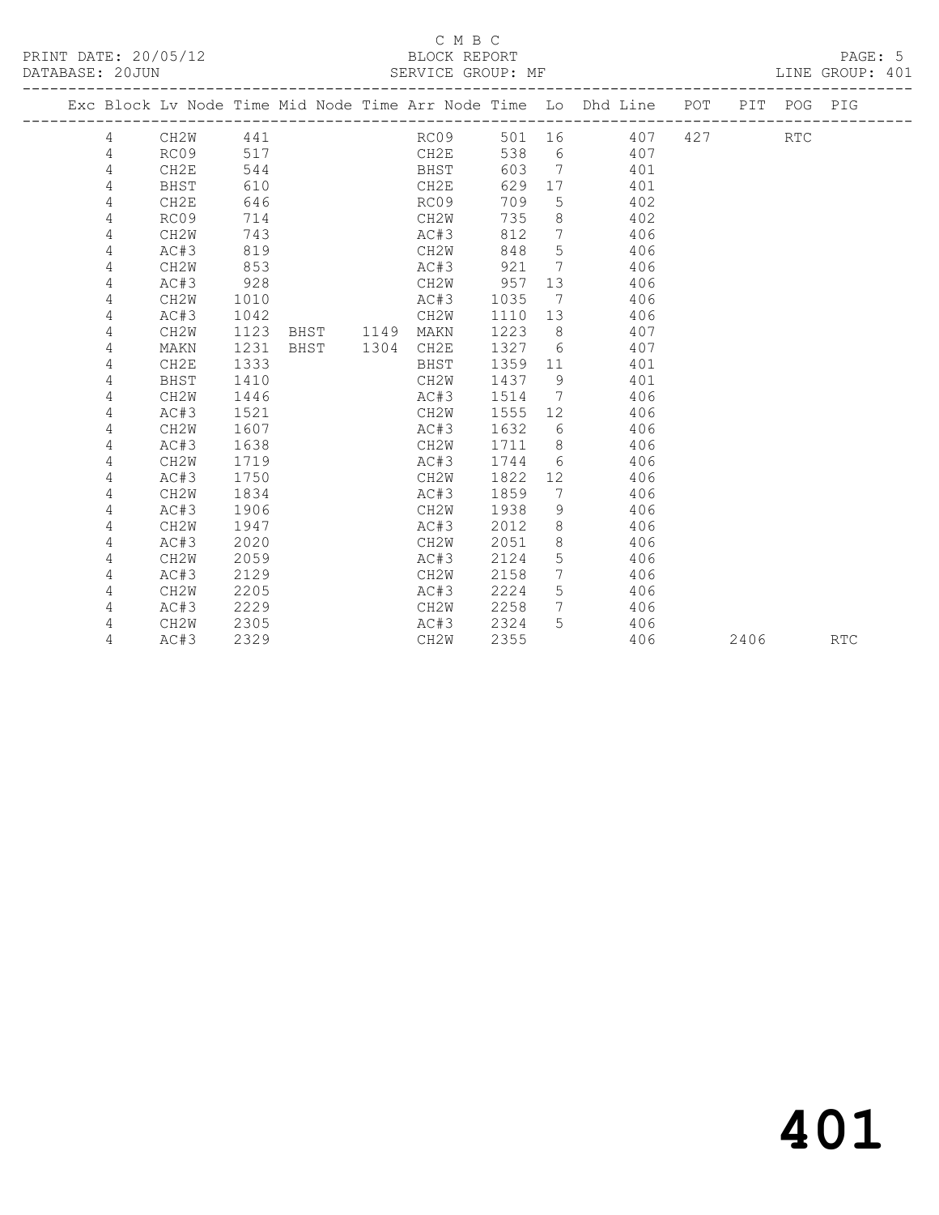C M B C

PRINT DATE: 20/05/12 BLOCK REPORT

DATABASE: 20JUN SERVICE GROUP: MF LINE GROUP: 401

| Exc | Block | Lv Node | Time | Mid Node | Time | Arr Node | Time | Lo | Dhd Line | POT | PIT | POG | PIG |
|---|---|---|---|---|---|---|---|---|---|---|---|---|---|
| | 4 | CH2W | 441 | | | RC09 | 501 | 16 | 407 | 427 | | RTC | |
| | 4 | RC09 | 517 | | | CH2E | 538 | 6 | 407 | | | | |
| | 4 | CH2E | 544 | | | BHST | 603 | 7 | 401 | | | | |
| | 4 | BHST | 610 | | | CH2E | 629 | 17 | 401 | | | | |
| | 4 | CH2E | 646 | | | RC09 | 709 | 5 | 402 | | | | |
| | 4 | RC09 | 714 | | | CH2W | 735 | 8 | 402 | | | | |
| | 4 | CH2W | 743 | | | AC#3 | 812 | 7 | 406 | | | | |
| | 4 | AC#3 | 819 | | | CH2W | 848 | 5 | 406 | | | | |
| | 4 | CH2W | 853 | | | AC#3 | 921 | 7 | 406 | | | | |
| | 4 | AC#3 | 928 | | | CH2W | 957 | 13 | 406 | | | | |
| | 4 | CH2W | 1010 | | | AC#3 | 1035 | 7 | 406 | | | | |
| | 4 | AC#3 | 1042 | | | CH2W | 1110 | 13 | 406 | | | | |
| | 4 | CH2W | 1123 | BHST | 1149 | MAKN | 1223 | 8 | 407 | | | | |
| | 4 | MAKN | 1231 | BHST | 1304 | CH2E | 1327 | 6 | 407 | | | | |
| | 4 | CH2E | 1333 | | | BHST | 1359 | 11 | 401 | | | | |
| | 4 | BHST | 1410 | | | CH2W | 1437 | 9 | 401 | | | | |
| | 4 | CH2W | 1446 | | | AC#3 | 1514 | 7 | 406 | | | | |
| | 4 | AC#3 | 1521 | | | CH2W | 1555 | 12 | 406 | | | | |
| | 4 | CH2W | 1607 | | | AC#3 | 1632 | 6 | 406 | | | | |
| | 4 | AC#3 | 1638 | | | CH2W | 1711 | 8 | 406 | | | | |
| | 4 | CH2W | 1719 | | | AC#3 | 1744 | 6 | 406 | | | | |
| | 4 | AC#3 | 1750 | | | CH2W | 1822 | 12 | 406 | | | | |
| | 4 | CH2W | 1834 | | | AC#3 | 1859 | 7 | 406 | | | | |
| | 4 | AC#3 | 1906 | | | CH2W | 1938 | 9 | 406 | | | | |
| | 4 | CH2W | 1947 | | | AC#3 | 2012 | 8 | 406 | | | | |
| | 4 | AC#3 | 2020 | | | CH2W | 2051 | 8 | 406 | | | | |
| | 4 | CH2W | 2059 | | | AC#3 | 2124 | 5 | 406 | | | | |
| | 4 | AC#3 | 2129 | | | CH2W | 2158 | 7 | 406 | | | | |
| | 4 | CH2W | 2205 | | | AC#3 | 2224 | 5 | 406 | | | | |
| | 4 | AC#3 | 2229 | | | CH2W | 2258 | 7 | 406 | | | | |
| | 4 | CH2W | 2305 | | | AC#3 | 2324 | 5 | 406 | | | | |
| | 4 | AC#3 | 2329 | | | CH2W | 2355 | | 406 | | 2406 | | RTC |

# 401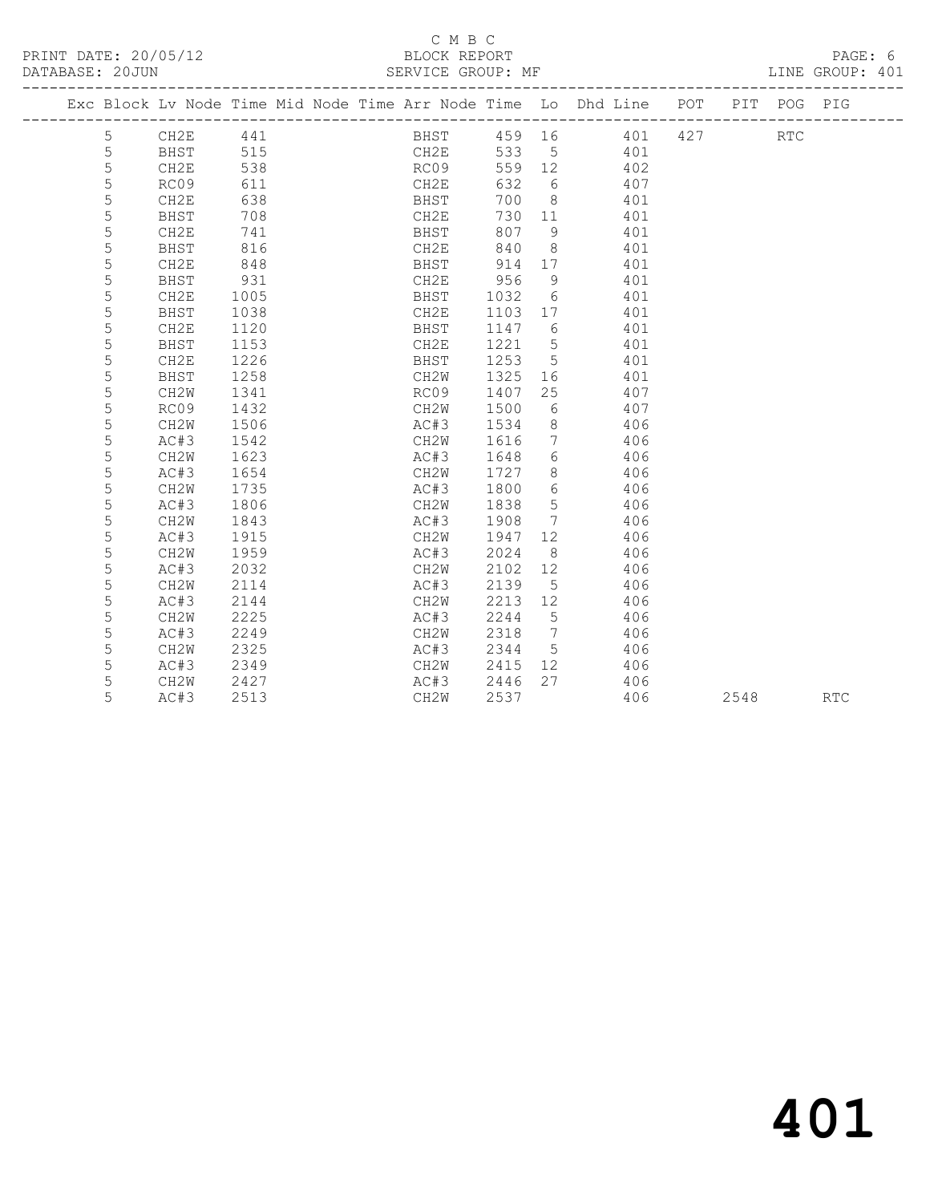C M B C

BLOCK REPORT

SERVICE GROUP: MF

LINE GROUP: 401

| Exc | Block | Lv | Node | Time | Mid Node | Time | Arr Node | Time | Lo | Dhd Line | POT | PIT | POG | PIG |
|---|---|---|---|---|---|---|---|---|---|---|---|---|---|---|
| | 5 | | CH2E | 441 | | | BHST | 459 | 16 | 401 | 427 | | RTC | |
| | 5 | | BHST | 515 | | | CH2E | 533 | 5 | 401 | | | | |
| | 5 | | CH2E | 538 | | | RC09 | 559 | 12 | 402 | | | | |
| | 5 | | RC09 | 611 | | | CH2E | 632 | 6 | 407 | | | | |
| | 5 | | CH2E | 638 | | | BHST | 700 | 8 | 401 | | | | |
| | 5 | | BHST | 708 | | | CH2E | 730 | 11 | 401 | | | | |
| | 5 | | CH2E | 741 | | | BHST | 807 | 9 | 401 | | | | |
| | 5 | | BHST | 816 | | | CH2E | 840 | 8 | 401 | | | | |
| | 5 | | CH2E | 848 | | | BHST | 914 | 17 | 401 | | | | |
| | 5 | | BHST | 931 | | | CH2E | 956 | 9 | 401 | | | | |
| | 5 | | CH2E | 1005 | | | BHST | 1032 | 6 | 401 | | | | |
| | 5 | | BHST | 1038 | | | CH2E | 1103 | 17 | 401 | | | | |
| | 5 | | CH2E | 1120 | | | BHST | 1147 | 6 | 401 | | | | |
| | 5 | | BHST | 1153 | | | CH2E | 1221 | 5 | 401 | | | | |
| | 5 | | CH2E | 1226 | | | BHST | 1253 | 5 | 401 | | | | |
| | 5 | | BHST | 1258 | | | CH2W | 1325 | 16 | 401 | | | | |
| | 5 | | CH2W | 1341 | | | RC09 | 1407 | 25 | 407 | | | | |
| | 5 | | RC09 | 1432 | | | CH2W | 1500 | 6 | 407 | | | | |
| | 5 | | CH2W | 1506 | | | AC#3 | 1534 | 8 | 406 | | | | |
| | 5 | | AC#3 | 1542 | | | CH2W | 1616 | 7 | 406 | | | | |
| | 5 | | CH2W | 1623 | | | AC#3 | 1648 | 6 | 406 | | | | |
| | 5 | | AC#3 | 1654 | | | CH2W | 1727 | 8 | 406 | | | | |
| | 5 | | CH2W | 1735 | | | AC#3 | 1800 | 6 | 406 | | | | |
| | 5 | | AC#3 | 1806 | | | CH2W | 1838 | 5 | 406 | | | | |
| | 5 | | CH2W | 1843 | | | AC#3 | 1908 | 7 | 406 | | | | |
| | 5 | | AC#3 | 1915 | | | CH2W | 1947 | 12 | 406 | | | | |
| | 5 | | CH2W | 1959 | | | AC#3 | 2024 | 8 | 406 | | | | |
| | 5 | | AC#3 | 2032 | | | CH2W | 2102 | 12 | 406 | | | | |
| | 5 | | CH2W | 2114 | | | AC#3 | 2139 | 5 | 406 | | | | |
| | 5 | | AC#3 | 2144 | | | CH2W | 2213 | 12 | 406 | | | | |
| | 5 | | CH2W | 2225 | | | AC#3 | 2244 | 5 | 406 | | | | |
| | 5 | | AC#3 | 2249 | | | CH2W | 2318 | 7 | 406 | | | | |
| | 5 | | CH2W | 2325 | | | AC#3 | 2344 | 5 | 406 | | | | |
| | 5 | | AC#3 | 2349 | | | CH2W | 2415 | 12 | 406 | | | | |
| | 5 | | CH2W | 2427 | | | AC#3 | 2446 | 27 | 406 | | | | |
| | 5 | | AC#3 | 2513 | | | CH2W | 2537 | | 406 | | 2548 | | RTC |

# 401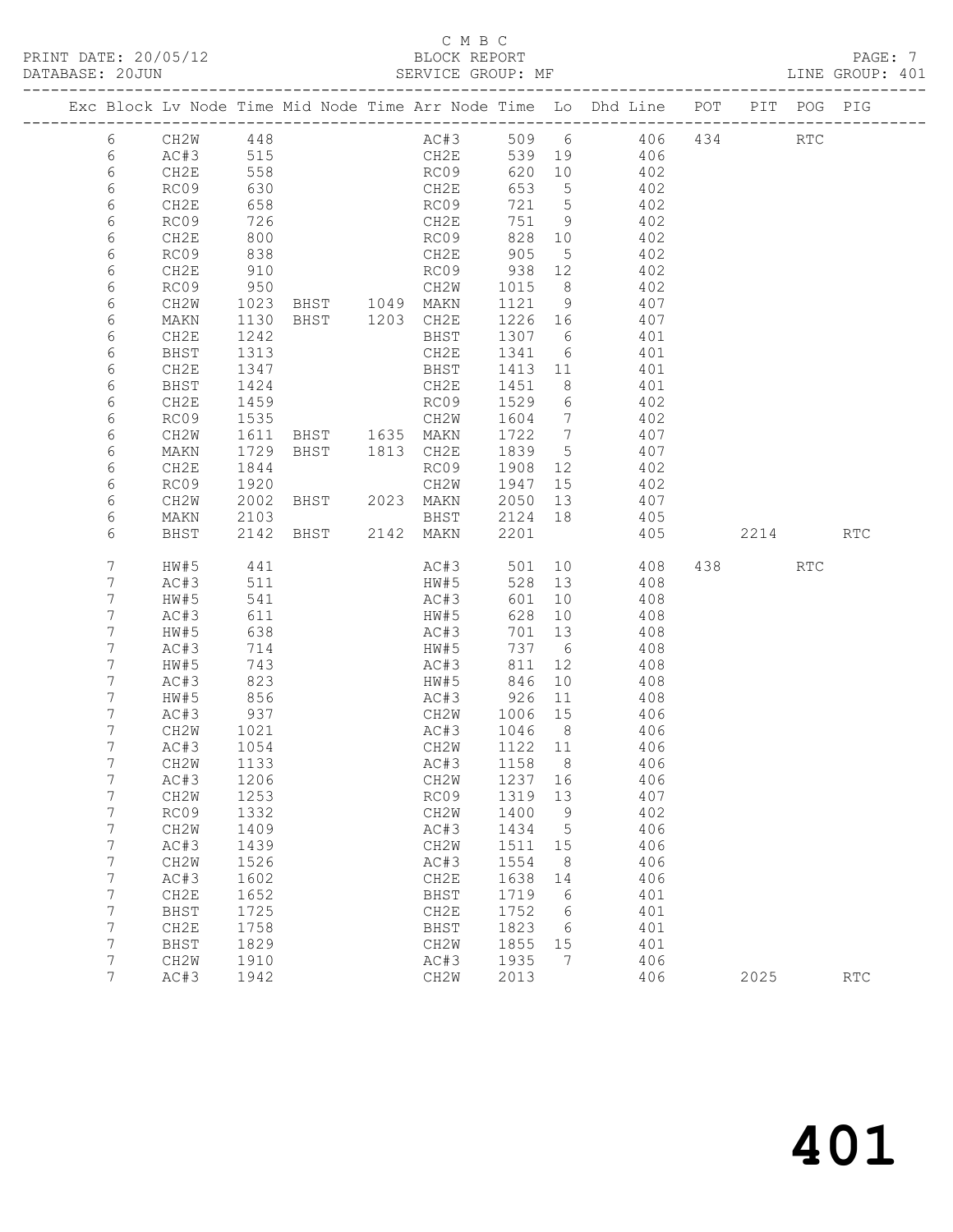C M B C

BLOCK REPORT

SERVICE GROUP: MF

| Exc | Block | Lv | Node | Time | Mid Node | Time | Arr Node | Time | Lo | Dhd Line | POT | PIT | POG | PIG |
|---|---|---|---|---|---|---|---|---|---|---|---|---|---|---|
| | 6 | | CH2W | 448 | | | AC#3 | 509 | 6 | 406 | 434 | | RTC | |
| | 6 | | AC#3 | 515 | | | CH2E | 539 | 19 | 406 | | | | |
| | 6 | | CH2E | 558 | | | RC09 | 620 | 10 | 402 | | | | |
| | 6 | | RC09 | 630 | | | CH2E | 653 | 5 | 402 | | | | |
| | 6 | | CH2E | 658 | | | RC09 | 721 | 5 | 402 | | | | |
| | 6 | | RC09 | 726 | | | CH2E | 751 | 9 | 402 | | | | |
| | 6 | | CH2E | 800 | | | RC09 | 828 | 10 | 402 | | | | |
| | 6 | | RC09 | 838 | | | CH2E | 905 | 5 | 402 | | | | |
| | 6 | | CH2E | 910 | | | RC09 | 938 | 12 | 402 | | | | |
| | 6 | | RC09 | 950 | | | CH2W | 1015 | 8 | 402 | | | | |
| | 6 | | CH2W | 1023 | BHST | 1049 | MAKN | 1121 | 9 | 407 | | | | |
| | 6 | | MAKN | 1130 | BHST | 1203 | CH2E | 1226 | 16 | 407 | | | | |
| | 6 | | CH2E | 1242 | | | BHST | 1307 | 6 | 401 | | | | |
| | 6 | | BHST | 1313 | | | CH2E | 1341 | 6 | 401 | | | | |
| | 6 | | CH2E | 1347 | | | BHST | 1413 | 11 | 401 | | | | |
| | 6 | | BHST | 1424 | | | CH2E | 1451 | 8 | 401 | | | | |
| | 6 | | CH2E | 1459 | | | RC09 | 1529 | 6 | 402 | | | | |
| | 6 | | RC09 | 1535 | | | CH2W | 1604 | 7 | 402 | | | | |
| | 6 | | CH2W | 1611 | BHST | 1635 | MAKN | 1722 | 7 | 407 | | | | |
| | 6 | | MAKN | 1729 | BHST | 1813 | CH2E | 1839 | 5 | 407 | | | | |
| | 6 | | CH2E | 1844 | | | RC09 | 1908 | 12 | 402 | | | | |
| | 6 | | RC09 | 1920 | | | CH2W | 1947 | 15 | 402 | | | | |
| | 6 | | CH2W | 2002 | BHST | 2023 | MAKN | 2050 | 13 | 407 | | | | |
| | 6 | | MAKN | 2103 | | | BHST | 2124 | 18 | 405 | | | | |
| | 6 | | BHST | 2142 | BHST | 2142 | MAKN | 2201 | | 405 | | 2214 | | RTC |
| | 7 | | HW#5 | 441 | | | AC#3 | 501 | 10 | 408 | 438 | | RTC | |
| | 7 | | AC#3 | 511 | | | HW#5 | 528 | 13 | 408 | | | | |
| | 7 | | HW#5 | 541 | | | AC#3 | 601 | 10 | 408 | | | | |
| | 7 | | AC#3 | 611 | | | HW#5 | 628 | 10 | 408 | | | | |
| | 7 | | HW#5 | 638 | | | AC#3 | 701 | 13 | 408 | | | | |
| | 7 | | AC#3 | 714 | | | HW#5 | 737 | 6 | 408 | | | | |
| | 7 | | HW#5 | 743 | | | AC#3 | 811 | 12 | 408 | | | | |
| | 7 | | AC#3 | 823 | | | HW#5 | 846 | 10 | 408 | | | | |
| | 7 | | HW#5 | 856 | | | AC#3 | 926 | 11 | 408 | | | | |
| | 7 | | AC#3 | 937 | | | CH2W | 1006 | 15 | 406 | | | | |
| | 7 | | CH2W | 1021 | | | AC#3 | 1046 | 8 | 406 | | | | |
| | 7 | | AC#3 | 1054 | | | CH2W | 1122 | 11 | 406 | | | | |
| | 7 | | CH2W | 1133 | | | AC#3 | 1158 | 8 | 406 | | | | |
| | 7 | | AC#3 | 1206 | | | CH2W | 1237 | 16 | 406 | | | | |
| | 7 | | CH2W | 1253 | | | RC09 | 1319 | 13 | 407 | | | | |
| | 7 | | RC09 | 1332 | | | CH2W | 1400 | 9 | 402 | | | | |
| | 7 | | CH2W | 1409 | | | AC#3 | 1434 | 5 | 406 | | | | |
| | 7 | | AC#3 | 1439 | | | CH2W | 1511 | 15 | 406 | | | | |
| | 7 | | CH2W | 1526 | | | AC#3 | 1554 | 8 | 406 | | | | |
| | 7 | | AC#3 | 1602 | | | CH2E | 1638 | 14 | 406 | | | | |
| | 7 | | CH2E | 1652 | | | BHST | 1719 | 6 | 401 | | | | |
| | 7 | | BHST | 1725 | | | CH2E | 1752 | 6 | 401 | | | | |
| | 7 | | CH2E | 1758 | | | BHST | 1823 | 6 | 401 | | | | |
| | 7 | | BHST | 1829 | | | CH2W | 1855 | 15 | 401 | | | | |
| | 7 | | CH2W | 1910 | | | AC#3 | 1935 | 7 | 406 | | | | |
| | 7 | | AC#3 | 1942 | | | CH2W | 2013 | | 406 | | 2025 | | RTC |

401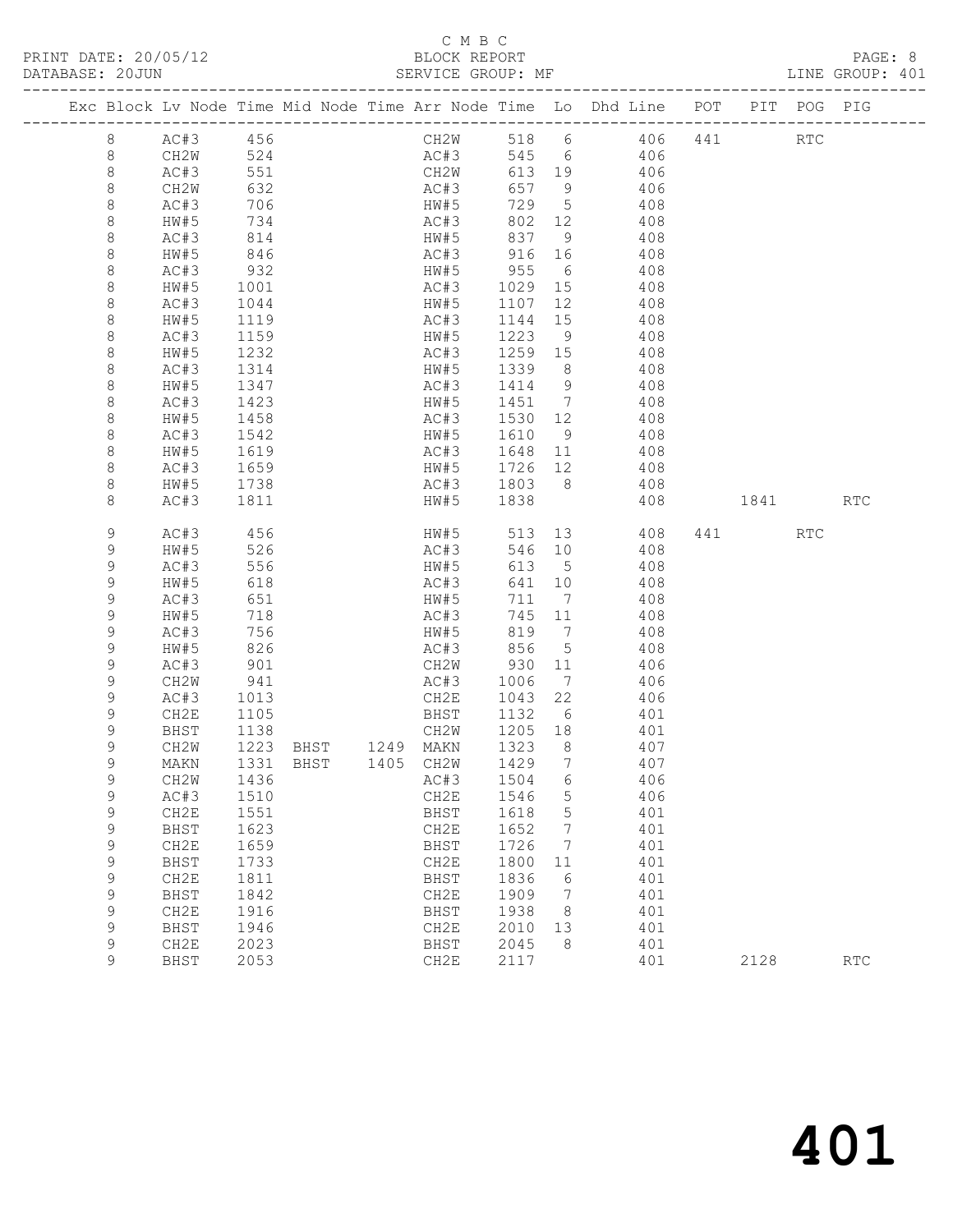C M B C

BLOCK REPORT

SERVICE GROUP: MF

PRINT DATE: 20/05/12

DATABASE: 20JUN

LINE GROUP: 401

| Exc | Block | Lv | Node | Time | Mid Node | Time | Arr Node | Time | Lo | Dhd Line | POT | PIT | POG | PIG |
|---|---|---|---|---|---|---|---|---|---|---|---|---|---|---|
| | 8 | | AC#3 | 456 | | | CH2W | 518 | 6 | 406 | 441 | | RTC | |
| | 8 | | CH2W | 524 | | | AC#3 | 545 | 6 | 406 | | | | |
| | 8 | | AC#3 | 551 | | | CH2W | 613 | 19 | 406 | | | | |
| | 8 | | CH2W | 632 | | | AC#3 | 657 | 9 | 406 | | | | |
| | 8 | | AC#3 | 706 | | | HW#5 | 729 | 5 | 408 | | | | |
| | 8 | | HW#5 | 734 | | | AC#3 | 802 | 12 | 408 | | | | |
| | 8 | | AC#3 | 814 | | | HW#5 | 837 | 9 | 408 | | | | |
| | 8 | | HW#5 | 846 | | | AC#3 | 916 | 16 | 408 | | | | |
| | 8 | | AC#3 | 932 | | | HW#5 | 955 | 6 | 408 | | | | |
| | 8 | | HW#5 | 1001 | | | AC#3 | 1029 | 15 | 408 | | | | |
| | 8 | | AC#3 | 1044 | | | HW#5 | 1107 | 12 | 408 | | | | |
| | 8 | | HW#5 | 1119 | | | AC#3 | 1144 | 15 | 408 | | | | |
| | 8 | | AC#3 | 1159 | | | HW#5 | 1223 | 9 | 408 | | | | |
| | 8 | | HW#5 | 1232 | | | AC#3 | 1259 | 15 | 408 | | | | |
| | 8 | | AC#3 | 1314 | | | HW#5 | 1339 | 8 | 408 | | | | |
| | 8 | | HW#5 | 1347 | | | AC#3 | 1414 | 9 | 408 | | | | |
| | 8 | | AC#3 | 1423 | | | HW#5 | 1451 | 7 | 408 | | | | |
| | 8 | | HW#5 | 1458 | | | AC#3 | 1530 | 12 | 408 | | | | |
| | 8 | | AC#3 | 1542 | | | HW#5 | 1610 | 9 | 408 | | | | |
| | 8 | | HW#5 | 1619 | | | AC#3 | 1648 | 11 | 408 | | | | |
| | 8 | | AC#3 | 1659 | | | HW#5 | 1726 | 12 | 408 | | | | |
| | 8 | | HW#5 | 1738 | | | AC#3 | 1803 | 8 | 408 | | | | |
| | 8 | | AC#3 | 1811 | | | HW#5 | 1838 | | 408 | | 1841 | | RTC |
| | 9 | | AC#3 | 456 | | | HW#5 | 513 | 13 | 408 | 441 | | RTC | |
| | 9 | | HW#5 | 526 | | | AC#3 | 546 | 10 | 408 | | | | |
| | 9 | | AC#3 | 556 | | | HW#5 | 613 | 5 | 408 | | | | |
| | 9 | | HW#5 | 618 | | | AC#3 | 641 | 10 | 408 | | | | |
| | 9 | | AC#3 | 651 | | | HW#5 | 711 | 7 | 408 | | | | |
| | 9 | | HW#5 | 718 | | | AC#3 | 745 | 11 | 408 | | | | |
| | 9 | | AC#3 | 756 | | | HW#5 | 819 | 7 | 408 | | | | |
| | 9 | | HW#5 | 826 | | | AC#3 | 856 | 5 | 408 | | | | |
| | 9 | | AC#3 | 901 | | | CH2W | 930 | 11 | 406 | | | | |
| | 9 | | CH2W | 941 | | | AC#3 | 1006 | 7 | 406 | | | | |
| | 9 | | AC#3 | 1013 | | | CH2E | 1043 | 22 | 406 | | | | |
| | 9 | | CH2E | 1105 | | | BHST | 1132 | 6 | 401 | | | | |
| | 9 | | BHST | 1138 | | | CH2W | 1205 | 18 | 401 | | | | |
| | 9 | | CH2W | 1223 | BHST | 1249 | MAKN | 1323 | 8 | 407 | | | | |
| | 9 | | MAKN | 1331 | BHST | 1405 | CH2W | 1429 | 7 | 407 | | | | |
| | 9 | | CH2W | 1436 | | | AC#3 | 1504 | 6 | 406 | | | | |
| | 9 | | AC#3 | 1510 | | | CH2E | 1546 | 5 | 406 | | | | |
| | 9 | | CH2E | 1551 | | | BHST | 1618 | 5 | 401 | | | | |
| | 9 | | BHST | 1623 | | | CH2E | 1652 | 7 | 401 | | | | |
| | 9 | | CH2E | 1659 | | | BHST | 1726 | 7 | 401 | | | | |
| | 9 | | BHST | 1733 | | | CH2E | 1800 | 11 | 401 | | | | |
| | 9 | | CH2E | 1811 | | | BHST | 1836 | 6 | 401 | | | | |
| | 9 | | BHST | 1842 | | | CH2E | 1909 | 7 | 401 | | | | |
| | 9 | | CH2E | 1916 | | | BHST | 1938 | 8 | 401 | | | | |
| | 9 | | BHST | 1946 | | | CH2E | 2010 | 13 | 401 | | | | |
| | 9 | | CH2E | 2023 | | | BHST | 2045 | 8 | 401 | | | | |
| | 9 | | BHST | 2053 | | | CH2E | 2117 | | 401 | | 2128 | | RTC |

401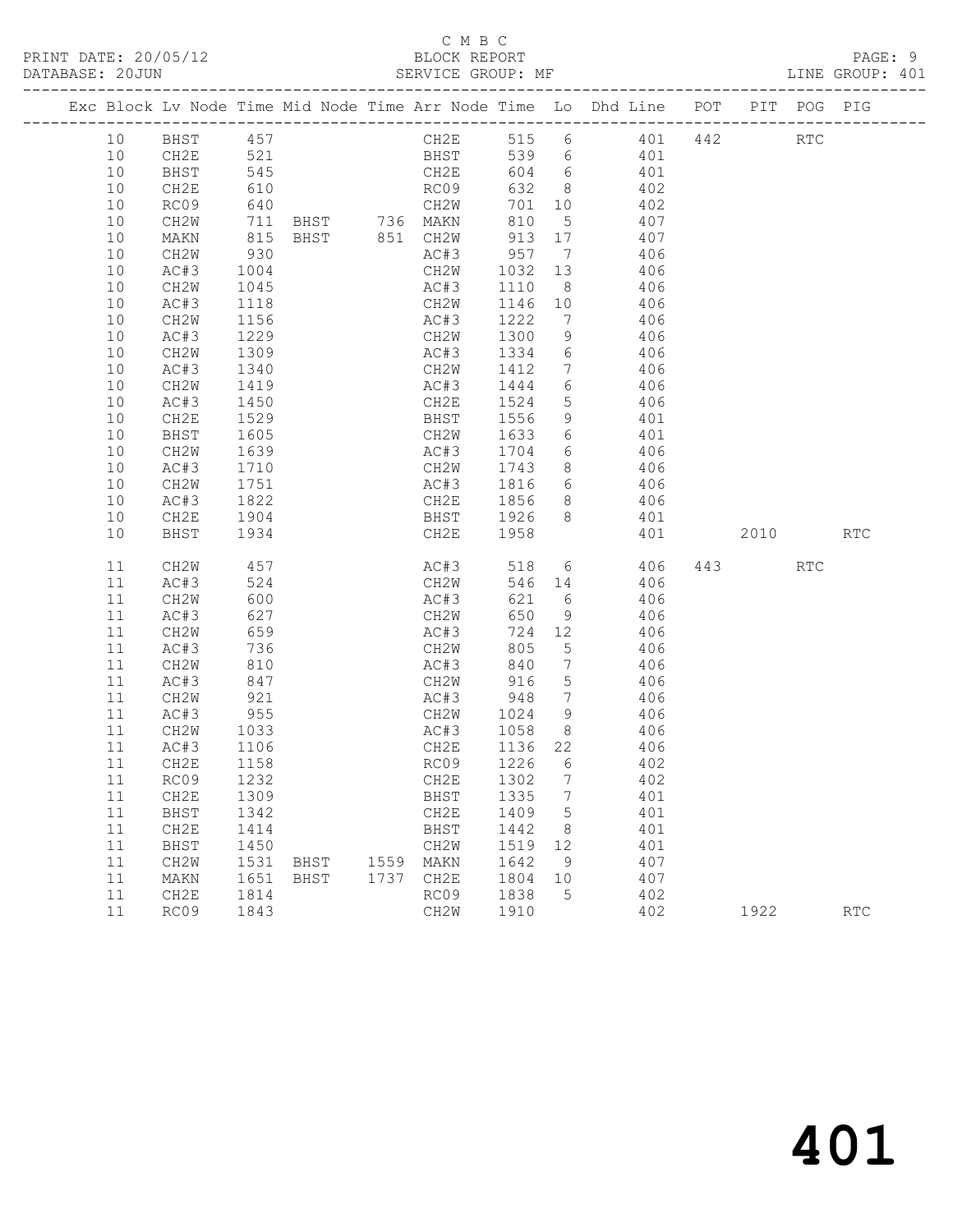C M B C

PRINT DATE: 20/05/12 BLOCK REPORT PAGE: 9
DATABASE: 20JUN SERVICE GROUP: MF LINE GROUP: 401

| Exc | Block | Lv | Node | Time | Mid Node | Time | Arr Node | Time | Lo | Dhd Line | POT | PIT | POG | PIG |
|---|---|---|---|---|---|---|---|---|---|---|---|---|---|---|
| | 10 | | BHST | 457 | | | CH2E | 515 | 6 | 401 | 442 | | RTC | |
| | 10 | | CH2E | 521 | | | BHST | 539 | 6 | 401 | | | | |
| | 10 | | BHST | 545 | | | CH2E | 604 | 6 | 401 | | | | |
| | 10 | | CH2E | 610 | | | RC09 | 632 | 8 | 402 | | | | |
| | 10 | | RC09 | 640 | | | CH2W | 701 | 10 | 402 | | | | |
| | 10 | | CH2W | 711 | BHST | 736 | MAKN | 810 | 5 | 407 | | | | |
| | 10 | | MAKN | 815 | BHST | 851 | CH2W | 913 | 17 | 407 | | | | |
| | 10 | | CH2W | 930 | | | AC#3 | 957 | 7 | 406 | | | | |
| | 10 | | AC#3 | 1004 | | | CH2W | 1032 | 13 | 406 | | | | |
| | 10 | | CH2W | 1045 | | | AC#3 | 1110 | 8 | 406 | | | | |
| | 10 | | AC#3 | 1118 | | | CH2W | 1146 | 10 | 406 | | | | |
| | 10 | | CH2W | 1156 | | | AC#3 | 1222 | 7 | 406 | | | | |
| | 10 | | AC#3 | 1229 | | | CH2W | 1300 | 9 | 406 | | | | |
| | 10 | | CH2W | 1309 | | | AC#3 | 1334 | 6 | 406 | | | | |
| | 10 | | AC#3 | 1340 | | | CH2W | 1412 | 7 | 406 | | | | |
| | 10 | | CH2W | 1419 | | | AC#3 | 1444 | 6 | 406 | | | | |
| | 10 | | AC#3 | 1450 | | | CH2E | 1524 | 5 | 406 | | | | |
| | 10 | | CH2E | 1529 | | | BHST | 1556 | 9 | 401 | | | | |
| | 10 | | BHST | 1605 | | | CH2W | 1633 | 6 | 401 | | | | |
| | 10 | | CH2W | 1639 | | | AC#3 | 1704 | 6 | 406 | | | | |
| | 10 | | AC#3 | 1710 | | | CH2W | 1743 | 8 | 406 | | | | |
| | 10 | | CH2W | 1751 | | | AC#3 | 1816 | 6 | 406 | | | | |
| | 10 | | AC#3 | 1822 | | | CH2E | 1856 | 8 | 406 | | | | |
| | 10 | | CH2E | 1904 | | | BHST | 1926 | 8 | 401 | | | | |
| | 10 | | BHST | 1934 | | | CH2E | 1958 | | 401 | | 2010 | | RTC |
| | 11 | | CH2W | 457 | | | AC#3 | 518 | 6 | 406 | 443 | | RTC | |
| | 11 | | AC#3 | 524 | | | CH2W | 546 | 14 | 406 | | | | |
| | 11 | | CH2W | 600 | | | AC#3 | 621 | 6 | 406 | | | | |
| | 11 | | AC#3 | 627 | | | CH2W | 650 | 9 | 406 | | | | |
| | 11 | | CH2W | 659 | | | AC#3 | 724 | 12 | 406 | | | | |
| | 11 | | AC#3 | 736 | | | CH2W | 805 | 5 | 406 | | | | |
| | 11 | | CH2W | 810 | | | AC#3 | 840 | 7 | 406 | | | | |
| | 11 | | AC#3 | 847 | | | CH2W | 916 | 5 | 406 | | | | |
| | 11 | | CH2W | 921 | | | AC#3 | 948 | 7 | 406 | | | | |
| | 11 | | AC#3 | 955 | | | CH2W | 1024 | 9 | 406 | | | | |
| | 11 | | CH2W | 1033 | | | AC#3 | 1058 | 8 | 406 | | | | |
| | 11 | | AC#3 | 1106 | | | CH2E | 1136 | 22 | 406 | | | | |
| | 11 | | CH2E | 1158 | | | RC09 | 1226 | 6 | 402 | | | | |
| | 11 | | RC09 | 1232 | | | CH2E | 1302 | 7 | 402 | | | | |
| | 11 | | CH2E | 1309 | | | BHST | 1335 | 7 | 401 | | | | |
| | 11 | | BHST | 1342 | | | CH2E | 1409 | 5 | 401 | | | | |
| | 11 | | CH2E | 1414 | | | BHST | 1442 | 8 | 401 | | | | |
| | 11 | | BHST | 1450 | | | CH2W | 1519 | 12 | 401 | | | | |
| | 11 | | CH2W | 1531 | BHST | 1559 | MAKN | 1642 | 9 | 407 | | | | |
| | 11 | | MAKN | 1651 | BHST | 1737 | CH2E | 1804 | 10 | 407 | | | | |
| | 11 | | CH2E | 1814 | | | RC09 | 1838 | 5 | 402 | | | | |
| | 11 | | RC09 | 1843 | | | CH2W | 1910 | | 402 | | 1922 | | RTC |

401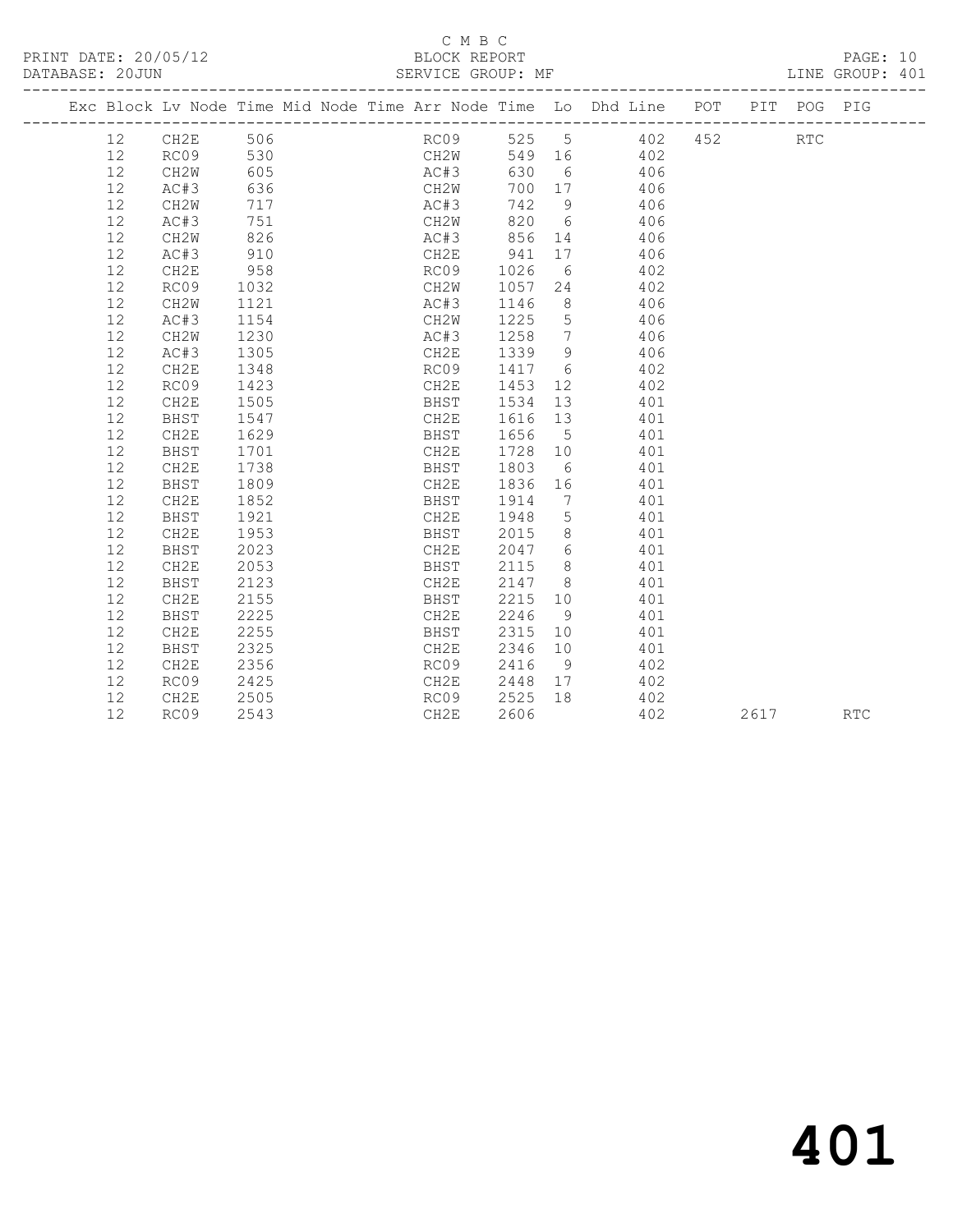C M B C

PRINT DATE: 20/05/12 BLOCK REPORT

DATABASE: 20JUN SERVICE GROUP: MF LINE GROUP: 401

| Exc | Block | Lv | Node | Time | Mid Node | Time | Arr Node | Time | Lo | Dhd Line | POT | PIT | POG | PIG |
|---|---|---|---|---|---|---|---|---|---|---|---|---|---|---|
| | 12 | | CH2E | 506 | | | RC09 | 525 | 5 | 402 | 452 | | RTC | |
| | 12 | | RC09 | 530 | | | CH2W | 549 | 16 | 402 | | | | |
| | 12 | | CH2W | 605 | | | AC#3 | 630 | 6 | 406 | | | | |
| | 12 | | AC#3 | 636 | | | CH2W | 700 | 17 | 406 | | | | |
| | 12 | | CH2W | 717 | | | AC#3 | 742 | 9 | 406 | | | | |
| | 12 | | AC#3 | 751 | | | CH2W | 820 | 6 | 406 | | | | |
| | 12 | | CH2W | 826 | | | AC#3 | 856 | 14 | 406 | | | | |
| | 12 | | AC#3 | 910 | | | CH2E | 941 | 17 | 406 | | | | |
| | 12 | | CH2E | 958 | | | RC09 | 1026 | 6 | 402 | | | | |
| | 12 | | RC09 | 1032 | | | CH2W | 1057 | 24 | 402 | | | | |
| | 12 | | CH2W | 1121 | | | AC#3 | 1146 | 8 | 406 | | | | |
| | 12 | | AC#3 | 1154 | | | CH2W | 1225 | 5 | 406 | | | | |
| | 12 | | CH2W | 1230 | | | AC#3 | 1258 | 7 | 406 | | | | |
| | 12 | | AC#3 | 1305 | | | CH2E | 1339 | 9 | 406 | | | | |
| | 12 | | CH2E | 1348 | | | RC09 | 1417 | 6 | 402 | | | | |
| | 12 | | RC09 | 1423 | | | CH2E | 1453 | 12 | 402 | | | | |
| | 12 | | CH2E | 1505 | | | BHST | 1534 | 13 | 401 | | | | |
| | 12 | | BHST | 1547 | | | CH2E | 1616 | 13 | 401 | | | | |
| | 12 | | CH2E | 1629 | | | BHST | 1656 | 5 | 401 | | | | |
| | 12 | | BHST | 1701 | | | CH2E | 1728 | 10 | 401 | | | | |
| | 12 | | CH2E | 1738 | | | BHST | 1803 | 6 | 401 | | | | |
| | 12 | | BHST | 1809 | | | CH2E | 1836 | 16 | 401 | | | | |
| | 12 | | CH2E | 1852 | | | BHST | 1914 | 7 | 401 | | | | |
| | 12 | | BHST | 1921 | | | CH2E | 1948 | 5 | 401 | | | | |
| | 12 | | CH2E | 1953 | | | BHST | 2015 | 8 | 401 | | | | |
| | 12 | | BHST | 2023 | | | CH2E | 2047 | 6 | 401 | | | | |
| | 12 | | CH2E | 2053 | | | BHST | 2115 | 8 | 401 | | | | |
| | 12 | | BHST | 2123 | | | CH2E | 2147 | 8 | 401 | | | | |
| | 12 | | CH2E | 2155 | | | BHST | 2215 | 10 | 401 | | | | |
| | 12 | | BHST | 2225 | | | CH2E | 2246 | 9 | 401 | | | | |
| | 12 | | CH2E | 2255 | | | BHST | 2315 | 10 | 401 | | | | |
| | 12 | | BHST | 2325 | | | CH2E | 2346 | 10 | 401 | | | | |
| | 12 | | CH2E | 2356 | | | RC09 | 2416 | 9 | 402 | | | | |
| | 12 | | RC09 | 2425 | | | CH2E | 2448 | 17 | 402 | | | | |
| | 12 | | CH2E | 2505 | | | RC09 | 2525 | 18 | 402 | | | | |
| | 12 | | RC09 | 2543 | | | CH2E | 2606 | | 402 | | 2617 | | RTC |

# 401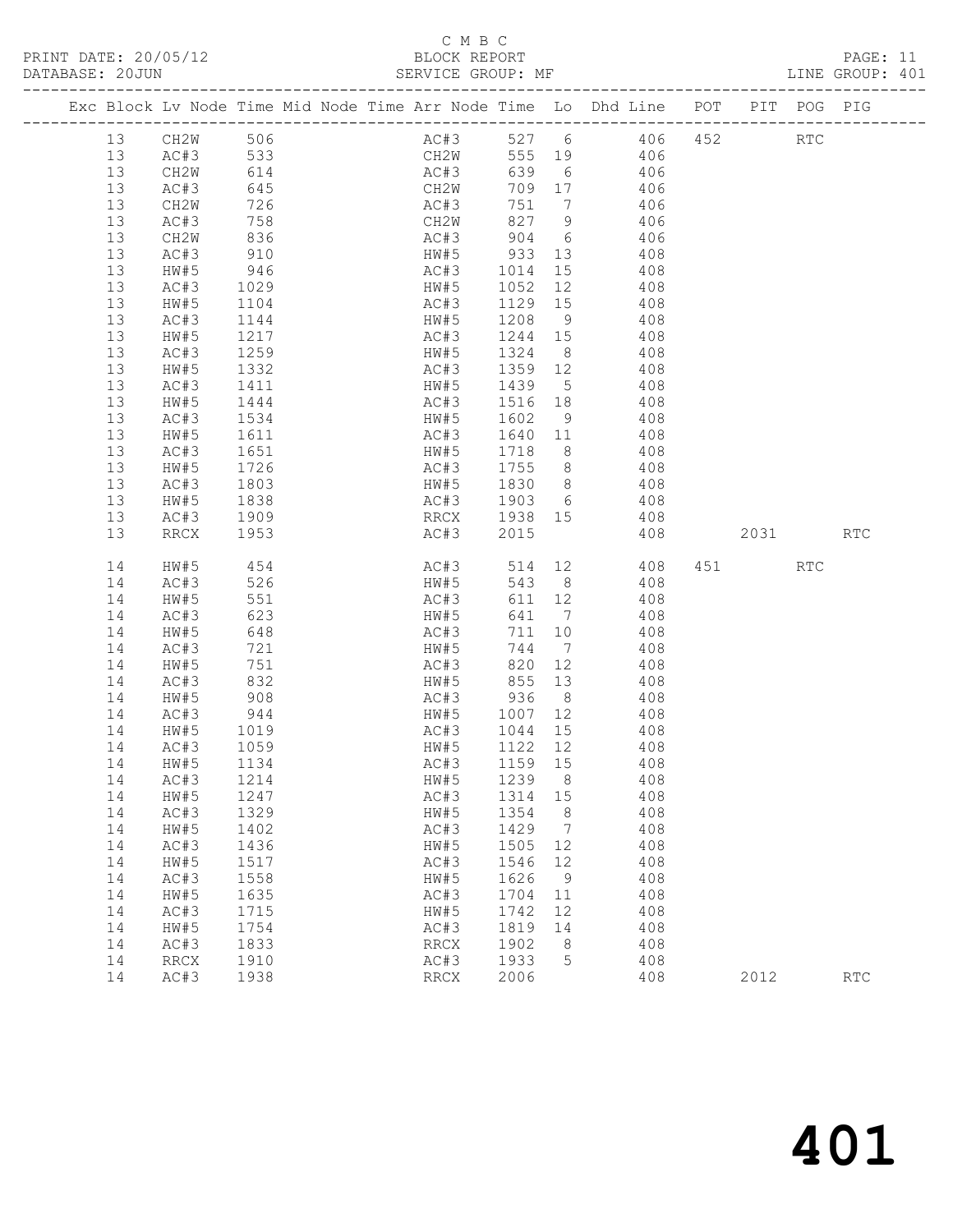C M B C
PRINT DATE: 20/05/12 BLOCK REPORT
DATABASE: 20JUN SERVICE GROUP: MF LINE GROUP: 401

| Exc | Block | Lv | Node | Time | Mid Node | Time | Arr Node | Time | Lo | Dhd Line | POT | PIT | POG | PIG |
|---|---|---|---|---|---|---|---|---|---|---|---|---|---|---|
| | 13 | | CH2W | 506 | | | AC#3 | 527 | 6 | 406 | 452 | | RTC | |
| | 13 | | AC#3 | 533 | | | CH2W | 555 | 19 | 406 | | | | |
| | 13 | | CH2W | 614 | | | AC#3 | 639 | 6 | 406 | | | | |
| | 13 | | AC#3 | 645 | | | CH2W | 709 | 17 | 406 | | | | |
| | 13 | | CH2W | 726 | | | AC#3 | 751 | 7 | 406 | | | | |
| | 13 | | AC#3 | 758 | | | CH2W | 827 | 9 | 406 | | | | |
| | 13 | | CH2W | 836 | | | AC#3 | 904 | 6 | 406 | | | | |
| | 13 | | AC#3 | 910 | | | HW#5 | 933 | 13 | 408 | | | | |
| | 13 | | HW#5 | 946 | | | AC#3 | 1014 | 15 | 408 | | | | |
| | 13 | | AC#3 | 1029 | | | HW#5 | 1052 | 12 | 408 | | | | |
| | 13 | | HW#5 | 1104 | | | AC#3 | 1129 | 15 | 408 | | | | |
| | 13 | | AC#3 | 1144 | | | HW#5 | 1208 | 9 | 408 | | | | |
| | 13 | | HW#5 | 1217 | | | AC#3 | 1244 | 15 | 408 | | | | |
| | 13 | | AC#3 | 1259 | | | HW#5 | 1324 | 8 | 408 | | | | |
| | 13 | | HW#5 | 1332 | | | AC#3 | 1359 | 12 | 408 | | | | |
| | 13 | | AC#3 | 1411 | | | HW#5 | 1439 | 5 | 408 | | | | |
| | 13 | | HW#5 | 1444 | | | AC#3 | 1516 | 18 | 408 | | | | |
| | 13 | | AC#3 | 1534 | | | HW#5 | 1602 | 9 | 408 | | | | |
| | 13 | | HW#5 | 1611 | | | AC#3 | 1640 | 11 | 408 | | | | |
| | 13 | | AC#3 | 1651 | | | HW#5 | 1718 | 8 | 408 | | | | |
| | 13 | | HW#5 | 1726 | | | AC#3 | 1755 | 8 | 408 | | | | |
| | 13 | | AC#3 | 1803 | | | HW#5 | 1830 | 8 | 408 | | | | |
| | 13 | | HW#5 | 1838 | | | AC#3 | 1903 | 6 | 408 | | | | |
| | 13 | | AC#3 | 1909 | | | RRCX | 1938 | 15 | 408 | | | | |
| | 13 | | RRCX | 1953 | | | AC#3 | 2015 | | 408 | | 2031 | | RTC |
| | 14 | | HW#5 | 454 | | | AC#3 | 514 | 12 | 408 | 451 | | RTC | |
| | 14 | | AC#3 | 526 | | | HW#5 | 543 | 8 | 408 | | | | |
| | 14 | | HW#5 | 551 | | | AC#3 | 611 | 12 | 408 | | | | |
| | 14 | | AC#3 | 623 | | | HW#5 | 641 | 7 | 408 | | | | |
| | 14 | | HW#5 | 648 | | | AC#3 | 711 | 10 | 408 | | | | |
| | 14 | | AC#3 | 721 | | | HW#5 | 744 | 7 | 408 | | | | |
| | 14 | | HW#5 | 751 | | | AC#3 | 820 | 12 | 408 | | | | |
| | 14 | | AC#3 | 832 | | | HW#5 | 855 | 13 | 408 | | | | |
| | 14 | | HW#5 | 908 | | | AC#3 | 936 | 8 | 408 | | | | |
| | 14 | | AC#3 | 944 | | | HW#5 | 1007 | 12 | 408 | | | | |
| | 14 | | HW#5 | 1019 | | | AC#3 | 1044 | 15 | 408 | | | | |
| | 14 | | AC#3 | 1059 | | | HW#5 | 1122 | 12 | 408 | | | | |
| | 14 | | HW#5 | 1134 | | | AC#3 | 1159 | 15 | 408 | | | | |
| | 14 | | AC#3 | 1214 | | | HW#5 | 1239 | 8 | 408 | | | | |
| | 14 | | HW#5 | 1247 | | | AC#3 | 1314 | 15 | 408 | | | | |
| | 14 | | AC#3 | 1329 | | | HW#5 | 1354 | 8 | 408 | | | | |
| | 14 | | HW#5 | 1402 | | | AC#3 | 1429 | 7 | 408 | | | | |
| | 14 | | AC#3 | 1436 | | | HW#5 | 1505 | 12 | 408 | | | | |
| | 14 | | HW#5 | 1517 | | | AC#3 | 1546 | 12 | 408 | | | | |
| | 14 | | AC#3 | 1558 | | | HW#5 | 1626 | 9 | 408 | | | | |
| | 14 | | HW#5 | 1635 | | | AC#3 | 1704 | 11 | 408 | | | | |
| | 14 | | AC#3 | 1715 | | | HW#5 | 1742 | 12 | 408 | | | | |
| | 14 | | HW#5 | 1754 | | | AC#3 | 1819 | 14 | 408 | | | | |
| | 14 | | AC#3 | 1833 | | | RRCX | 1902 | 8 | 408 | | | | |
| | 14 | | RRCX | 1910 | | | AC#3 | 1933 | 5 | 408 | | | | |
| | 14 | | AC#3 | 1938 | | | RRCX | 2006 | | 408 | | 2012 | | RTC |

401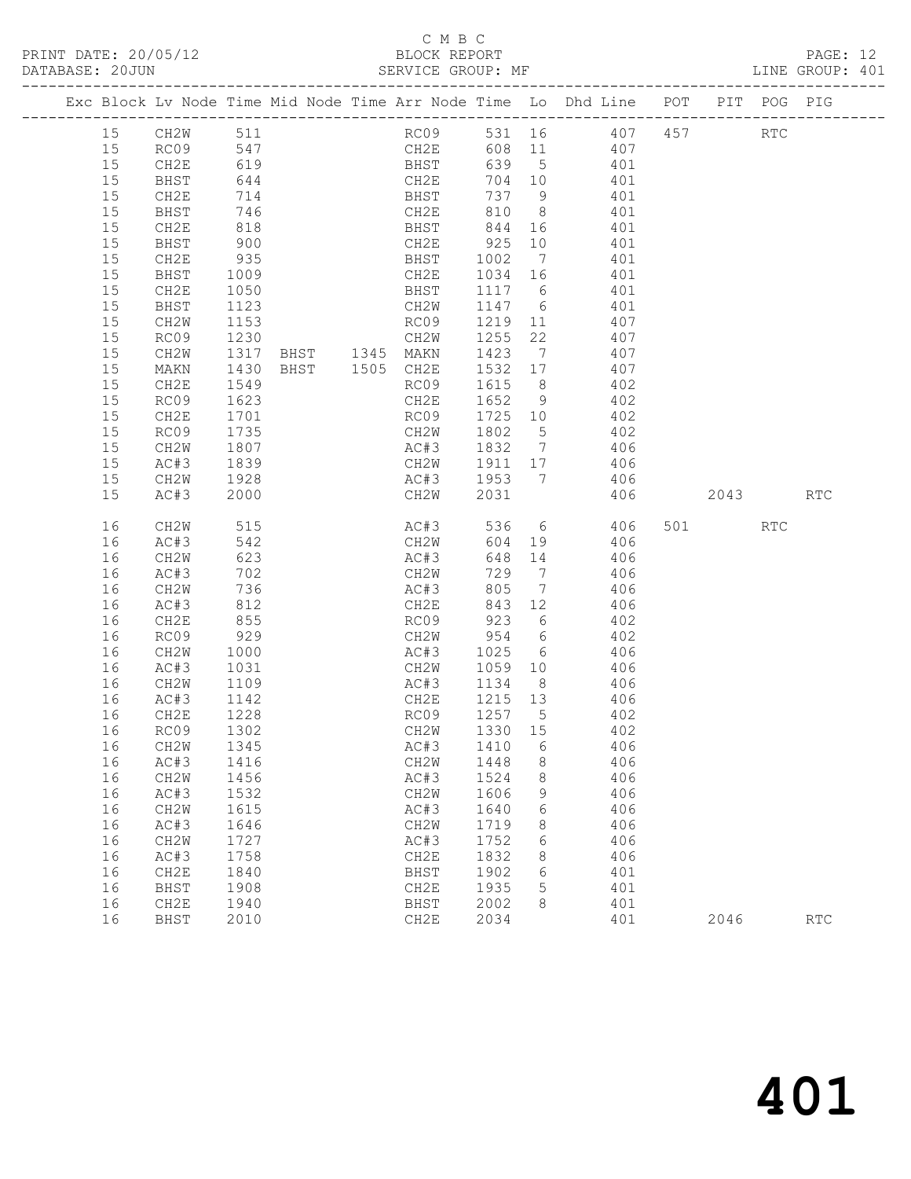C M B C

PRINT DATE: 20/05/12 BLOCK REPORT PAGE: 12
DATABASE: 20JUN SERVICE GROUP: MF LINE GROUP: 401

| Exc | Block | Lv | Node | Time | Mid Node | Time | Arr Node | Time | Lo | Dhd Line | POT | PIT | POG | PIG |
|---|---|---|---|---|---|---|---|---|---|---|---|---|---|---|
| | 15 | | CH2W | 511 | | | RC09 | 531 | 16 | 407 | 457 | | RTC | |
| | 15 | | RC09 | 547 | | | CH2E | 608 | 11 | 407 | | | | |
| | 15 | | CH2E | 619 | | | BHST | 639 | 5 | 401 | | | | |
| | 15 | | BHST | 644 | | | CH2E | 704 | 10 | 401 | | | | |
| | 15 | | CH2E | 714 | | | BHST | 737 | 9 | 401 | | | | |
| | 15 | | BHST | 746 | | | CH2E | 810 | 8 | 401 | | | | |
| | 15 | | CH2E | 818 | | | BHST | 844 | 16 | 401 | | | | |
| | 15 | | BHST | 900 | | | CH2E | 925 | 10 | 401 | | | | |
| | 15 | | CH2E | 935 | | | BHST | 1002 | 7 | 401 | | | | |
| | 15 | | BHST | 1009 | | | CH2E | 1034 | 16 | 401 | | | | |
| | 15 | | CH2E | 1050 | | | BHST | 1117 | 6 | 401 | | | | |
| | 15 | | BHST | 1123 | | | CH2W | 1147 | 6 | 401 | | | | |
| | 15 | | CH2W | 1153 | | | RC09 | 1219 | 11 | 407 | | | | |
| | 15 | | RC09 | 1230 | | | CH2W | 1255 | 22 | 407 | | | | |
| | 15 | | CH2W | 1317 | BHST | 1345 | MAKN | 1423 | 7 | 407 | | | | |
| | 15 | | MAKN | 1430 | BHST | 1505 | CH2E | 1532 | 17 | 407 | | | | |
| | 15 | | CH2E | 1549 | | | RC09 | 1615 | 8 | 402 | | | | |
| | 15 | | RC09 | 1623 | | | CH2E | 1652 | 9 | 402 | | | | |
| | 15 | | CH2E | 1701 | | | RC09 | 1725 | 10 | 402 | | | | |
| | 15 | | RC09 | 1735 | | | CH2W | 1802 | 5 | 402 | | | | |
| | 15 | | CH2W | 1807 | | | AC#3 | 1832 | 7 | 406 | | | | |
| | 15 | | AC#3 | 1839 | | | CH2W | 1911 | 17 | 406 | | | | |
| | 15 | | CH2W | 1928 | | | AC#3 | 1953 | 7 | 406 | | | | |
| | 15 | | AC#3 | 2000 | | | CH2W | 2031 | | 406 | | 2043 | | RTC |
| | 16 | | CH2W | 515 | | | AC#3 | 536 | 6 | 406 | 501 | | RTC | |
| | 16 | | AC#3 | 542 | | | CH2W | 604 | 19 | 406 | | | | |
| | 16 | | CH2W | 623 | | | AC#3 | 648 | 14 | 406 | | | | |
| | 16 | | AC#3 | 702 | | | CH2W | 729 | 7 | 406 | | | | |
| | 16 | | CH2W | 736 | | | AC#3 | 805 | 7 | 406 | | | | |
| | 16 | | AC#3 | 812 | | | CH2E | 843 | 12 | 406 | | | | |
| | 16 | | CH2E | 855 | | | RC09 | 923 | 6 | 402 | | | | |
| | 16 | | RC09 | 929 | | | CH2W | 954 | 6 | 402 | | | | |
| | 16 | | CH2W | 1000 | | | AC#3 | 1025 | 6 | 406 | | | | |
| | 16 | | AC#3 | 1031 | | | CH2W | 1059 | 10 | 406 | | | | |
| | 16 | | CH2W | 1109 | | | AC#3 | 1134 | 8 | 406 | | | | |
| | 16 | | AC#3 | 1142 | | | CH2E | 1215 | 13 | 406 | | | | |
| | 16 | | CH2E | 1228 | | | RC09 | 1257 | 5 | 402 | | | | |
| | 16 | | RC09 | 1302 | | | CH2W | 1330 | 15 | 402 | | | | |
| | 16 | | CH2W | 1345 | | | AC#3 | 1410 | 6 | 406 | | | | |
| | 16 | | AC#3 | 1416 | | | CH2W | 1448 | 8 | 406 | | | | |
| | 16 | | CH2W | 1456 | | | AC#3 | 1524 | 8 | 406 | | | | |
| | 16 | | AC#3 | 1532 | | | CH2W | 1606 | 9 | 406 | | | | |
| | 16 | | CH2W | 1615 | | | AC#3 | 1640 | 6 | 406 | | | | |
| | 16 | | AC#3 | 1646 | | | CH2W | 1719 | 8 | 406 | | | | |
| | 16 | | CH2W | 1727 | | | AC#3 | 1752 | 6 | 406 | | | | |
| | 16 | | AC#3 | 1758 | | | CH2E | 1832 | 8 | 406 | | | | |
| | 16 | | CH2E | 1840 | | | BHST | 1902 | 6 | 401 | | | | |
| | 16 | | BHST | 1908 | | | CH2E | 1935 | 5 | 401 | | | | |
| | 16 | | CH2E | 1940 | | | BHST | 2002 | 8 | 401 | | | | |
| | 16 | | BHST | 2010 | | | CH2E | 2034 | | 401 | | 2046 | | RTC |

# 401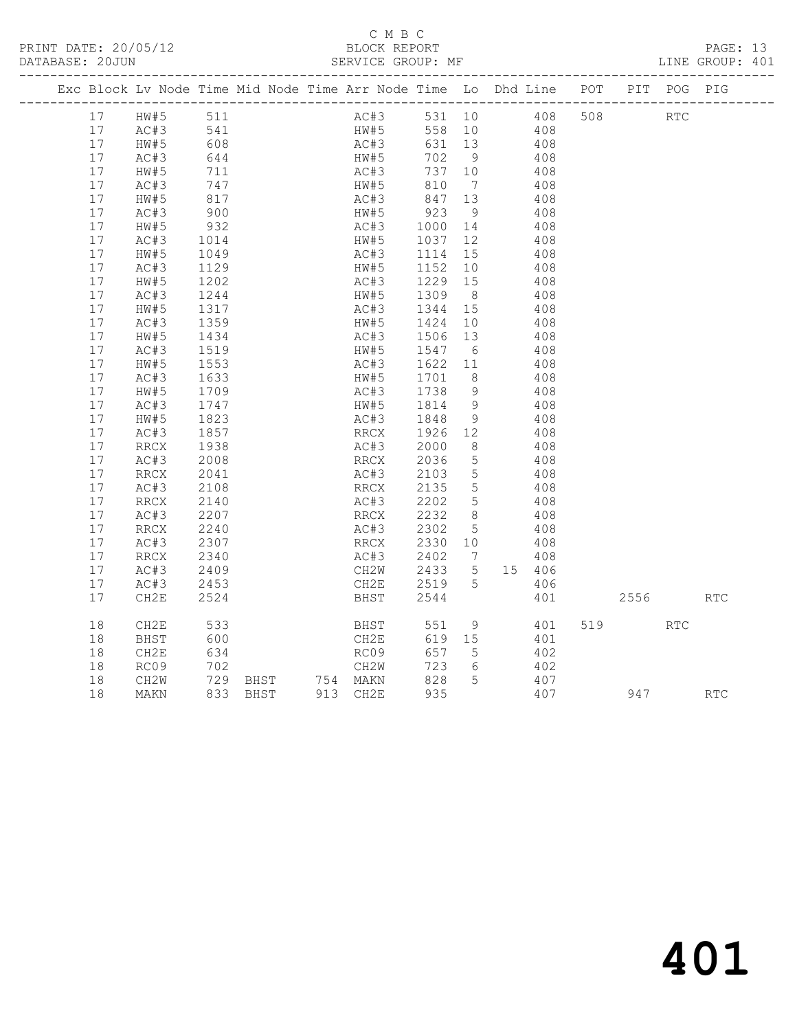C M B C

PRINT DATE: 20/05/12 BLOCK REPORT

DATABASE: 20JUN SERVICE GROUP: MF LINE GROUP: 401

| Exc | Block | Lv | Node | Time | Mid Node | Time | Arr Node | Time | Lo | Dhd | Line | POT | PIT | POG | PIG |
|---|---|---|---|---|---|---|---|---|---|---|---|---|---|---|---|
| | 17 | | HW#5 | 511 | | | AC#3 | 531 | 10 | | 408 | 508 | | RTC | |
| | 17 | | AC#3 | 541 | | | HW#5 | 558 | 10 | | 408 | | | | |
| | 17 | | HW#5 | 608 | | | AC#3 | 631 | 13 | | 408 | | | | |
| | 17 | | AC#3 | 644 | | | HW#5 | 702 | 9 | | 408 | | | | |
| | 17 | | HW#5 | 711 | | | AC#3 | 737 | 10 | | 408 | | | | |
| | 17 | | AC#3 | 747 | | | HW#5 | 810 | 7 | | 408 | | | | |
| | 17 | | HW#5 | 817 | | | AC#3 | 847 | 13 | | 408 | | | | |
| | 17 | | AC#3 | 900 | | | HW#5 | 923 | 9 | | 408 | | | | |
| | 17 | | HW#5 | 932 | | | AC#3 | 1000 | 14 | | 408 | | | | |
| | 17 | | AC#3 | 1014 | | | HW#5 | 1037 | 12 | | 408 | | | | |
| | 17 | | HW#5 | 1049 | | | AC#3 | 1114 | 15 | | 408 | | | | |
| | 17 | | AC#3 | 1129 | | | HW#5 | 1152 | 10 | | 408 | | | | |
| | 17 | | HW#5 | 1202 | | | AC#3 | 1229 | 15 | | 408 | | | | |
| | 17 | | AC#3 | 1244 | | | HW#5 | 1309 | 8 | | 408 | | | | |
| | 17 | | HW#5 | 1317 | | | AC#3 | 1344 | 15 | | 408 | | | | |
| | 17 | | AC#3 | 1359 | | | HW#5 | 1424 | 10 | | 408 | | | | |
| | 17 | | HW#5 | 1434 | | | AC#3 | 1506 | 13 | | 408 | | | | |
| | 17 | | AC#3 | 1519 | | | HW#5 | 1547 | 6 | | 408 | | | | |
| | 17 | | HW#5 | 1553 | | | AC#3 | 1622 | 11 | | 408 | | | | |
| | 17 | | AC#3 | 1633 | | | HW#5 | 1701 | 8 | | 408 | | | | |
| | 17 | | HW#5 | 1709 | | | AC#3 | 1738 | 9 | | 408 | | | | |
| | 17 | | AC#3 | 1747 | | | HW#5 | 1814 | 9 | | 408 | | | | |
| | 17 | | HW#5 | 1823 | | | AC#3 | 1848 | 9 | | 408 | | | | |
| | 17 | | AC#3 | 1857 | | | RRCX | 1926 | 12 | | 408 | | | | |
| | 17 | | RRCX | 1938 | | | AC#3 | 2000 | 8 | | 408 | | | | |
| | 17 | | AC#3 | 2008 | | | RRCX | 2036 | 5 | | 408 | | | | |
| | 17 | | RRCX | 2041 | | | AC#3 | 2103 | 5 | | 408 | | | | |
| | 17 | | AC#3 | 2108 | | | RRCX | 2135 | 5 | | 408 | | | | |
| | 17 | | RRCX | 2140 | | | AC#3 | 2202 | 5 | | 408 | | | | |
| | 17 | | AC#3 | 2207 | | | RRCX | 2232 | 8 | | 408 | | | | |
| | 17 | | RRCX | 2240 | | | AC#3 | 2302 | 5 | | 408 | | | | |
| | 17 | | AC#3 | 2307 | | | RRCX | 2330 | 10 | | 408 | | | | |
| | 17 | | RRCX | 2340 | | | AC#3 | 2402 | 7 | | 408 | | | | |
| | 17 | | AC#3 | 2409 | | | CH2W | 2433 | 5 | 15 | 406 | | | | |
| | 17 | | AC#3 | 2453 | | | CH2E | 2519 | 5 | | 406 | | | | |
| | 17 | | CH2E | 2524 | | | BHST | 2544 | | | 401 | | 2556 | | RTC |
| | 18 | | CH2E | 533 | | | BHST | 551 | 9 | | 401 | 519 | | RTC | |
| | 18 | | BHST | 600 | | | CH2E | 619 | 15 | | 401 | | | | |
| | 18 | | CH2E | 634 | | | RC09 | 657 | 5 | | 402 | | | | |
| | 18 | | RC09 | 702 | | | CH2W | 723 | 6 | | 402 | | | | |
| | 18 | | CH2W | 729 | BHST | 754 | MAKN | 828 | 5 | | 407 | | | | |
| | 18 | | MAKN | 833 | BHST | 913 | CH2E | 935 | | | 407 | | 947 | | RTC |

401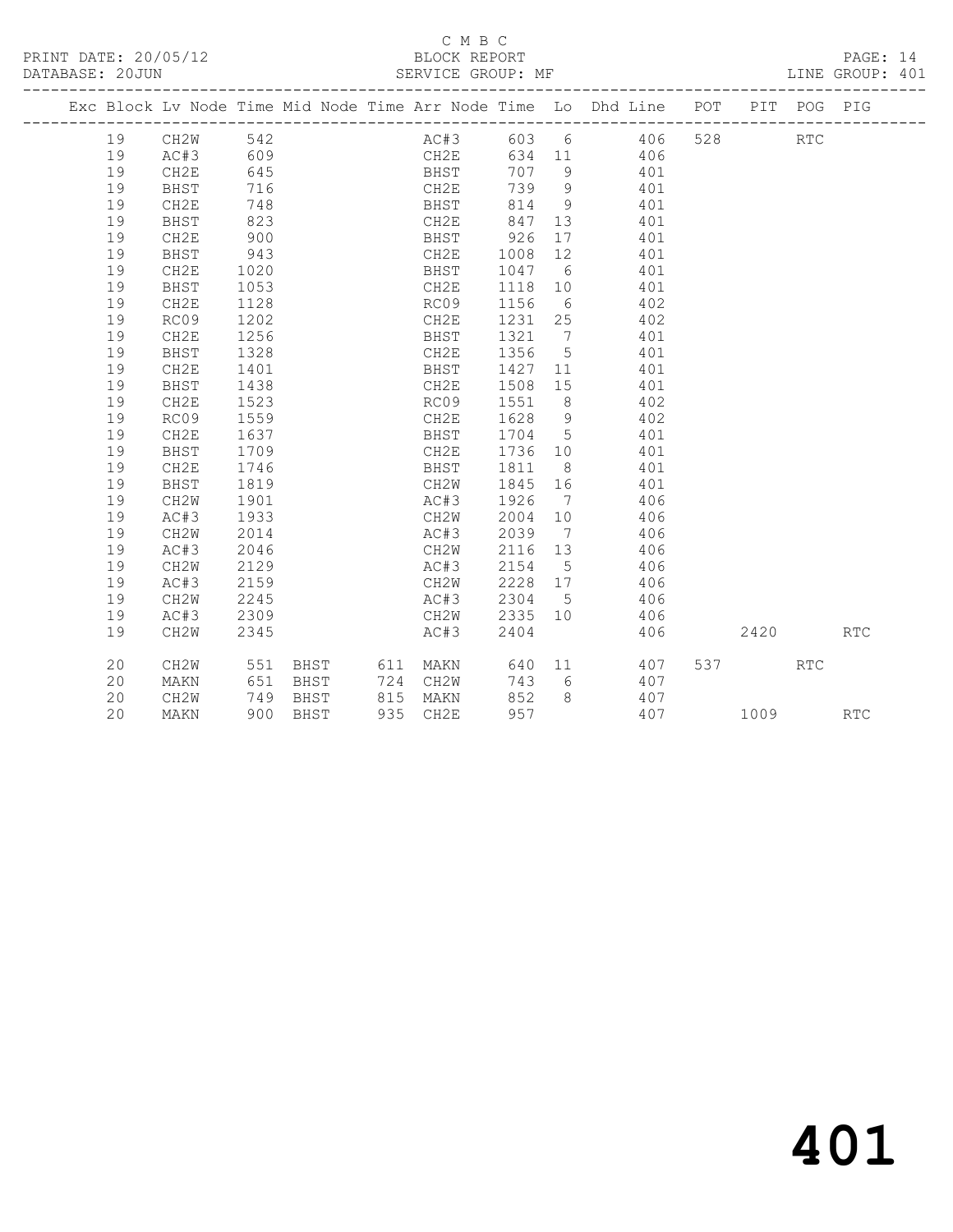C M B C

PRINT DATE: 20/05/12 BLOCK REPORT

DATABASE: 20JUN SERVICE GROUP: MF LINE GROUP: 401

| Exc | Block | Lv | Node | Time | Mid Node | Time | Arr Node | Time | Lo | Dhd Line | POT | PIT | POG | PIG |
|---|---|---|---|---|---|---|---|---|---|---|---|---|---|---|
| | 19 | | CH2W | 542 | | | AC#3 | 603 | 6 | 406 | 528 | | RTC | |
| | 19 | | AC#3 | 609 | | | CH2E | 634 | 11 | 406 | | | | |
| | 19 | | CH2E | 645 | | | BHST | 707 | 9 | 401 | | | | |
| | 19 | | BHST | 716 | | | CH2E | 739 | 9 | 401 | | | | |
| | 19 | | CH2E | 748 | | | BHST | 814 | 9 | 401 | | | | |
| | 19 | | BHST | 823 | | | CH2E | 847 | 13 | 401 | | | | |
| | 19 | | CH2E | 900 | | | BHST | 926 | 17 | 401 | | | | |
| | 19 | | BHST | 943 | | | CH2E | 1008 | 12 | 401 | | | | |
| | 19 | | CH2E | 1020 | | | BHST | 1047 | 6 | 401 | | | | |
| | 19 | | BHST | 1053 | | | CH2E | 1118 | 10 | 401 | | | | |
| | 19 | | CH2E | 1128 | | | RC09 | 1156 | 6 | 402 | | | | |
| | 19 | | RC09 | 1202 | | | CH2E | 1231 | 25 | 402 | | | | |
| | 19 | | CH2E | 1256 | | | BHST | 1321 | 7 | 401 | | | | |
| | 19 | | BHST | 1328 | | | CH2E | 1356 | 5 | 401 | | | | |
| | 19 | | CH2E | 1401 | | | BHST | 1427 | 11 | 401 | | | | |
| | 19 | | BHST | 1438 | | | CH2E | 1508 | 15 | 401 | | | | |
| | 19 | | CH2E | 1523 | | | RC09 | 1551 | 8 | 402 | | | | |
| | 19 | | RC09 | 1559 | | | CH2E | 1628 | 9 | 402 | | | | |
| | 19 | | CH2E | 1637 | | | BHST | 1704 | 5 | 401 | | | | |
| | 19 | | BHST | 1709 | | | CH2E | 1736 | 10 | 401 | | | | |
| | 19 | | CH2E | 1746 | | | BHST | 1811 | 8 | 401 | | | | |
| | 19 | | BHST | 1819 | | | CH2W | 1845 | 16 | 401 | | | | |
| | 19 | | CH2W | 1901 | | | AC#3 | 1926 | 7 | 406 | | | | |
| | 19 | | AC#3 | 1933 | | | CH2W | 2004 | 10 | 406 | | | | |
| | 19 | | CH2W | 2014 | | | AC#3 | 2039 | 7 | 406 | | | | |
| | 19 | | AC#3 | 2046 | | | CH2W | 2116 | 13 | 406 | | | | |
| | 19 | | CH2W | 2129 | | | AC#3 | 2154 | 5 | 406 | | | | |
| | 19 | | AC#3 | 2159 | | | CH2W | 2228 | 17 | 406 | | | | |
| | 19 | | CH2W | 2245 | | | AC#3 | 2304 | 5 | 406 | | | | |
| | 19 | | AC#3 | 2309 | | | CH2W | 2335 | 10 | 406 | | | | |
| | 19 | | CH2W | 2345 | | | AC#3 | 2404 | | 406 | | 2420 | | RTC |
| | 20 | | CH2W | 551 | BHST | 611 | MAKN | 640 | 11 | 407 | 537 | | RTC | |
| | 20 | | MAKN | 651 | BHST | 724 | CH2W | 743 | 6 | 407 | | | | |
| | 20 | | CH2W | 749 | BHST | 815 | MAKN | 852 | 8 | 407 | | | | |
| | 20 | | MAKN | 900 | BHST | 935 | CH2E | 957 | | 407 | | 1009 | | RTC |

# 401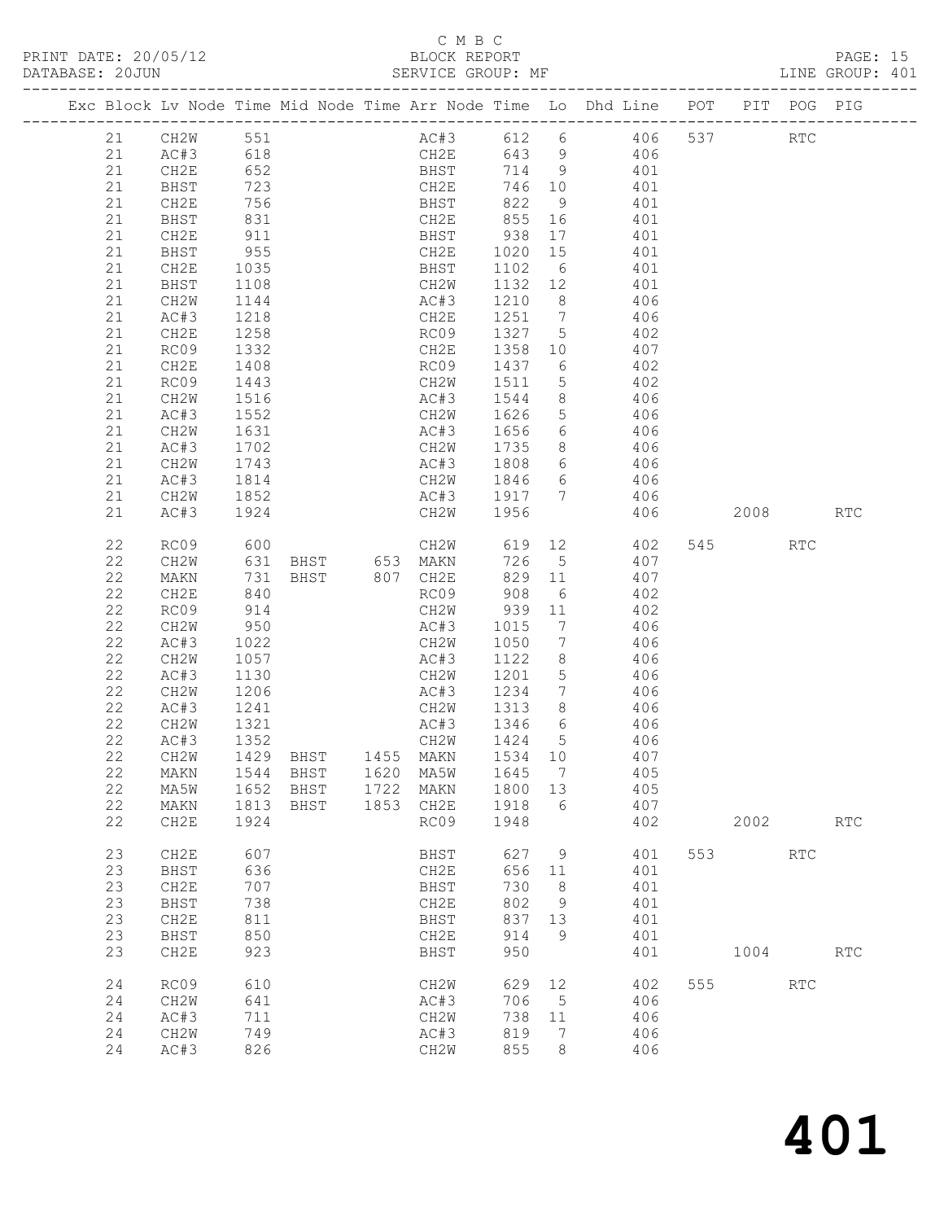C M B C

PRINT DATE: 20/05/12 BLOCK REPORT

DATABASE: 20JUN SERVICE GROUP: MF LINE GROUP: 401

| Exc | Block | Lv | Node | Time | Mid Node | Time | Arr Node | Time | Lo | Dhd Line | POT | PIT | POG | PIG |
|---|---|---|---|---|---|---|---|---|---|---|---|---|---|---|
| | 21 | | CH2W | 551 | | | AC#3 | 612 | 6 | 406 | 537 | | RTC | |
| | 21 | | AC#3 | 618 | | | CH2E | 643 | 9 | 406 | | | | |
| | 21 | | CH2E | 652 | | | BHST | 714 | 9 | 401 | | | | |
| | 21 | | BHST | 723 | | | CH2E | 746 | 10 | 401 | | | | |
| | 21 | | CH2E | 756 | | | BHST | 822 | 9 | 401 | | | | |
| | 21 | | BHST | 831 | | | CH2E | 855 | 16 | 401 | | | | |
| | 21 | | CH2E | 911 | | | BHST | 938 | 17 | 401 | | | | |
| | 21 | | BHST | 955 | | | CH2E | 1020 | 15 | 401 | | | | |
| | 21 | | CH2E | 1035 | | | BHST | 1102 | 6 | 401 | | | | |
| | 21 | | BHST | 1108 | | | CH2W | 1132 | 12 | 401 | | | | |
| | 21 | | CH2W | 1144 | | | AC#3 | 1210 | 8 | 406 | | | | |
| | 21 | | AC#3 | 1218 | | | CH2E | 1251 | 7 | 406 | | | | |
| | 21 | | CH2E | 1258 | | | RC09 | 1327 | 5 | 402 | | | | |
| | 21 | | RC09 | 1332 | | | CH2E | 1358 | 10 | 407 | | | | |
| | 21 | | CH2E | 1408 | | | RC09 | 1437 | 6 | 402 | | | | |
| | 21 | | RC09 | 1443 | | | CH2W | 1511 | 5 | 402 | | | | |
| | 21 | | CH2W | 1516 | | | AC#3 | 1544 | 8 | 406 | | | | |
| | 21 | | AC#3 | 1552 | | | CH2W | 1626 | 5 | 406 | | | | |
| | 21 | | CH2W | 1631 | | | AC#3 | 1656 | 6 | 406 | | | | |
| | 21 | | AC#3 | 1702 | | | CH2W | 1735 | 8 | 406 | | | | |
| | 21 | | CH2W | 1743 | | | AC#3 | 1808 | 6 | 406 | | | | |
| | 21 | | AC#3 | 1814 | | | CH2W | 1846 | 6 | 406 | | | | |
| | 21 | | CH2W | 1852 | | | AC#3 | 1917 | 7 | 406 | | | | |
| | 21 | | AC#3 | 1924 | | | CH2W | 1956 | | 406 | | 2008 | | RTC |
| | 22 | | RC09 | 600 | | | CH2W | 619 | 12 | 402 | 545 | | RTC | |
| | 22 | | CH2W | 631 | BHST | 653 | MAKN | 726 | 5 | 407 | | | | |
| | 22 | | MAKN | 731 | BHST | 807 | CH2E | 829 | 11 | 407 | | | | |
| | 22 | | CH2E | 840 | | | RC09 | 908 | 6 | 402 | | | | |
| | 22 | | RC09 | 914 | | | CH2W | 939 | 11 | 402 | | | | |
| | 22 | | CH2W | 950 | | | AC#3 | 1015 | 7 | 406 | | | | |
| | 22 | | AC#3 | 1022 | | | CH2W | 1050 | 7 | 406 | | | | |
| | 22 | | CH2W | 1057 | | | AC#3 | 1122 | 8 | 406 | | | | |
| | 22 | | AC#3 | 1130 | | | CH2W | 1201 | 5 | 406 | | | | |
| | 22 | | CH2W | 1206 | | | AC#3 | 1234 | 7 | 406 | | | | |
| | 22 | | AC#3 | 1241 | | | CH2W | 1313 | 8 | 406 | | | | |
| | 22 | | CH2W | 1321 | | | AC#3 | 1346 | 6 | 406 | | | | |
| | 22 | | AC#3 | 1352 | | | CH2W | 1424 | 5 | 406 | | | | |
| | 22 | | CH2W | 1429 | BHST | 1455 | MAKN | 1534 | 10 | 407 | | | | |
| | 22 | | MAKN | 1544 | BHST | 1620 | MA5W | 1645 | 7 | 405 | | | | |
| | 22 | | MA5W | 1652 | BHST | 1722 | MAKN | 1800 | 13 | 405 | | | | |
| | 22 | | MAKN | 1813 | BHST | 1853 | CH2E | 1918 | 6 | 407 | | | | |
| | 22 | | CH2E | 1924 | | | RC09 | 1948 | | 402 | | 2002 | | RTC |
| | 23 | | CH2E | 607 | | | BHST | 627 | 9 | 401 | 553 | | RTC | |
| | 23 | | BHST | 636 | | | CH2E | 656 | 11 | 401 | | | | |
| | 23 | | CH2E | 707 | | | BHST | 730 | 8 | 401 | | | | |
| | 23 | | BHST | 738 | | | CH2E | 802 | 9 | 401 | | | | |
| | 23 | | CH2E | 811 | | | BHST | 837 | 13 | 401 | | | | |
| | 23 | | BHST | 850 | | | CH2E | 914 | 9 | 401 | | | | |
| | 23 | | CH2E | 923 | | | BHST | 950 | | 401 | | 1004 | | RTC |
| | 24 | | RC09 | 610 | | | CH2W | 629 | 12 | 402 | 555 | | RTC | |
| | 24 | | CH2W | 641 | | | AC#3 | 706 | 5 | 406 | | | | |
| | 24 | | AC#3 | 711 | | | CH2W | 738 | 11 | 406 | | | | |
| | 24 | | CH2W | 749 | | | AC#3 | 819 | 7 | 406 | | | | |
| | 24 | | AC#3 | 826 | | | CH2W | 855 | 8 | 406 | | | | |

401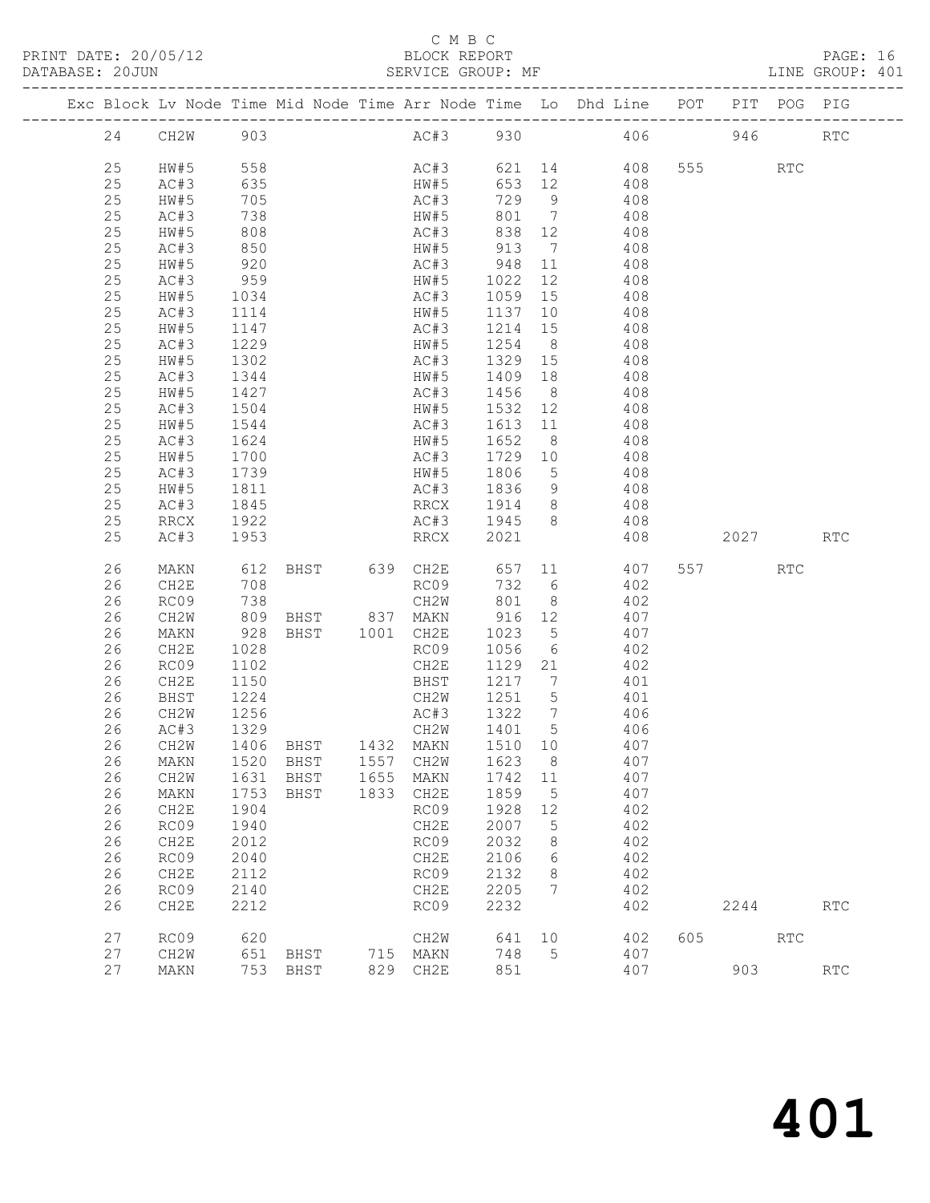C M B C
BLOCK REPORT
SERVICE GROUP: MF

PRINT DATE: 20/05/12
DATABASE: 20JUN
LINE GROUP: 401

| Exc | Block | Lv | Node | Time | Mid Node | Time | Arr Node | Time | Lo | Dhd Line | POT | PIT | POG | PIG |
|---|---|---|---|---|---|---|---|---|---|---|---|---|---|---|
| | 24 | | CH2W | 903 | | | AC#3 | 930 | | 406 | | 946 | | RTC |
| | 25 | | HW#5 | 558 | | | AC#3 | 621 | 14 | 408 | 555 | | RTC | |
| | 25 | | AC#3 | 635 | | | HW#5 | 653 | 12 | 408 | | | | |
| | 25 | | HW#5 | 705 | | | AC#3 | 729 | 9 | 408 | | | | |
| | 25 | | AC#3 | 738 | | | HW#5 | 801 | 7 | 408 | | | | |
| | 25 | | HW#5 | 808 | | | AC#3 | 838 | 12 | 408 | | | | |
| | 25 | | AC#3 | 850 | | | HW#5 | 913 | 7 | 408 | | | | |
| | 25 | | HW#5 | 920 | | | AC#3 | 948 | 11 | 408 | | | | |
| | 25 | | AC#3 | 959 | | | HW#5 | 1022 | 12 | 408 | | | | |
| | 25 | | HW#5 | 1034 | | | AC#3 | 1059 | 15 | 408 | | | | |
| | 25 | | AC#3 | 1114 | | | HW#5 | 1137 | 10 | 408 | | | | |
| | 25 | | HW#5 | 1147 | | | AC#3 | 1214 | 15 | 408 | | | | |
| | 25 | | AC#3 | 1229 | | | HW#5 | 1254 | 8 | 408 | | | | |
| | 25 | | HW#5 | 1302 | | | AC#3 | 1329 | 15 | 408 | | | | |
| | 25 | | AC#3 | 1344 | | | HW#5 | 1409 | 18 | 408 | | | | |
| | 25 | | HW#5 | 1427 | | | AC#3 | 1456 | 8 | 408 | | | | |
| | 25 | | AC#3 | 1504 | | | HW#5 | 1532 | 12 | 408 | | | | |
| | 25 | | HW#5 | 1544 | | | AC#3 | 1613 | 11 | 408 | | | | |
| | 25 | | AC#3 | 1624 | | | HW#5 | 1652 | 8 | 408 | | | | |
| | 25 | | HW#5 | 1700 | | | AC#3 | 1729 | 10 | 408 | | | | |
| | 25 | | AC#3 | 1739 | | | HW#5 | 1806 | 5 | 408 | | | | |
| | 25 | | HW#5 | 1811 | | | AC#3 | 1836 | 9 | 408 | | | | |
| | 25 | | AC#3 | 1845 | | | RRCX | 1914 | 8 | 408 | | | | |
| | 25 | | RRCX | 1922 | | | AC#3 | 1945 | 8 | 408 | | | | |
| | 25 | | AC#3 | 1953 | | | RRCX | 2021 | | 408 | | 2027 | | RTC |
| | 26 | | MAKN | 612 | BHST | 639 | CH2E | 657 | 11 | 407 | 557 | | RTC | |
| | 26 | | CH2E | 708 | | | RC09 | 732 | 6 | 402 | | | | |
| | 26 | | RC09 | 738 | | | CH2W | 801 | 8 | 402 | | | | |
| | 26 | | CH2W | 809 | BHST | 837 | MAKN | 916 | 12 | 407 | | | | |
| | 26 | | MAKN | 928 | BHST | 1001 | CH2E | 1023 | 5 | 407 | | | | |
| | 26 | | CH2E | 1028 | | | RC09 | 1056 | 6 | 402 | | | | |
| | 26 | | RC09 | 1102 | | | CH2E | 1129 | 21 | 402 | | | | |
| | 26 | | CH2E | 1150 | | | BHST | 1217 | 7 | 401 | | | | |
| | 26 | | BHST | 1224 | | | CH2W | 1251 | 5 | 401 | | | | |
| | 26 | | CH2W | 1256 | | | AC#3 | 1322 | 7 | 406 | | | | |
| | 26 | | AC#3 | 1329 | | | CH2W | 1401 | 5 | 406 | | | | |
| | 26 | | CH2W | 1406 | BHST | 1432 | MAKN | 1510 | 10 | 407 | | | | |
| | 26 | | MAKN | 1520 | BHST | 1557 | CH2W | 1623 | 8 | 407 | | | | |
| | 26 | | CH2W | 1631 | BHST | 1655 | MAKN | 1742 | 11 | 407 | | | | |
| | 26 | | MAKN | 1753 | BHST | 1833 | CH2E | 1859 | 5 | 407 | | | | |
| | 26 | | CH2E | 1904 | | | RC09 | 1928 | 12 | 402 | | | | |
| | 26 | | RC09 | 1940 | | | CH2E | 2007 | 5 | 402 | | | | |
| | 26 | | CH2E | 2012 | | | RC09 | 2032 | 8 | 402 | | | | |
| | 26 | | RC09 | 2040 | | | CH2E | 2106 | 6 | 402 | | | | |
| | 26 | | CH2E | 2112 | | | RC09 | 2132 | 8 | 402 | | | | |
| | 26 | | RC09 | 2140 | | | CH2E | 2205 | 7 | 402 | | | | |
| | 26 | | CH2E | 2212 | | | RC09 | 2232 | | 402 | | 2244 | | RTC |
| | 27 | | RC09 | 620 | | | CH2W | 641 | 10 | 402 | 605 | | RTC | |
| | 27 | | CH2W | 651 | BHST | 715 | MAKN | 748 | 5 | 407 | | | | |
| | 27 | | MAKN | 753 | BHST | 829 | CH2E | 851 | | 407 | | 903 | | RTC |

401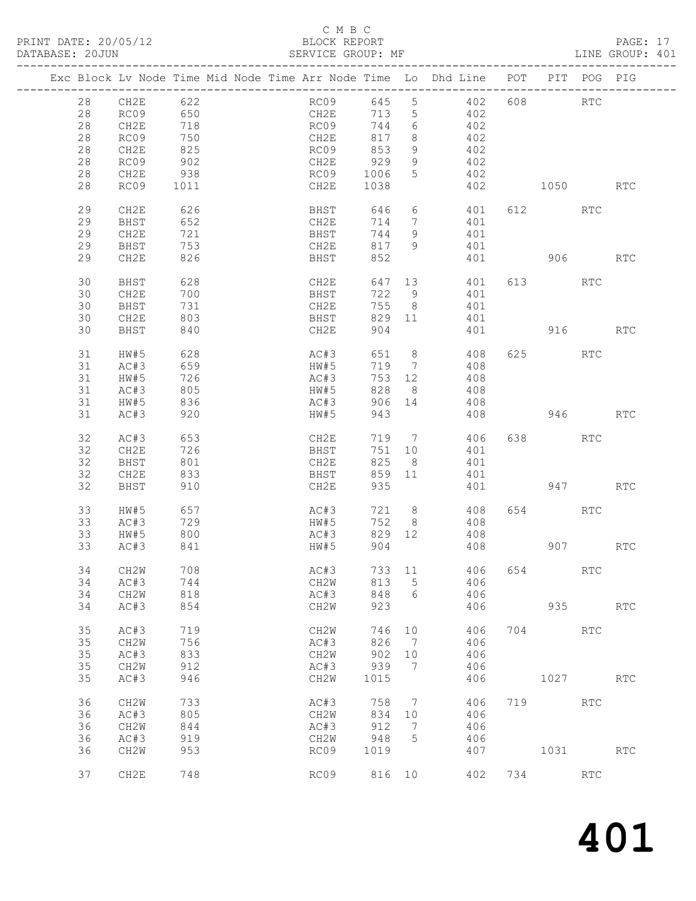C M B C

PRINT DATE: 20/05/12 BLOCK REPORT PAGE: 17
DATABASE: 20JUN SERVICE GROUP: MF LINE GROUP: 401

| Exc | Block | Lv | Node | Time | Mid Node | Time | Arr Node | Time | Lo | Dhd Line | POT | PIT | POG | PIG |
|---|---|---|---|---|---|---|---|---|---|---|---|---|---|---|
| | 28 | | CH2E | 622 | | | RC09 | 645 | 5 | 402 | 608 | | RTC | |
| | 28 | | RC09 | 650 | | | CH2E | 713 | 5 | 402 | | | | |
| | 28 | | CH2E | 718 | | | RC09 | 744 | 6 | 402 | | | | |
| | 28 | | RC09 | 750 | | | CH2E | 817 | 8 | 402 | | | | |
| | 28 | | CH2E | 825 | | | RC09 | 853 | 9 | 402 | | | | |
| | 28 | | RC09 | 902 | | | CH2E | 929 | 9 | 402 | | | | |
| | 28 | | CH2E | 938 | | | RC09 | 1006 | 5 | 402 | | | | |
| | 28 | | RC09 | 1011 | | | CH2E | 1038 | | 402 | | 1050 | | RTC |
| | 29 | | CH2E | 626 | | | BHST | 646 | 6 | 401 | 612 | | RTC | |
| | 29 | | BHST | 652 | | | CH2E | 714 | 7 | 401 | | | | |
| | 29 | | CH2E | 721 | | | BHST | 744 | 9 | 401 | | | | |
| | 29 | | BHST | 753 | | | CH2E | 817 | 9 | 401 | | | | |
| | 29 | | CH2E | 826 | | | BHST | 852 | | 401 | | 906 | | RTC |
| | 30 | | BHST | 628 | | | CH2E | 647 | 13 | 401 | 613 | | RTC | |
| | 30 | | CH2E | 700 | | | BHST | 722 | 9 | 401 | | | | |
| | 30 | | BHST | 731 | | | CH2E | 755 | 8 | 401 | | | | |
| | 30 | | CH2E | 803 | | | BHST | 829 | 11 | 401 | | | | |
| | 30 | | BHST | 840 | | | CH2E | 904 | | 401 | | 916 | | RTC |
| | 31 | | HW#5 | 628 | | | AC#3 | 651 | 8 | 408 | 625 | | RTC | |
| | 31 | | AC#3 | 659 | | | HW#5 | 719 | 7 | 408 | | | | |
| | 31 | | HW#5 | 726 | | | AC#3 | 753 | 12 | 408 | | | | |
| | 31 | | AC#3 | 805 | | | HW#5 | 828 | 8 | 408 | | | | |
| | 31 | | HW#5 | 836 | | | AC#3 | 906 | 14 | 408 | | | | |
| | 31 | | AC#3 | 920 | | | HW#5 | 943 | | 408 | | 946 | | RTC |
| | 32 | | AC#3 | 653 | | | CH2E | 719 | 7 | 406 | 638 | | RTC | |
| | 32 | | CH2E | 726 | | | BHST | 751 | 10 | 401 | | | | |
| | 32 | | BHST | 801 | | | CH2E | 825 | 8 | 401 | | | | |
| | 32 | | CH2E | 833 | | | BHST | 859 | 11 | 401 | | | | |
| | 32 | | BHST | 910 | | | CH2E | 935 | | 401 | | 947 | | RTC |
| | 33 | | HW#5 | 657 | | | AC#3 | 721 | 8 | 408 | 654 | | RTC | |
| | 33 | | AC#3 | 729 | | | HW#5 | 752 | 8 | 408 | | | | |
| | 33 | | HW#5 | 800 | | | AC#3 | 829 | 12 | 408 | | | | |
| | 33 | | AC#3 | 841 | | | HW#5 | 904 | | 408 | | 907 | | RTC |
| | 34 | | CH2W | 708 | | | AC#3 | 733 | 11 | 406 | 654 | | RTC | |
| | 34 | | AC#3 | 744 | | | CH2W | 813 | 5 | 406 | | | | |
| | 34 | | CH2W | 818 | | | AC#3 | 848 | 6 | 406 | | | | |
| | 34 | | AC#3 | 854 | | | CH2W | 923 | | 406 | | 935 | | RTC |
| | 35 | | AC#3 | 719 | | | CH2W | 746 | 10 | 406 | 704 | | RTC | |
| | 35 | | CH2W | 756 | | | AC#3 | 826 | 7 | 406 | | | | |
| | 35 | | AC#3 | 833 | | | CH2W | 902 | 10 | 406 | | | | |
| | 35 | | CH2W | 912 | | | AC#3 | 939 | 7 | 406 | | | | |
| | 35 | | AC#3 | 946 | | | CH2W | 1015 | | 406 | | 1027 | | RTC |
| | 36 | | CH2W | 733 | | | AC#3 | 758 | 7 | 406 | 719 | | RTC | |
| | 36 | | AC#3 | 805 | | | CH2W | 834 | 10 | 406 | | | | |
| | 36 | | CH2W | 844 | | | AC#3 | 912 | 7 | 406 | | | | |
| | 36 | | AC#3 | 919 | | | CH2W | 948 | 5 | 406 | | | | |
| | 36 | | CH2W | 953 | | | RC09 | 1019 | | 407 | | 1031 | | RTC |
| | 37 | | CH2E | 748 | | | RC09 | 816 | 10 | 402 | 734 | | RTC | |

# 401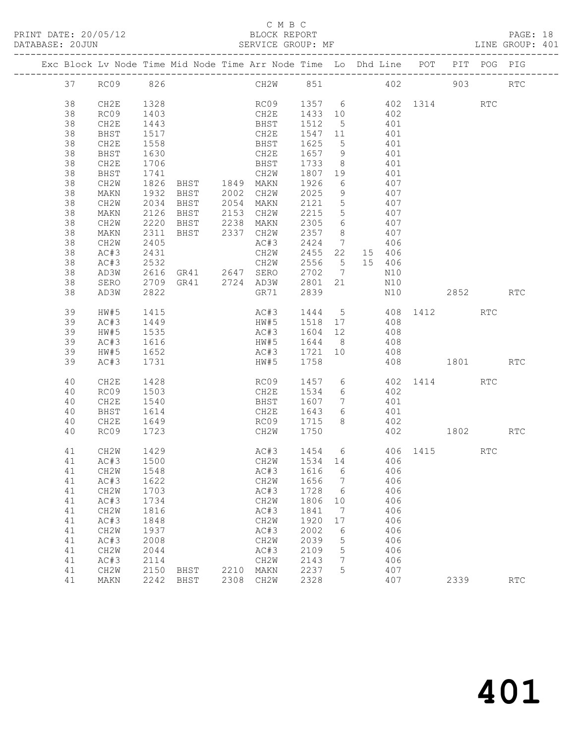C M B C

PRINT DATE: 20/05/12 BLOCK REPORT PAGE: 18
DATABASE: 20JUN SERVICE GROUP: MF LINE GROUP: 401

| Exc | Block | Lv | Node | Time | Mid Node | Time | Arr Node | Time | Lo | Dhd | Line | POT | PIT | POG | PIG |
|---|---|---|---|---|---|---|---|---|---|---|---|---|---|---|---|
| | 37 | | RC09 | 826 | | | CH2W | 851 | | | 402 | | 903 | | RTC |
| | 38 | | CH2E | 1328 | | | RC09 | 1357 | 6 | | 402 | 1314 | | RTC | |
| | 38 | | RC09 | 1403 | | | CH2E | 1433 | 10 | | 402 | | | | |
| | 38 | | CH2E | 1443 | | | BHST | 1512 | 5 | | 401 | | | | |
| | 38 | | BHST | 1517 | | | CH2E | 1547 | 11 | | 401 | | | | |
| | 38 | | CH2E | 1558 | | | BHST | 1625 | 5 | | 401 | | | | |
| | 38 | | BHST | 1630 | | | CH2E | 1657 | 9 | | 401 | | | | |
| | 38 | | CH2E | 1706 | | | BHST | 1733 | 8 | | 401 | | | | |
| | 38 | | BHST | 1741 | | | CH2W | 1807 | 19 | | 401 | | | | |
| | 38 | | CH2W | 1826 | BHST | 1849 | MAKN | 1926 | 6 | | 407 | | | | |
| | 38 | | MAKN | 1932 | BHST | 2002 | CH2W | 2025 | 9 | | 407 | | | | |
| | 38 | | CH2W | 2034 | BHST | 2054 | MAKN | 2121 | 5 | | 407 | | | | |
| | 38 | | MAKN | 2126 | BHST | 2153 | CH2W | 2215 | 5 | | 407 | | | | |
| | 38 | | CH2W | 2220 | BHST | 2238 | MAKN | 2305 | 6 | | 407 | | | | |
| | 38 | | MAKN | 2311 | BHST | 2337 | CH2W | 2357 | 8 | | 407 | | | | |
| | 38 | | CH2W | 2405 | | | AC#3 | 2424 | 7 | | 406 | | | | |
| | 38 | | AC#3 | 2431 | | | CH2W | 2455 | 22 | 15 | 406 | | | | |
| | 38 | | AC#3 | 2532 | | | CH2W | 2556 | 5 | 15 | 406 | | | | |
| | 38 | | AD3W | 2616 | GR41 | 2647 | SERO | 2702 | 7 | | N10 | | | | |
| | 38 | | SERO | 2709 | GR41 | 2724 | AD3W | 2801 | 21 | | N10 | | | | |
| | 38 | | AD3W | 2822 | | | GR71 | 2839 | | | N10 | | 2852 | | RTC |
| | 39 | | HW#5 | 1415 | | | AC#3 | 1444 | 5 | | 408 | 1412 | | RTC | |
| | 39 | | AC#3 | 1449 | | | HW#5 | 1518 | 17 | | 408 | | | | |
| | 39 | | HW#5 | 1535 | | | AC#3 | 1604 | 12 | | 408 | | | | |
| | 39 | | AC#3 | 1616 | | | HW#5 | 1644 | 8 | | 408 | | | | |
| | 39 | | HW#5 | 1652 | | | AC#3 | 1721 | 10 | | 408 | | | | |
| | 39 | | AC#3 | 1731 | | | HW#5 | 1758 | | | 408 | | 1801 | | RTC |
| | 40 | | CH2E | 1428 | | | RC09 | 1457 | 6 | | 402 | 1414 | | RTC | |
| | 40 | | RC09 | 1503 | | | CH2E | 1534 | 6 | | 402 | | | | |
| | 40 | | CH2E | 1540 | | | BHST | 1607 | 7 | | 401 | | | | |
| | 40 | | BHST | 1614 | | | CH2E | 1643 | 6 | | 401 | | | | |
| | 40 | | CH2E | 1649 | | | RC09 | 1715 | 8 | | 402 | | | | |
| | 40 | | RC09 | 1723 | | | CH2W | 1750 | | | 402 | | 1802 | | RTC |
| | 41 | | CH2W | 1429 | | | AC#3 | 1454 | 6 | | 406 | 1415 | | RTC | |
| | 41 | | AC#3 | 1500 | | | CH2W | 1534 | 14 | | 406 | | | | |
| | 41 | | CH2W | 1548 | | | AC#3 | 1616 | 6 | | 406 | | | | |
| | 41 | | AC#3 | 1622 | | | CH2W | 1656 | 7 | | 406 | | | | |
| | 41 | | CH2W | 1703 | | | AC#3 | 1728 | 6 | | 406 | | | | |
| | 41 | | AC#3 | 1734 | | | CH2W | 1806 | 10 | | 406 | | | | |
| | 41 | | CH2W | 1816 | | | AC#3 | 1841 | 7 | | 406 | | | | |
| | 41 | | AC#3 | 1848 | | | CH2W | 1920 | 17 | | 406 | | | | |
| | 41 | | CH2W | 1937 | | | AC#3 | 2002 | 6 | | 406 | | | | |
| | 41 | | AC#3 | 2008 | | | CH2W | 2039 | 5 | | 406 | | | | |
| | 41 | | CH2W | 2044 | | | AC#3 | 2109 | 5 | | 406 | | | | |
| | 41 | | AC#3 | 2114 | | | CH2W | 2143 | 7 | | 406 | | | | |
| | 41 | | CH2W | 2150 | BHST | 2210 | MAKN | 2237 | 5 | | 407 | | | | |
| | 41 | | MAKN | 2242 | BHST | 2308 | CH2W | 2328 | | | 407 | | 2339 | | RTC |

# 401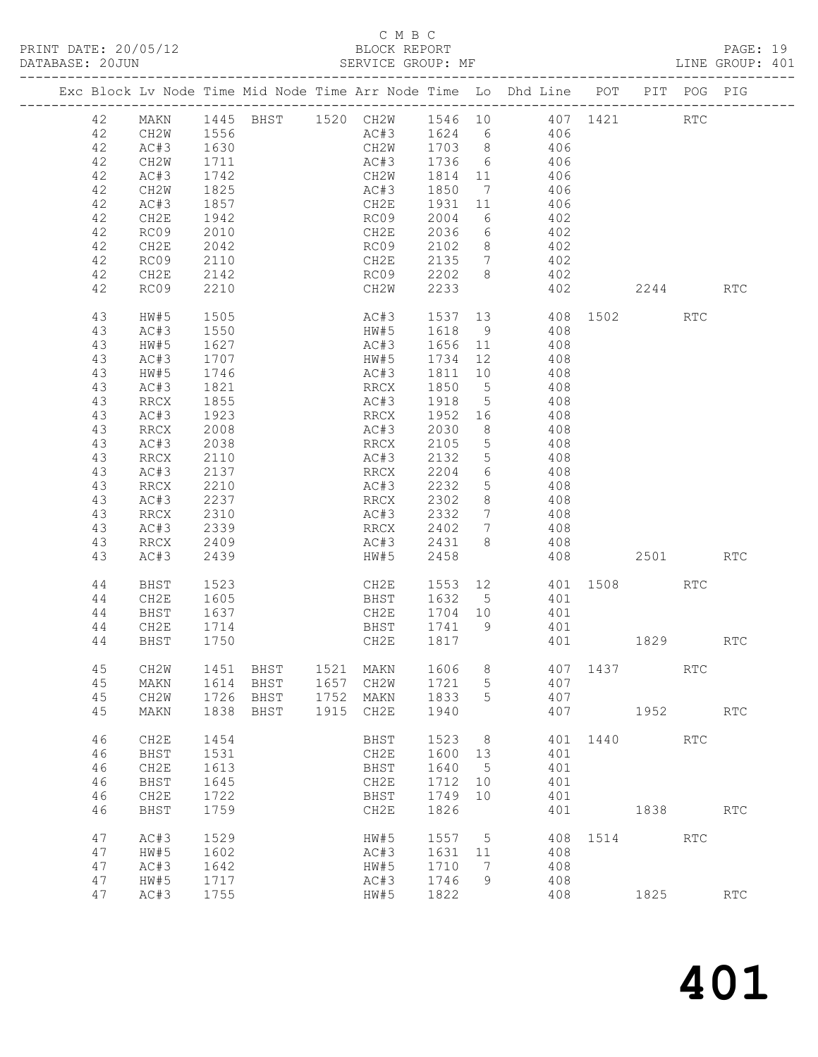C M B C

BLOCK REPORT

SERVICE GROUP: MF

PRINT DATE: 20/05/12
DATABASE: 20JUN
LINE GROUP: 401

| Exc | Block | Lv Node | Time | Mid Node | Time | Arr Node | Time | Lo | Dhd Line | POT | PIT | POG | PIG |
|---|---|---|---|---|---|---|---|---|---|---|---|---|---|
| | 42 | MAKN | 1445 | BHST | 1520 | CH2W | 1546 | 10 | 407 | 1421 | | RTC | |
| | 42 | CH2W | 1556 | | | AC#3 | 1624 | 6 | 406 | | | | |
| | 42 | AC#3 | 1630 | | | CH2W | 1703 | 8 | 406 | | | | |
| | 42 | CH2W | 1711 | | | AC#3 | 1736 | 6 | 406 | | | | |
| | 42 | AC#3 | 1742 | | | CH2W | 1814 | 11 | 406 | | | | |
| | 42 | CH2W | 1825 | | | AC#3 | 1850 | 7 | 406 | | | | |
| | 42 | AC#3 | 1857 | | | CH2E | 1931 | 11 | 406 | | | | |
| | 42 | CH2E | 1942 | | | RC09 | 2004 | 6 | 402 | | | | |
| | 42 | RC09 | 2010 | | | CH2E | 2036 | 6 | 402 | | | | |
| | 42 | CH2E | 2042 | | | RC09 | 2102 | 8 | 402 | | | | |
| | 42 | RC09 | 2110 | | | CH2E | 2135 | 7 | 402 | | | | |
| | 42 | CH2E | 2142 | | | RC09 | 2202 | 8 | 402 | | | | |
| | 42 | RC09 | 2210 | | | CH2W | 2233 | | 402 | | 2244 | | RTC |
| | 43 | HW#5 | 1505 | | | AC#3 | 1537 | 13 | 408 | 1502 | | RTC | |
| | 43 | AC#3 | 1550 | | | HW#5 | 1618 | 9 | 408 | | | | |
| | 43 | HW#5 | 1627 | | | AC#3 | 1656 | 11 | 408 | | | | |
| | 43 | AC#3 | 1707 | | | HW#5 | 1734 | 12 | 408 | | | | |
| | 43 | HW#5 | 1746 | | | AC#3 | 1811 | 10 | 408 | | | | |
| | 43 | AC#3 | 1821 | | | RRCX | 1850 | 5 | 408 | | | | |
| | 43 | RRCX | 1855 | | | AC#3 | 1918 | 5 | 408 | | | | |
| | 43 | AC#3 | 1923 | | | RRCX | 1952 | 16 | 408 | | | | |
| | 43 | RRCX | 2008 | | | AC#3 | 2030 | 8 | 408 | | | | |
| | 43 | AC#3 | 2038 | | | RRCX | 2105 | 5 | 408 | | | | |
| | 43 | RRCX | 2110 | | | AC#3 | 2132 | 5 | 408 | | | | |
| | 43 | AC#3 | 2137 | | | RRCX | 2204 | 6 | 408 | | | | |
| | 43 | RRCX | 2210 | | | AC#3 | 2232 | 5 | 408 | | | | |
| | 43 | AC#3 | 2237 | | | RRCX | 2302 | 8 | 408 | | | | |
| | 43 | RRCX | 2310 | | | AC#3 | 2332 | 7 | 408 | | | | |
| | 43 | AC#3 | 2339 | | | RRCX | 2402 | 7 | 408 | | | | |
| | 43 | RRCX | 2409 | | | AC#3 | 2431 | 8 | 408 | | | | |
| | 43 | AC#3 | 2439 | | | HW#5 | 2458 | | 408 | | 2501 | | RTC |
| | 44 | BHST | 1523 | | | CH2E | 1553 | 12 | 401 | 1508 | | RTC | |
| | 44 | CH2E | 1605 | | | BHST | 1632 | 5 | 401 | | | | |
| | 44 | BHST | 1637 | | | CH2E | 1704 | 10 | 401 | | | | |
| | 44 | CH2E | 1714 | | | BHST | 1741 | 9 | 401 | | | | |
| | 44 | BHST | 1750 | | | CH2E | 1817 | | 401 | | 1829 | | RTC |
| | 45 | CH2W | 1451 | BHST | 1521 | MAKN | 1606 | 8 | 407 | 1437 | | RTC | |
| | 45 | MAKN | 1614 | BHST | 1657 | CH2W | 1721 | 5 | 407 | | | | |
| | 45 | CH2W | 1726 | BHST | 1752 | MAKN | 1833 | 5 | 407 | | | | |
| | 45 | MAKN | 1838 | BHST | 1915 | CH2E | 1940 | | 407 | | 1952 | | RTC |
| | 46 | CH2E | 1454 | | | BHST | 1523 | 8 | 401 | 1440 | | RTC | |
| | 46 | BHST | 1531 | | | CH2E | 1600 | 13 | 401 | | | | |
| | 46 | CH2E | 1613 | | | BHST | 1640 | 5 | 401 | | | | |
| | 46 | BHST | 1645 | | | CH2E | 1712 | 10 | 401 | | | | |
| | 46 | CH2E | 1722 | | | BHST | 1749 | 10 | 401 | | | | |
| | 46 | BHST | 1759 | | | CH2E | 1826 | | 401 | | 1838 | | RTC |
| | 47 | AC#3 | 1529 | | | HW#5 | 1557 | 5 | 408 | 1514 | | RTC | |
| | 47 | HW#5 | 1602 | | | AC#3 | 1631 | 11 | 408 | | | | |
| | 47 | AC#3 | 1642 | | | HW#5 | 1710 | 7 | 408 | | | | |
| | 47 | HW#5 | 1717 | | | AC#3 | 1746 | 9 | 408 | | | | |
| | 47 | AC#3 | 1755 | | | HW#5 | 1822 | | 408 | | 1825 | | RTC |

# 401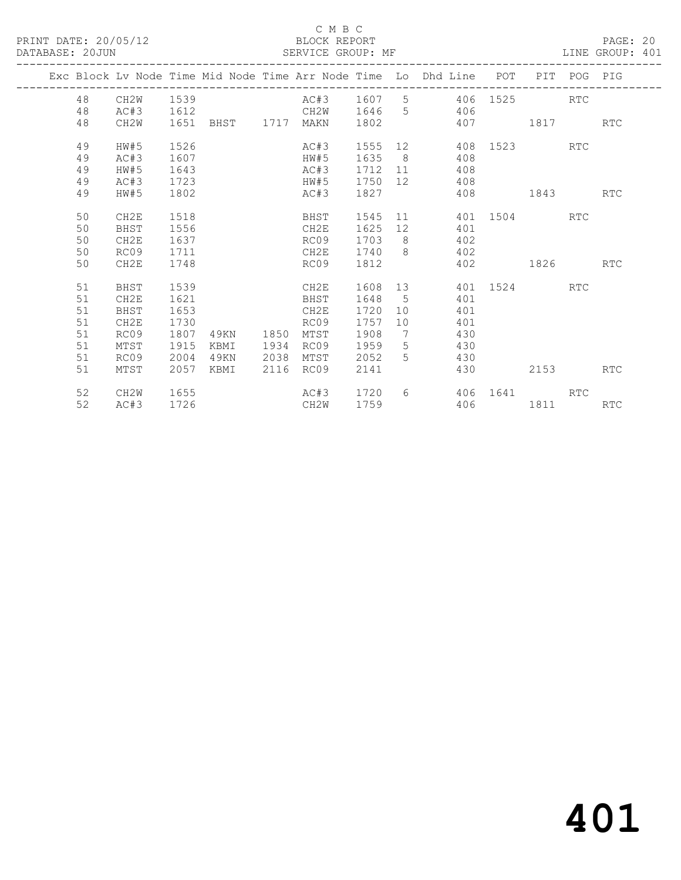C M B C

BLOCK REPORT

SERVICE GROUP: MF

PRINT DATE: 20/05/12
DATABASE: 20JUN

LINE GROUP: 401

| Exc | Block | Lv Node | Time | Mid Node | Time | Arr Node | Time | Lo | Dhd Line | POT | PIT | POG | PIG |
|---|---|---|---|---|---|---|---|---|---|---|---|---|---|
| | 48 | CH2W | 1539 | | | AC#3 | 1607 | 5 | 406 | 1525 | | RTC | |
| | 48 | AC#3 | 1612 | | | CH2W | 1646 | 5 | 406 | | | | |
| | 48 | CH2W | 1651 | BHST | 1717 | MAKN | 1802 | | 407 | | 1817 | | RTC |
| | 49 | HW#5 | 1526 | | | AC#3 | 1555 | 12 | 408 | 1523 | | RTC | |
| | 49 | AC#3 | 1607 | | | HW#5 | 1635 | 8 | 408 | | | | |
| | 49 | HW#5 | 1643 | | | AC#3 | 1712 | 11 | 408 | | | | |
| | 49 | AC#3 | 1723 | | | HW#5 | 1750 | 12 | 408 | | | | |
| | 49 | HW#5 | 1802 | | | AC#3 | 1827 | | 408 | | 1843 | | RTC |
| | 50 | CH2E | 1518 | | | BHST | 1545 | 11 | 401 | 1504 | | RTC | |
| | 50 | BHST | 1556 | | | CH2E | 1625 | 12 | 401 | | | | |
| | 50 | CH2E | 1637 | | | RC09 | 1703 | 8 | 402 | | | | |
| | 50 | RC09 | 1711 | | | CH2E | 1740 | 8 | 402 | | | | |
| | 50 | CH2E | 1748 | | | RC09 | 1812 | | 402 | | 1826 | | RTC |
| | 51 | BHST | 1539 | | | CH2E | 1608 | 13 | 401 | 1524 | | RTC | |
| | 51 | CH2E | 1621 | | | BHST | 1648 | 5 | 401 | | | | |
| | 51 | BHST | 1653 | | | CH2E | 1720 | 10 | 401 | | | | |
| | 51 | CH2E | 1730 | | | RC09 | 1757 | 10 | 401 | | | | |
| | 51 | RC09 | 1807 | 49KN | 1850 | MTST | 1908 | 7 | 430 | | | | |
| | 51 | MTST | 1915 | KBMI | 1934 | RC09 | 1959 | 5 | 430 | | | | |
| | 51 | RC09 | 2004 | 49KN | 2038 | MTST | 2052 | 5 | 430 | | | | |
| | 51 | MTST | 2057 | KBMI | 2116 | RC09 | 2141 | | 430 | | 2153 | | RTC |
| | 52 | CH2W | 1655 | | | AC#3 | 1720 | 6 | 406 | 1641 | | RTC | |
| | 52 | AC#3 | 1726 | | | CH2W | 1759 | | 406 | | 1811 | | RTC |

# 401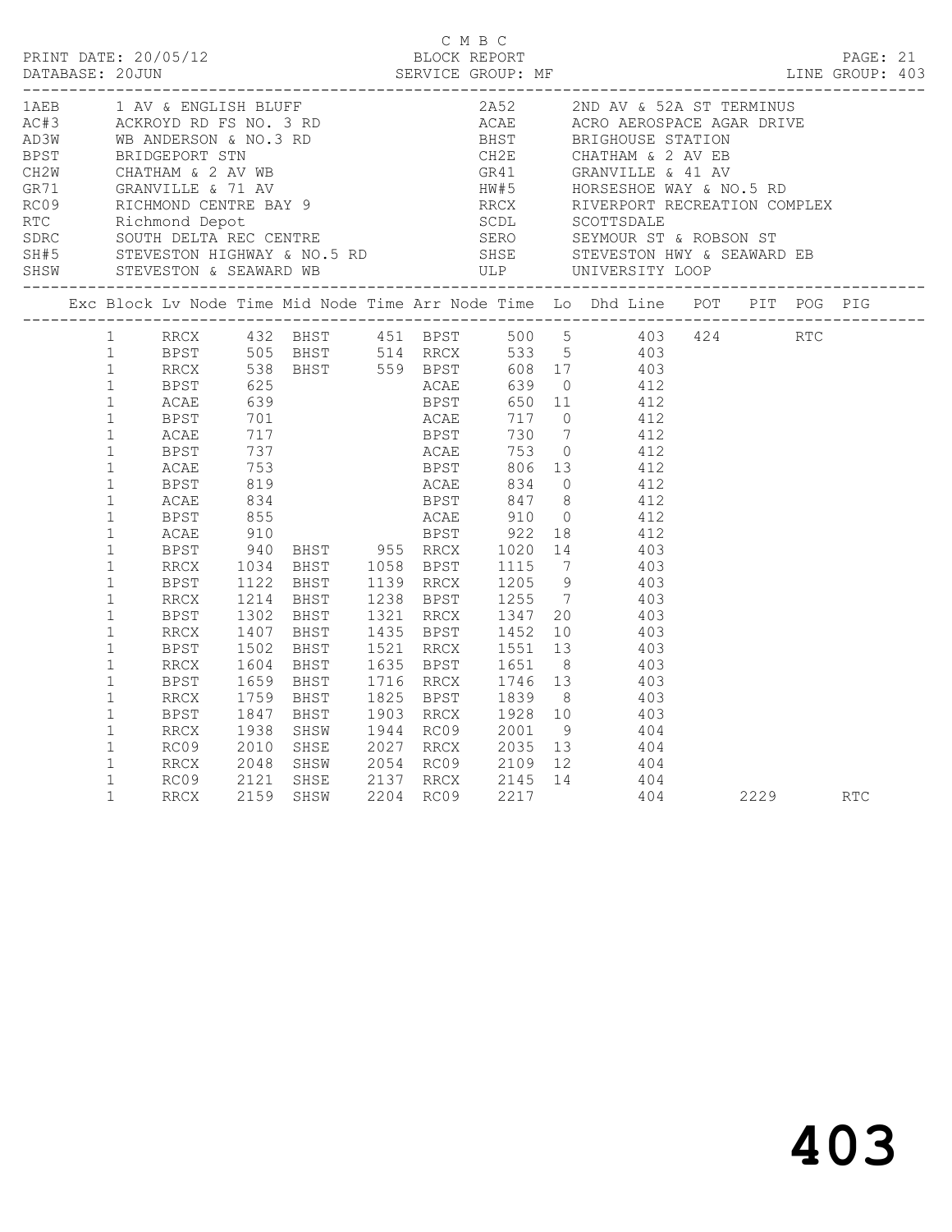C M B C

PRINT DATE: 20/05/12 BLOCK REPORT
DATABASE: 20JUN SERVICE GROUP: MF LINE GROUP: 403

| Code | Description | Code | Description |
|---|---|---|---|
| 1AEB | 1 AV & ENGLISH BLUFF | 2A52 | 2ND AV & 52A ST TERMINUS |
| AC#3 | ACKROYD RD FS NO. 3 RD | ACAE | ACRO AEROSPACE AGAR DRIVE |
| AD3W | WB ANDERSON & NO.3 RD | BHST | BRIGHOUSE STATION |
| BPST | BRIDGEPORT STN | CH2E | CHATHAM & 2 AV EB |
| CH2W | CHATHAM & 2 AV WB | GR41 | GRANVILLE & 41 AV |
| GR71 | GRANVILLE & 71 AV | HW#5 | HORSESHOE WAY & NO.5 RD |
| RC09 | RICHMOND CENTRE BAY 9 | RRCX | RIVERPORT RECREATION COMPLEX |
| RTC | Richmond Depot | SCDL | SCOTTSDALE |
| SDRC | SOUTH DELTA REC CENTRE | SERO | SEYMOUR ST & ROBSON ST |
| SH#5 | STEVESTON HIGHWAY & NO.5 RD | SHSE | STEVESTON HWY & SEAWARD EB |
| SHSW | STEVESTON & SEAWARD WB | ULP | UNIVERSITY LOOP |

| Exc | Block | Lv Node | Time | Mid Node | Time | Arr Node | Time | Lo | Dhd | Line | POT | PIT | POG | PIG |
|---|---|---|---|---|---|---|---|---|---|---|---|---|---|---|
| | 1 | RRCX | 432 | BHST | 451 | BPST | 500 | 5 | | 403 | 424 | | RTC | |
| | 1 | BPST | 505 | BHST | 514 | RRCX | 533 | 5 | | 403 | | | | |
| | 1 | RRCX | 538 | BHST | 559 | BPST | 608 | 17 | | 403 | | | | |
| | 1 | BPST | 625 | | | ACAE | 639 | 0 | | 412 | | | | |
| | 1 | ACAE | 639 | | | BPST | 650 | 11 | | 412 | | | | |
| | 1 | BPST | 701 | | | ACAE | 717 | 0 | | 412 | | | | |
| | 1 | ACAE | 717 | | | BPST | 730 | 7 | | 412 | | | | |
| | 1 | BPST | 737 | | | ACAE | 753 | 0 | | 412 | | | | |
| | 1 | ACAE | 753 | | | BPST | 806 | 13 | | 412 | | | | |
| | 1 | BPST | 819 | | | ACAE | 834 | 0 | | 412 | | | | |
| | 1 | ACAE | 834 | | | BPST | 847 | 8 | | 412 | | | | |
| | 1 | BPST | 855 | | | ACAE | 910 | 0 | | 412 | | | | |
| | 1 | ACAE | 910 | | | BPST | 922 | 18 | | 412 | | | | |
| | 1 | BPST | 940 | BHST | 955 | RRCX | 1020 | 14 | | 403 | | | | |
| | 1 | RRCX | 1034 | BHST | 1058 | BPST | 1115 | 7 | | 403 | | | | |
| | 1 | BPST | 1122 | BHST | 1139 | RRCX | 1205 | 9 | | 403 | | | | |
| | 1 | RRCX | 1214 | BHST | 1238 | BPST | 1255 | 7 | | 403 | | | | |
| | 1 | BPST | 1302 | BHST | 1321 | RRCX | 1347 | 20 | | 403 | | | | |
| | 1 | RRCX | 1407 | BHST | 1435 | BPST | 1452 | 10 | | 403 | | | | |
| | 1 | BPST | 1502 | BHST | 1521 | RRCX | 1551 | 13 | | 403 | | | | |
| | 1 | RRCX | 1604 | BHST | 1635 | BPST | 1651 | 8 | | 403 | | | | |
| | 1 | BPST | 1659 | BHST | 1716 | RRCX | 1746 | 13 | | 403 | | | | |
| | 1 | RRCX | 1759 | BHST | 1825 | BPST | 1839 | 8 | | 403 | | | | |
| | 1 | BPST | 1847 | BHST | 1903 | RRCX | 1928 | 10 | | 403 | | | | |
| | 1 | RRCX | 1938 | SHSW | 1944 | RC09 | 2001 | 9 | | 404 | | | | |
| | 1 | RC09 | 2010 | SHSE | 2027 | RRCX | 2035 | 13 | | 404 | | | | |
| | 1 | RRCX | 2048 | SHSW | 2054 | RC09 | 2109 | 12 | | 404 | | | | |
| | 1 | RC09 | 2121 | SHSE | 2137 | RRCX | 2145 | 14 | | 404 | | | | |
| | 1 | RRCX | 2159 | SHSW | 2204 | RC09 | 2217 | | | 404 | | 2229 | | RTC |

403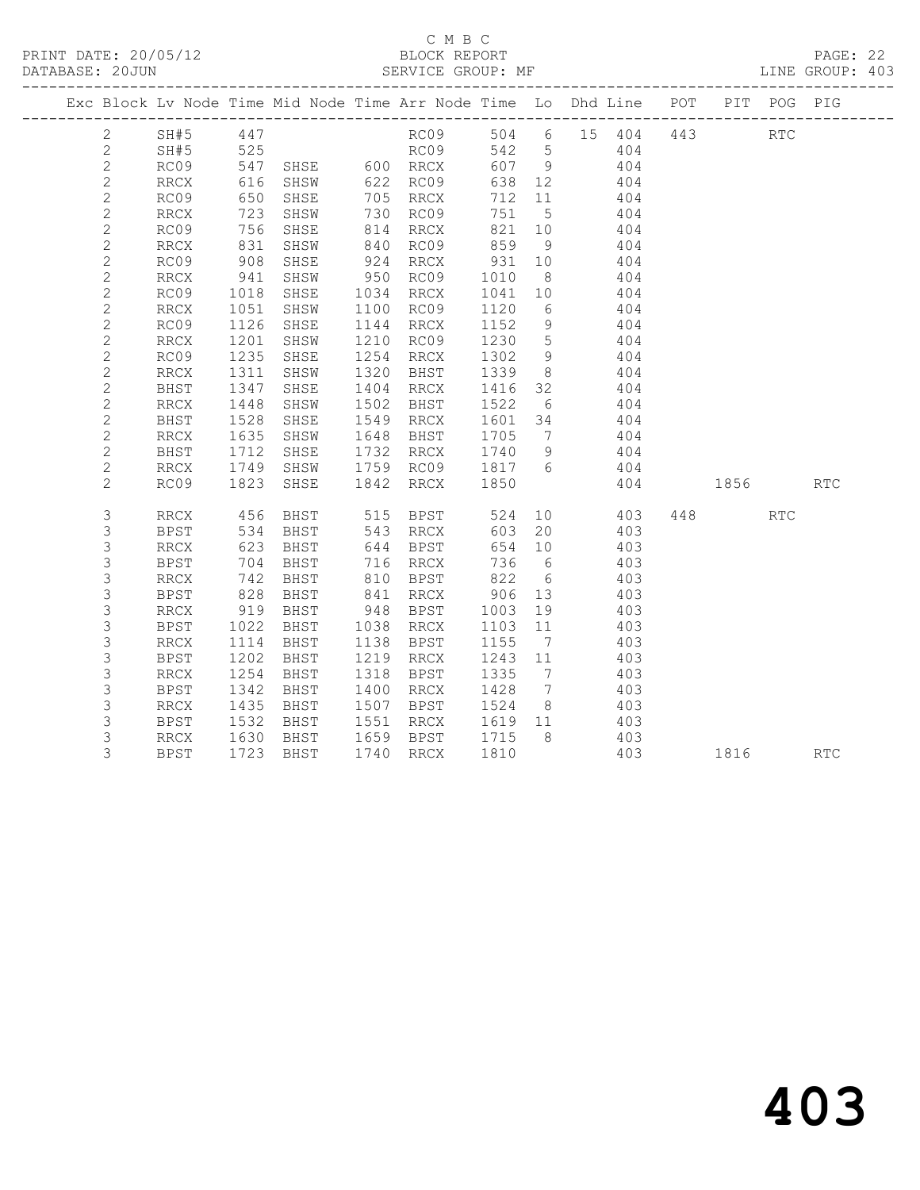C M B C

PRINT DATE: 20/05/12 BLOCK REPORT

DATABASE: 20JUN SERVICE GROUP: MF LINE GROUP: 403

| Exc | Block | Lv | Node | Time | Mid Node | Time | Arr Node | Time | Lo | Dhd | Line | POT | PIT | POG | PIG |
|---|---|---|---|---|---|---|---|---|---|---|---|---|---|---|---|
| | 2 | | SH#5 | 447 | | | RC09 | 504 | 6 | 15 | 404 | 443 | | RTC | |
| | 2 | | SH#5 | 525 | | | RC09 | 542 | 5 | | 404 | | | | |
| | 2 | | RC09 | 547 | SHSE | 600 | RRCX | 607 | 9 | | 404 | | | | |
| | 2 | | RRCX | 616 | SHSW | 622 | RC09 | 638 | 12 | | 404 | | | | |
| | 2 | | RC09 | 650 | SHSE | 705 | RRCX | 712 | 11 | | 404 | | | | |
| | 2 | | RRCX | 723 | SHSW | 730 | RC09 | 751 | 5 | | 404 | | | | |
| | 2 | | RC09 | 756 | SHSE | 814 | RRCX | 821 | 10 | | 404 | | | | |
| | 2 | | RRCX | 831 | SHSW | 840 | RC09 | 859 | 9 | | 404 | | | | |
| | 2 | | RC09 | 908 | SHSE | 924 | RRCX | 931 | 10 | | 404 | | | | |
| | 2 | | RRCX | 941 | SHSW | 950 | RC09 | 1010 | 8 | | 404 | | | | |
| | 2 | | RC09 | 1018 | SHSE | 1034 | RRCX | 1041 | 10 | | 404 | | | | |
| | 2 | | RRCX | 1051 | SHSW | 1100 | RC09 | 1120 | 6 | | 404 | | | | |
| | 2 | | RC09 | 1126 | SHSE | 1144 | RRCX | 1152 | 9 | | 404 | | | | |
| | 2 | | RRCX | 1201 | SHSW | 1210 | RC09 | 1230 | 5 | | 404 | | | | |
| | 2 | | RC09 | 1235 | SHSE | 1254 | RRCX | 1302 | 9 | | 404 | | | | |
| | 2 | | RRCX | 1311 | SHSW | 1320 | BHST | 1339 | 8 | | 404 | | | | |
| | 2 | | BHST | 1347 | SHSE | 1404 | RRCX | 1416 | 32 | | 404 | | | | |
| | 2 | | RRCX | 1448 | SHSW | 1502 | BHST | 1522 | 6 | | 404 | | | | |
| | 2 | | BHST | 1528 | SHSE | 1549 | RRCX | 1601 | 34 | | 404 | | | | |
| | 2 | | RRCX | 1635 | SHSW | 1648 | BHST | 1705 | 7 | | 404 | | | | |
| | 2 | | BHST | 1712 | SHSE | 1732 | RRCX | 1740 | 9 | | 404 | | | | |
| | 2 | | RRCX | 1749 | SHSW | 1759 | RC09 | 1817 | 6 | | 404 | | | | |
| | 2 | | RC09 | 1823 | SHSE | 1842 | RRCX | 1850 | | | 404 | | 1856 | | RTC |
| | 3 | | RRCX | 456 | BHST | 515 | BPST | 524 | 10 | | 403 | 448 | | RTC | |
| | 3 | | BPST | 534 | BHST | 543 | RRCX | 603 | 20 | | 403 | | | | |
| | 3 | | RRCX | 623 | BHST | 644 | BPST | 654 | 10 | | 403 | | | | |
| | 3 | | BPST | 704 | BHST | 716 | RRCX | 736 | 6 | | 403 | | | | |
| | 3 | | RRCX | 742 | BHST | 810 | BPST | 822 | 6 | | 403 | | | | |
| | 3 | | BPST | 828 | BHST | 841 | RRCX | 906 | 13 | | 403 | | | | |
| | 3 | | RRCX | 919 | BHST | 948 | BPST | 1003 | 19 | | 403 | | | | |
| | 3 | | BPST | 1022 | BHST | 1038 | RRCX | 1103 | 11 | | 403 | | | | |
| | 3 | | RRCX | 1114 | BHST | 1138 | BPST | 1155 | 7 | | 403 | | | | |
| | 3 | | BPST | 1202 | BHST | 1219 | RRCX | 1243 | 11 | | 403 | | | | |
| | 3 | | RRCX | 1254 | BHST | 1318 | BPST | 1335 | 7 | | 403 | | | | |
| | 3 | | BPST | 1342 | BHST | 1400 | RRCX | 1428 | 7 | | 403 | | | | |
| | 3 | | RRCX | 1435 | BHST | 1507 | BPST | 1524 | 8 | | 403 | | | | |
| | 3 | | BPST | 1532 | BHST | 1551 | RRCX | 1619 | 11 | | 403 | | | | |
| | 3 | | RRCX | 1630 | BHST | 1659 | BPST | 1715 | 8 | | 403 | | | | |
| | 3 | | BPST | 1723 | BHST | 1740 | RRCX | 1810 | | | 403 | | 1816 | | RTC |

403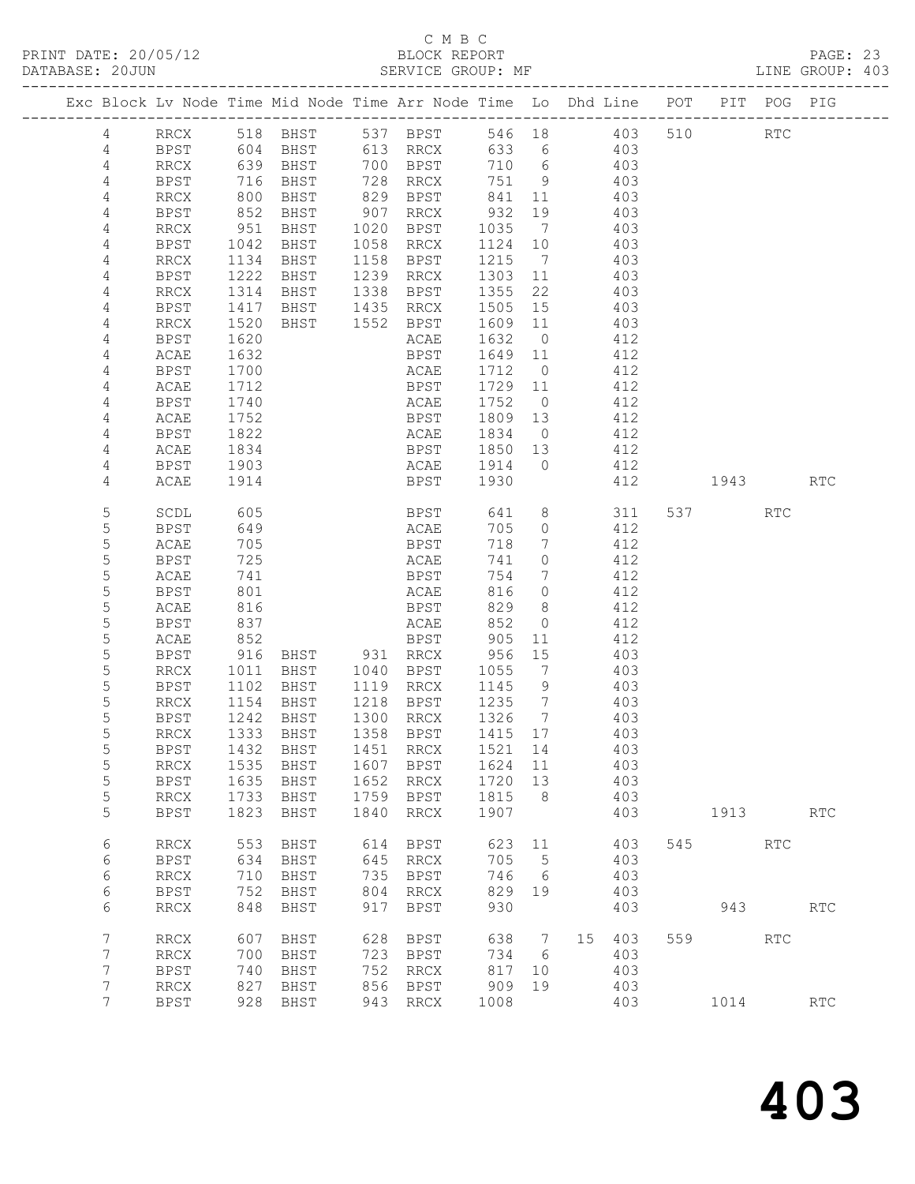C M B C

PRINT DATE: 20/05/12 BLOCK REPORT PAGE: 23
DATABASE: 20JUN SERVICE GROUP: MF LINE GROUP: 403

| Exc | Block | Lv | Node | Time | Mid Node | Time | Arr Node | Time | Lo | Dhd Line | POT | PIT | POG | PIG |
|---|---|---|---|---|---|---|---|---|---|---|---|---|---|---|
| | 4 | | RRCX | 518 | BHST | 537 | BPST | 546 | 18 | 403 | 510 | | RTC | |
| | 4 | | BPST | 604 | BHST | 613 | RRCX | 633 | 6 | 403 | | | | |
| | 4 | | RRCX | 639 | BHST | 700 | BPST | 710 | 6 | 403 | | | | |
| | 4 | | BPST | 716 | BHST | 728 | RRCX | 751 | 9 | 403 | | | | |
| | 4 | | RRCX | 800 | BHST | 829 | BPST | 841 | 11 | 403 | | | | |
| | 4 | | BPST | 852 | BHST | 907 | RRCX | 932 | 19 | 403 | | | | |
| | 4 | | RRCX | 951 | BHST | 1020 | BPST | 1035 | 7 | 403 | | | | |
| | 4 | | BPST | 1042 | BHST | 1058 | RRCX | 1124 | 10 | 403 | | | | |
| | 4 | | RRCX | 1134 | BHST | 1158 | BPST | 1215 | 7 | 403 | | | | |
| | 4 | | BPST | 1222 | BHST | 1239 | RRCX | 1303 | 11 | 403 | | | | |
| | 4 | | RRCX | 1314 | BHST | 1338 | BPST | 1355 | 22 | 403 | | | | |
| | 4 | | BPST | 1417 | BHST | 1435 | RRCX | 1505 | 15 | 403 | | | | |
| | 4 | | RRCX | 1520 | BHST | 1552 | BPST | 1609 | 11 | 403 | | | | |
| | 4 | | BPST | 1620 | | | ACAE | 1632 | 0 | 412 | | | | |
| | 4 | | ACAE | 1632 | | | BPST | 1649 | 11 | 412 | | | | |
| | 4 | | BPST | 1700 | | | ACAE | 1712 | 0 | 412 | | | | |
| | 4 | | ACAE | 1712 | | | BPST | 1729 | 11 | 412 | | | | |
| | 4 | | BPST | 1740 | | | ACAE | 1752 | 0 | 412 | | | | |
| | 4 | | ACAE | 1752 | | | BPST | 1809 | 13 | 412 | | | | |
| | 4 | | BPST | 1822 | | | ACAE | 1834 | 0 | 412 | | | | |
| | 4 | | ACAE | 1834 | | | BPST | 1850 | 13 | 412 | | | | |
| | 4 | | BPST | 1903 | | | ACAE | 1914 | 0 | 412 | | | | |
| | 4 | | ACAE | 1914 | | | BPST | 1930 | | 412 | | 1943 | | RTC |
| | 5 | | SCDL | 605 | | | BPST | 641 | 8 | 311 | 537 | | RTC | |
| | 5 | | BPST | 649 | | | ACAE | 705 | 0 | 412 | | | | |
| | 5 | | ACAE | 705 | | | BPST | 718 | 7 | 412 | | | | |
| | 5 | | BPST | 725 | | | ACAE | 741 | 0 | 412 | | | | |
| | 5 | | ACAE | 741 | | | BPST | 754 | 7 | 412 | | | | |
| | 5 | | BPST | 801 | | | ACAE | 816 | 0 | 412 | | | | |
| | 5 | | ACAE | 816 | | | BPST | 829 | 8 | 412 | | | | |
| | 5 | | BPST | 837 | | | ACAE | 852 | 0 | 412 | | | | |
| | 5 | | ACAE | 852 | | | BPST | 905 | 11 | 412 | | | | |
| | 5 | | BPST | 916 | BHST | 931 | RRCX | 956 | 15 | 403 | | | | |
| | 5 | | RRCX | 1011 | BHST | 1040 | BPST | 1055 | 7 | 403 | | | | |
| | 5 | | BPST | 1102 | BHST | 1119 | RRCX | 1145 | 9 | 403 | | | | |
| | 5 | | RRCX | 1154 | BHST | 1218 | BPST | 1235 | 7 | 403 | | | | |
| | 5 | | BPST | 1242 | BHST | 1300 | RRCX | 1326 | 7 | 403 | | | | |
| | 5 | | RRCX | 1333 | BHST | 1358 | BPST | 1415 | 17 | 403 | | | | |
| | 5 | | BPST | 1432 | BHST | 1451 | RRCX | 1521 | 14 | 403 | | | | |
| | 5 | | RRCX | 1535 | BHST | 1607 | BPST | 1624 | 11 | 403 | | | | |
| | 5 | | BPST | 1635 | BHST | 1652 | RRCX | 1720 | 13 | 403 | | | | |
| | 5 | | RRCX | 1733 | BHST | 1759 | BPST | 1815 | 8 | 403 | | | | |
| | 5 | | BPST | 1823 | BHST | 1840 | RRCX | 1907 | | 403 | | 1913 | | RTC |
| | 6 | | RRCX | 553 | BHST | 614 | BPST | 623 | 11 | 403 | 545 | | RTC | |
| | 6 | | BPST | 634 | BHST | 645 | RRCX | 705 | 5 | 403 | | | | |
| | 6 | | RRCX | 710 | BHST | 735 | BPST | 746 | 6 | 403 | | | | |
| | 6 | | BPST | 752 | BHST | 804 | RRCX | 829 | 19 | 403 | | | | |
| | 6 | | RRCX | 848 | BHST | 917 | BPST | 930 | | 403 | | 943 | | RTC |
| | 7 | | RRCX | 607 | BHST | 628 | BPST | 638 | 7 | 15 403 | 559 | | RTC | |
| | 7 | | RRCX | 700 | BHST | 723 | BPST | 734 | 6 | 403 | | | | |
| | 7 | | BPST | 740 | BHST | 752 | RRCX | 817 | 10 | 403 | | | | |
| | 7 | | RRCX | 827 | BHST | 856 | BPST | 909 | 19 | 403 | | | | |
| | 7 | | BPST | 928 | BHST | 943 | RRCX | 1008 | | 403 | | 1014 | | RTC |

# 403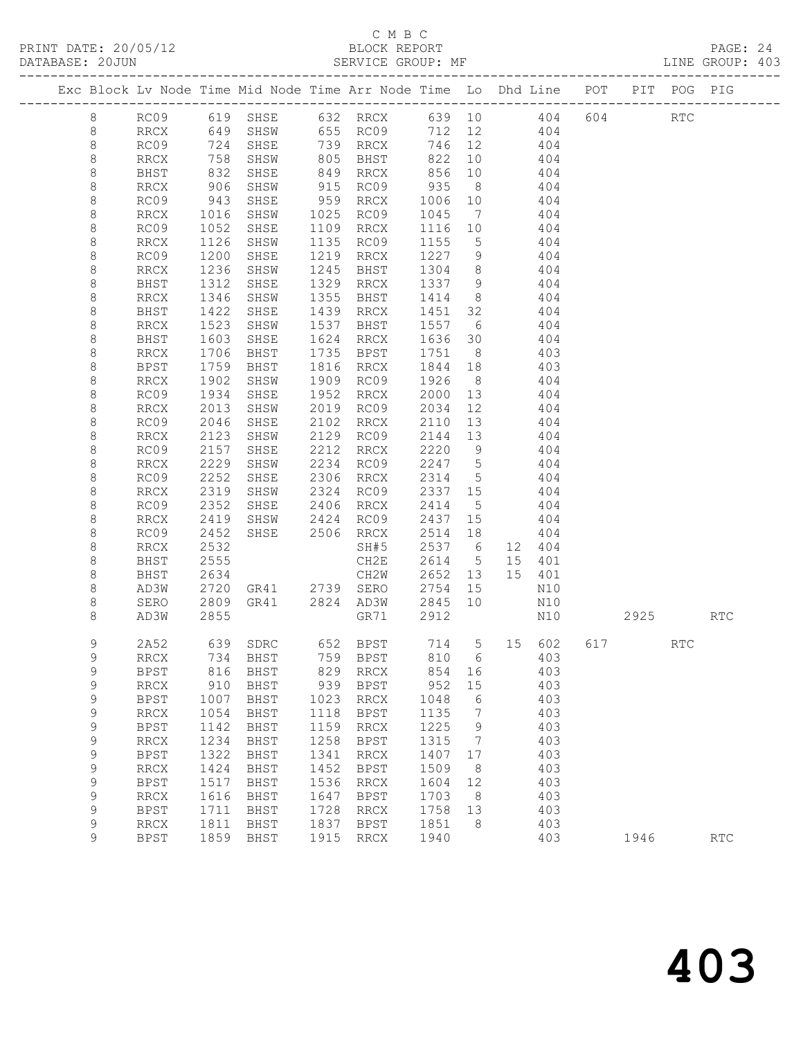C M B C

PRINT DATE: 20/05/12 BLOCK REPORT

DATABASE: 20JUN SERVICE GROUP: MF LINE GROUP: 403

| Exc | Block | Lv | Node | Time | Mid | Node | Time | Arr | Node | Time | Lo | Dhd | Line | POT | PIT | POG | PIG |
|---|---|---|---|---|---|---|---|---|---|---|---|---|---|---|---|---|---|
| | 8 | | RC09 | 619 | SHSE | | 632 | RRCX | | 639 | 10 | | 404 | 604 | | RTC | |
| | 8 | | RRCX | 649 | SHSW | | 655 | RC09 | | 712 | 12 | | 404 | | | | |
| | 8 | | RC09 | 724 | SHSE | | 739 | RRCX | | 746 | 12 | | 404 | | | | |
| | 8 | | RRCX | 758 | SHSW | | 805 | BHST | | 822 | 10 | | 404 | | | | |
| | 8 | | BHST | 832 | SHSE | | 849 | RRCX | | 856 | 10 | | 404 | | | | |
| | 8 | | RRCX | 906 | SHSW | | 915 | RC09 | | 935 | 8 | | 404 | | | | |
| | 8 | | RC09 | 943 | SHSE | | 959 | RRCX | | 1006 | 10 | | 404 | | | | |
| | 8 | | RRCX | 1016 | SHSW | | 1025 | RC09 | | 1045 | 7 | | 404 | | | | |
| | 8 | | RC09 | 1052 | SHSE | | 1109 | RRCX | | 1116 | 10 | | 404 | | | | |
| | 8 | | RRCX | 1126 | SHSW | | 1135 | RC09 | | 1155 | 5 | | 404 | | | | |
| | 8 | | RC09 | 1200 | SHSE | | 1219 | RRCX | | 1227 | 9 | | 404 | | | | |
| | 8 | | RRCX | 1236 | SHSW | | 1245 | BHST | | 1304 | 8 | | 404 | | | | |
| | 8 | | BHST | 1312 | SHSE | | 1329 | RRCX | | 1337 | 9 | | 404 | | | | |
| | 8 | | RRCX | 1346 | SHSW | | 1355 | BHST | | 1414 | 8 | | 404 | | | | |
| | 8 | | BHST | 1422 | SHSE | | 1439 | RRCX | | 1451 | 32 | | 404 | | | | |
| | 8 | | RRCX | 1523 | SHSW | | 1537 | BHST | | 1557 | 6 | | 404 | | | | |
| | 8 | | BHST | 1603 | SHSE | | 1624 | RRCX | | 1636 | 30 | | 404 | | | | |
| | 8 | | RRCX | 1706 | BHST | | 1735 | BPST | | 1751 | 8 | | 403 | | | | |
| | 8 | | BPST | 1759 | BHST | | 1816 | RRCX | | 1844 | 18 | | 403 | | | | |
| | 8 | | RRCX | 1902 | SHSW | | 1909 | RC09 | | 1926 | 8 | | 404 | | | | |
| | 8 | | RC09 | 1934 | SHSE | | 1952 | RRCX | | 2000 | 13 | | 404 | | | | |
| | 8 | | RRCX | 2013 | SHSW | | 2019 | RC09 | | 2034 | 12 | | 404 | | | | |
| | 8 | | RC09 | 2046 | SHSE | | 2102 | RRCX | | 2110 | 13 | | 404 | | | | |
| | 8 | | RRCX | 2123 | SHSW | | 2129 | RC09 | | 2144 | 13 | | 404 | | | | |
| | 8 | | RC09 | 2157 | SHSE | | 2212 | RRCX | | 2220 | 9 | | 404 | | | | |
| | 8 | | RRCX | 2229 | SHSW | | 2234 | RC09 | | 2247 | 5 | | 404 | | | | |
| | 8 | | RC09 | 2252 | SHSE | | 2306 | RRCX | | 2314 | 5 | | 404 | | | | |
| | 8 | | RRCX | 2319 | SHSW | | 2324 | RC09 | | 2337 | 15 | | 404 | | | | |
| | 8 | | RC09 | 2352 | SHSE | | 2406 | RRCX | | 2414 | 5 | | 404 | | | | |
| | 8 | | RRCX | 2419 | SHSW | | 2424 | RC09 | | 2437 | 15 | | 404 | | | | |
| | 8 | | RC09 | 2452 | SHSE | | 2506 | RRCX | | 2514 | 18 | | 404 | | | | |
| | 8 | | RRCX | 2532 | | | | SH#5 | | 2537 | 6 | 12 | 404 | | | | |
| | 8 | | BHST | 2555 | | | | CH2E | | 2614 | 5 | 15 | 401 | | | | |
| | 8 | | BHST | 2634 | | | | CH2W | | 2652 | 13 | 15 | 401 | | | | |
| | 8 | | AD3W | 2720 | GR41 | | 2739 | SERO | | 2754 | 15 | | N10 | | | | |
| | 8 | | SERO | 2809 | GR41 | | 2824 | AD3W | | 2845 | 10 | | N10 | | | | |
| | 8 | | AD3W | 2855 | | | | GR71 | | 2912 | | | N10 | | 2925 | | RTC |
| | 9 | | 2A52 | 639 | SDRC | | 652 | BPST | | 714 | 5 | 15 | 602 | 617 | | RTC | |
| | 9 | | RRCX | 734 | BHST | | 759 | BPST | | 810 | 6 | | 403 | | | | |
| | 9 | | BPST | 816 | BHST | | 829 | RRCX | | 854 | 16 | | 403 | | | | |
| | 9 | | RRCX | 910 | BHST | | 939 | BPST | | 952 | 15 | | 403 | | | | |
| | 9 | | BPST | 1007 | BHST | | 1023 | RRCX | | 1048 | 6 | | 403 | | | | |
| | 9 | | RRCX | 1054 | BHST | | 1118 | BPST | | 1135 | 7 | | 403 | | | | |
| | 9 | | BPST | 1142 | BHST | | 1159 | RRCX | | 1225 | 9 | | 403 | | | | |
| | 9 | | RRCX | 1234 | BHST | | 1258 | BPST | | 1315 | 7 | | 403 | | | | |
| | 9 | | BPST | 1322 | BHST | | 1341 | RRCX | | 1407 | 17 | | 403 | | | | |
| | 9 | | RRCX | 1424 | BHST | | 1452 | BPST | | 1509 | 8 | | 403 | | | | |
| | 9 | | BPST | 1517 | BHST | | 1536 | RRCX | | 1604 | 12 | | 403 | | | | |
| | 9 | | RRCX | 1616 | BHST | | 1647 | BPST | | 1703 | 8 | | 403 | | | | |
| | 9 | | BPST | 1711 | BHST | | 1728 | RRCX | | 1758 | 13 | | 403 | | | | |
| | 9 | | RRCX | 1811 | BHST | | 1837 | BPST | | 1851 | 8 | | 403 | | | | |
| | 9 | | BPST | 1859 | BHST | | 1915 | RRCX | | 1940 | | | 403 | | 1946 | | RTC |

# 403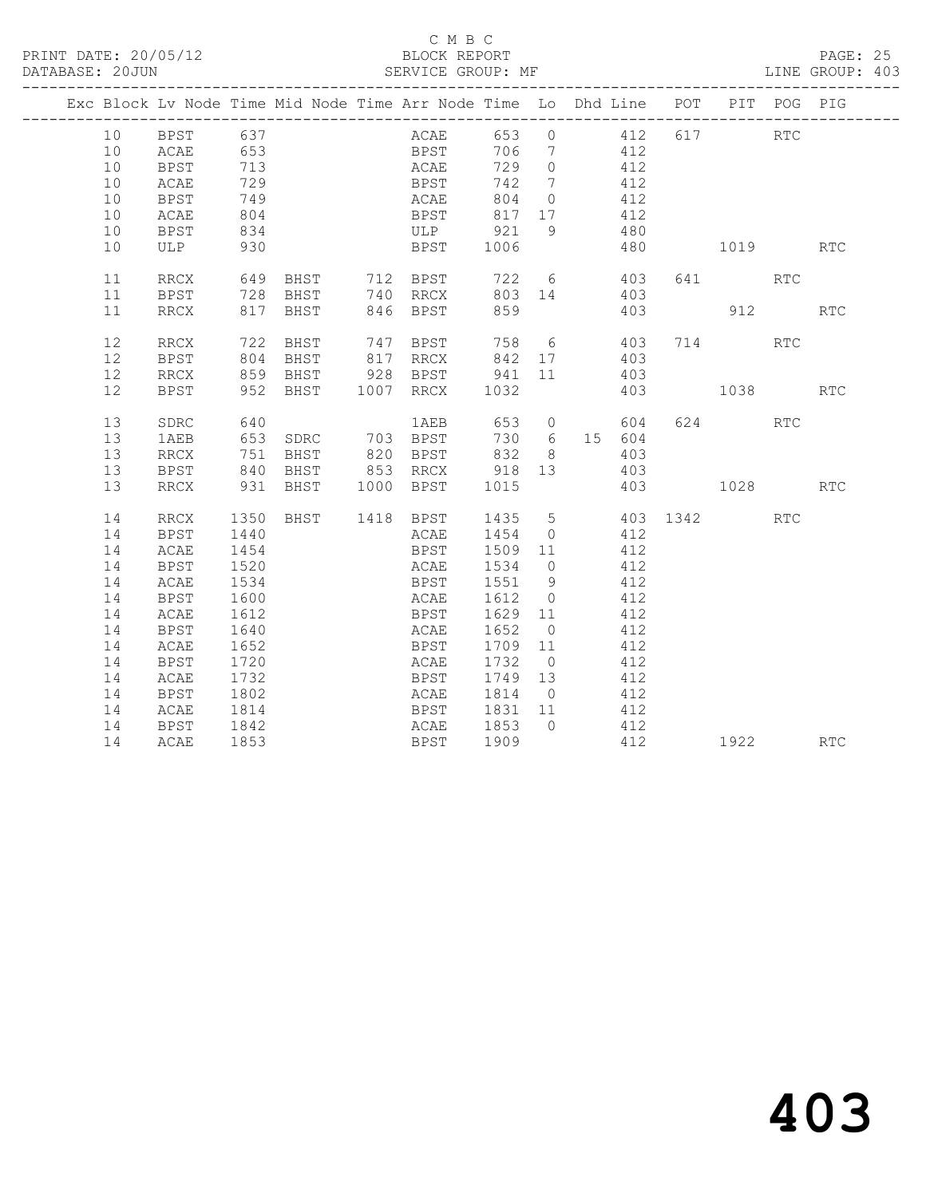C M B C
BLOCK REPORT
SERVICE GROUP: MF

PRINT DATE: 20/05/12
DATABASE: 20JUN

LINE GROUP: 403

| Exc | Block | Lv | Node | Time | Mid Node | Time | Arr Node | Time | Lo | Dhd | Line | POT | PIT | POG | PIG |
|---|---|---|---|---|---|---|---|---|---|---|---|---|---|---|---|
| | 10 | | BPST | 637 | | | ACAE | 653 | 0 | | 412 | 617 | | RTC | |
| | 10 | | ACAE | 653 | | | BPST | 706 | 7 | | 412 | | | | |
| | 10 | | BPST | 713 | | | ACAE | 729 | 0 | | 412 | | | | |
| | 10 | | ACAE | 729 | | | BPST | 742 | 7 | | 412 | | | | |
| | 10 | | BPST | 749 | | | ACAE | 804 | 0 | | 412 | | | | |
| | 10 | | ACAE | 804 | | | BPST | 817 | 17 | | 412 | | | | |
| | 10 | | BPST | 834 | | | ULP | 921 | 9 | | 480 | | | | |
| | 10 | | ULP | 930 | | | BPST | 1006 | | | 480 | | 1019 | | RTC |
| | 11 | | RRCX | 649 | BHST | 712 | BPST | 722 | 6 | | 403 | 641 | | RTC | |
| | 11 | | BPST | 728 | BHST | 740 | RRCX | 803 | 14 | | 403 | | | | |
| | 11 | | RRCX | 817 | BHST | 846 | BPST | 859 | | | 403 | | 912 | | RTC |
| | 12 | | RRCX | 722 | BHST | 747 | BPST | 758 | 6 | | 403 | 714 | | RTC | |
| | 12 | | BPST | 804 | BHST | 817 | RRCX | 842 | 17 | | 403 | | | | |
| | 12 | | RRCX | 859 | BHST | 928 | BPST | 941 | 11 | | 403 | | | | |
| | 12 | | BPST | 952 | BHST | 1007 | RRCX | 1032 | | | 403 | | 1038 | | RTC |
| | 13 | | SDRC | 640 | | | 1AEB | 653 | 0 | | 604 | 624 | | RTC | |
| | 13 | | 1AEB | 653 | SDRC | 703 | BPST | 730 | 6 | 15 | 604 | | | | |
| | 13 | | RRCX | 751 | BHST | 820 | BPST | 832 | 8 | | 403 | | | | |
| | 13 | | BPST | 840 | BHST | 853 | RRCX | 918 | 13 | | 403 | | | | |
| | 13 | | RRCX | 931 | BHST | 1000 | BPST | 1015 | | | 403 | | 1028 | | RTC |
| | 14 | | RRCX | 1350 | BHST | 1418 | BPST | 1435 | 5 | | 403 | 1342 | | RTC | |
| | 14 | | BPST | 1440 | | | ACAE | 1454 | 0 | | 412 | | | | |
| | 14 | | ACAE | 1454 | | | BPST | 1509 | 11 | | 412 | | | | |
| | 14 | | BPST | 1520 | | | ACAE | 1534 | 0 | | 412 | | | | |
| | 14 | | ACAE | 1534 | | | BPST | 1551 | 9 | | 412 | | | | |
| | 14 | | BPST | 1600 | | | ACAE | 1612 | 0 | | 412 | | | | |
| | 14 | | ACAE | 1612 | | | BPST | 1629 | 11 | | 412 | | | | |
| | 14 | | BPST | 1640 | | | ACAE | 1652 | 0 | | 412 | | | | |
| | 14 | | ACAE | 1652 | | | BPST | 1709 | 11 | | 412 | | | | |
| | 14 | | BPST | 1720 | | | ACAE | 1732 | 0 | | 412 | | | | |
| | 14 | | ACAE | 1732 | | | BPST | 1749 | 13 | | 412 | | | | |
| | 14 | | BPST | 1802 | | | ACAE | 1814 | 0 | | 412 | | | | |
| | 14 | | ACAE | 1814 | | | BPST | 1831 | 11 | | 412 | | | | |
| | 14 | | BPST | 1842 | | | ACAE | 1853 | 0 | | 412 | | | | |
| | 14 | | ACAE | 1853 | | | BPST | 1909 | | | 412 | | 1922 | | RTC |

# 403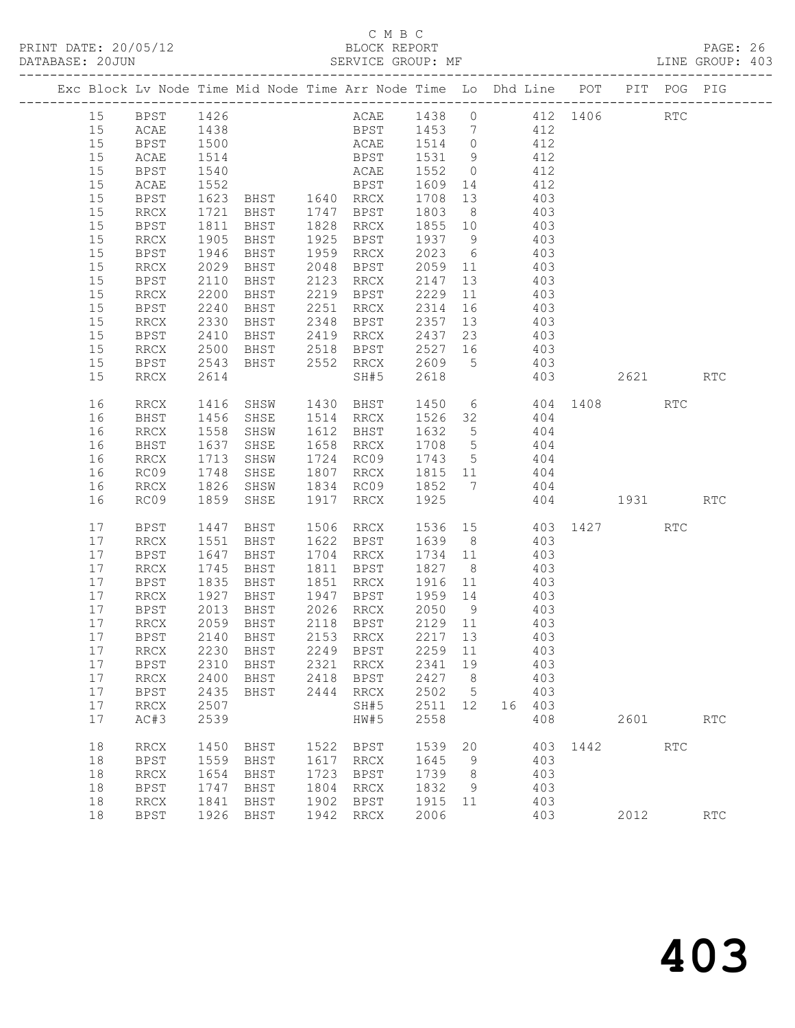C M B C

PRINT DATE: 20/05/12 BLOCK REPORT

DATABASE: 20JUN SERVICE GROUP: MF LINE GROUP: 403

| Exc | Block | Lv | Node | Time | Mid Node | Time | Arr Node | Time | Lo | Dhd Line | POT | PIT | POG | PIG |
|---|---|---|---|---|---|---|---|---|---|---|---|---|---|---|
| | 15 | | BPST | 1426 | | | ACAE | 1438 | 0 | 412 | 1406 | | RTC | |
| | 15 | | ACAE | 1438 | | | BPST | 1453 | 7 | 412 | | | | |
| | 15 | | BPST | 1500 | | | ACAE | 1514 | 0 | 412 | | | | |
| | 15 | | ACAE | 1514 | | | BPST | 1531 | 9 | 412 | | | | |
| | 15 | | BPST | 1540 | | | ACAE | 1552 | 0 | 412 | | | | |
| | 15 | | ACAE | 1552 | | | BPST | 1609 | 14 | 412 | | | | |
| | 15 | | BPST | 1623 | BHST | 1640 | RRCX | 1708 | 13 | 403 | | | | |
| | 15 | | RRCX | 1721 | BHST | 1747 | BPST | 1803 | 8 | 403 | | | | |
| | 15 | | BPST | 1811 | BHST | 1828 | RRCX | 1855 | 10 | 403 | | | | |
| | 15 | | RRCX | 1905 | BHST | 1925 | BPST | 1937 | 9 | 403 | | | | |
| | 15 | | BPST | 1946 | BHST | 1959 | RRCX | 2023 | 6 | 403 | | | | |
| | 15 | | RRCX | 2029 | BHST | 2048 | BPST | 2059 | 11 | 403 | | | | |
| | 15 | | BPST | 2110 | BHST | 2123 | RRCX | 2147 | 13 | 403 | | | | |
| | 15 | | RRCX | 2200 | BHST | 2219 | BPST | 2229 | 11 | 403 | | | | |
| | 15 | | BPST | 2240 | BHST | 2251 | RRCX | 2314 | 16 | 403 | | | | |
| | 15 | | RRCX | 2330 | BHST | 2348 | BPST | 2357 | 13 | 403 | | | | |
| | 15 | | BPST | 2410 | BHST | 2419 | RRCX | 2437 | 23 | 403 | | | | |
| | 15 | | RRCX | 2500 | BHST | 2518 | BPST | 2527 | 16 | 403 | | | | |
| | 15 | | BPST | 2543 | BHST | 2552 | RRCX | 2609 | 5 | 403 | | | | |
| | 15 | | RRCX | 2614 | | | SH#5 | 2618 | | 403 | | 2621 | | RTC |
| | 16 | | RRCX | 1416 | SHSW | 1430 | BHST | 1450 | 6 | 404 | 1408 | | RTC | |
| | 16 | | BHST | 1456 | SHSE | 1514 | RRCX | 1526 | 32 | 404 | | | | |
| | 16 | | RRCX | 1558 | SHSW | 1612 | BHST | 1632 | 5 | 404 | | | | |
| | 16 | | BHST | 1637 | SHSE | 1658 | RRCX | 1708 | 5 | 404 | | | | |
| | 16 | | RRCX | 1713 | SHSW | 1724 | RC09 | 1743 | 5 | 404 | | | | |
| | 16 | | RC09 | 1748 | SHSE | 1807 | RRCX | 1815 | 11 | 404 | | | | |
| | 16 | | RRCX | 1826 | SHSW | 1834 | RC09 | 1852 | 7 | 404 | | | | |
| | 16 | | RC09 | 1859 | SHSE | 1917 | RRCX | 1925 | | 404 | | 1931 | | RTC |
| | 17 | | BPST | 1447 | BHST | 1506 | RRCX | 1536 | 15 | 403 | 1427 | | RTC | |
| | 17 | | RRCX | 1551 | BHST | 1622 | BPST | 1639 | 8 | 403 | | | | |
| | 17 | | BPST | 1647 | BHST | 1704 | RRCX | 1734 | 11 | 403 | | | | |
| | 17 | | RRCX | 1745 | BHST | 1811 | BPST | 1827 | 8 | 403 | | | | |
| | 17 | | BPST | 1835 | BHST | 1851 | RRCX | 1916 | 11 | 403 | | | | |
| | 17 | | RRCX | 1927 | BHST | 1947 | BPST | 1959 | 14 | 403 | | | | |
| | 17 | | BPST | 2013 | BHST | 2026 | RRCX | 2050 | 9 | 403 | | | | |
| | 17 | | RRCX | 2059 | BHST | 2118 | BPST | 2129 | 11 | 403 | | | | |
| | 17 | | BPST | 2140 | BHST | 2153 | RRCX | 2217 | 13 | 403 | | | | |
| | 17 | | RRCX | 2230 | BHST | 2249 | BPST | 2259 | 11 | 403 | | | | |
| | 17 | | BPST | 2310 | BHST | 2321 | RRCX | 2341 | 19 | 403 | | | | |
| | 17 | | RRCX | 2400 | BHST | 2418 | BPST | 2427 | 8 | 403 | | | | |
| | 17 | | BPST | 2435 | BHST | 2444 | RRCX | 2502 | 5 | 403 | | | | |
| | 17 | | RRCX | 2507 | | | SH#5 | 2511 | 12 | 16 403 | | | | |
| | 17 | | AC#3 | 2539 | | | HW#5 | 2558 | | 408 | | 2601 | | RTC |
| | 18 | | RRCX | 1450 | BHST | 1522 | BPST | 1539 | 20 | 403 | 1442 | | RTC | |
| | 18 | | BPST | 1559 | BHST | 1617 | RRCX | 1645 | 9 | 403 | | | | |
| | 18 | | RRCX | 1654 | BHST | 1723 | BPST | 1739 | 8 | 403 | | | | |
| | 18 | | BPST | 1747 | BHST | 1804 | RRCX | 1832 | 9 | 403 | | | | |
| | 18 | | RRCX | 1841 | BHST | 1902 | BPST | 1915 | 11 | 403 | | | | |
| | 18 | | BPST | 1926 | BHST | 1942 | RRCX | 2006 | | 403 | | 2012 | | RTC |

# 403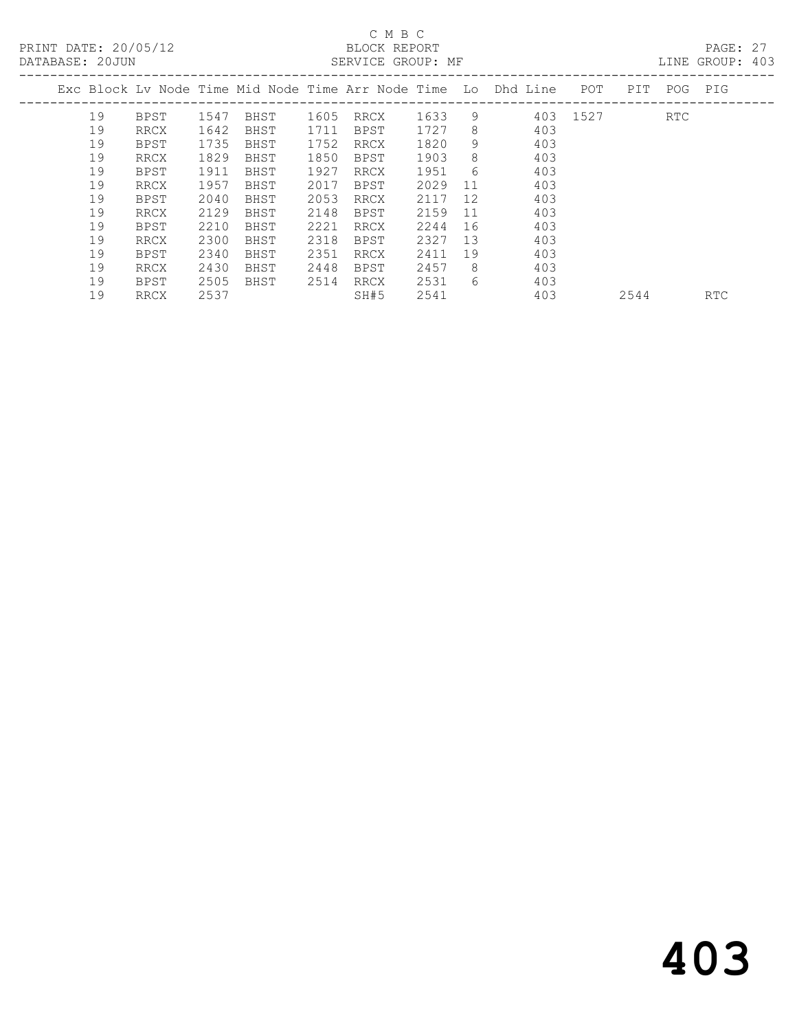C M B C

PRINT DATE: 20/05/12 BLOCK REPORT

DATABASE: 20JUN SERVICE GROUP: MF LINE GROUP: 403

| Exc | Block | Lv | Node | Time | Mid Node | Time | Arr Node | Time | Lo | Dhd Line | POT | PIT | POG | PIG |
|---|---|---|---|---|---|---|---|---|---|---|---|---|---|---|
| | 19 | | BPST | 1547 | BHST | 1605 | RRCX | 1633 | 9 | 403 | 1527 | | RTC | |
| | 19 | | RRCX | 1642 | BHST | 1711 | BPST | 1727 | 8 | 403 | | | | |
| | 19 | | BPST | 1735 | BHST | 1752 | RRCX | 1820 | 9 | 403 | | | | |
| | 19 | | RRCX | 1829 | BHST | 1850 | BPST | 1903 | 8 | 403 | | | | |
| | 19 | | BPST | 1911 | BHST | 1927 | RRCX | 1951 | 6 | 403 | | | | |
| | 19 | | RRCX | 1957 | BHST | 2017 | BPST | 2029 | 11 | 403 | | | | |
| | 19 | | BPST | 2040 | BHST | 2053 | RRCX | 2117 | 12 | 403 | | | | |
| | 19 | | RRCX | 2129 | BHST | 2148 | BPST | 2159 | 11 | 403 | | | | |
| | 19 | | BPST | 2210 | BHST | 2221 | RRCX | 2244 | 16 | 403 | | | | |
| | 19 | | RRCX | 2300 | BHST | 2318 | BPST | 2327 | 13 | 403 | | | | |
| | 19 | | BPST | 2340 | BHST | 2351 | RRCX | 2411 | 19 | 403 | | | | |
| | 19 | | RRCX | 2430 | BHST | 2448 | BPST | 2457 | 8 | 403 | | | | |
| | 19 | | BPST | 2505 | BHST | 2514 | RRCX | 2531 | 6 | 403 | | | | |
| | 19 | | RRCX | 2537 | | | SH#5 | 2541 | | 403 | | 2544 | | RTC |

# 403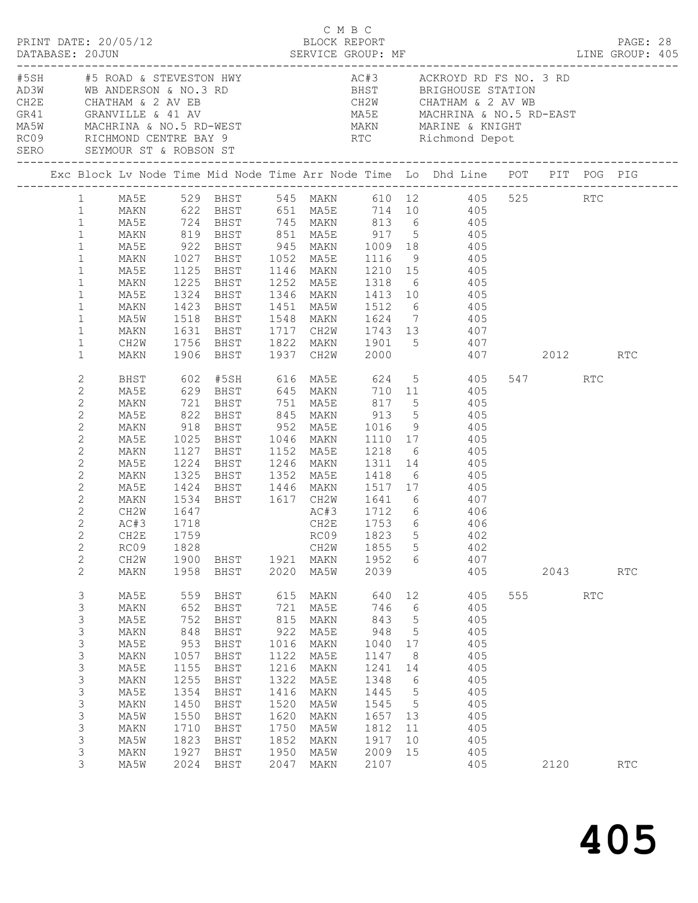C M B C

PRINT DATE: 20/05/12 BLOCK REPORT PAGE: 28
DATABASE: 20JUN SERVICE GROUP: MF LINE GROUP: 405

| Code | Description | Code | Description |
|---|---|---|---|
| #5SH | #5 ROAD & STEVESTON HWY | AC#3 | ACKROYD RD FS NO. 3 RD |
| AD3W | WB ANDERSON & NO.3 RD | BHST | BRIGHOUSE STATION |
| CH2E | CHATHAM & 2 AV EB | CH2W | CHATHAM & 2 AV WB |
| GR41 | GRANVILLE & 41 AV | MA5E | MACHRINA & NO.5 RD-EAST |
| MA5W | MACHRINA & NO.5 RD-WEST | MAKN | MARINE & KNIGHT |
| RC09 | RICHMOND CENTRE BAY 9 | RTC | Richmond Depot |
| SERO | SEYMOUR ST & ROBSON ST | | |

| Exc | Block | Lv Node | Time | Mid Node | Time | Arr Node | Time | Lo | Dhd Line | POT | PIT | POG | PIG |
|---|---|---|---|---|---|---|---|---|---|---|---|---|---|
| | 1 | MA5E | 529 | BHST | 545 | MAKN | 610 | 12 | 405 | 525 | | RTC | |
| | 1 | MAKN | 622 | BHST | 651 | MA5E | 714 | 10 | 405 | | | | |
| | 1 | MA5E | 724 | BHST | 745 | MAKN | 813 | 6 | 405 | | | | |
| | 1 | MAKN | 819 | BHST | 851 | MA5E | 917 | 5 | 405 | | | | |
| | 1 | MA5E | 922 | BHST | 945 | MAKN | 1009 | 18 | 405 | | | | |
| | 1 | MAKN | 1027 | BHST | 1052 | MA5E | 1116 | 9 | 405 | | | | |
| | 1 | MA5E | 1125 | BHST | 1146 | MAKN | 1210 | 15 | 405 | | | | |
| | 1 | MAKN | 1225 | BHST | 1252 | MA5E | 1318 | 6 | 405 | | | | |
| | 1 | MA5E | 1324 | BHST | 1346 | MAKN | 1413 | 10 | 405 | | | | |
| | 1 | MAKN | 1423 | BHST | 1451 | MA5W | 1512 | 6 | 405 | | | | |
| | 1 | MA5W | 1518 | BHST | 1548 | MAKN | 1624 | 7 | 405 | | | | |
| | 1 | MAKN | 1631 | BHST | 1717 | CH2W | 1743 | 13 | 407 | | | | |
| | 1 | CH2W | 1756 | BHST | 1822 | MAKN | 1901 | 5 | 407 | | | | |
| | 1 | MAKN | 1906 | BHST | 1937 | CH2W | 2000 | | 407 | | 2012 | | RTC |
| | 2 | BHST | 602 | #5SH | 616 | MA5E | 624 | 5 | 405 | 547 | | RTC | |
| | 2 | MA5E | 629 | BHST | 645 | MAKN | 710 | 11 | 405 | | | | |
| | 2 | MAKN | 721 | BHST | 751 | MA5E | 817 | 5 | 405 | | | | |
| | 2 | MA5E | 822 | BHST | 845 | MAKN | 913 | 5 | 405 | | | | |
| | 2 | MAKN | 918 | BHST | 952 | MA5E | 1016 | 9 | 405 | | | | |
| | 2 | MA5E | 1025 | BHST | 1046 | MAKN | 1110 | 17 | 405 | | | | |
| | 2 | MAKN | 1127 | BHST | 1152 | MA5E | 1218 | 6 | 405 | | | | |
| | 2 | MA5E | 1224 | BHST | 1246 | MAKN | 1311 | 14 | 405 | | | | |
| | 2 | MAKN | 1325 | BHST | 1352 | MA5E | 1418 | 6 | 405 | | | | |
| | 2 | MA5E | 1424 | BHST | 1446 | MAKN | 1517 | 17 | 405 | | | | |
| | 2 | MAKN | 1534 | BHST | 1617 | CH2W | 1641 | 6 | 407 | | | | |
| | 2 | CH2W | 1647 | | | AC#3 | 1712 | 6 | 406 | | | | |
| | 2 | AC#3 | 1718 | | | CH2E | 1753 | 6 | 406 | | | | |
| | 2 | CH2E | 1759 | | | RC09 | 1823 | 5 | 402 | | | | |
| | 2 | RC09 | 1828 | | | CH2W | 1855 | 5 | 402 | | | | |
| | 2 | CH2W | 1900 | BHST | 1921 | MAKN | 1952 | 6 | 407 | | | | |
| | 2 | MAKN | 1958 | BHST | 2020 | MA5W | 2039 | | 405 | | 2043 | | RTC |
| | 3 | MA5E | 559 | BHST | 615 | MAKN | 640 | 12 | 405 | 555 | | RTC | |
| | 3 | MAKN | 652 | BHST | 721 | MA5E | 746 | 6 | 405 | | | | |
| | 3 | MA5E | 752 | BHST | 815 | MAKN | 843 | 5 | 405 | | | | |
| | 3 | MAKN | 848 | BHST | 922 | MA5E | 948 | 5 | 405 | | | | |
| | 3 | MA5E | 953 | BHST | 1016 | MAKN | 1040 | 17 | 405 | | | | |
| | 3 | MAKN | 1057 | BHST | 1122 | MA5E | 1147 | 8 | 405 | | | | |
| | 3 | MA5E | 1155 | BHST | 1216 | MAKN | 1241 | 14 | 405 | | | | |
| | 3 | MAKN | 1255 | BHST | 1322 | MA5E | 1348 | 6 | 405 | | | | |
| | 3 | MA5E | 1354 | BHST | 1416 | MAKN | 1445 | 5 | 405 | | | | |
| | 3 | MAKN | 1450 | BHST | 1520 | MA5W | 1545 | 5 | 405 | | | | |
| | 3 | MA5W | 1550 | BHST | 1620 | MAKN | 1657 | 13 | 405 | | | | |
| | 3 | MAKN | 1710 | BHST | 1750 | MA5W | 1812 | 11 | 405 | | | | |
| | 3 | MA5W | 1823 | BHST | 1852 | MAKN | 1917 | 10 | 405 | | | | |
| | 3 | MAKN | 1927 | BHST | 1950 | MA5W | 2009 | 15 | 405 | | | | |
| | 3 | MA5W | 2024 | BHST | 2047 | MAKN | 2107 | | 405 | | 2120 | | RTC |

# 405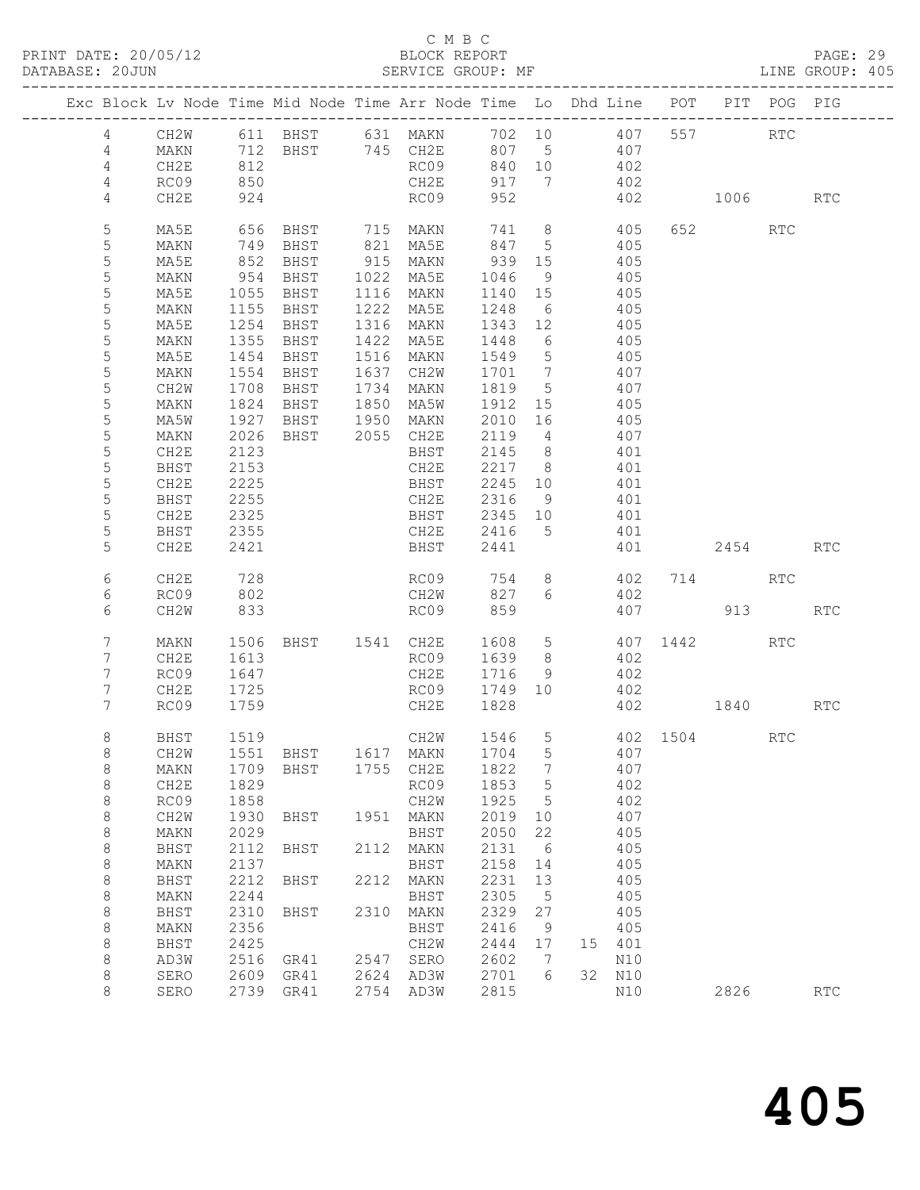C M B C

BLOCK REPORT

SERVICE GROUP: MF

PRINT DATE: 20/05/12
DATABASE: 20JUN
LINE GROUP: 405

| Exc | Block | Lv | Node | Time | Mid Node | Time | Arr Node | Time | Lo | Dhd Line | POT | PIT | POG | PIG |
|---|---|---|---|---|---|---|---|---|---|---|---|---|---|---|
| | 4 | | CH2W | 611 | BHST | 631 | MAKN | 702 | 10 | 407 | 557 | | RTC | |
| | 4 | | MAKN | 712 | BHST | 745 | CH2E | 807 | 5 | 407 | | | | |
| | 4 | | CH2E | 812 | | | RC09 | 840 | 10 | 402 | | | | |
| | 4 | | RC09 | 850 | | | CH2E | 917 | 7 | 402 | | | | |
| | 4 | | CH2E | 924 | | | RC09 | 952 | | 402 | | 1006 | | RTC |
| | 5 | | MA5E | 656 | BHST | 715 | MAKN | 741 | 8 | 405 | 652 | | RTC | |
| | 5 | | MAKN | 749 | BHST | 821 | MA5E | 847 | 5 | 405 | | | | |
| | 5 | | MA5E | 852 | BHST | 915 | MAKN | 939 | 15 | 405 | | | | |
| | 5 | | MAKN | 954 | BHST | 1022 | MA5E | 1046 | 9 | 405 | | | | |
| | 5 | | MA5E | 1055 | BHST | 1116 | MAKN | 1140 | 15 | 405 | | | | |
| | 5 | | MAKN | 1155 | BHST | 1222 | MA5E | 1248 | 6 | 405 | | | | |
| | 5 | | MA5E | 1254 | BHST | 1316 | MAKN | 1343 | 12 | 405 | | | | |
| | 5 | | MAKN | 1355 | BHST | 1422 | MA5E | 1448 | 6 | 405 | | | | |
| | 5 | | MA5E | 1454 | BHST | 1516 | MAKN | 1549 | 5 | 405 | | | | |
| | 5 | | MAKN | 1554 | BHST | 1637 | CH2W | 1701 | 7 | 407 | | | | |
| | 5 | | CH2W | 1708 | BHST | 1734 | MAKN | 1819 | 5 | 407 | | | | |
| | 5 | | MAKN | 1824 | BHST | 1850 | MA5W | 1912 | 15 | 405 | | | | |
| | 5 | | MA5W | 1927 | BHST | 1950 | MAKN | 2010 | 16 | 405 | | | | |
| | 5 | | MAKN | 2026 | BHST | 2055 | CH2E | 2119 | 4 | 407 | | | | |
| | 5 | | CH2E | 2123 | | | BHST | 2145 | 8 | 401 | | | | |
| | 5 | | BHST | 2153 | | | CH2E | 2217 | 8 | 401 | | | | |
| | 5 | | CH2E | 2225 | | | BHST | 2245 | 10 | 401 | | | | |
| | 5 | | BHST | 2255 | | | CH2E | 2316 | 9 | 401 | | | | |
| | 5 | | CH2E | 2325 | | | BHST | 2345 | 10 | 401 | | | | |
| | 5 | | BHST | 2355 | | | CH2E | 2416 | 5 | 401 | | | | |
| | 5 | | CH2E | 2421 | | | BHST | 2441 | | 401 | | 2454 | | RTC |
| | 6 | | CH2E | 728 | | | RC09 | 754 | 8 | 402 | 714 | | RTC | |
| | 6 | | RC09 | 802 | | | CH2W | 827 | 6 | 402 | | | | |
| | 6 | | CH2W | 833 | | | RC09 | 859 | | 407 | | 913 | | RTC |
| | 7 | | MAKN | 1506 | BHST | 1541 | CH2E | 1608 | 5 | 407 | 1442 | | RTC | |
| | 7 | | CH2E | 1613 | | | RC09 | 1639 | 8 | 402 | | | | |
| | 7 | | RC09 | 1647 | | | CH2E | 1716 | 9 | 402 | | | | |
| | 7 | | CH2E | 1725 | | | RC09 | 1749 | 10 | 402 | | | | |
| | 7 | | RC09 | 1759 | | | CH2E | 1828 | | 402 | | 1840 | | RTC |
| | 8 | | BHST | 1519 | | | CH2W | 1546 | 5 | 402 | 1504 | | RTC | |
| | 8 | | CH2W | 1551 | BHST | 1617 | MAKN | 1704 | 5 | 407 | | | | |
| | 8 | | MAKN | 1709 | BHST | 1755 | CH2E | 1822 | 7 | 407 | | | | |
| | 8 | | CH2E | 1829 | | | RC09 | 1853 | 5 | 402 | | | | |
| | 8 | | RC09 | 1858 | | | CH2W | 1925 | 5 | 402 | | | | |
| | 8 | | CH2W | 1930 | BHST | 1951 | MAKN | 2019 | 10 | 407 | | | | |
| | 8 | | MAKN | 2029 | | | BHST | 2050 | 22 | 405 | | | | |
| | 8 | | BHST | 2112 | BHST | 2112 | MAKN | 2131 | 6 | 405 | | | | |
| | 8 | | MAKN | 2137 | | | BHST | 2158 | 14 | 405 | | | | |
| | 8 | | BHST | 2212 | BHST | 2212 | MAKN | 2231 | 13 | 405 | | | | |
| | 8 | | MAKN | 2244 | | | BHST | 2305 | 5 | 405 | | | | |
| | 8 | | BHST | 2310 | BHST | 2310 | MAKN | 2329 | 27 | 405 | | | | |
| | 8 | | MAKN | 2356 | | | BHST | 2416 | 9 | 405 | | | | |
| | 8 | | BHST | 2425 | | | CH2W | 2444 | 17 | 15 401 | | | | |
| | 8 | | AD3W | 2516 | GR41 | 2547 | SERO | 2602 | 7 | N10 | | | | |
| | 8 | | SERO | 2609 | GR41 | 2624 | AD3W | 2701 | 6 | 32 N10 | | | | |
| | 8 | | SERO | 2739 | GR41 | 2754 | AD3W | 2815 | | N10 | | 2826 | | RTC |

405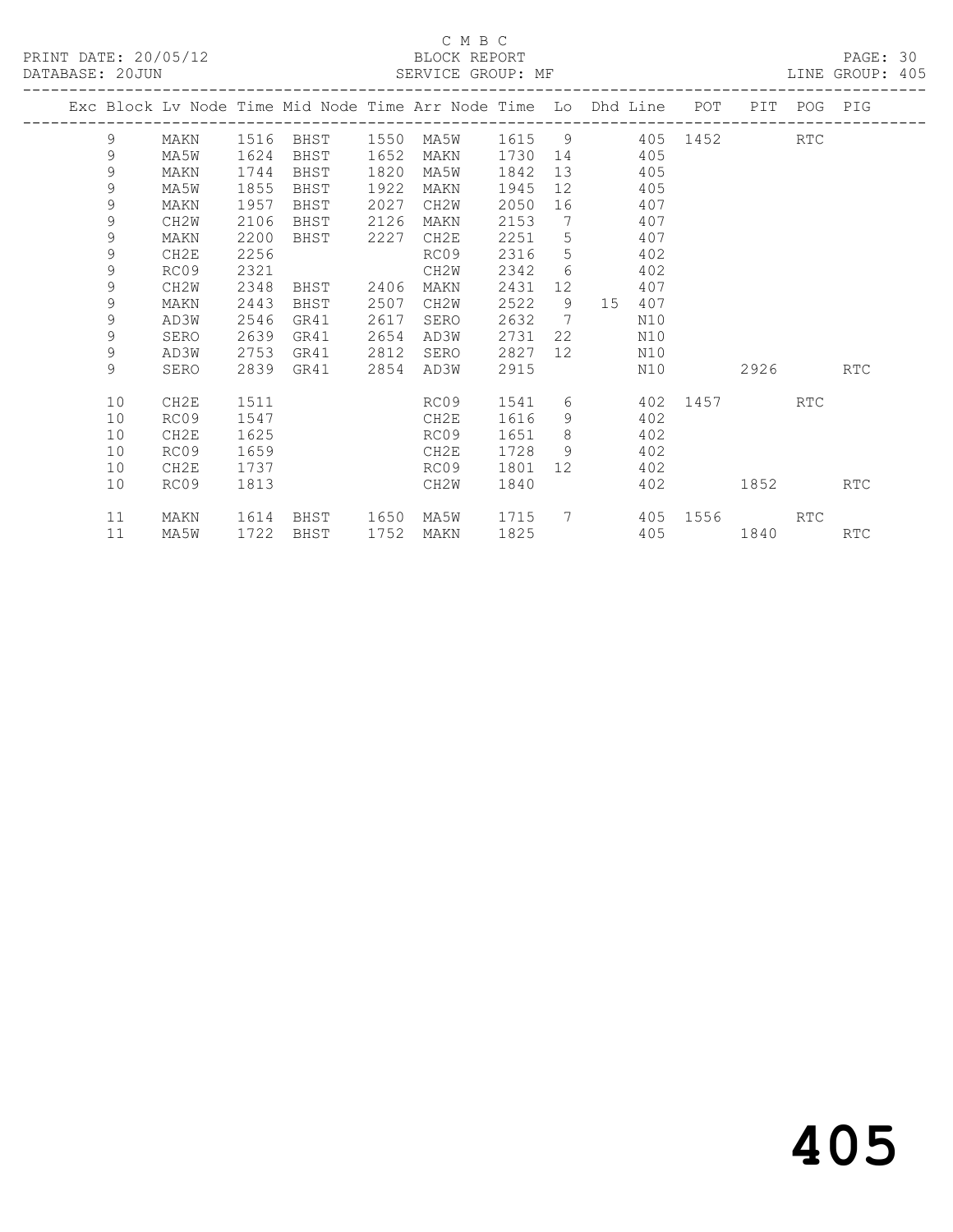C M B C

PRINT DATE: 20/05/12 BLOCK REPORT PAGE: 30

DATABASE: 20JUN SERVICE GROUP: MF LINE GROUP: 405

| Exc | Block | Lv | Node | Time | Mid Node | Time | Arr Node | Time | Lo | Dhd | Line | POT | PIT | POG | PIG |
|---|---|---|---|---|---|---|---|---|---|---|---|---|---|---|---|
| | 9 | | MAKN | 1516 | BHST | 1550 | MA5W | 1615 | 9 | | 405 | 1452 | | RTC | |
| | 9 | | MA5W | 1624 | BHST | 1652 | MAKN | 1730 | 14 | | 405 | | | | |
| | 9 | | MAKN | 1744 | BHST | 1820 | MA5W | 1842 | 13 | | 405 | | | | |
| | 9 | | MA5W | 1855 | BHST | 1922 | MAKN | 1945 | 12 | | 405 | | | | |
| | 9 | | MAKN | 1957 | BHST | 2027 | CH2W | 2050 | 16 | | 407 | | | | |
| | 9 | | CH2W | 2106 | BHST | 2126 | MAKN | 2153 | 7 | | 407 | | | | |
| | 9 | | MAKN | 2200 | BHST | 2227 | CH2E | 2251 | 5 | | 407 | | | | |
| | 9 | | CH2E | 2256 | | | RC09 | 2316 | 5 | | 402 | | | | |
| | 9 | | RC09 | 2321 | | | CH2W | 2342 | 6 | | 402 | | | | |
| | 9 | | CH2W | 2348 | BHST | 2406 | MAKN | 2431 | 12 | | 407 | | | | |
| | 9 | | MAKN | 2443 | BHST | 2507 | CH2W | 2522 | 9 | 15 | 407 | | | | |
| | 9 | | AD3W | 2546 | GR41 | 2617 | SERO | 2632 | 7 | | N10 | | | | |
| | 9 | | SERO | 2639 | GR41 | 2654 | AD3W | 2731 | 22 | | N10 | | | | |
| | 9 | | AD3W | 2753 | GR41 | 2812 | SERO | 2827 | 12 | | N10 | | | | |
| | 9 | | SERO | 2839 | GR41 | 2854 | AD3W | 2915 | | | N10 | | 2926 | | RTC |
| | 10 | | CH2E | 1511 | | | RC09 | 1541 | 6 | | 402 | 1457 | | RTC | |
| | 10 | | RC09 | 1547 | | | CH2E | 1616 | 9 | | 402 | | | | |
| | 10 | | CH2E | 1625 | | | RC09 | 1651 | 8 | | 402 | | | | |
| | 10 | | RC09 | 1659 | | | CH2E | 1728 | 9 | | 402 | | | | |
| | 10 | | CH2E | 1737 | | | RC09 | 1801 | 12 | | 402 | | | | |
| | 10 | | RC09 | 1813 | | | CH2W | 1840 | | | 402 | | 1852 | | RTC |
| | 11 | | MAKN | 1614 | BHST | 1650 | MA5W | 1715 | 7 | | 405 | 1556 | | RTC | |
| | 11 | | MA5W | 1722 | BHST | 1752 | MAKN | 1825 | | | 405 | | 1840 | | RTC |

405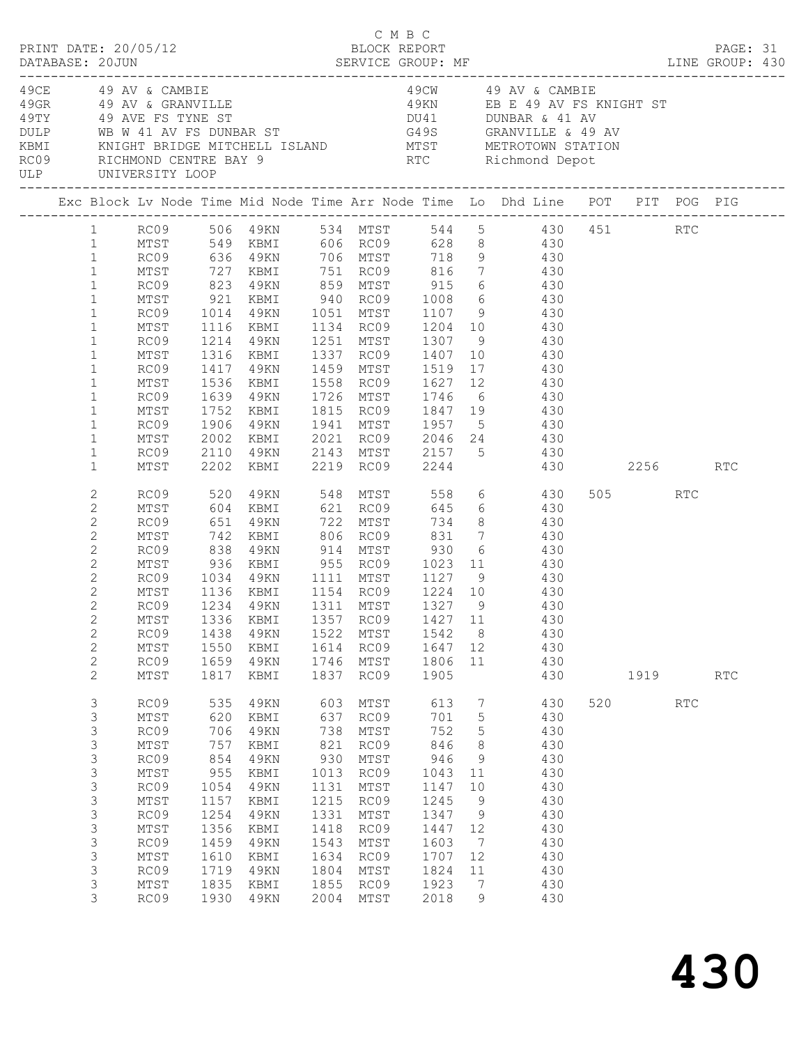C M B C

PRINT DATE: 20/05/12 BLOCK REPORT
DATABASE: 20JUN SERVICE GROUP: MF LINE GROUP: 430

| Code | Description | Code | Description |
|---|---|---|---|
| 49CE | 49 AV & CAMBIE | 49CW | 49 AV & CAMBIE |
| 49GR | 49 AV & GRANVILLE | 49KN | EB E 49 AV FS KNIGHT ST |
| 49TY | 49 AVE FS TYNE ST | DU41 | DUNBAR & 41 AV |
| DULP | WB W 41 AV FS DUNBAR ST | G49S | GRANVILLE & 49 AV |
| KBMI | KNIGHT BRIDGE MITCHELL ISLAND | MTST | METROTOWN STATION |
| RC09 | RICHMOND CENTRE BAY 9 | RTC | Richmond Depot |
| ULP | UNIVERSITY LOOP | | |

| Exc | Block | Lv Node | Time | Mid Node | Time | Arr Node | Time | Lo | Dhd Line | POT | PIT | POG | PIG |
|---|---|---|---|---|---|---|---|---|---|---|---|---|---|
| | 1 | RC09 | 506 | 49KN | 534 | MTST | 544 | 5 | 430 | 451 | | RTC | |
| | 1 | MTST | 549 | KBMI | 606 | RC09 | 628 | 8 | 430 | | | | |
| | 1 | RC09 | 636 | 49KN | 706 | MTST | 718 | 9 | 430 | | | | |
| | 1 | MTST | 727 | KBMI | 751 | RC09 | 816 | 7 | 430 | | | | |
| | 1 | RC09 | 823 | 49KN | 859 | MTST | 915 | 6 | 430 | | | | |
| | 1 | MTST | 921 | KBMI | 940 | RC09 | 1008 | 6 | 430 | | | | |
| | 1 | RC09 | 1014 | 49KN | 1051 | MTST | 1107 | 9 | 430 | | | | |
| | 1 | MTST | 1116 | KBMI | 1134 | RC09 | 1204 | 10 | 430 | | | | |
| | 1 | RC09 | 1214 | 49KN | 1251 | MTST | 1307 | 9 | 430 | | | | |
| | 1 | MTST | 1316 | KBMI | 1337 | RC09 | 1407 | 10 | 430 | | | | |
| | 1 | RC09 | 1417 | 49KN | 1459 | MTST | 1519 | 17 | 430 | | | | |
| | 1 | MTST | 1536 | KBMI | 1558 | RC09 | 1627 | 12 | 430 | | | | |
| | 1 | RC09 | 1639 | 49KN | 1726 | MTST | 1746 | 6 | 430 | | | | |
| | 1 | MTST | 1752 | KBMI | 1815 | RC09 | 1847 | 19 | 430 | | | | |
| | 1 | RC09 | 1906 | 49KN | 1941 | MTST | 1957 | 5 | 430 | | | | |
| | 1 | MTST | 2002 | KBMI | 2021 | RC09 | 2046 | 24 | 430 | | | | |
| | 1 | RC09 | 2110 | 49KN | 2143 | MTST | 2157 | 5 | 430 | | | | |
| | 1 | MTST | 2202 | KBMI | 2219 | RC09 | 2244 | | 430 | | 2256 | | RTC |
| | 2 | RC09 | 520 | 49KN | 548 | MTST | 558 | 6 | 430 | 505 | | RTC | |
| | 2 | MTST | 604 | KBMI | 621 | RC09 | 645 | 6 | 430 | | | | |
| | 2 | RC09 | 651 | 49KN | 722 | MTST | 734 | 8 | 430 | | | | |
| | 2 | MTST | 742 | KBMI | 806 | RC09 | 831 | 7 | 430 | | | | |
| | 2 | RC09 | 838 | 49KN | 914 | MTST | 930 | 6 | 430 | | | | |
| | 2 | MTST | 936 | KBMI | 955 | RC09 | 1023 | 11 | 430 | | | | |
| | 2 | RC09 | 1034 | 49KN | 1111 | MTST | 1127 | 9 | 430 | | | | |
| | 2 | MTST | 1136 | KBMI | 1154 | RC09 | 1224 | 10 | 430 | | | | |
| | 2 | RC09 | 1234 | 49KN | 1311 | MTST | 1327 | 9 | 430 | | | | |
| | 2 | MTST | 1336 | KBMI | 1357 | RC09 | 1427 | 11 | 430 | | | | |
| | 2 | RC09 | 1438 | 49KN | 1522 | MTST | 1542 | 8 | 430 | | | | |
| | 2 | MTST | 1550 | KBMI | 1614 | RC09 | 1647 | 12 | 430 | | | | |
| | 2 | RC09 | 1659 | 49KN | 1746 | MTST | 1806 | 11 | 430 | | | | |
| | 2 | MTST | 1817 | KBMI | 1837 | RC09 | 1905 | | 430 | | 1919 | | RTC |
| | 3 | RC09 | 535 | 49KN | 603 | MTST | 613 | 7 | 430 | 520 | | RTC | |
| | 3 | MTST | 620 | KBMI | 637 | RC09 | 701 | 5 | 430 | | | | |
| | 3 | RC09 | 706 | 49KN | 738 | MTST | 752 | 5 | 430 | | | | |
| | 3 | MTST | 757 | KBMI | 821 | RC09 | 846 | 8 | 430 | | | | |
| | 3 | RC09 | 854 | 49KN | 930 | MTST | 946 | 9 | 430 | | | | |
| | 3 | MTST | 955 | KBMI | 1013 | RC09 | 1043 | 11 | 430 | | | | |
| | 3 | RC09 | 1054 | 49KN | 1131 | MTST | 1147 | 10 | 430 | | | | |
| | 3 | MTST | 1157 | KBMI | 1215 | RC09 | 1245 | 9 | 430 | | | | |
| | 3 | RC09 | 1254 | 49KN | 1331 | MTST | 1347 | 9 | 430 | | | | |
| | 3 | MTST | 1356 | KBMI | 1418 | RC09 | 1447 | 12 | 430 | | | | |
| | 3 | RC09 | 1459 | 49KN | 1543 | MTST | 1603 | 7 | 430 | | | | |
| | 3 | MTST | 1610 | KBMI | 1634 | RC09 | 1707 | 12 | 430 | | | | |
| | 3 | RC09 | 1719 | 49KN | 1804 | MTST | 1824 | 11 | 430 | | | | |
| | 3 | MTST | 1835 | KBMI | 1855 | RC09 | 1923 | 7 | 430 | | | | |
| | 3 | RC09 | 1930 | 49KN | 2004 | MTST | 2018 | 9 | 430 | | | | |

# 430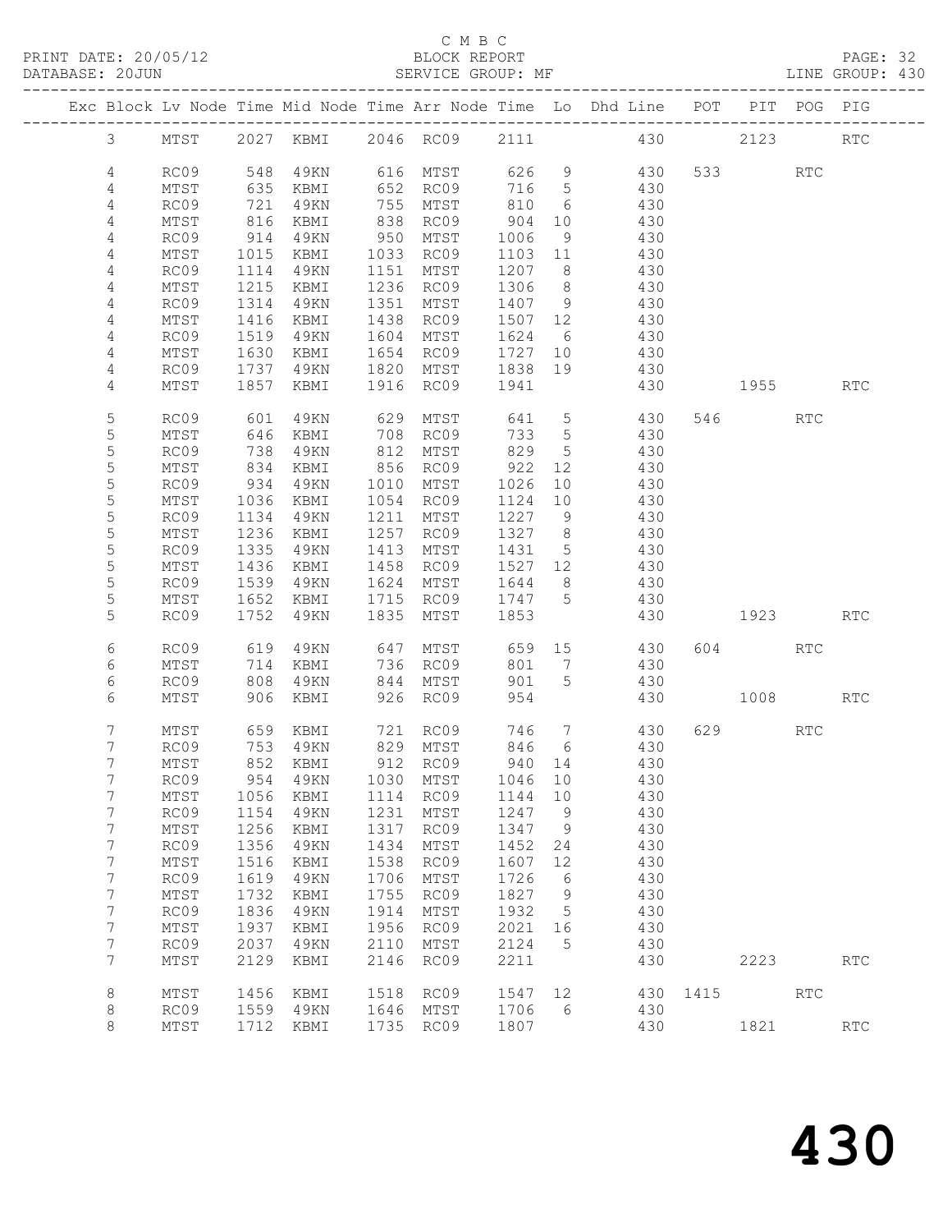C M B C

PRINT DATE: 20/05/12 BLOCK REPORT
DATABASE: 20JUN SERVICE GROUP: MF LINE GROUP: 430

| Exc | Block | Lv | Node | Time | Mid Node | Time | Arr Node | Time | Lo | Dhd Line | POT | PIT | POG | PIG |
|---|---|---|---|---|---|---|---|---|---|---|---|---|---|---|
| | 3 | | MTST | 2027 | KBMI | 2046 | RC09 | 2111 | | 430 | | 2123 | | RTC |
| | 4 | | RC09 | 548 | 49KN | 616 | MTST | 626 | 9 | 430 | 533 | | RTC | |
| | 4 | | MTST | 635 | KBMI | 652 | RC09 | 716 | 5 | 430 | | | | |
| | 4 | | RC09 | 721 | 49KN | 755 | MTST | 810 | 6 | 430 | | | | |
| | 4 | | MTST | 816 | KBMI | 838 | RC09 | 904 | 10 | 430 | | | | |
| | 4 | | RC09 | 914 | 49KN | 950 | MTST | 1006 | 9 | 430 | | | | |
| | 4 | | MTST | 1015 | KBMI | 1033 | RC09 | 1103 | 11 | 430 | | | | |
| | 4 | | RC09 | 1114 | 49KN | 1151 | MTST | 1207 | 8 | 430 | | | | |
| | 4 | | MTST | 1215 | KBMI | 1236 | RC09 | 1306 | 8 | 430 | | | | |
| | 4 | | RC09 | 1314 | 49KN | 1351 | MTST | 1407 | 9 | 430 | | | | |
| | 4 | | MTST | 1416 | KBMI | 1438 | RC09 | 1507 | 12 | 430 | | | | |
| | 4 | | RC09 | 1519 | 49KN | 1604 | MTST | 1624 | 6 | 430 | | | | |
| | 4 | | MTST | 1630 | KBMI | 1654 | RC09 | 1727 | 10 | 430 | | | | |
| | 4 | | RC09 | 1737 | 49KN | 1820 | MTST | 1838 | 19 | 430 | | | | |
| | 4 | | MTST | 1857 | KBMI | 1916 | RC09 | 1941 | | 430 | | 1955 | | RTC |
| | 5 | | RC09 | 601 | 49KN | 629 | MTST | 641 | 5 | 430 | 546 | | RTC | |
| | 5 | | MTST | 646 | KBMI | 708 | RC09 | 733 | 5 | 430 | | | | |
| | 5 | | RC09 | 738 | 49KN | 812 | MTST | 829 | 5 | 430 | | | | |
| | 5 | | MTST | 834 | KBMI | 856 | RC09 | 922 | 12 | 430 | | | | |
| | 5 | | RC09 | 934 | 49KN | 1010 | MTST | 1026 | 10 | 430 | | | | |
| | 5 | | MTST | 1036 | KBMI | 1054 | RC09 | 1124 | 10 | 430 | | | | |
| | 5 | | RC09 | 1134 | 49KN | 1211 | MTST | 1227 | 9 | 430 | | | | |
| | 5 | | MTST | 1236 | KBMI | 1257 | RC09 | 1327 | 8 | 430 | | | | |
| | 5 | | RC09 | 1335 | 49KN | 1413 | MTST | 1431 | 5 | 430 | | | | |
| | 5 | | MTST | 1436 | KBMI | 1458 | RC09 | 1527 | 12 | 430 | | | | |
| | 5 | | RC09 | 1539 | 49KN | 1624 | MTST | 1644 | 8 | 430 | | | | |
| | 5 | | MTST | 1652 | KBMI | 1715 | RC09 | 1747 | 5 | 430 | | | | |
| | 5 | | RC09 | 1752 | 49KN | 1835 | MTST | 1853 | | 430 | | 1923 | | RTC |
| | 6 | | RC09 | 619 | 49KN | 647 | MTST | 659 | 15 | 430 | 604 | | RTC | |
| | 6 | | MTST | 714 | KBMI | 736 | RC09 | 801 | 7 | 430 | | | | |
| | 6 | | RC09 | 808 | 49KN | 844 | MTST | 901 | 5 | 430 | | | | |
| | 6 | | MTST | 906 | KBMI | 926 | RC09 | 954 | | 430 | | 1008 | | RTC |
| | 7 | | MTST | 659 | KBMI | 721 | RC09 | 746 | 7 | 430 | 629 | | RTC | |
| | 7 | | RC09 | 753 | 49KN | 829 | MTST | 846 | 6 | 430 | | | | |
| | 7 | | MTST | 852 | KBMI | 912 | RC09 | 940 | 14 | 430 | | | | |
| | 7 | | RC09 | 954 | 49KN | 1030 | MTST | 1046 | 10 | 430 | | | | |
| | 7 | | MTST | 1056 | KBMI | 1114 | RC09 | 1144 | 10 | 430 | | | | |
| | 7 | | RC09 | 1154 | 49KN | 1231 | MTST | 1247 | 9 | 430 | | | | |
| | 7 | | MTST | 1256 | KBMI | 1317 | RC09 | 1347 | 9 | 430 | | | | |
| | 7 | | RC09 | 1356 | 49KN | 1434 | MTST | 1452 | 24 | 430 | | | | |
| | 7 | | MTST | 1516 | KBMI | 1538 | RC09 | 1607 | 12 | 430 | | | | |
| | 7 | | RC09 | 1619 | 49KN | 1706 | MTST | 1726 | 6 | 430 | | | | |
| | 7 | | MTST | 1732 | KBMI | 1755 | RC09 | 1827 | 9 | 430 | | | | |
| | 7 | | RC09 | 1836 | 49KN | 1914 | MTST | 1932 | 5 | 430 | | | | |
| | 7 | | MTST | 1937 | KBMI | 1956 | RC09 | 2021 | 16 | 430 | | | | |
| | 7 | | RC09 | 2037 | 49KN | 2110 | MTST | 2124 | 5 | 430 | | | | |
| | 7 | | MTST | 2129 | KBMI | 2146 | RC09 | 2211 | | 430 | | 2223 | | RTC |
| | 8 | | MTST | 1456 | KBMI | 1518 | RC09 | 1547 | 12 | 430 | 1415 | | RTC | |
| | 8 | | RC09 | 1559 | 49KN | 1646 | MTST | 1706 | 6 | 430 | | | | |
| | 8 | | MTST | 1712 | KBMI | 1735 | RC09 | 1807 | | 430 | | 1821 | | RTC |

# 430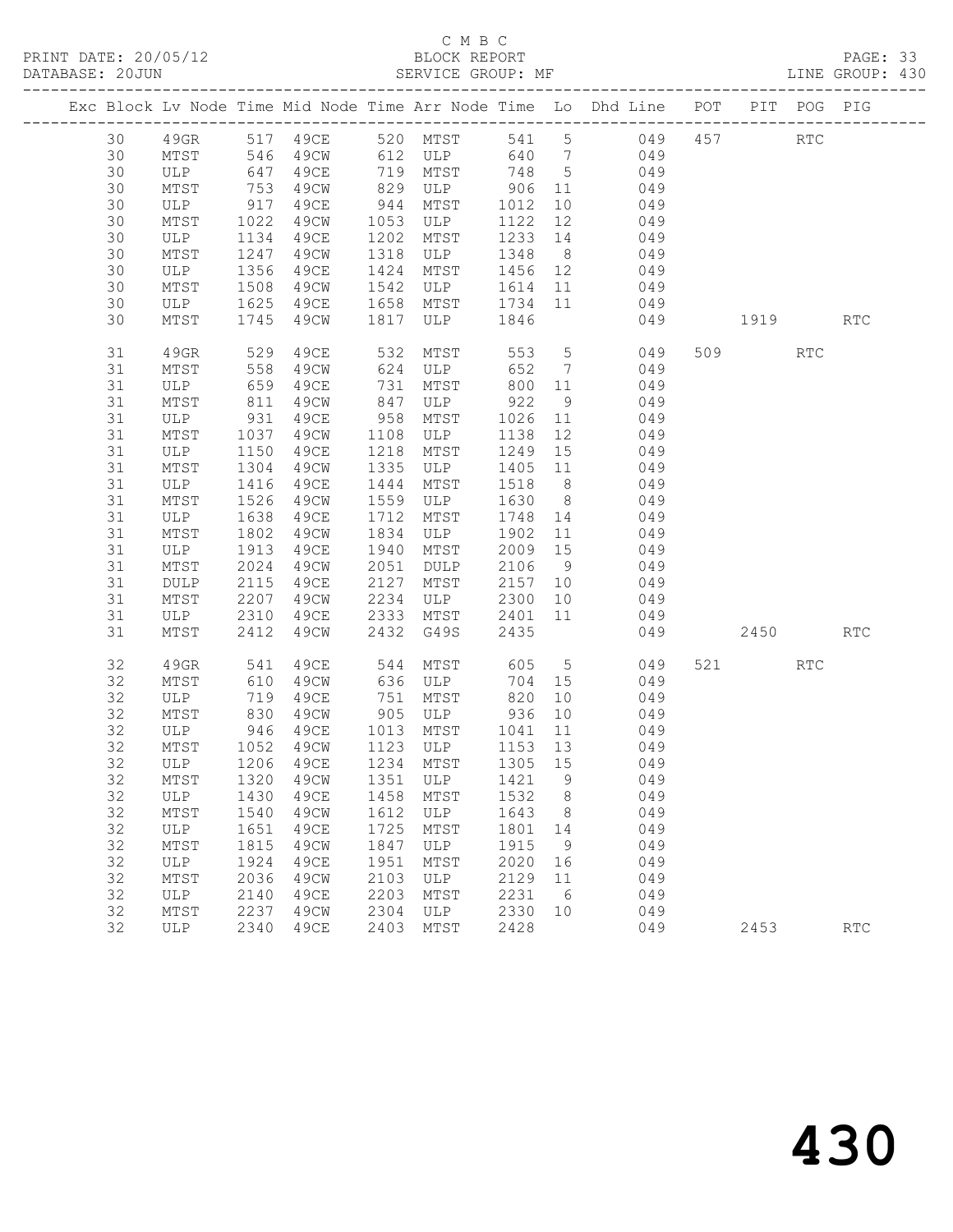C M B C
PRINT DATE: 20/05/12 BLOCK REPORT
DATABASE: 20JUN SERVICE GROUP: MF LINE GROUP: 430

| Exc | Block | Lv | Node | Time | Mid Node | Time | Arr Node | Time | Lo | Dhd Line | POT | PIT | POG | PIG |
|---|---|---|---|---|---|---|---|---|---|---|---|---|---|---|
| | 30 | | 49GR | 517 | 49CE | 520 | MTST | 541 | 5 | 049 | 457 | | RTC | |
| | 30 | | MTST | 546 | 49CW | 612 | ULP | 640 | 7 | 049 | | | | |
| | 30 | | ULP | 647 | 49CE | 719 | MTST | 748 | 5 | 049 | | | | |
| | 30 | | MTST | 753 | 49CW | 829 | ULP | 906 | 11 | 049 | | | | |
| | 30 | | ULP | 917 | 49CE | 944 | MTST | 1012 | 10 | 049 | | | | |
| | 30 | | MTST | 1022 | 49CW | 1053 | ULP | 1122 | 12 | 049 | | | | |
| | 30 | | ULP | 1134 | 49CE | 1202 | MTST | 1233 | 14 | 049 | | | | |
| | 30 | | MTST | 1247 | 49CW | 1318 | ULP | 1348 | 8 | 049 | | | | |
| | 30 | | ULP | 1356 | 49CE | 1424 | MTST | 1456 | 12 | 049 | | | | |
| | 30 | | MTST | 1508 | 49CW | 1542 | ULP | 1614 | 11 | 049 | | | | |
| | 30 | | ULP | 1625 | 49CE | 1658 | MTST | 1734 | 11 | 049 | | | | |
| | 30 | | MTST | 1745 | 49CW | 1817 | ULP | 1846 | | 049 | | 1919 | | RTC |
| | 31 | | 49GR | 529 | 49CE | 532 | MTST | 553 | 5 | 049 | 509 | | RTC | |
| | 31 | | MTST | 558 | 49CW | 624 | ULP | 652 | 7 | 049 | | | | |
| | 31 | | ULP | 659 | 49CE | 731 | MTST | 800 | 11 | 049 | | | | |
| | 31 | | MTST | 811 | 49CW | 847 | ULP | 922 | 9 | 049 | | | | |
| | 31 | | ULP | 931 | 49CE | 958 | MTST | 1026 | 11 | 049 | | | | |
| | 31 | | MTST | 1037 | 49CW | 1108 | ULP | 1138 | 12 | 049 | | | | |
| | 31 | | ULP | 1150 | 49CE | 1218 | MTST | 1249 | 15 | 049 | | | | |
| | 31 | | MTST | 1304 | 49CW | 1335 | ULP | 1405 | 11 | 049 | | | | |
| | 31 | | ULP | 1416 | 49CE | 1444 | MTST | 1518 | 8 | 049 | | | | |
| | 31 | | MTST | 1526 | 49CW | 1559 | ULP | 1630 | 8 | 049 | | | | |
| | 31 | | ULP | 1638 | 49CE | 1712 | MTST | 1748 | 14 | 049 | | | | |
| | 31 | | MTST | 1802 | 49CW | 1834 | ULP | 1902 | 11 | 049 | | | | |
| | 31 | | ULP | 1913 | 49CE | 1940 | MTST | 2009 | 15 | 049 | | | | |
| | 31 | | MTST | 2024 | 49CW | 2051 | DULP | 2106 | 9 | 049 | | | | |
| | 31 | | DULP | 2115 | 49CE | 2127 | MTST | 2157 | 10 | 049 | | | | |
| | 31 | | MTST | 2207 | 49CW | 2234 | ULP | 2300 | 10 | 049 | | | | |
| | 31 | | ULP | 2310 | 49CE | 2333 | MTST | 2401 | 11 | 049 | | | | |
| | 31 | | MTST | 2412 | 49CW | 2432 | G49S | 2435 | | 049 | | 2450 | | RTC |
| | 32 | | 49GR | 541 | 49CE | 544 | MTST | 605 | 5 | 049 | 521 | | RTC | |
| | 32 | | MTST | 610 | 49CW | 636 | ULP | 704 | 15 | 049 | | | | |
| | 32 | | ULP | 719 | 49CE | 751 | MTST | 820 | 10 | 049 | | | | |
| | 32 | | MTST | 830 | 49CW | 905 | ULP | 936 | 10 | 049 | | | | |
| | 32 | | ULP | 946 | 49CE | 1013 | MTST | 1041 | 11 | 049 | | | | |
| | 32 | | MTST | 1052 | 49CW | 1123 | ULP | 1153 | 13 | 049 | | | | |
| | 32 | | ULP | 1206 | 49CE | 1234 | MTST | 1305 | 15 | 049 | | | | |
| | 32 | | MTST | 1320 | 49CW | 1351 | ULP | 1421 | 9 | 049 | | | | |
| | 32 | | ULP | 1430 | 49CE | 1458 | MTST | 1532 | 8 | 049 | | | | |
| | 32 | | MTST | 1540 | 49CW | 1612 | ULP | 1643 | 8 | 049 | | | | |
| | 32 | | ULP | 1651 | 49CE | 1725 | MTST | 1801 | 14 | 049 | | | | |
| | 32 | | MTST | 1815 | 49CW | 1847 | ULP | 1915 | 9 | 049 | | | | |
| | 32 | | ULP | 1924 | 49CE | 1951 | MTST | 2020 | 16 | 049 | | | | |
| | 32 | | MTST | 2036 | 49CW | 2103 | ULP | 2129 | 11 | 049 | | | | |
| | 32 | | ULP | 2140 | 49CE | 2203 | MTST | 2231 | 6 | 049 | | | | |
| | 32 | | MTST | 2237 | 49CW | 2304 | ULP | 2330 | 10 | 049 | | | | |
| | 32 | | ULP | 2340 | 49CE | 2403 | MTST | 2428 | | 049 | | 2453 | | RTC |

430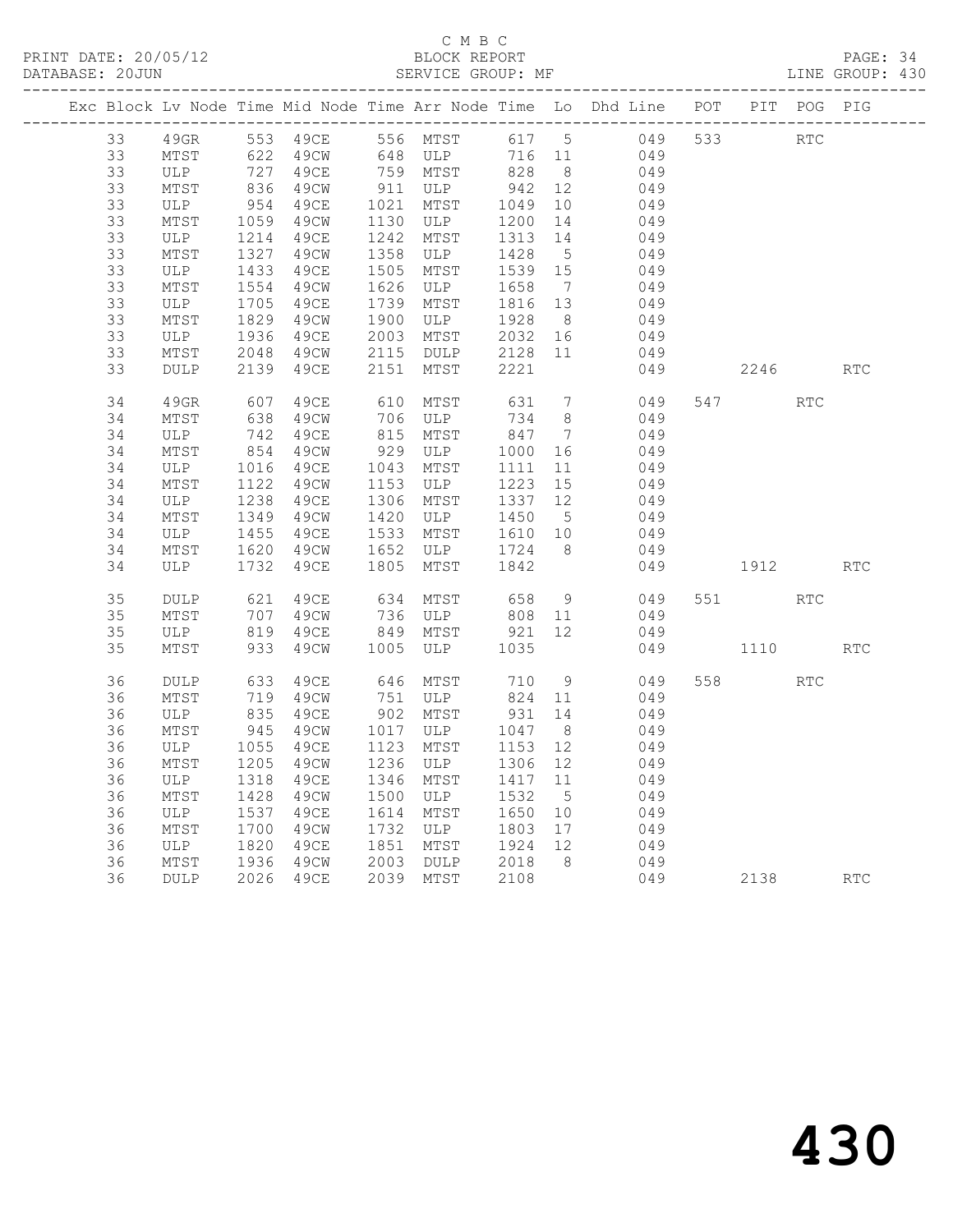C M B C

BLOCK REPORT

PRINT DATE: 20/05/12 DATABASE: 20JUN SERVICE GROUP: MF LINE GROUP: 430

| Exc | Block | Lv | Node | Time | Mid Node | Time | Arr Node | Time | Lo | Dhd Line | POT | PIT | POG | PIG |
|---|---|---|---|---|---|---|---|---|---|---|---|---|---|---|
| | 33 | | 49GR | 553 | 49CE | 556 | MTST | 617 | 5 | 049 | 533 | | RTC | |
| | 33 | | MTST | 622 | 49CW | 648 | ULP | 716 | 11 | 049 | | | | |
| | 33 | | ULP | 727 | 49CE | 759 | MTST | 828 | 8 | 049 | | | | |
| | 33 | | MTST | 836 | 49CW | 911 | ULP | 942 | 12 | 049 | | | | |
| | 33 | | ULP | 954 | 49CE | 1021 | MTST | 1049 | 10 | 049 | | | | |
| | 33 | | MTST | 1059 | 49CW | 1130 | ULP | 1200 | 14 | 049 | | | | |
| | 33 | | ULP | 1214 | 49CE | 1242 | MTST | 1313 | 14 | 049 | | | | |
| | 33 | | MTST | 1327 | 49CW | 1358 | ULP | 1428 | 5 | 049 | | | | |
| | 33 | | ULP | 1433 | 49CE | 1505 | MTST | 1539 | 15 | 049 | | | | |
| | 33 | | MTST | 1554 | 49CW | 1626 | ULP | 1658 | 7 | 049 | | | | |
| | 33 | | ULP | 1705 | 49CE | 1739 | MTST | 1816 | 13 | 049 | | | | |
| | 33 | | MTST | 1829 | 49CW | 1900 | ULP | 1928 | 8 | 049 | | | | |
| | 33 | | ULP | 1936 | 49CE | 2003 | MTST | 2032 | 16 | 049 | | | | |
| | 33 | | MTST | 2048 | 49CW | 2115 | DULP | 2128 | 11 | 049 | | | | |
| | 33 | | DULP | 2139 | 49CE | 2151 | MTST | 2221 | | 049 | | 2246 | | RTC |
| | 34 | | 49GR | 607 | 49CE | 610 | MTST | 631 | 7 | 049 | 547 | | RTC | |
| | 34 | | MTST | 638 | 49CW | 706 | ULP | 734 | 8 | 049 | | | | |
| | 34 | | ULP | 742 | 49CE | 815 | MTST | 847 | 7 | 049 | | | | |
| | 34 | | MTST | 854 | 49CW | 929 | ULP | 1000 | 16 | 049 | | | | |
| | 34 | | ULP | 1016 | 49CE | 1043 | MTST | 1111 | 11 | 049 | | | | |
| | 34 | | MTST | 1122 | 49CW | 1153 | ULP | 1223 | 15 | 049 | | | | |
| | 34 | | ULP | 1238 | 49CE | 1306 | MTST | 1337 | 12 | 049 | | | | |
| | 34 | | MTST | 1349 | 49CW | 1420 | ULP | 1450 | 5 | 049 | | | | |
| | 34 | | ULP | 1455 | 49CE | 1533 | MTST | 1610 | 10 | 049 | | | | |
| | 34 | | MTST | 1620 | 49CW | 1652 | ULP | 1724 | 8 | 049 | | | | |
| | 34 | | ULP | 1732 | 49CE | 1805 | MTST | 1842 | | 049 | | 1912 | | RTC |
| | 35 | | DULP | 621 | 49CE | 634 | MTST | 658 | 9 | 049 | 551 | | RTC | |
| | 35 | | MTST | 707 | 49CW | 736 | ULP | 808 | 11 | 049 | | | | |
| | 35 | | ULP | 819 | 49CE | 849 | MTST | 921 | 12 | 049 | | | | |
| | 35 | | MTST | 933 | 49CW | 1005 | ULP | 1035 | | 049 | | 1110 | | RTC |
| | 36 | | DULP | 633 | 49CE | 646 | MTST | 710 | 9 | 049 | 558 | | RTC | |
| | 36 | | MTST | 719 | 49CW | 751 | ULP | 824 | 11 | 049 | | | | |
| | 36 | | ULP | 835 | 49CE | 902 | MTST | 931 | 14 | 049 | | | | |
| | 36 | | MTST | 945 | 49CW | 1017 | ULP | 1047 | 8 | 049 | | | | |
| | 36 | | ULP | 1055 | 49CE | 1123 | MTST | 1153 | 12 | 049 | | | | |
| | 36 | | MTST | 1205 | 49CW | 1236 | ULP | 1306 | 12 | 049 | | | | |
| | 36 | | ULP | 1318 | 49CE | 1346 | MTST | 1417 | 11 | 049 | | | | |
| | 36 | | MTST | 1428 | 49CW | 1500 | ULP | 1532 | 5 | 049 | | | | |
| | 36 | | ULP | 1537 | 49CE | 1614 | MTST | 1650 | 10 | 049 | | | | |
| | 36 | | MTST | 1700 | 49CW | 1732 | ULP | 1803 | 17 | 049 | | | | |
| | 36 | | ULP | 1820 | 49CE | 1851 | MTST | 1924 | 12 | 049 | | | | |
| | 36 | | MTST | 1936 | 49CW | 2003 | DULP | 2018 | 8 | 049 | | | | |
| | 36 | | DULP | 2026 | 49CE | 2039 | MTST | 2108 | | 049 | | 2138 | | RTC |

430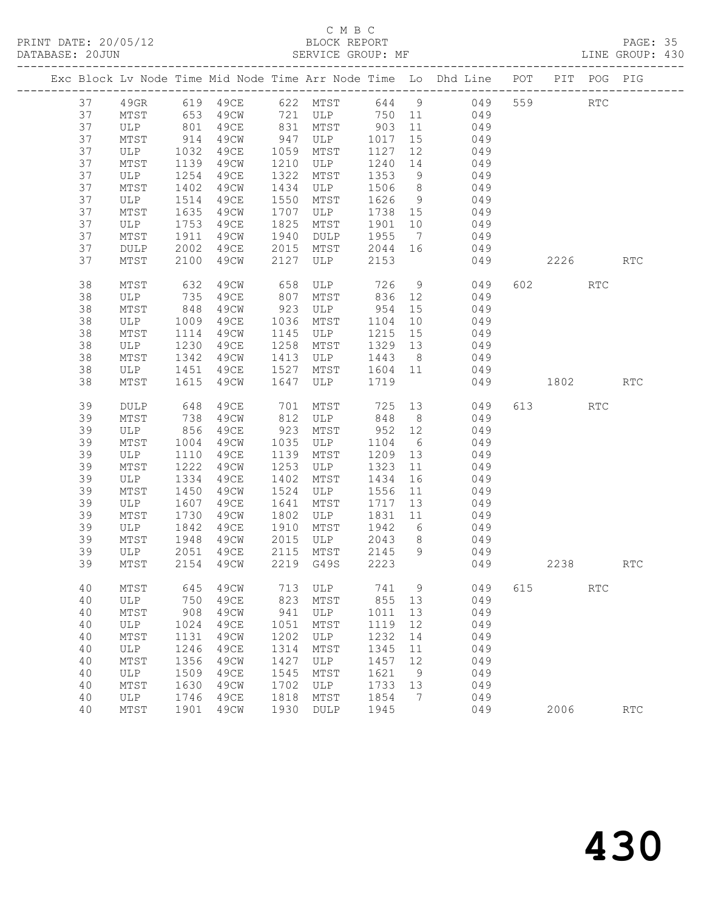C M B C

PRINT DATE: 20/05/12 BLOCK REPORT

DATABASE: 20JUN SERVICE GROUP: MF LINE GROUP: 430

| Exc | Block | Lv | Node | Time | Mid Node | Time | Arr Node | Time | Lo | Dhd Line | POT | PIT | POG | PIG |
|---|---|---|---|---|---|---|---|---|---|---|---|---|---|---|
| | 37 | | 49GR | 619 | 49CE | 622 | MTST | 644 | 9 | 049 | 559 | | RTC | |
| | 37 | | MTST | 653 | 49CW | 721 | ULP | 750 | 11 | 049 | | | | |
| | 37 | | ULP | 801 | 49CE | 831 | MTST | 903 | 11 | 049 | | | | |
| | 37 | | MTST | 914 | 49CW | 947 | ULP | 1017 | 15 | 049 | | | | |
| | 37 | | ULP | 1032 | 49CE | 1059 | MTST | 1127 | 12 | 049 | | | | |
| | 37 | | MTST | 1139 | 49CW | 1210 | ULP | 1240 | 14 | 049 | | | | |
| | 37 | | ULP | 1254 | 49CE | 1322 | MTST | 1353 | 9 | 049 | | | | |
| | 37 | | MTST | 1402 | 49CW | 1434 | ULP | 1506 | 8 | 049 | | | | |
| | 37 | | ULP | 1514 | 49CE | 1550 | MTST | 1626 | 9 | 049 | | | | |
| | 37 | | MTST | 1635 | 49CW | 1707 | ULP | 1738 | 15 | 049 | | | | |
| | 37 | | ULP | 1753 | 49CE | 1825 | MTST | 1901 | 10 | 049 | | | | |
| | 37 | | MTST | 1911 | 49CW | 1940 | DULP | 1955 | 7 | 049 | | | | |
| | 37 | | DULP | 2002 | 49CE | 2015 | MTST | 2044 | 16 | 049 | | | | |
| | 37 | | MTST | 2100 | 49CW | 2127 | ULP | 2153 | | 049 | | 2226 | | RTC |
| | 38 | | MTST | 632 | 49CW | 658 | ULP | 726 | 9 | 049 | 602 | | RTC | |
| | 38 | | ULP | 735 | 49CE | 807 | MTST | 836 | 12 | 049 | | | | |
| | 38 | | MTST | 848 | 49CW | 923 | ULP | 954 | 15 | 049 | | | | |
| | 38 | | ULP | 1009 | 49CE | 1036 | MTST | 1104 | 10 | 049 | | | | |
| | 38 | | MTST | 1114 | 49CW | 1145 | ULP | 1215 | 15 | 049 | | | | |
| | 38 | | ULP | 1230 | 49CE | 1258 | MTST | 1329 | 13 | 049 | | | | |
| | 38 | | MTST | 1342 | 49CW | 1413 | ULP | 1443 | 8 | 049 | | | | |
| | 38 | | ULP | 1451 | 49CE | 1527 | MTST | 1604 | 11 | 049 | | | | |
| | 38 | | MTST | 1615 | 49CW | 1647 | ULP | 1719 | | 049 | | 1802 | | RTC |
| | 39 | | DULP | 648 | 49CE | 701 | MTST | 725 | 13 | 049 | 613 | | RTC | |
| | 39 | | MTST | 738 | 49CW | 812 | ULP | 848 | 8 | 049 | | | | |
| | 39 | | ULP | 856 | 49CE | 923 | MTST | 952 | 12 | 049 | | | | |
| | 39 | | MTST | 1004 | 49CW | 1035 | ULP | 1104 | 6 | 049 | | | | |
| | 39 | | ULP | 1110 | 49CE | 1139 | MTST | 1209 | 13 | 049 | | | | |
| | 39 | | MTST | 1222 | 49CW | 1253 | ULP | 1323 | 11 | 049 | | | | |
| | 39 | | ULP | 1334 | 49CE | 1402 | MTST | 1434 | 16 | 049 | | | | |
| | 39 | | MTST | 1450 | 49CW | 1524 | ULP | 1556 | 11 | 049 | | | | |
| | 39 | | ULP | 1607 | 49CE | 1641 | MTST | 1717 | 13 | 049 | | | | |
| | 39 | | MTST | 1730 | 49CW | 1802 | ULP | 1831 | 11 | 049 | | | | |
| | 39 | | ULP | 1842 | 49CE | 1910 | MTST | 1942 | 6 | 049 | | | | |
| | 39 | | MTST | 1948 | 49CW | 2015 | ULP | 2043 | 8 | 049 | | | | |
| | 39 | | ULP | 2051 | 49CE | 2115 | MTST | 2145 | 9 | 049 | | | | |
| | 39 | | MTST | 2154 | 49CW | 2219 | G49S | 2223 | | 049 | | 2238 | | RTC |
| | 40 | | MTST | 645 | 49CW | 713 | ULP | 741 | 9 | 049 | 615 | | RTC | |
| | 40 | | ULP | 750 | 49CE | 823 | MTST | 855 | 13 | 049 | | | | |
| | 40 | | MTST | 908 | 49CW | 941 | ULP | 1011 | 13 | 049 | | | | |
| | 40 | | ULP | 1024 | 49CE | 1051 | MTST | 1119 | 12 | 049 | | | | |
| | 40 | | MTST | 1131 | 49CW | 1202 | ULP | 1232 | 14 | 049 | | | | |
| | 40 | | ULP | 1246 | 49CE | 1314 | MTST | 1345 | 11 | 049 | | | | |
| | 40 | | MTST | 1356 | 49CW | 1427 | ULP | 1457 | 12 | 049 | | | | |
| | 40 | | ULP | 1509 | 49CE | 1545 | MTST | 1621 | 9 | 049 | | | | |
| | 40 | | MTST | 1630 | 49CW | 1702 | ULP | 1733 | 13 | 049 | | | | |
| | 40 | | ULP | 1746 | 49CE | 1818 | MTST | 1854 | 7 | 049 | | | | |
| | 40 | | MTST | 1901 | 49CW | 1930 | DULP | 1945 | | 049 | | 2006 | | RTC |

# 430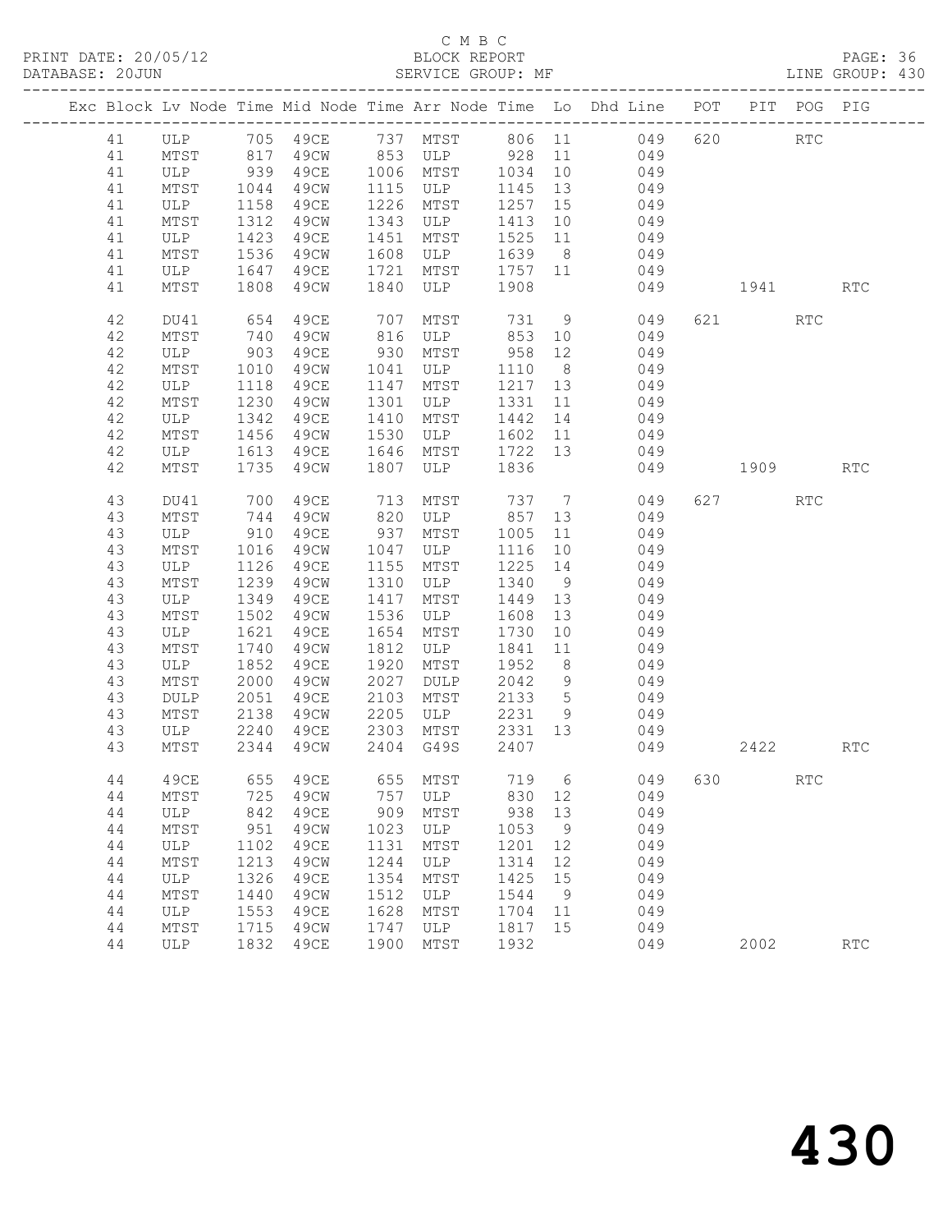C M B C

PRINT DATE: 20/05/12 BLOCK REPORT PAGE: 36
DATABASE: 20JUN SERVICE GROUP: MF LINE GROUP: 430

| Exc | Block | Lv | Node | Time | Mid Node | Time | Arr Node | Time | Lo | Dhd Line | POT | PIT | POG | PIG |
|---|---|---|---|---|---|---|---|---|---|---|---|---|---|---|
| | 41 | | ULP | 705 | 49CE | 737 | MTST | 806 | 11 | 049 | 620 | | RTC | |
| | 41 | | MTST | 817 | 49CW | 853 | ULP | 928 | 11 | 049 | | | | |
| | 41 | | ULP | 939 | 49CE | 1006 | MTST | 1034 | 10 | 049 | | | | |
| | 41 | | MTST | 1044 | 49CW | 1115 | ULP | 1145 | 13 | 049 | | | | |
| | 41 | | ULP | 1158 | 49CE | 1226 | MTST | 1257 | 15 | 049 | | | | |
| | 41 | | MTST | 1312 | 49CW | 1343 | ULP | 1413 | 10 | 049 | | | | |
| | 41 | | ULP | 1423 | 49CE | 1451 | MTST | 1525 | 11 | 049 | | | | |
| | 41 | | MTST | 1536 | 49CW | 1608 | ULP | 1639 | 8 | 049 | | | | |
| | 41 | | ULP | 1647 | 49CE | 1721 | MTST | 1757 | 11 | 049 | | | | |
| | 41 | | MTST | 1808 | 49CW | 1840 | ULP | 1908 | | 049 | | 1941 | | RTC |
| | 42 | | DU41 | 654 | 49CE | 707 | MTST | 731 | 9 | 049 | 621 | | RTC | |
| | 42 | | MTST | 740 | 49CW | 816 | ULP | 853 | 10 | 049 | | | | |
| | 42 | | ULP | 903 | 49CE | 930 | MTST | 958 | 12 | 049 | | | | |
| | 42 | | MTST | 1010 | 49CW | 1041 | ULP | 1110 | 8 | 049 | | | | |
| | 42 | | ULP | 1118 | 49CE | 1147 | MTST | 1217 | 13 | 049 | | | | |
| | 42 | | MTST | 1230 | 49CW | 1301 | ULP | 1331 | 11 | 049 | | | | |
| | 42 | | ULP | 1342 | 49CE | 1410 | MTST | 1442 | 14 | 049 | | | | |
| | 42 | | MTST | 1456 | 49CW | 1530 | ULP | 1602 | 11 | 049 | | | | |
| | 42 | | ULP | 1613 | 49CE | 1646 | MTST | 1722 | 13 | 049 | | | | |
| | 42 | | MTST | 1735 | 49CW | 1807 | ULP | 1836 | | 049 | | 1909 | | RTC |
| | 43 | | DU41 | 700 | 49CE | 713 | MTST | 737 | 7 | 049 | 627 | | RTC | |
| | 43 | | MTST | 744 | 49CW | 820 | ULP | 857 | 13 | 049 | | | | |
| | 43 | | ULP | 910 | 49CE | 937 | MTST | 1005 | 11 | 049 | | | | |
| | 43 | | MTST | 1016 | 49CW | 1047 | ULP | 1116 | 10 | 049 | | | | |
| | 43 | | ULP | 1126 | 49CE | 1155 | MTST | 1225 | 14 | 049 | | | | |
| | 43 | | MTST | 1239 | 49CW | 1310 | ULP | 1340 | 9 | 049 | | | | |
| | 43 | | ULP | 1349 | 49CE | 1417 | MTST | 1449 | 13 | 049 | | | | |
| | 43 | | MTST | 1502 | 49CW | 1536 | ULP | 1608 | 13 | 049 | | | | |
| | 43 | | ULP | 1621 | 49CE | 1654 | MTST | 1730 | 10 | 049 | | | | |
| | 43 | | MTST | 1740 | 49CW | 1812 | ULP | 1841 | 11 | 049 | | | | |
| | 43 | | ULP | 1852 | 49CE | 1920 | MTST | 1952 | 8 | 049 | | | | |
| | 43 | | MTST | 2000 | 49CW | 2027 | DULP | 2042 | 9 | 049 | | | | |
| | 43 | | DULP | 2051 | 49CE | 2103 | MTST | 2133 | 5 | 049 | | | | |
| | 43 | | MTST | 2138 | 49CW | 2205 | ULP | 2231 | 9 | 049 | | | | |
| | 43 | | ULP | 2240 | 49CE | 2303 | MTST | 2331 | 13 | 049 | | | | |
| | 43 | | MTST | 2344 | 49CW | 2404 | G49S | 2407 | | 049 | | 2422 | | RTC |
| | 44 | | 49CE | 655 | 49CE | 655 | MTST | 719 | 6 | 049 | 630 | | RTC | |
| | 44 | | MTST | 725 | 49CW | 757 | ULP | 830 | 12 | 049 | | | | |
| | 44 | | ULP | 842 | 49CE | 909 | MTST | 938 | 13 | 049 | | | | |
| | 44 | | MTST | 951 | 49CW | 1023 | ULP | 1053 | 9 | 049 | | | | |
| | 44 | | ULP | 1102 | 49CE | 1131 | MTST | 1201 | 12 | 049 | | | | |
| | 44 | | MTST | 1213 | 49CW | 1244 | ULP | 1314 | 12 | 049 | | | | |
| | 44 | | ULP | 1326 | 49CE | 1354 | MTST | 1425 | 15 | 049 | | | | |
| | 44 | | MTST | 1440 | 49CW | 1512 | ULP | 1544 | 9 | 049 | | | | |
| | 44 | | ULP | 1553 | 49CE | 1628 | MTST | 1704 | 11 | 049 | | | | |
| | 44 | | MTST | 1715 | 49CW | 1747 | ULP | 1817 | 15 | 049 | | | | |
| | 44 | | ULP | 1832 | 49CE | 1900 | MTST | 1932 | | 049 | | 2002 | | RTC |

# 430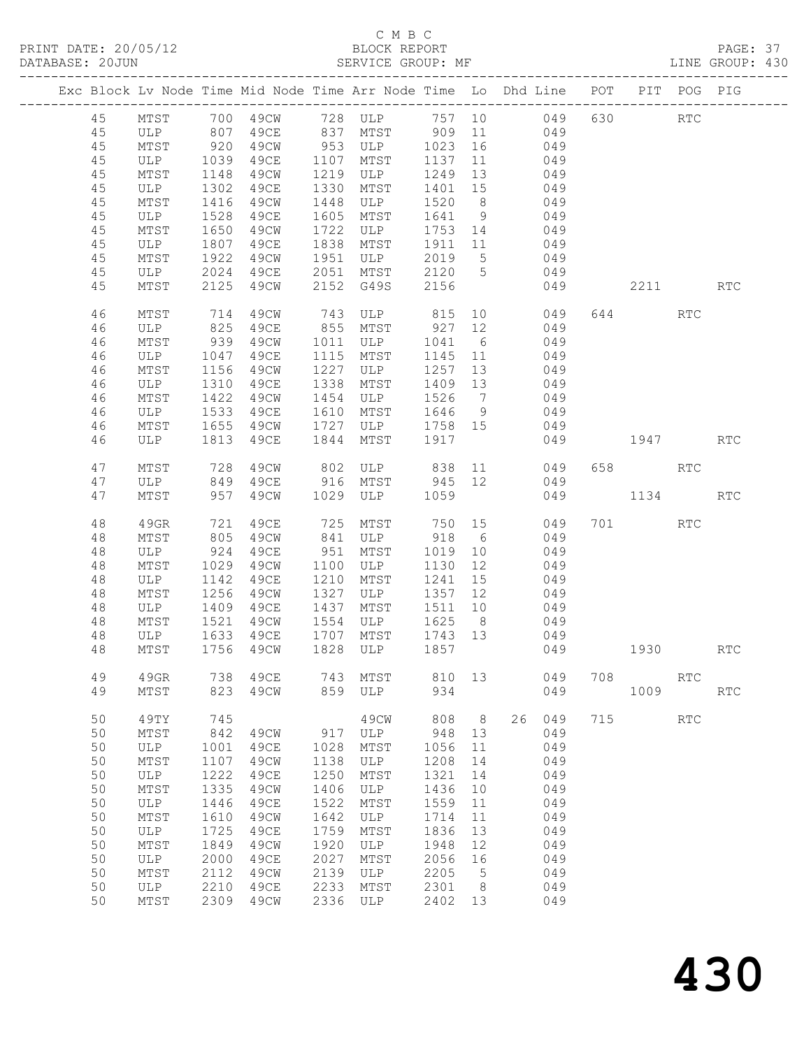C M B C
BLOCK REPORT
SERVICE GROUP: MF

PRINT DATE: 20/05/12
DATABASE: 20JUN
LINE GROUP: 430

| Exc | Block | Lv | Node | Time | Mid Node | Time | Arr Node | Time | Lo | Dhd | Line | POT | PIT | POG | PIG |
|---|---|---|---|---|---|---|---|---|---|---|---|---|---|---|---|
| | 45 | | MTST | 700 | 49CW | 728 | ULP | 757 | 10 | | 049 | 630 | | RTC | |
| | 45 | | ULP | 807 | 49CE | 837 | MTST | 909 | 11 | | 049 | | | | |
| | 45 | | MTST | 920 | 49CW | 953 | ULP | 1023 | 16 | | 049 | | | | |
| | 45 | | ULP | 1039 | 49CE | 1107 | MTST | 1137 | 11 | | 049 | | | | |
| | 45 | | MTST | 1148 | 49CW | 1219 | ULP | 1249 | 13 | | 049 | | | | |
| | 45 | | ULP | 1302 | 49CE | 1330 | MTST | 1401 | 15 | | 049 | | | | |
| | 45 | | MTST | 1416 | 49CW | 1448 | ULP | 1520 | 8 | | 049 | | | | |
| | 45 | | ULP | 1528 | 49CE | 1605 | MTST | 1641 | 9 | | 049 | | | | |
| | 45 | | MTST | 1650 | 49CW | 1722 | ULP | 1753 | 14 | | 049 | | | | |
| | 45 | | ULP | 1807 | 49CE | 1838 | MTST | 1911 | 11 | | 049 | | | | |
| | 45 | | MTST | 1922 | 49CW | 1951 | ULP | 2019 | 5 | | 049 | | | | |
| | 45 | | ULP | 2024 | 49CE | 2051 | MTST | 2120 | 5 | | 049 | | | | |
| | 45 | | MTST | 2125 | 49CW | 2152 | G49S | 2156 | | | 049 | | 2211 | | RTC |
| | 46 | | MTST | 714 | 49CW | 743 | ULP | 815 | 10 | | 049 | 644 | | RTC | |
| | 46 | | ULP | 825 | 49CE | 855 | MTST | 927 | 12 | | 049 | | | | |
| | 46 | | MTST | 939 | 49CW | 1011 | ULP | 1041 | 6 | | 049 | | | | |
| | 46 | | ULP | 1047 | 49CE | 1115 | MTST | 1145 | 11 | | 049 | | | | |
| | 46 | | MTST | 1156 | 49CW | 1227 | ULP | 1257 | 13 | | 049 | | | | |
| | 46 | | ULP | 1310 | 49CE | 1338 | MTST | 1409 | 13 | | 049 | | | | |
| | 46 | | MTST | 1422 | 49CW | 1454 | ULP | 1526 | 7 | | 049 | | | | |
| | 46 | | ULP | 1533 | 49CE | 1610 | MTST | 1646 | 9 | | 049 | | | | |
| | 46 | | MTST | 1655 | 49CW | 1727 | ULP | 1758 | 15 | | 049 | | | | |
| | 46 | | ULP | 1813 | 49CE | 1844 | MTST | 1917 | | | 049 | | 1947 | | RTC |
| | 47 | | MTST | 728 | 49CW | 802 | ULP | 838 | 11 | | 049 | 658 | | RTC | |
| | 47 | | ULP | 849 | 49CE | 916 | MTST | 945 | 12 | | 049 | | | | |
| | 47 | | MTST | 957 | 49CW | 1029 | ULP | 1059 | | | 049 | | 1134 | | RTC |
| | 48 | | 49GR | 721 | 49CE | 725 | MTST | 750 | 15 | | 049 | 701 | | RTC | |
| | 48 | | MTST | 805 | 49CW | 841 | ULP | 918 | 6 | | 049 | | | | |
| | 48 | | ULP | 924 | 49CE | 951 | MTST | 1019 | 10 | | 049 | | | | |
| | 48 | | MTST | 1029 | 49CW | 1100 | ULP | 1130 | 12 | | 049 | | | | |
| | 48 | | ULP | 1142 | 49CE | 1210 | MTST | 1241 | 15 | | 049 | | | | |
| | 48 | | MTST | 1256 | 49CW | 1327 | ULP | 1357 | 12 | | 049 | | | | |
| | 48 | | ULP | 1409 | 49CE | 1437 | MTST | 1511 | 10 | | 049 | | | | |
| | 48 | | MTST | 1521 | 49CW | 1554 | ULP | 1625 | 8 | | 049 | | | | |
| | 48 | | ULP | 1633 | 49CE | 1707 | MTST | 1743 | 13 | | 049 | | | | |
| | 48 | | MTST | 1756 | 49CW | 1828 | ULP | 1857 | | | 049 | | 1930 | | RTC |
| | 49 | | 49GR | 738 | 49CE | 743 | MTST | 810 | 13 | | 049 | 708 | | RTC | |
| | 49 | | MTST | 823 | 49CW | 859 | ULP | 934 | | | 049 | | 1009 | | RTC |
| | 50 | | 49TY | 745 | | | 49CW | 808 | 8 | 26 | 049 | 715 | | RTC | |
| | 50 | | MTST | 842 | 49CW | 917 | ULP | 948 | 13 | | 049 | | | | |
| | 50 | | ULP | 1001 | 49CE | 1028 | MTST | 1056 | 11 | | 049 | | | | |
| | 50 | | MTST | 1107 | 49CW | 1138 | ULP | 1208 | 14 | | 049 | | | | |
| | 50 | | ULP | 1222 | 49CE | 1250 | MTST | 1321 | 14 | | 049 | | | | |
| | 50 | | MTST | 1335 | 49CW | 1406 | ULP | 1436 | 10 | | 049 | | | | |
| | 50 | | ULP | 1446 | 49CE | 1522 | MTST | 1559 | 11 | | 049 | | | | |
| | 50 | | MTST | 1610 | 49CW | 1642 | ULP | 1714 | 11 | | 049 | | | | |
| | 50 | | ULP | 1725 | 49CE | 1759 | MTST | 1836 | 13 | | 049 | | | | |
| | 50 | | MTST | 1849 | 49CW | 1920 | ULP | 1948 | 12 | | 049 | | | | |
| | 50 | | ULP | 2000 | 49CE | 2027 | MTST | 2056 | 16 | | 049 | | | | |
| | 50 | | MTST | 2112 | 49CW | 2139 | ULP | 2205 | 5 | | 049 | | | | |
| | 50 | | ULP | 2210 | 49CE | 2233 | MTST | 2301 | 8 | | 049 | | | | |
| | 50 | | MTST | 2309 | 49CW | 2336 | ULP | 2402 | 13 | | 049 | | | | |

430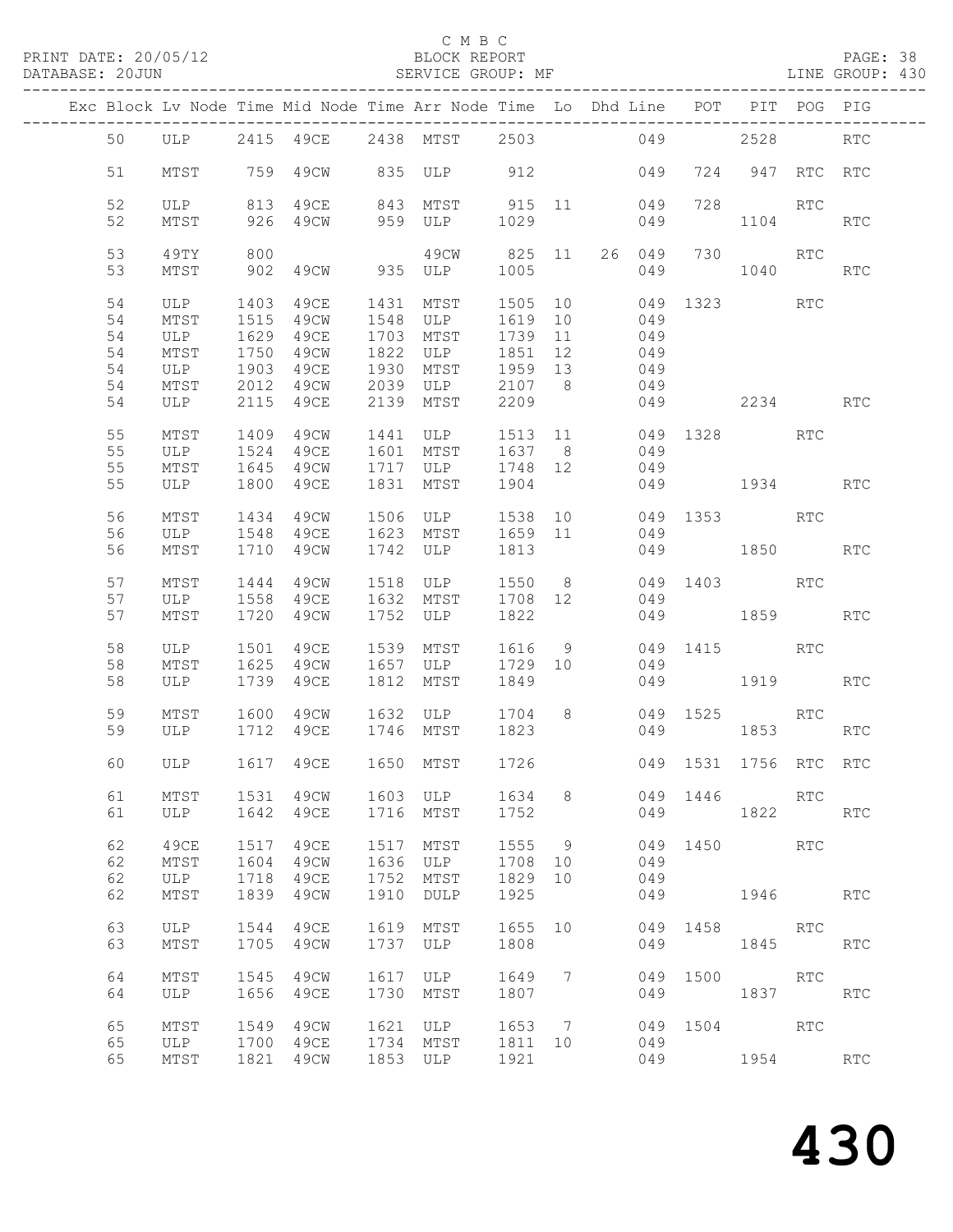C M B C
BLOCK REPORT
SERVICE GROUP: MF

PRINT DATE: 20/05/12
DATABASE: 20JUN
PAGE: 38
LINE GROUP: 430

| Exc | Block | Lv | Node | Time | Mid Node | Time | Arr Node | Time | Lo | Dhd Line | POT | PIT | POG | PIG |
|---|---|---|---|---|---|---|---|---|---|---|---|---|---|---|
| | 50 | | ULP | 2415 | 49CE | 2438 | MTST | 2503 | | 049 | | 2528 | | RTC |
| | 51 | | MTST | 759 | 49CW | 835 | ULP | 912 | | 049 | 724 | 947 | RTC | RTC |
| | 52 | | ULP | 813 | 49CE | 843 | MTST | 915 | 11 | 049 | 728 | | RTC | |
| | 52 | | MTST | 926 | 49CW | 959 | ULP | 1029 | | 049 | | 1104 | | RTC |
| | 53 | | 49TY | 800 | | | 49CW | 825 | 11 | 26 049 | 730 | | RTC | |
| | 53 | | MTST | 902 | 49CW | 935 | ULP | 1005 | | 049 | | 1040 | | RTC |
| | 54 | | ULP | 1403 | 49CE | 1431 | MTST | 1505 | 10 | 049 | 1323 | | RTC | |
| | 54 | | MTST | 1515 | 49CW | 1548 | ULP | 1619 | 10 | 049 | | | | |
| | 54 | | ULP | 1629 | 49CE | 1703 | MTST | 1739 | 11 | 049 | | | | |
| | 54 | | MTST | 1750 | 49CW | 1822 | ULP | 1851 | 12 | 049 | | | | |
| | 54 | | ULP | 1903 | 49CE | 1930 | MTST | 1959 | 13 | 049 | | | | |
| | 54 | | MTST | 2012 | 49CW | 2039 | ULP | 2107 | 8 | 049 | | | | |
| | 54 | | ULP | 2115 | 49CE | 2139 | MTST | 2209 | | 049 | | 2234 | | RTC |
| | 55 | | MTST | 1409 | 49CW | 1441 | ULP | 1513 | 11 | 049 | 1328 | | RTC | |
| | 55 | | ULP | 1524 | 49CE | 1601 | MTST | 1637 | 8 | 049 | | | | |
| | 55 | | MTST | 1645 | 49CW | 1717 | ULP | 1748 | 12 | 049 | | | | |
| | 55 | | ULP | 1800 | 49CE | 1831 | MTST | 1904 | | 049 | | 1934 | | RTC |
| | 56 | | MTST | 1434 | 49CW | 1506 | ULP | 1538 | 10 | 049 | 1353 | | RTC | |
| | 56 | | ULP | 1548 | 49CE | 1623 | MTST | 1659 | 11 | 049 | | | | |
| | 56 | | MTST | 1710 | 49CW | 1742 | ULP | 1813 | | 049 | | 1850 | | RTC |
| | 57 | | MTST | 1444 | 49CW | 1518 | ULP | 1550 | 8 | 049 | 1403 | | RTC | |
| | 57 | | ULP | 1558 | 49CE | 1632 | MTST | 1708 | 12 | 049 | | | | |
| | 57 | | MTST | 1720 | 49CW | 1752 | ULP | 1822 | | 049 | | 1859 | | RTC |
| | 58 | | ULP | 1501 | 49CE | 1539 | MTST | 1616 | 9 | 049 | 1415 | | RTC | |
| | 58 | | MTST | 1625 | 49CW | 1657 | ULP | 1729 | 10 | 049 | | | | |
| | 58 | | ULP | 1739 | 49CE | 1812 | MTST | 1849 | | 049 | | 1919 | | RTC |
| | 59 | | MTST | 1600 | 49CW | 1632 | ULP | 1704 | 8 | 049 | 1525 | | RTC | |
| | 59 | | ULP | 1712 | 49CE | 1746 | MTST | 1823 | | 049 | | 1853 | | RTC |
| | 60 | | ULP | 1617 | 49CE | 1650 | MTST | 1726 | | 049 | 1531 | 1756 | RTC | RTC |
| | 61 | | MTST | 1531 | 49CW | 1603 | ULP | 1634 | 8 | 049 | 1446 | | RTC | |
| | 61 | | ULP | 1642 | 49CE | 1716 | MTST | 1752 | | 049 | | 1822 | | RTC |
| | 62 | | 49CE | 1517 | 49CE | 1517 | MTST | 1555 | 9 | 049 | 1450 | | RTC | |
| | 62 | | MTST | 1604 | 49CW | 1636 | ULP | 1708 | 10 | 049 | | | | |
| | 62 | | ULP | 1718 | 49CE | 1752 | MTST | 1829 | 10 | 049 | | | | |
| | 62 | | MTST | 1839 | 49CW | 1910 | DULP | 1925 | | 049 | | 1946 | | RTC |
| | 63 | | ULP | 1544 | 49CE | 1619 | MTST | 1655 | 10 | 049 | 1458 | | RTC | |
| | 63 | | MTST | 1705 | 49CW | 1737 | ULP | 1808 | | 049 | | 1845 | | RTC |
| | 64 | | MTST | 1545 | 49CW | 1617 | ULP | 1649 | 7 | 049 | 1500 | | RTC | |
| | 64 | | ULP | 1656 | 49CE | 1730 | MTST | 1807 | | 049 | | 1837 | | RTC |
| | 65 | | MTST | 1549 | 49CW | 1621 | ULP | 1653 | 7 | 049 | 1504 | | RTC | |
| | 65 | | ULP | 1700 | 49CE | 1734 | MTST | 1811 | 10 | 049 | | | | |
| | 65 | | MTST | 1821 | 49CW | 1853 | ULP | 1921 | | 049 | | 1954 | | RTC |

430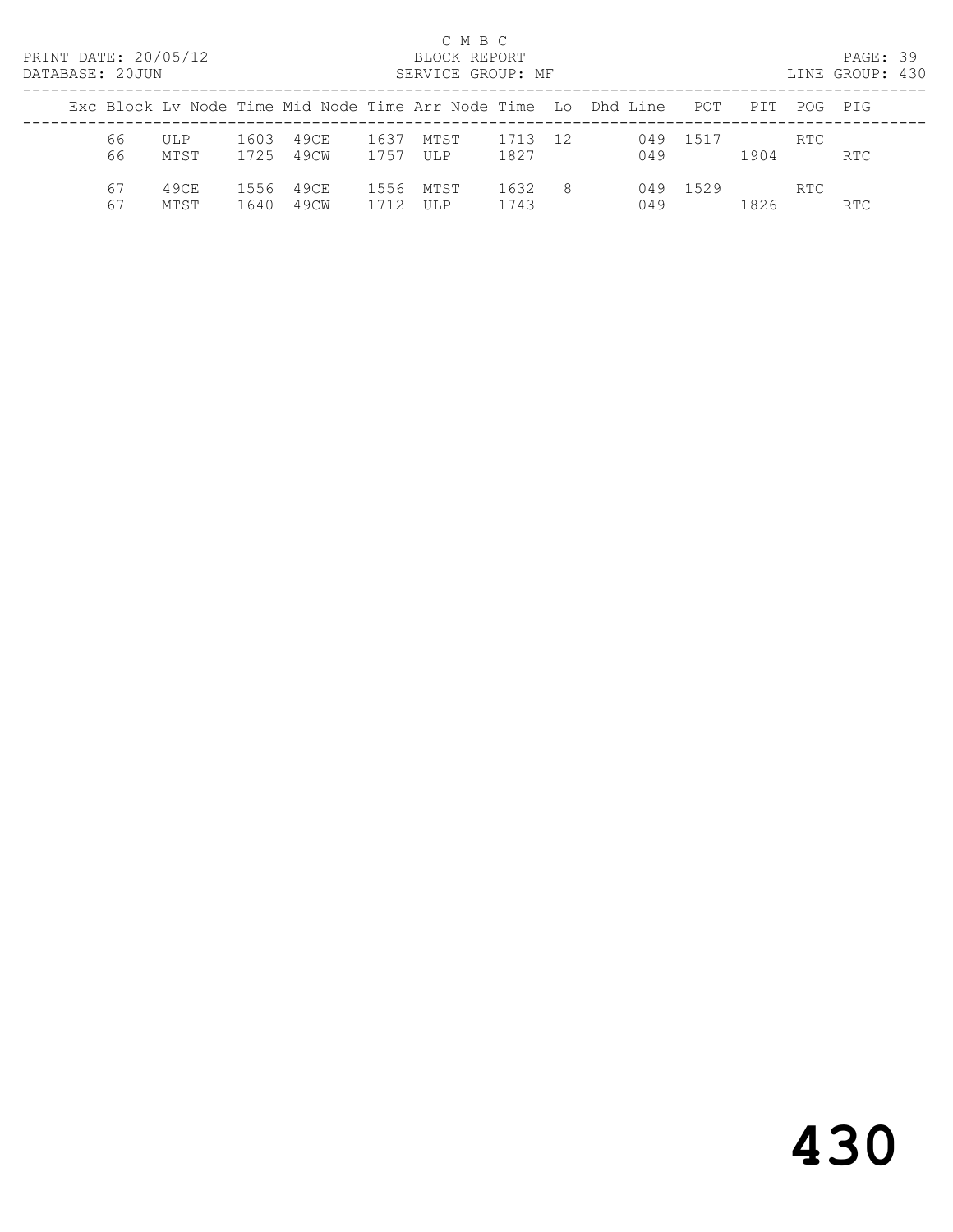C M B C

PRINT DATE: 20/05/12 BLOCK REPORT
DATABASE: 20JUN SERVICE GROUP: MF LINE GROUP: 430

| Exc | Block | Lv Node | Time | Mid Node | Time | Arr Node | Time | Lo | Dhd | Line | POT | PIT | POG | PIG |
|---|---|---|---|---|---|---|---|---|---|---|---|---|---|---|
| | 66 | ULP | 1603 | 49CE | 1637 | MTST | 1713 | 12 | | 049 | 1517 | | RTC | |
| | 66 | MTST | 1725 | 49CW | 1757 | ULP | 1827 | | | 049 | | 1904 | | RTC |
| | 67 | 49CE | 1556 | 49CE | 1556 | MTST | 1632 | 8 | | 049 | 1529 | | RTC | |
| | 67 | MTST | 1640 | 49CW | 1712 | ULP | 1743 | | | 049 | | 1826 | | RTC |

430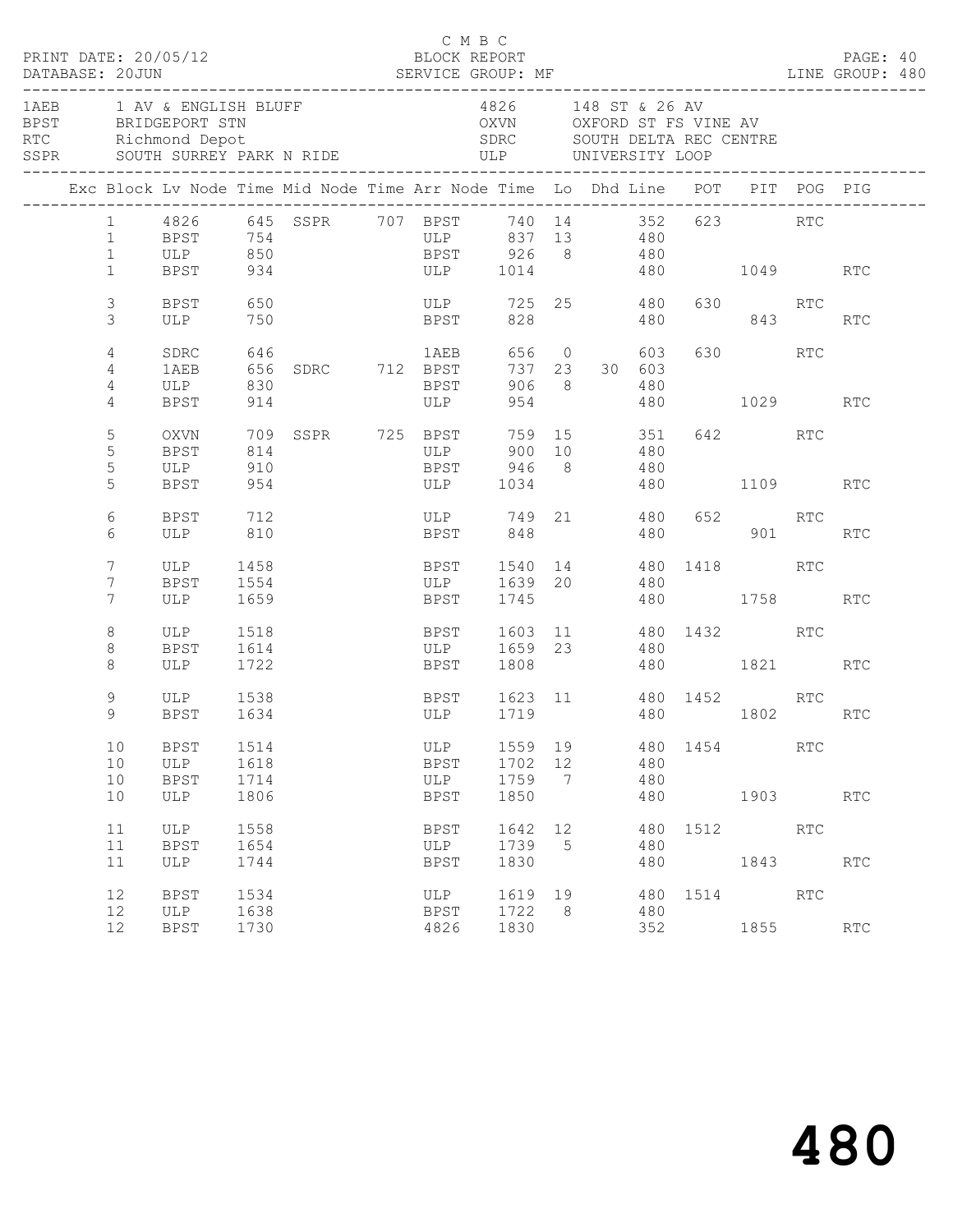C M B C

PRINT DATE: 20/05/12 BLOCK REPORT
DATABASE: 20JUN SERVICE GROUP: MF LINE GROUP: 480

| Code | Name | Code | Name |
|---|---|---|---|
| 1AEB | 1 AV & ENGLISH BLUFF | 4826 | 148 ST & 26 AV |
| BPST | BRIDGEPORT STN | OXVN | OXFORD ST FS VINE AV |
| RTC | Richmond Depot | SDRC | SOUTH DELTA REC CENTRE |
| SSPR | SOUTH SURREY PARK N RIDE | ULP | UNIVERSITY LOOP |

| Exc | Block | Lv Node | Time | Mid Node | Time | Arr Node | Time | Lo | Dhd | Line | POT | PIT | POG | PIG |
|---|---|---|---|---|---|---|---|---|---|---|---|---|---|---|
| | 1 | 4826 | 645 | SSPR | 707 | BPST | 740 | 14 | | 352 | 623 | | RTC | |
| | 1 | BPST | 754 | | | ULP | 837 | 13 | | 480 | | | | |
| | 1 | ULP | 850 | | | BPST | 926 | 8 | | 480 | | | | |
| | 1 | BPST | 934 | | | ULP | 1014 | | | 480 | | 1049 | | RTC |
| | 3 | BPST | 650 | | | ULP | 725 | 25 | | 480 | 630 | | RTC | |
| | 3 | ULP | 750 | | | BPST | 828 | | | 480 | | 843 | | RTC |
| | 4 | SDRC | 646 | | | 1AEB | 656 | 0 | | 603 | 630 | | RTC | |
| | 4 | 1AEB | 656 | SDRC | 712 | BPST | 737 | 23 | 30 | 603 | | | | |
| | 4 | ULP | 830 | | | BPST | 906 | 8 | | 480 | | | | |
| | 4 | BPST | 914 | | | ULP | 954 | | | 480 | | 1029 | | RTC |
| | 5 | OXVN | 709 | SSPR | 725 | BPST | 759 | 15 | | 351 | 642 | | RTC | |
| | 5 | BPST | 814 | | | ULP | 900 | 10 | | 480 | | | | |
| | 5 | ULP | 910 | | | BPST | 946 | 8 | | 480 | | | | |
| | 5 | BPST | 954 | | | ULP | 1034 | | | 480 | | 1109 | | RTC |
| | 6 | BPST | 712 | | | ULP | 749 | 21 | | 480 | 652 | | RTC | |
| | 6 | ULP | 810 | | | BPST | 848 | | | 480 | | 901 | | RTC |
| | 7 | ULP | 1458 | | | BPST | 1540 | 14 | | 480 | 1418 | | RTC | |
| | 7 | BPST | 1554 | | | ULP | 1639 | 20 | | 480 | | | | |
| | 7 | ULP | 1659 | | | BPST | 1745 | | | 480 | | 1758 | | RTC |
| | 8 | ULP | 1518 | | | BPST | 1603 | 11 | | 480 | 1432 | | RTC | |
| | 8 | BPST | 1614 | | | ULP | 1659 | 23 | | 480 | | | | |
| | 8 | ULP | 1722 | | | BPST | 1808 | | | 480 | | 1821 | | RTC |
| | 9 | ULP | 1538 | | | BPST | 1623 | 11 | | 480 | 1452 | | RTC | |
| | 9 | BPST | 1634 | | | ULP | 1719 | | | 480 | | 1802 | | RTC |
| | 10 | BPST | 1514 | | | ULP | 1559 | 19 | | 480 | 1454 | | RTC | |
| | 10 | ULP | 1618 | | | BPST | 1702 | 12 | | 480 | | | | |
| | 10 | BPST | 1714 | | | ULP | 1759 | 7 | | 480 | | | | |
| | 10 | ULP | 1806 | | | BPST | 1850 | | | 480 | | 1903 | | RTC |
| | 11 | ULP | 1558 | | | BPST | 1642 | 12 | | 480 | 1512 | | RTC | |
| | 11 | BPST | 1654 | | | ULP | 1739 | 5 | | 480 | | | | |
| | 11 | ULP | 1744 | | | BPST | 1830 | | | 480 | | 1843 | | RTC |
| | 12 | BPST | 1534 | | | ULP | 1619 | 19 | | 480 | 1514 | | RTC | |
| | 12 | ULP | 1638 | | | BPST | 1722 | 8 | | 480 | | | | |
| | 12 | BPST | 1730 | | | 4826 | 1830 | | | 352 | | 1855 | | RTC |

480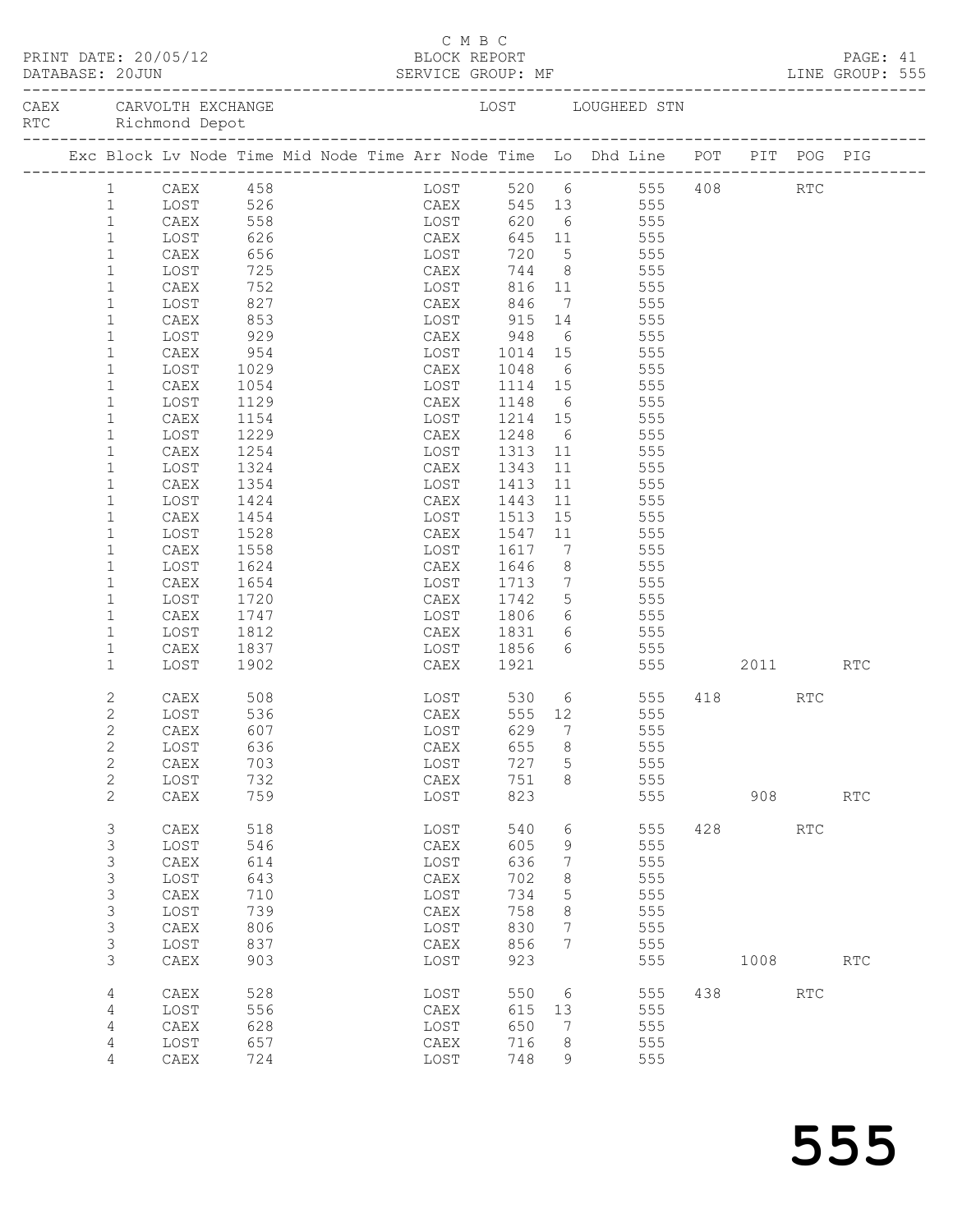C M B C

PRINT DATE: 20/05/12 BLOCK REPORT

DATABASE: 20JUN SERVICE GROUP: MF LINE GROUP: 555

CAEX CARVOLTH EXCHANGE LOST LOUGHEED STN
RTC Richmond Depot

| Exc | Block | Lv Node | Time | Mid Node | Time | Arr Node | Time | Lo | Dhd Line | POT | PIT | POG | PIG |
|---|---|---|---|---|---|---|---|---|---|---|---|---|---|
| | 1 | CAEX | 458 | | | LOST | 520 | 6 | 555 | 408 | | RTC | |
| | 1 | LOST | 526 | | | CAEX | 545 | 13 | 555 | | | | |
| | 1 | CAEX | 558 | | | LOST | 620 | 6 | 555 | | | | |
| | 1 | LOST | 626 | | | CAEX | 645 | 11 | 555 | | | | |
| | 1 | CAEX | 656 | | | LOST | 720 | 5 | 555 | | | | |
| | 1 | LOST | 725 | | | CAEX | 744 | 8 | 555 | | | | |
| | 1 | CAEX | 752 | | | LOST | 816 | 11 | 555 | | | | |
| | 1 | LOST | 827 | | | CAEX | 846 | 7 | 555 | | | | |
| | 1 | CAEX | 853 | | | LOST | 915 | 14 | 555 | | | | |
| | 1 | LOST | 929 | | | CAEX | 948 | 6 | 555 | | | | |
| | 1 | CAEX | 954 | | | LOST | 1014 | 15 | 555 | | | | |
| | 1 | LOST | 1029 | | | CAEX | 1048 | 6 | 555 | | | | |
| | 1 | CAEX | 1054 | | | LOST | 1114 | 15 | 555 | | | | |
| | 1 | LOST | 1129 | | | CAEX | 1148 | 6 | 555 | | | | |
| | 1 | CAEX | 1154 | | | LOST | 1214 | 15 | 555 | | | | |
| | 1 | LOST | 1229 | | | CAEX | 1248 | 6 | 555 | | | | |
| | 1 | CAEX | 1254 | | | LOST | 1313 | 11 | 555 | | | | |
| | 1 | LOST | 1324 | | | CAEX | 1343 | 11 | 555 | | | | |
| | 1 | CAEX | 1354 | | | LOST | 1413 | 11 | 555 | | | | |
| | 1 | LOST | 1424 | | | CAEX | 1443 | 11 | 555 | | | | |
| | 1 | CAEX | 1454 | | | LOST | 1513 | 15 | 555 | | | | |
| | 1 | LOST | 1528 | | | CAEX | 1547 | 11 | 555 | | | | |
| | 1 | CAEX | 1558 | | | LOST | 1617 | 7 | 555 | | | | |
| | 1 | LOST | 1624 | | | CAEX | 1646 | 8 | 555 | | | | |
| | 1 | CAEX | 1654 | | | LOST | 1713 | 7 | 555 | | | | |
| | 1 | LOST | 1720 | | | CAEX | 1742 | 5 | 555 | | | | |
| | 1 | CAEX | 1747 | | | LOST | 1806 | 6 | 555 | | | | |
| | 1 | LOST | 1812 | | | CAEX | 1831 | 6 | 555 | | | | |
| | 1 | CAEX | 1837 | | | LOST | 1856 | 6 | 555 | | | | |
| | 1 | LOST | 1902 | | | CAEX | 1921 | | 555 | | 2011 | | RTC |
| | 2 | CAEX | 508 | | | LOST | 530 | 6 | 555 | 418 | | RTC | |
| | 2 | LOST | 536 | | | CAEX | 555 | 12 | 555 | | | | |
| | 2 | CAEX | 607 | | | LOST | 629 | 7 | 555 | | | | |
| | 2 | LOST | 636 | | | CAEX | 655 | 8 | 555 | | | | |
| | 2 | CAEX | 703 | | | LOST | 727 | 5 | 555 | | | | |
| | 2 | LOST | 732 | | | CAEX | 751 | 8 | 555 | | | | |
| | 2 | CAEX | 759 | | | LOST | 823 | | 555 | | 908 | | RTC |
| | 3 | CAEX | 518 | | | LOST | 540 | 6 | 555 | 428 | | RTC | |
| | 3 | LOST | 546 | | | CAEX | 605 | 9 | 555 | | | | |
| | 3 | CAEX | 614 | | | LOST | 636 | 7 | 555 | | | | |
| | 3 | LOST | 643 | | | CAEX | 702 | 8 | 555 | | | | |
| | 3 | CAEX | 710 | | | LOST | 734 | 5 | 555 | | | | |
| | 3 | LOST | 739 | | | CAEX | 758 | 8 | 555 | | | | |
| | 3 | CAEX | 806 | | | LOST | 830 | 7 | 555 | | | | |
| | 3 | LOST | 837 | | | CAEX | 856 | 7 | 555 | | | | |
| | 3 | CAEX | 903 | | | LOST | 923 | | 555 | | 1008 | | RTC |
| | 4 | CAEX | 528 | | | LOST | 550 | 6 | 555 | 438 | | RTC | |
| | 4 | LOST | 556 | | | CAEX | 615 | 13 | 555 | | | | |
| | 4 | CAEX | 628 | | | LOST | 650 | 7 | 555 | | | | |
| | 4 | LOST | 657 | | | CAEX | 716 | 8 | 555 | | | | |
| | 4 | CAEX | 724 | | | LOST | 748 | 9 | 555 | | | | |

555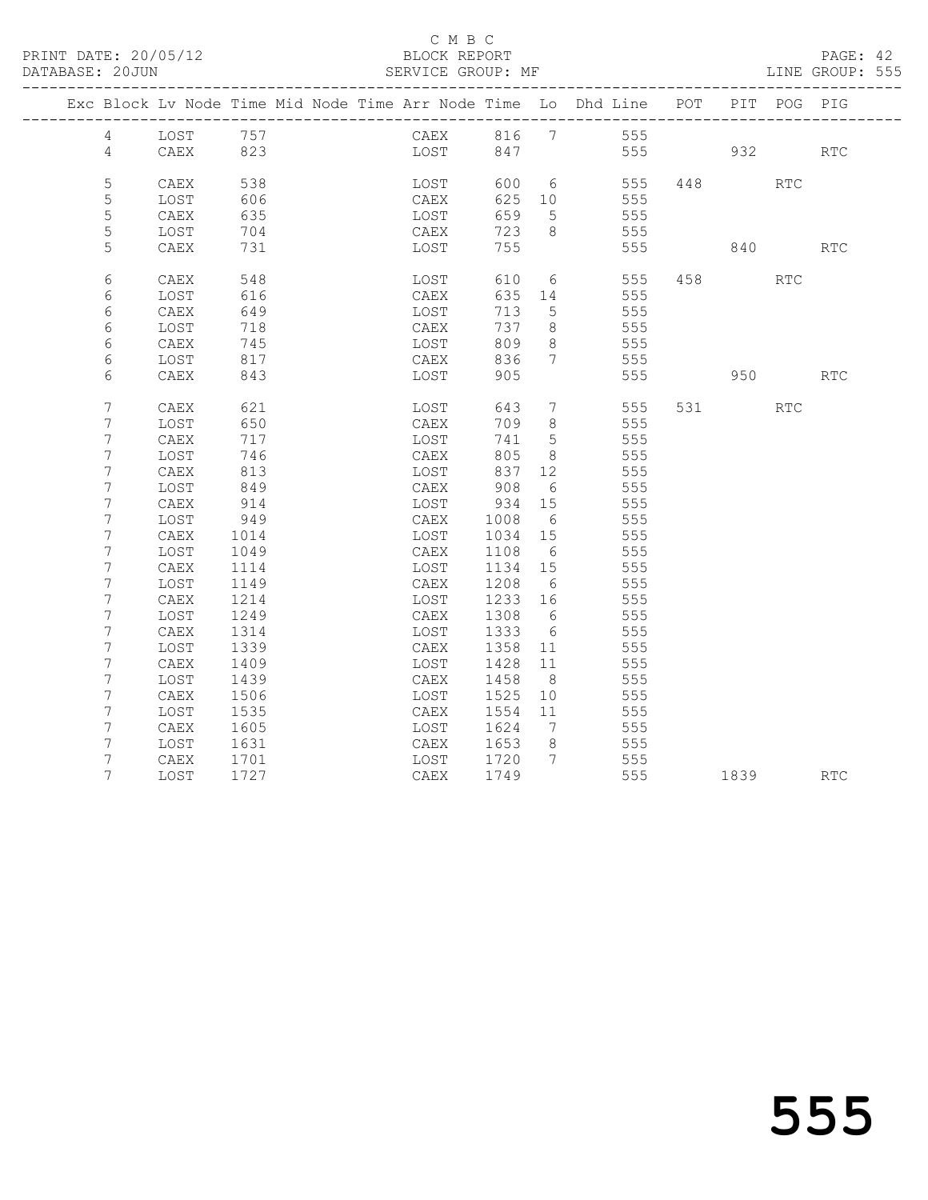C M B C

PRINT DATE: 20/05/12 BLOCK REPORT

DATABASE: 20JUN SERVICE GROUP: MF LINE GROUP: 555

| Exc | Block | Lv | Node | Time | Mid Node | Time | Arr Node | Time | Lo | Dhd Line | POT | PIT | POG | PIG |
|---|---|---|---|---|---|---|---|---|---|---|---|---|---|---|
| | 4 | | LOST | 757 | | | CAEX | 816 | 7 | 555 | | | | |
| | 4 | | CAEX | 823 | | | LOST | 847 | | 555 | | 932 | | RTC |
| | 5 | | CAEX | 538 | | | LOST | 600 | 6 | 555 | 448 | | RTC | |
| | 5 | | LOST | 606 | | | CAEX | 625 | 10 | 555 | | | | |
| | 5 | | CAEX | 635 | | | LOST | 659 | 5 | 555 | | | | |
| | 5 | | LOST | 704 | | | CAEX | 723 | 8 | 555 | | | | |
| | 5 | | CAEX | 731 | | | LOST | 755 | | 555 | | 840 | | RTC |
| | 6 | | CAEX | 548 | | | LOST | 610 | 6 | 555 | 458 | | RTC | |
| | 6 | | LOST | 616 | | | CAEX | 635 | 14 | 555 | | | | |
| | 6 | | CAEX | 649 | | | LOST | 713 | 5 | 555 | | | | |
| | 6 | | LOST | 718 | | | CAEX | 737 | 8 | 555 | | | | |
| | 6 | | CAEX | 745 | | | LOST | 809 | 8 | 555 | | | | |
| | 6 | | LOST | 817 | | | CAEX | 836 | 7 | 555 | | | | |
| | 6 | | CAEX | 843 | | | LOST | 905 | | 555 | | 950 | | RTC |
| | 7 | | CAEX | 621 | | | LOST | 643 | 7 | 555 | 531 | | RTC | |
| | 7 | | LOST | 650 | | | CAEX | 709 | 8 | 555 | | | | |
| | 7 | | CAEX | 717 | | | LOST | 741 | 5 | 555 | | | | |
| | 7 | | LOST | 746 | | | CAEX | 805 | 8 | 555 | | | | |
| | 7 | | CAEX | 813 | | | LOST | 837 | 12 | 555 | | | | |
| | 7 | | LOST | 849 | | | CAEX | 908 | 6 | 555 | | | | |
| | 7 | | CAEX | 914 | | | LOST | 934 | 15 | 555 | | | | |
| | 7 | | LOST | 949 | | | CAEX | 1008 | 6 | 555 | | | | |
| | 7 | | CAEX | 1014 | | | LOST | 1034 | 15 | 555 | | | | |
| | 7 | | LOST | 1049 | | | CAEX | 1108 | 6 | 555 | | | | |
| | 7 | | CAEX | 1114 | | | LOST | 1134 | 15 | 555 | | | | |
| | 7 | | LOST | 1149 | | | CAEX | 1208 | 6 | 555 | | | | |
| | 7 | | CAEX | 1214 | | | LOST | 1233 | 16 | 555 | | | | |
| | 7 | | LOST | 1249 | | | CAEX | 1308 | 6 | 555 | | | | |
| | 7 | | CAEX | 1314 | | | LOST | 1333 | 6 | 555 | | | | |
| | 7 | | LOST | 1339 | | | CAEX | 1358 | 11 | 555 | | | | |
| | 7 | | CAEX | 1409 | | | LOST | 1428 | 11 | 555 | | | | |
| | 7 | | LOST | 1439 | | | CAEX | 1458 | 8 | 555 | | | | |
| | 7 | | CAEX | 1506 | | | LOST | 1525 | 10 | 555 | | | | |
| | 7 | | LOST | 1535 | | | CAEX | 1554 | 11 | 555 | | | | |
| | 7 | | CAEX | 1605 | | | LOST | 1624 | 7 | 555 | | | | |
| | 7 | | LOST | 1631 | | | CAEX | 1653 | 8 | 555 | | | | |
| | 7 | | CAEX | 1701 | | | LOST | 1720 | 7 | 555 | | | | |
| | 7 | | LOST | 1727 | | | CAEX | 1749 | | 555 | | 1839 | | RTC |

555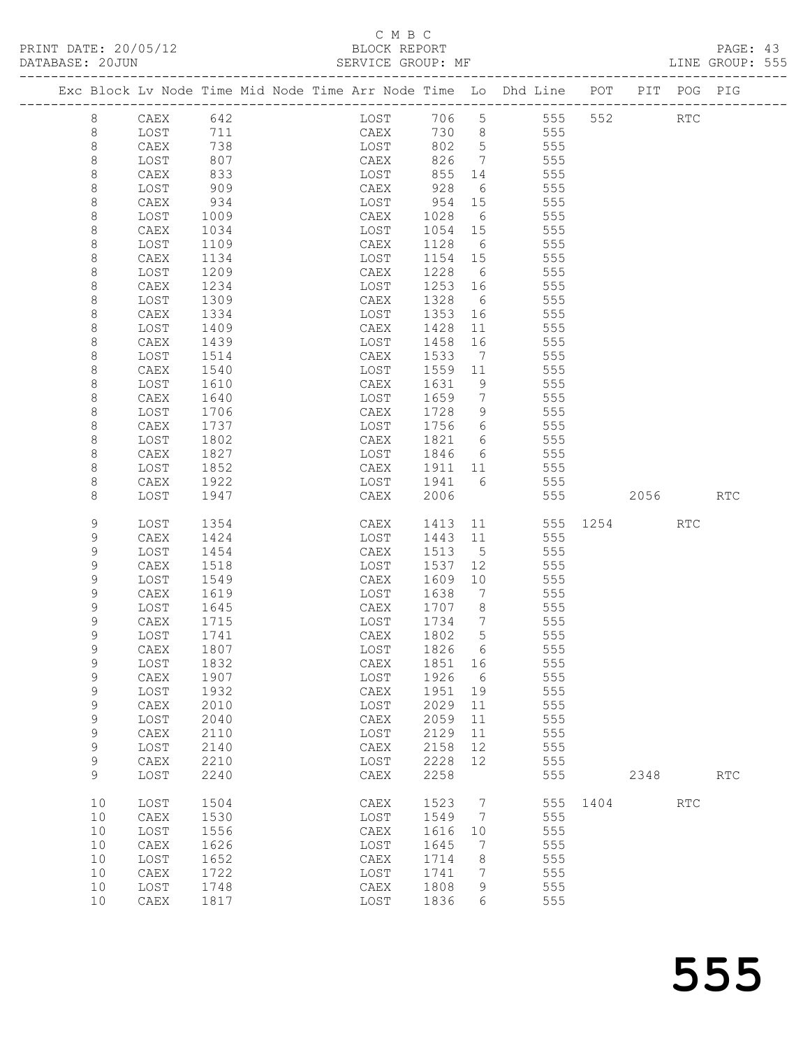C M B C
PRINT DATE: 20/05/12 BLOCK REPORT
DATABASE: 20JUN SERVICE GROUP: MF LINE GROUP: 555

| Exc | Block | Lv Node | Time | Mid Node | Time | Arr Node | Time | Lo | Dhd Line | POT | PIT | POG | PIG |
|---|---|---|---|---|---|---|---|---|---|---|---|---|---|
| | 8 | CAEX | 642 | | | LOST | 706 | 5 | 555 | 552 | | RTC | |
| | 8 | LOST | 711 | | | CAEX | 730 | 8 | 555 | | | | |
| | 8 | CAEX | 738 | | | LOST | 802 | 5 | 555 | | | | |
| | 8 | LOST | 807 | | | CAEX | 826 | 7 | 555 | | | | |
| | 8 | CAEX | 833 | | | LOST | 855 | 14 | 555 | | | | |
| | 8 | LOST | 909 | | | CAEX | 928 | 6 | 555 | | | | |
| | 8 | CAEX | 934 | | | LOST | 954 | 15 | 555 | | | | |
| | 8 | LOST | 1009 | | | CAEX | 1028 | 6 | 555 | | | | |
| | 8 | CAEX | 1034 | | | LOST | 1054 | 15 | 555 | | | | |
| | 8 | LOST | 1109 | | | CAEX | 1128 | 6 | 555 | | | | |
| | 8 | CAEX | 1134 | | | LOST | 1154 | 15 | 555 | | | | |
| | 8 | LOST | 1209 | | | CAEX | 1228 | 6 | 555 | | | | |
| | 8 | CAEX | 1234 | | | LOST | 1253 | 16 | 555 | | | | |
| | 8 | LOST | 1309 | | | CAEX | 1328 | 6 | 555 | | | | |
| | 8 | CAEX | 1334 | | | LOST | 1353 | 16 | 555 | | | | |
| | 8 | LOST | 1409 | | | CAEX | 1428 | 11 | 555 | | | | |
| | 8 | CAEX | 1439 | | | LOST | 1458 | 16 | 555 | | | | |
| | 8 | LOST | 1514 | | | CAEX | 1533 | 7 | 555 | | | | |
| | 8 | CAEX | 1540 | | | LOST | 1559 | 11 | 555 | | | | |
| | 8 | LOST | 1610 | | | CAEX | 1631 | 9 | 555 | | | | |
| | 8 | CAEX | 1640 | | | LOST | 1659 | 7 | 555 | | | | |
| | 8 | LOST | 1706 | | | CAEX | 1728 | 9 | 555 | | | | |
| | 8 | CAEX | 1737 | | | LOST | 1756 | 6 | 555 | | | | |
| | 8 | LOST | 1802 | | | CAEX | 1821 | 6 | 555 | | | | |
| | 8 | CAEX | 1827 | | | LOST | 1846 | 6 | 555 | | | | |
| | 8 | LOST | 1852 | | | CAEX | 1911 | 11 | 555 | | | | |
| | 8 | CAEX | 1922 | | | LOST | 1941 | 6 | 555 | | | | |
| | 8 | LOST | 1947 | | | CAEX | 2006 | | 555 | | 2056 | | RTC |
| | 9 | LOST | 1354 | | | CAEX | 1413 | 11 | 555 | 1254 | | RTC | |
| | 9 | CAEX | 1424 | | | LOST | 1443 | 11 | 555 | | | | |
| | 9 | LOST | 1454 | | | CAEX | 1513 | 5 | 555 | | | | |
| | 9 | CAEX | 1518 | | | LOST | 1537 | 12 | 555 | | | | |
| | 9 | LOST | 1549 | | | CAEX | 1609 | 10 | 555 | | | | |
| | 9 | CAEX | 1619 | | | LOST | 1638 | 7 | 555 | | | | |
| | 9 | LOST | 1645 | | | CAEX | 1707 | 8 | 555 | | | | |
| | 9 | CAEX | 1715 | | | LOST | 1734 | 7 | 555 | | | | |
| | 9 | LOST | 1741 | | | CAEX | 1802 | 5 | 555 | | | | |
| | 9 | CAEX | 1807 | | | LOST | 1826 | 6 | 555 | | | | |
| | 9 | LOST | 1832 | | | CAEX | 1851 | 16 | 555 | | | | |
| | 9 | CAEX | 1907 | | | LOST | 1926 | 6 | 555 | | | | |
| | 9 | LOST | 1932 | | | CAEX | 1951 | 19 | 555 | | | | |
| | 9 | CAEX | 2010 | | | LOST | 2029 | 11 | 555 | | | | |
| | 9 | LOST | 2040 | | | CAEX | 2059 | 11 | 555 | | | | |
| | 9 | CAEX | 2110 | | | LOST | 2129 | 11 | 555 | | | | |
| | 9 | LOST | 2140 | | | CAEX | 2158 | 12 | 555 | | | | |
| | 9 | CAEX | 2210 | | | LOST | 2228 | 12 | 555 | | | | |
| | 9 | LOST | 2240 | | | CAEX | 2258 | | 555 | | 2348 | | RTC |
| | 10 | LOST | 1504 | | | CAEX | 1523 | 7 | 555 | 1404 | | RTC | |
| | 10 | CAEX | 1530 | | | LOST | 1549 | 7 | 555 | | | | |
| | 10 | LOST | 1556 | | | CAEX | 1616 | 10 | 555 | | | | |
| | 10 | CAEX | 1626 | | | LOST | 1645 | 7 | 555 | | | | |
| | 10 | LOST | 1652 | | | CAEX | 1714 | 8 | 555 | | | | |
| | 10 | CAEX | 1722 | | | LOST | 1741 | 7 | 555 | | | | |
| | 10 | LOST | 1748 | | | CAEX | 1808 | 9 | 555 | | | | |
| | 10 | CAEX | 1817 | | | LOST | 1836 | 6 | 555 | | | | |

555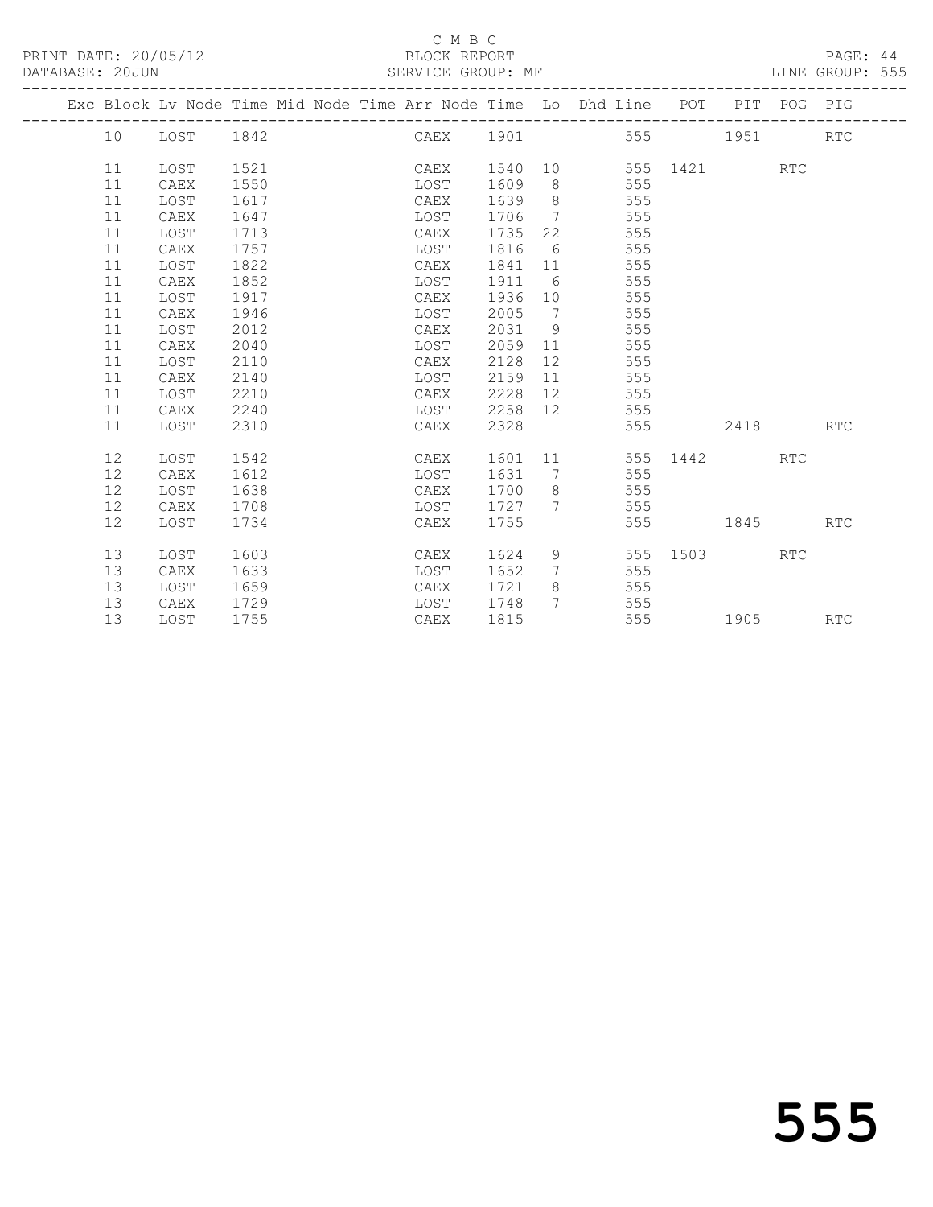C M B C

PRINT DATE: 20/05/12 BLOCK REPORT
DATABASE: 20JUN SERVICE GROUP: MF LINE GROUP: 555

| Exc | Block | Lv | Node | Time | Mid Node | Time | Arr Node | Time | Lo | Dhd Line | POT | PIT | POG | PIG |
|---|---|---|---|---|---|---|---|---|---|---|---|---|---|---|
| | 10 | | LOST | 1842 | | | CAEX | 1901 | | 555 | | 1951 | | RTC |
| | 11 | | LOST | 1521 | | | CAEX | 1540 | 10 | 555 | 1421 | | RTC | |
| | 11 | | CAEX | 1550 | | | LOST | 1609 | 8 | 555 | | | | |
| | 11 | | LOST | 1617 | | | CAEX | 1639 | 8 | 555 | | | | |
| | 11 | | CAEX | 1647 | | | LOST | 1706 | 7 | 555 | | | | |
| | 11 | | LOST | 1713 | | | CAEX | 1735 | 22 | 555 | | | | |
| | 11 | | CAEX | 1757 | | | LOST | 1816 | 6 | 555 | | | | |
| | 11 | | LOST | 1822 | | | CAEX | 1841 | 11 | 555 | | | | |
| | 11 | | CAEX | 1852 | | | LOST | 1911 | 6 | 555 | | | | |
| | 11 | | LOST | 1917 | | | CAEX | 1936 | 10 | 555 | | | | |
| | 11 | | CAEX | 1946 | | | LOST | 2005 | 7 | 555 | | | | |
| | 11 | | LOST | 2012 | | | CAEX | 2031 | 9 | 555 | | | | |
| | 11 | | CAEX | 2040 | | | LOST | 2059 | 11 | 555 | | | | |
| | 11 | | LOST | 2110 | | | CAEX | 2128 | 12 | 555 | | | | |
| | 11 | | CAEX | 2140 | | | LOST | 2159 | 11 | 555 | | | | |
| | 11 | | LOST | 2210 | | | CAEX | 2228 | 12 | 555 | | | | |
| | 11 | | CAEX | 2240 | | | LOST | 2258 | 12 | 555 | | | | |
| | 11 | | LOST | 2310 | | | CAEX | 2328 | | 555 | | 2418 | | RTC |
| | 12 | | LOST | 1542 | | | CAEX | 1601 | 11 | 555 | 1442 | | RTC | |
| | 12 | | CAEX | 1612 | | | LOST | 1631 | 7 | 555 | | | | |
| | 12 | | LOST | 1638 | | | CAEX | 1700 | 8 | 555 | | | | |
| | 12 | | CAEX | 1708 | | | LOST | 1727 | 7 | 555 | | | | |
| | 12 | | LOST | 1734 | | | CAEX | 1755 | | 555 | | 1845 | | RTC |
| | 13 | | LOST | 1603 | | | CAEX | 1624 | 9 | 555 | 1503 | | RTC | |
| | 13 | | CAEX | 1633 | | | LOST | 1652 | 7 | 555 | | | | |
| | 13 | | LOST | 1659 | | | CAEX | 1721 | 8 | 555 | | | | |
| | 13 | | CAEX | 1729 | | | LOST | 1748 | 7 | 555 | | | | |
| | 13 | | LOST | 1755 | | | CAEX | 1815 | | 555 | | 1905 | | RTC |

555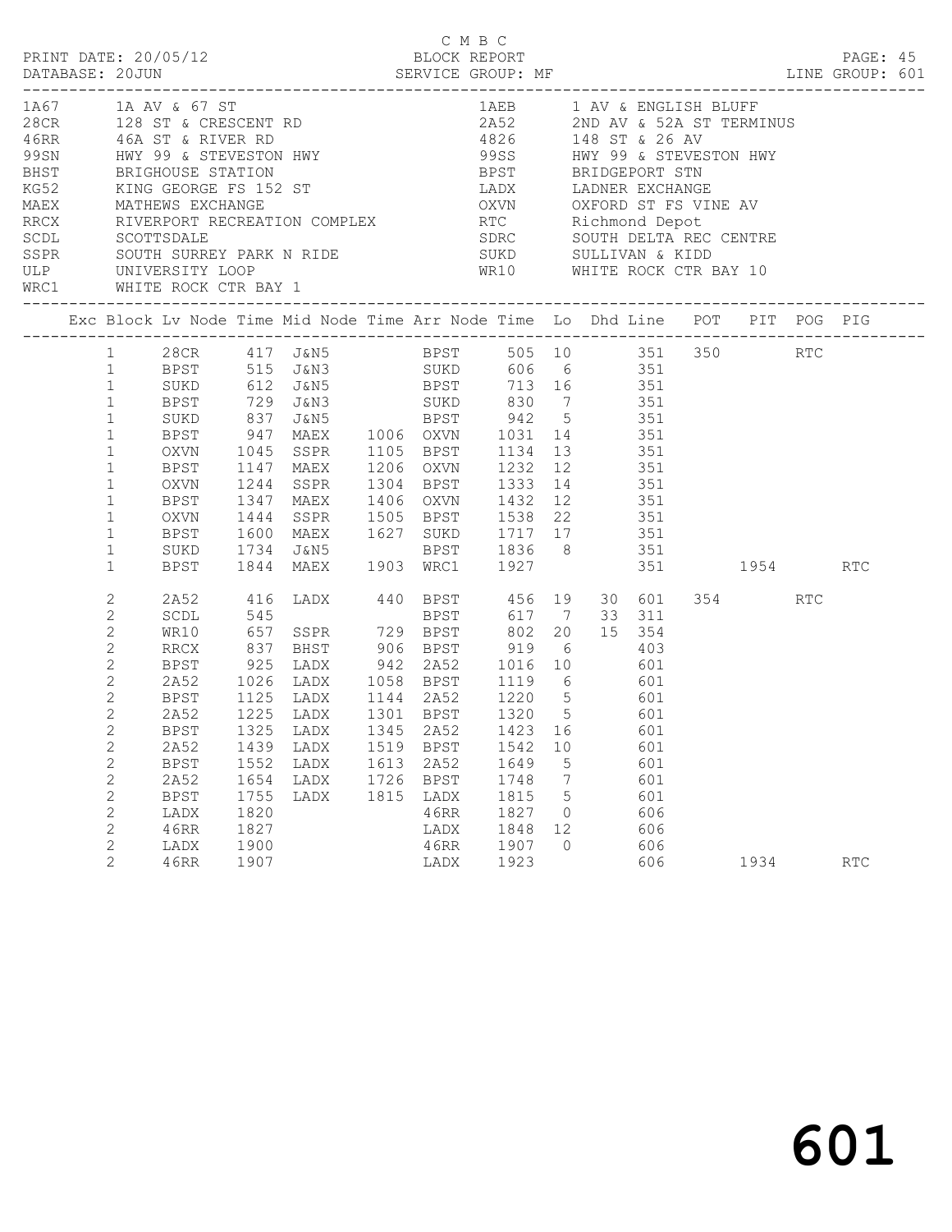C M B C

PRINT DATE: 20/05/12 BLOCK REPORT

DATABASE: 20JUN SERVICE GROUP: MF LINE GROUP: 601

| Code | Description | Code | Description |
|---|---|---|---|
| 1A67 | 1A AV & 67 ST | 1AEB | 1 AV & ENGLISH BLUFF |
| 28CR | 128 ST & CRESCENT RD | 2A52 | 2ND AV & 52A ST TERMINUS |
| 46RR | 46A ST & RIVER RD | 4826 | 148 ST & 26 AV |
| 99SN | HWY 99 & STEVESTON HWY | 99SS | HWY 99 & STEVESTON HWY |
| BHST | BRIGHOUSE STATION | BPST | BRIDGEPORT STN |
| KG52 | KING GEORGE FS 152 ST | LADX | LADNER EXCHANGE |
| MAEX | MATHEWS EXCHANGE | OXVN | OXFORD ST FS VINE AV |
| RRCX | RIVERPORT RECREATION COMPLEX | RTC | Richmond Depot |
| SCDL | SCOTTSDALE | SDRC | SOUTH DELTA REC CENTRE |
| SSPR | SOUTH SURREY PARK N RIDE | SUKD | SULLIVAN & KIDD |
| ULP | UNIVERSITY LOOP | WR10 | WHITE ROCK CTR BAY 10 |
| WRC1 | WHITE ROCK CTR BAY 1 | | |

| Exc | Block | Lv Node | Time | Mid Node | Time | Arr Node | Time | Lo | Dhd | Line | POT | PIT | POG | PIG |
|---|---|---|---|---|---|---|---|---|---|---|---|---|---|---|
| | 1 | 28CR | 417 | J&N5 | | BPST | 505 | 10 | | 351 | 350 | | RTC | |
| | 1 | BPST | 515 | J&N3 | | SUKD | 606 | 6 | | 351 | | | | |
| | 1 | SUKD | 612 | J&N5 | | BPST | 713 | 16 | | 351 | | | | |
| | 1 | BPST | 729 | J&N3 | | SUKD | 830 | 7 | | 351 | | | | |
| | 1 | SUKD | 837 | J&N5 | | BPST | 942 | 5 | | 351 | | | | |
| | 1 | BPST | 947 | MAEX | 1006 | OXVN | 1031 | 14 | | 351 | | | | |
| | 1 | OXVN | 1045 | SSPR | 1105 | BPST | 1134 | 13 | | 351 | | | | |
| | 1 | BPST | 1147 | MAEX | 1206 | OXVN | 1232 | 12 | | 351 | | | | |
| | 1 | OXVN | 1244 | SSPR | 1304 | BPST | 1333 | 14 | | 351 | | | | |
| | 1 | BPST | 1347 | MAEX | 1406 | OXVN | 1432 | 12 | | 351 | | | | |
| | 1 | OXVN | 1444 | SSPR | 1505 | BPST | 1538 | 22 | | 351 | | | | |
| | 1 | BPST | 1600 | MAEX | 1627 | SUKD | 1717 | 17 | | 351 | | | | |
| | 1 | SUKD | 1734 | J&N5 | | BPST | 1836 | 8 | | 351 | | | | |
| | 1 | BPST | 1844 | MAEX | 1903 | WRC1 | 1927 | | | 351 | | 1954 | | RTC |
| | 2 | 2A52 | 416 | LADX | 440 | BPST | 456 | 19 | 30 | 601 | 354 | | RTC | |
| | 2 | SCDL | 545 | | | BPST | 617 | 7 | 33 | 311 | | | | |
| | 2 | WR10 | 657 | SSPR | 729 | BPST | 802 | 20 | 15 | 354 | | | | |
| | 2 | RRCX | 837 | BHST | 906 | BPST | 919 | 6 | | 403 | | | | |
| | 2 | BPST | 925 | LADX | 942 | 2A52 | 1016 | 10 | | 601 | | | | |
| | 2 | 2A52 | 1026 | LADX | 1058 | BPST | 1119 | 6 | | 601 | | | | |
| | 2 | BPST | 1125 | LADX | 1144 | 2A52 | 1220 | 5 | | 601 | | | | |
| | 2 | 2A52 | 1225 | LADX | 1301 | BPST | 1320 | 5 | | 601 | | | | |
| | 2 | BPST | 1325 | LADX | 1345 | 2A52 | 1423 | 16 | | 601 | | | | |
| | 2 | 2A52 | 1439 | LADX | 1519 | BPST | 1542 | 10 | | 601 | | | | |
| | 2 | BPST | 1552 | LADX | 1613 | 2A52 | 1649 | 5 | | 601 | | | | |
| | 2 | 2A52 | 1654 | LADX | 1726 | BPST | 1748 | 7 | | 601 | | | | |
| | 2 | BPST | 1755 | LADX | 1815 | LADX | 1815 | 5 | | 601 | | | | |
| | 2 | LADX | 1820 | | | 46RR | 1827 | 0 | | 606 | | | | |
| | 2 | 46RR | 1827 | | | LADX | 1848 | 12 | | 606 | | | | |
| | 2 | LADX | 1900 | | | 46RR | 1907 | 0 | | 606 | | | | |
| | 2 | 46RR | 1907 | | | LADX | 1923 | | | 606 | | 1934 | | RTC |

601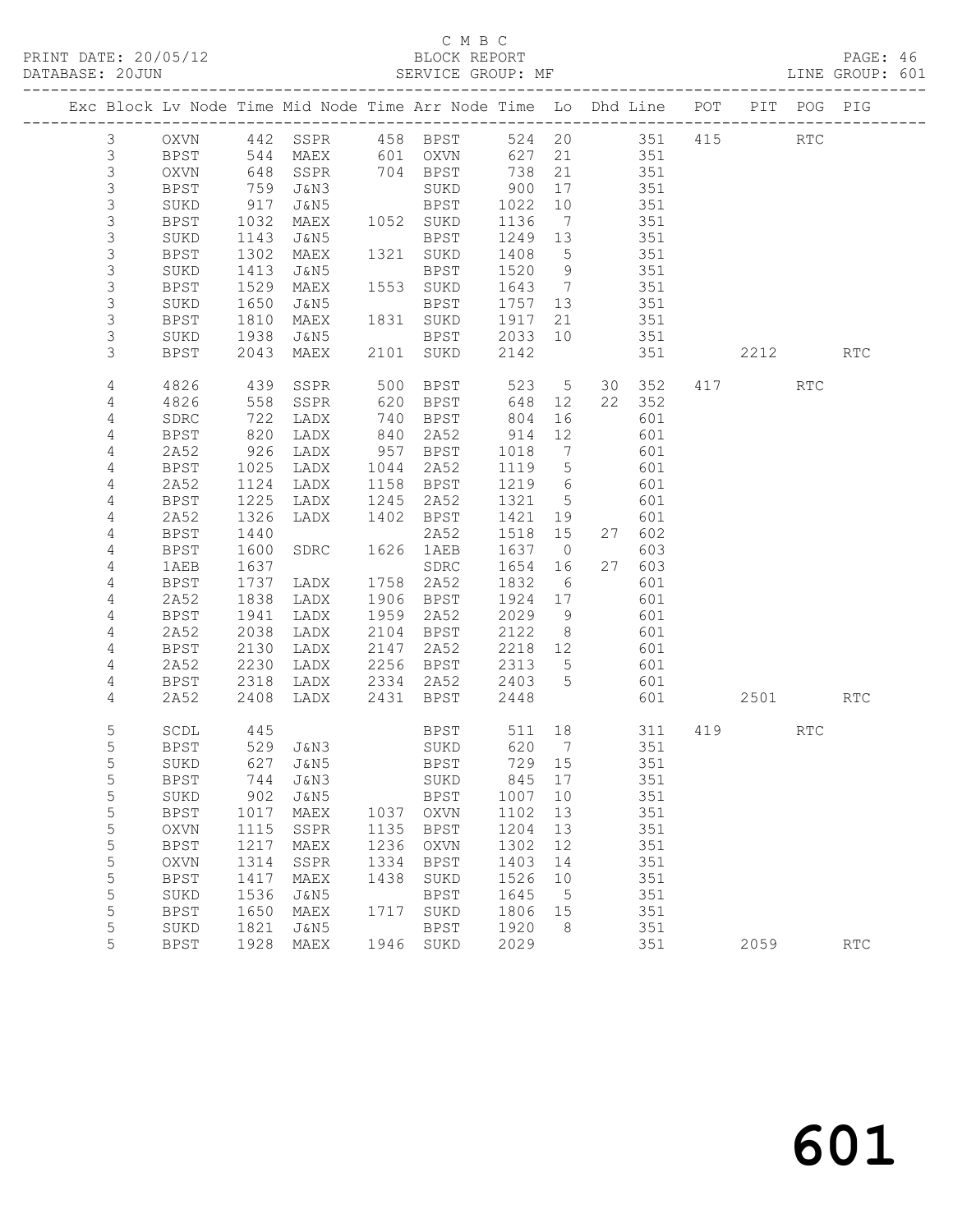C M B C

PRINT DATE: 20/05/12 BLOCK REPORT

DATABASE: 20JUN SERVICE GROUP: MF LINE GROUP: 601

| Exc | Block | Lv | Node | Time | Mid Node | Time | Arr Node | Time | Lo | Dhd | Line | POT | PIT | POG | PIG |
|---|---|---|---|---|---|---|---|---|---|---|---|---|---|---|---|
| | 3 | | OXVN | 442 | SSPR | 458 | BPST | 524 | 20 | | 351 | 415 | | RTC | |
| | 3 | | BPST | 544 | MAEX | 601 | OXVN | 627 | 21 | | 351 | | | | |
| | 3 | | OXVN | 648 | SSPR | 704 | BPST | 738 | 21 | | 351 | | | | |
| | 3 | | BPST | 759 | J&N3 | | SUKD | 900 | 17 | | 351 | | | | |
| | 3 | | SUKD | 917 | J&N5 | | BPST | 1022 | 10 | | 351 | | | | |
| | 3 | | BPST | 1032 | MAEX | 1052 | SUKD | 1136 | 7 | | 351 | | | | |
| | 3 | | SUKD | 1143 | J&N5 | | BPST | 1249 | 13 | | 351 | | | | |
| | 3 | | BPST | 1302 | MAEX | 1321 | SUKD | 1408 | 5 | | 351 | | | | |
| | 3 | | SUKD | 1413 | J&N5 | | BPST | 1520 | 9 | | 351 | | | | |
| | 3 | | BPST | 1529 | MAEX | 1553 | SUKD | 1643 | 7 | | 351 | | | | |
| | 3 | | SUKD | 1650 | J&N5 | | BPST | 1757 | 13 | | 351 | | | | |
| | 3 | | BPST | 1810 | MAEX | 1831 | SUKD | 1917 | 21 | | 351 | | | | |
| | 3 | | SUKD | 1938 | J&N5 | | BPST | 2033 | 10 | | 351 | | | | |
| | 3 | | BPST | 2043 | MAEX | 2101 | SUKD | 2142 | | | 351 | | 2212 | | RTC |
| | 4 | | 4826 | 439 | SSPR | 500 | BPST | 523 | 5 | 30 | 352 | 417 | | RTC | |
| | 4 | | 4826 | 558 | SSPR | 620 | BPST | 648 | 12 | 22 | 352 | | | | |
| | 4 | | SDRC | 722 | LADX | 740 | BPST | 804 | 16 | | 601 | | | | |
| | 4 | | BPST | 820 | LADX | 840 | 2A52 | 914 | 12 | | 601 | | | | |
| | 4 | | 2A52 | 926 | LADX | 957 | BPST | 1018 | 7 | | 601 | | | | |
| | 4 | | BPST | 1025 | LADX | 1044 | 2A52 | 1119 | 5 | | 601 | | | | |
| | 4 | | 2A52 | 1124 | LADX | 1158 | BPST | 1219 | 6 | | 601 | | | | |
| | 4 | | BPST | 1225 | LADX | 1245 | 2A52 | 1321 | 5 | | 601 | | | | |
| | 4 | | 2A52 | 1326 | LADX | 1402 | BPST | 1421 | 19 | | 601 | | | | |
| | 4 | | BPST | 1440 | | | 2A52 | 1518 | 15 | 27 | 602 | | | | |
| | 4 | | BPST | 1600 | SDRC | 1626 | 1AEB | 1637 | 0 | | 603 | | | | |
| | 4 | | 1AEB | 1637 | | | SDRC | 1654 | 16 | 27 | 603 | | | | |
| | 4 | | BPST | 1737 | LADX | 1758 | 2A52 | 1832 | 6 | | 601 | | | | |
| | 4 | | 2A52 | 1838 | LADX | 1906 | BPST | 1924 | 17 | | 601 | | | | |
| | 4 | | BPST | 1941 | LADX | 1959 | 2A52 | 2029 | 9 | | 601 | | | | |
| | 4 | | 2A52 | 2038 | LADX | 2104 | BPST | 2122 | 8 | | 601 | | | | |
| | 4 | | BPST | 2130 | LADX | 2147 | 2A52 | 2218 | 12 | | 601 | | | | |
| | 4 | | 2A52 | 2230 | LADX | 2256 | BPST | 2313 | 5 | | 601 | | | | |
| | 4 | | BPST | 2318 | LADX | 2334 | 2A52 | 2403 | 5 | | 601 | | | | |
| | 4 | | 2A52 | 2408 | LADX | 2431 | BPST | 2448 | | | 601 | | 2501 | | RTC |
| | 5 | | SCDL | 445 | | | BPST | 511 | 18 | | 311 | 419 | | RTC | |
| | 5 | | BPST | 529 | J&N3 | | SUKD | 620 | 7 | | 351 | | | | |
| | 5 | | SUKD | 627 | J&N5 | | BPST | 729 | 15 | | 351 | | | | |
| | 5 | | BPST | 744 | J&N3 | | SUKD | 845 | 17 | | 351 | | | | |
| | 5 | | SUKD | 902 | J&N5 | | BPST | 1007 | 10 | | 351 | | | | |
| | 5 | | BPST | 1017 | MAEX | 1037 | OXVN | 1102 | 13 | | 351 | | | | |
| | 5 | | OXVN | 1115 | SSPR | 1135 | BPST | 1204 | 13 | | 351 | | | | |
| | 5 | | BPST | 1217 | MAEX | 1236 | OXVN | 1302 | 12 | | 351 | | | | |
| | 5 | | OXVN | 1314 | SSPR | 1334 | BPST | 1403 | 14 | | 351 | | | | |
| | 5 | | BPST | 1417 | MAEX | 1438 | SUKD | 1526 | 10 | | 351 | | | | |
| | 5 | | SUKD | 1536 | J&N5 | | BPST | 1645 | 5 | | 351 | | | | |
| | 5 | | BPST | 1650 | MAEX | 1717 | SUKD | 1806 | 15 | | 351 | | | | |
| | 5 | | SUKD | 1821 | J&N5 | | BPST | 1920 | 8 | | 351 | | | | |
| | 5 | | BPST | 1928 | MAEX | 1946 | SUKD | 2029 | | | 351 | | 2059 | | RTC |

601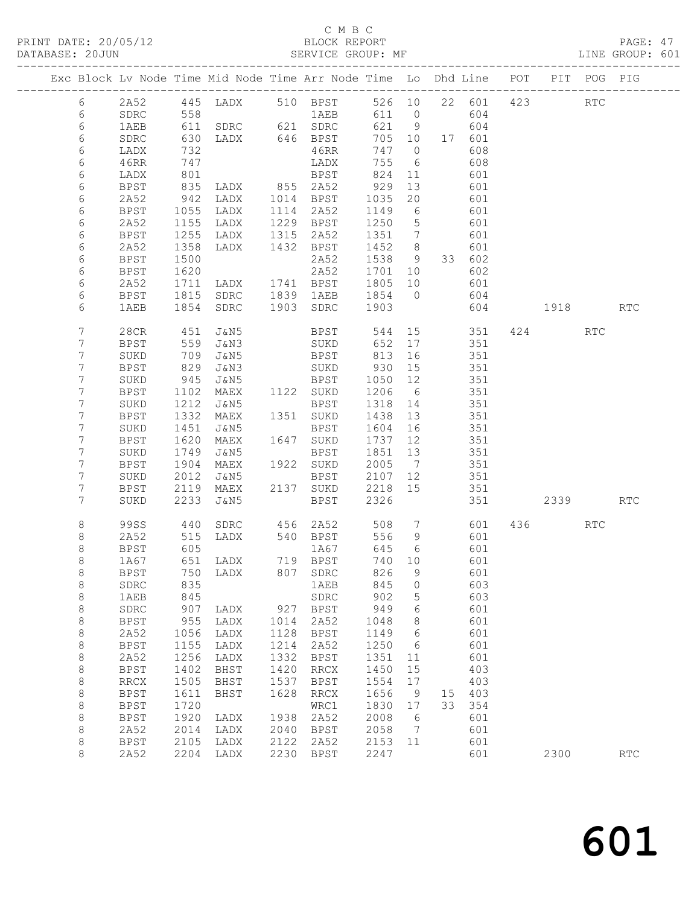C M B C
BLOCK REPORT
SERVICE GROUP: MF

PRINT DATE: 20/05/12
DATABASE: 20JUN
LINE GROUP: 601

| Exc | Block | Lv | Node | Time | Mid Node | Time | Arr Node | Time | Lo | Dhd | Line | POT | PIT | POG | PIG |
|---|---|---|---|---|---|---|---|---|---|---|---|---|---|---|---|
| | 6 | | 2A52 | 445 | LADX | 510 | BPST | 526 | 10 | 22 | 601 | 423 | | RTC | |
| | 6 | | SDRC | 558 | | | 1AEB | 611 | 0 | | 604 | | | | |
| | 6 | | 1AEB | 611 | SDRC | 621 | SDRC | 621 | 9 | | 604 | | | | |
| | 6 | | SDRC | 630 | LADX | 646 | BPST | 705 | 10 | 17 | 601 | | | | |
| | 6 | | LADX | 732 | | | 46RR | 747 | 0 | | 608 | | | | |
| | 6 | | 46RR | 747 | | | LADX | 755 | 6 | | 608 | | | | |
| | 6 | | LADX | 801 | | | BPST | 824 | 11 | | 601 | | | | |
| | 6 | | BPST | 835 | LADX | 855 | 2A52 | 929 | 13 | | 601 | | | | |
| | 6 | | 2A52 | 942 | LADX | 1014 | BPST | 1035 | 20 | | 601 | | | | |
| | 6 | | BPST | 1055 | LADX | 1114 | 2A52 | 1149 | 6 | | 601 | | | | |
| | 6 | | 2A52 | 1155 | LADX | 1229 | BPST | 1250 | 5 | | 601 | | | | |
| | 6 | | BPST | 1255 | LADX | 1315 | 2A52 | 1351 | 7 | | 601 | | | | |
| | 6 | | 2A52 | 1358 | LADX | 1432 | BPST | 1452 | 8 | | 601 | | | | |
| | 6 | | BPST | 1500 | | | 2A52 | 1538 | 9 | 33 | 602 | | | | |
| | 6 | | BPST | 1620 | | | 2A52 | 1701 | 10 | | 602 | | | | |
| | 6 | | 2A52 | 1711 | LADX | 1741 | BPST | 1805 | 10 | | 601 | | | | |
| | 6 | | BPST | 1815 | SDRC | 1839 | 1AEB | 1854 | 0 | | 604 | | | | |
| | 6 | | 1AEB | 1854 | SDRC | 1903 | SDRC | 1903 | | | 604 | | 1918 | | RTC |
| | 7 | | 28CR | 451 | J&N5 | | BPST | 544 | 15 | | 351 | 424 | | RTC | |
| | 7 | | BPST | 559 | J&N3 | | SUKD | 652 | 17 | | 351 | | | | |
| | 7 | | SUKD | 709 | J&N5 | | BPST | 813 | 16 | | 351 | | | | |
| | 7 | | BPST | 829 | J&N3 | | SUKD | 930 | 15 | | 351 | | | | |
| | 7 | | SUKD | 945 | J&N5 | | BPST | 1050 | 12 | | 351 | | | | |
| | 7 | | BPST | 1102 | MAEX | 1122 | SUKD | 1206 | 6 | | 351 | | | | |
| | 7 | | SUKD | 1212 | J&N5 | | BPST | 1318 | 14 | | 351 | | | | |
| | 7 | | BPST | 1332 | MAEX | 1351 | SUKD | 1438 | 13 | | 351 | | | | |
| | 7 | | SUKD | 1451 | J&N5 | | BPST | 1604 | 16 | | 351 | | | | |
| | 7 | | BPST | 1620 | MAEX | 1647 | SUKD | 1737 | 12 | | 351 | | | | |
| | 7 | | SUKD | 1749 | J&N5 | | BPST | 1851 | 13 | | 351 | | | | |
| | 7 | | BPST | 1904 | MAEX | 1922 | SUKD | 2005 | 7 | | 351 | | | | |
| | 7 | | SUKD | 2012 | J&N5 | | BPST | 2107 | 12 | | 351 | | | | |
| | 7 | | BPST | 2119 | MAEX | 2137 | SUKD | 2218 | 15 | | 351 | | | | |
| | 7 | | SUKD | 2233 | J&N5 | | BPST | 2326 | | | 351 | | 2339 | | RTC |
| | 8 | | 99SS | 440 | SDRC | 456 | 2A52 | 508 | 7 | | 601 | 436 | | RTC | |
| | 8 | | 2A52 | 515 | LADX | 540 | BPST | 556 | 9 | | 601 | | | | |
| | 8 | | BPST | 605 | | | 1A67 | 645 | 6 | | 601 | | | | |
| | 8 | | 1A67 | 651 | LADX | 719 | BPST | 740 | 10 | | 601 | | | | |
| | 8 | | BPST | 750 | LADX | 807 | SDRC | 826 | 9 | | 601 | | | | |
| | 8 | | SDRC | 835 | | | 1AEB | 845 | 0 | | 603 | | | | |
| | 8 | | 1AEB | 845 | | | SDRC | 902 | 5 | | 603 | | | | |
| | 8 | | SDRC | 907 | LADX | 927 | BPST | 949 | 6 | | 601 | | | | |
| | 8 | | BPST | 955 | LADX | 1014 | 2A52 | 1048 | 8 | | 601 | | | | |
| | 8 | | 2A52 | 1056 | LADX | 1128 | BPST | 1149 | 6 | | 601 | | | | |
| | 8 | | BPST | 1155 | LADX | 1214 | 2A52 | 1250 | 6 | | 601 | | | | |
| | 8 | | 2A52 | 1256 | LADX | 1332 | BPST | 1351 | 11 | | 601 | | | | |
| | 8 | | BPST | 1402 | BHST | 1420 | RRCX | 1450 | 15 | | 403 | | | | |
| | 8 | | RRCX | 1505 | BHST | 1537 | BPST | 1554 | 17 | | 403 | | | | |
| | 8 | | BPST | 1611 | BHST | 1628 | RRCX | 1656 | 9 | 15 | 403 | | | | |
| | 8 | | BPST | 1720 | | | WRC1 | 1830 | 17 | 33 | 354 | | | | |
| | 8 | | BPST | 1920 | LADX | 1938 | 2A52 | 2008 | 6 | | 601 | | | | |
| | 8 | | 2A52 | 2014 | LADX | 2040 | BPST | 2058 | 7 | | 601 | | | | |
| | 8 | | BPST | 2105 | LADX | 2122 | 2A52 | 2153 | 11 | | 601 | | | | |
| | 8 | | 2A52 | 2204 | LADX | 2230 | BPST | 2247 | | | 601 | | 2300 | | RTC |

601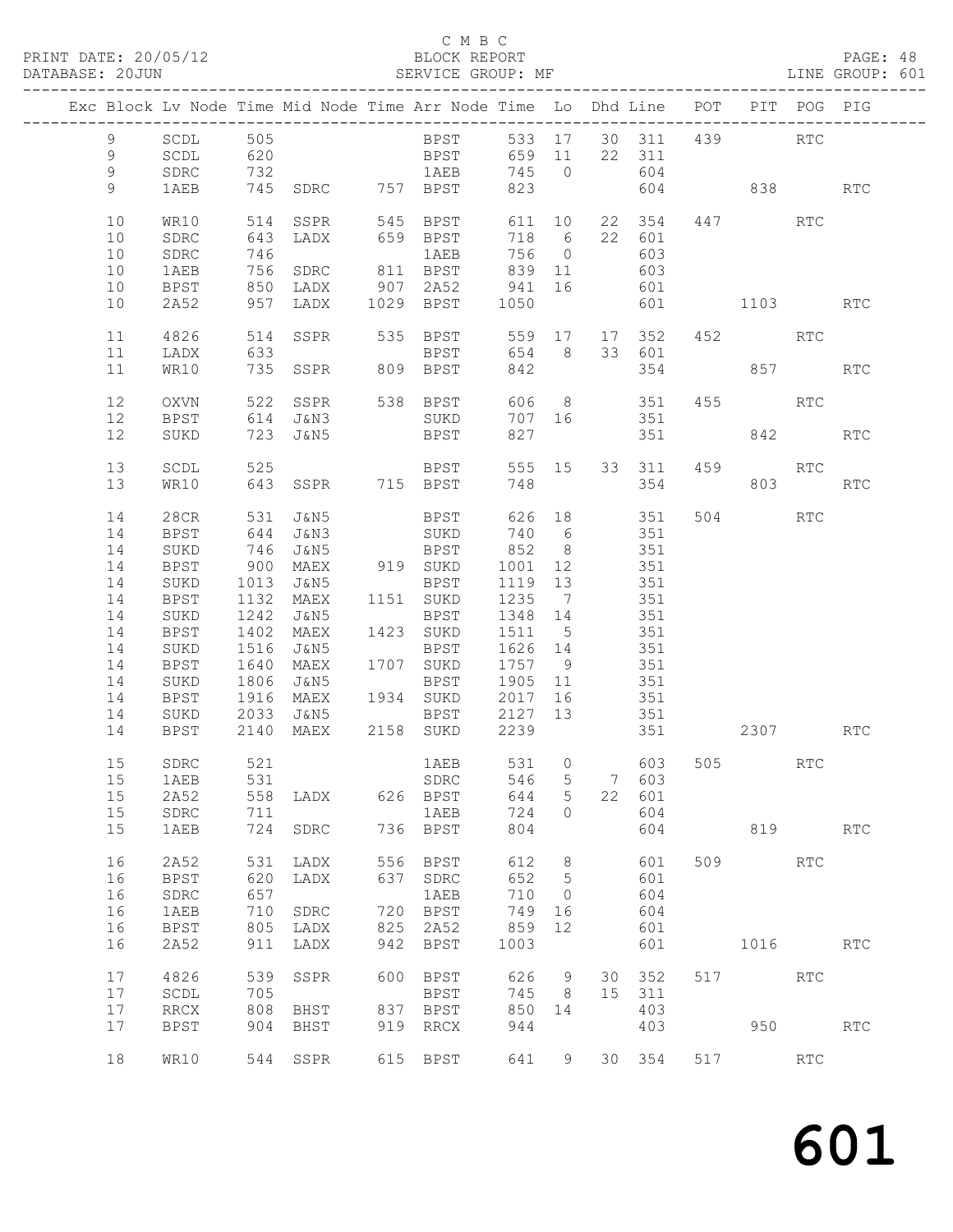C M B C

PRINT DATE: 20/05/12 BLOCK REPORT

DATABASE: 20JUN SERVICE GROUP: MF LINE GROUP: 601

| Exc | Block | Lv | Node | Time | Mid Node | Time | Arr Node | Time | Lo | Dhd | Line | POT | PIT | POG | PIG |
|---|---|---|---|---|---|---|---|---|---|---|---|---|---|---|---|
| | 9 | | SCDL | 505 | | | BPST | 533 | 17 | 30 | 311 | 439 | | RTC | |
| | 9 | | SCDL | 620 | | | BPST | 659 | 11 | 22 | 311 | | | | |
| | 9 | | SDRC | 732 | | | 1AEB | 745 | 0 | | 604 | | | | |
| | 9 | | 1AEB | 745 | SDRC | 757 | BPST | 823 | | | 604 | | 838 | | RTC |
| | 10 | | WR10 | 514 | SSPR | 545 | BPST | 611 | 10 | 22 | 354 | 447 | | RTC | |
| | 10 | | SDRC | 643 | LADX | 659 | BPST | 718 | 6 | 22 | 601 | | | | |
| | 10 | | SDRC | 746 | | | 1AEB | 756 | 0 | | 603 | | | | |
| | 10 | | 1AEB | 756 | SDRC | 811 | BPST | 839 | 11 | | 603 | | | | |
| | 10 | | BPST | 850 | LADX | 907 | 2A52 | 941 | 16 | | 601 | | | | |
| | 10 | | 2A52 | 957 | LADX | 1029 | BPST | 1050 | | | 601 | | 1103 | | RTC |
| | 11 | | 4826 | 514 | SSPR | 535 | BPST | 559 | 17 | 17 | 352 | 452 | | RTC | |
| | 11 | | LADX | 633 | | | BPST | 654 | 8 | 33 | 601 | | | | |
| | 11 | | WR10 | 735 | SSPR | 809 | BPST | 842 | | | 354 | | 857 | | RTC |
| | 12 | | OXVN | 522 | SSPR | 538 | BPST | 606 | 8 | | 351 | 455 | | RTC | |
| | 12 | | BPST | 614 | J&N3 | | SUKD | 707 | 16 | | 351 | | | | |
| | 12 | | SUKD | 723 | J&N5 | | BPST | 827 | | | 351 | | 842 | | RTC |
| | 13 | | SCDL | 525 | | | BPST | 555 | 15 | 33 | 311 | 459 | | RTC | |
| | 13 | | WR10 | 643 | SSPR | 715 | BPST | 748 | | | 354 | | 803 | | RTC |
| | 14 | | 28CR | 531 | J&N5 | | BPST | 626 | 18 | | 351 | 504 | | RTC | |
| | 14 | | BPST | 644 | J&N3 | | SUKD | 740 | 6 | | 351 | | | | |
| | 14 | | SUKD | 746 | J&N5 | | BPST | 852 | 8 | | 351 | | | | |
| | 14 | | BPST | 900 | MAEX | 919 | SUKD | 1001 | 12 | | 351 | | | | |
| | 14 | | SUKD | 1013 | J&N5 | | BPST | 1119 | 13 | | 351 | | | | |
| | 14 | | BPST | 1132 | MAEX | 1151 | SUKD | 1235 | 7 | | 351 | | | | |
| | 14 | | SUKD | 1242 | J&N5 | | BPST | 1348 | 14 | | 351 | | | | |
| | 14 | | BPST | 1402 | MAEX | 1423 | SUKD | 1511 | 5 | | 351 | | | | |
| | 14 | | SUKD | 1516 | J&N5 | | BPST | 1626 | 14 | | 351 | | | | |
| | 14 | | BPST | 1640 | MAEX | 1707 | SUKD | 1757 | 9 | | 351 | | | | |
| | 14 | | SUKD | 1806 | J&N5 | | BPST | 1905 | 11 | | 351 | | | | |
| | 14 | | BPST | 1916 | MAEX | 1934 | SUKD | 2017 | 16 | | 351 | | | | |
| | 14 | | SUKD | 2033 | J&N5 | | BPST | 2127 | 13 | | 351 | | | | |
| | 14 | | BPST | 2140 | MAEX | 2158 | SUKD | 2239 | | | 351 | | 2307 | | RTC |
| | 15 | | SDRC | 521 | | | 1AEB | 531 | 0 | | 603 | 505 | | RTC | |
| | 15 | | 1AEB | 531 | | | SDRC | 546 | 5 | 7 | 603 | | | | |
| | 15 | | 2A52 | 558 | LADX | 626 | BPST | 644 | 5 | 22 | 601 | | | | |
| | 15 | | SDRC | 711 | | | 1AEB | 724 | 0 | | 604 | | | | |
| | 15 | | 1AEB | 724 | SDRC | 736 | BPST | 804 | | | 604 | | 819 | | RTC |
| | 16 | | 2A52 | 531 | LADX | 556 | BPST | 612 | 8 | | 601 | 509 | | RTC | |
| | 16 | | BPST | 620 | LADX | 637 | SDRC | 652 | 5 | | 601 | | | | |
| | 16 | | SDRC | 657 | | | 1AEB | 710 | 0 | | 604 | | | | |
| | 16 | | 1AEB | 710 | SDRC | 720 | BPST | 749 | 16 | | 604 | | | | |
| | 16 | | BPST | 805 | LADX | 825 | 2A52 | 859 | 12 | | 601 | | | | |
| | 16 | | 2A52 | 911 | LADX | 942 | BPST | 1003 | | | 601 | | 1016 | | RTC |
| | 17 | | 4826 | 539 | SSPR | 600 | BPST | 626 | 9 | 30 | 352 | 517 | | RTC | |
| | 17 | | SCDL | 705 | | | BPST | 745 | 8 | 15 | 311 | | | | |
| | 17 | | RRCX | 808 | BHST | 837 | BPST | 850 | 14 | | 403 | | | | |
| | 17 | | BPST | 904 | BHST | 919 | RRCX | 944 | | | 403 | | 950 | | RTC |
| | 18 | | WR10 | 544 | SSPR | 615 | BPST | 641 | 9 | 30 | 354 | 517 | | RTC | |

601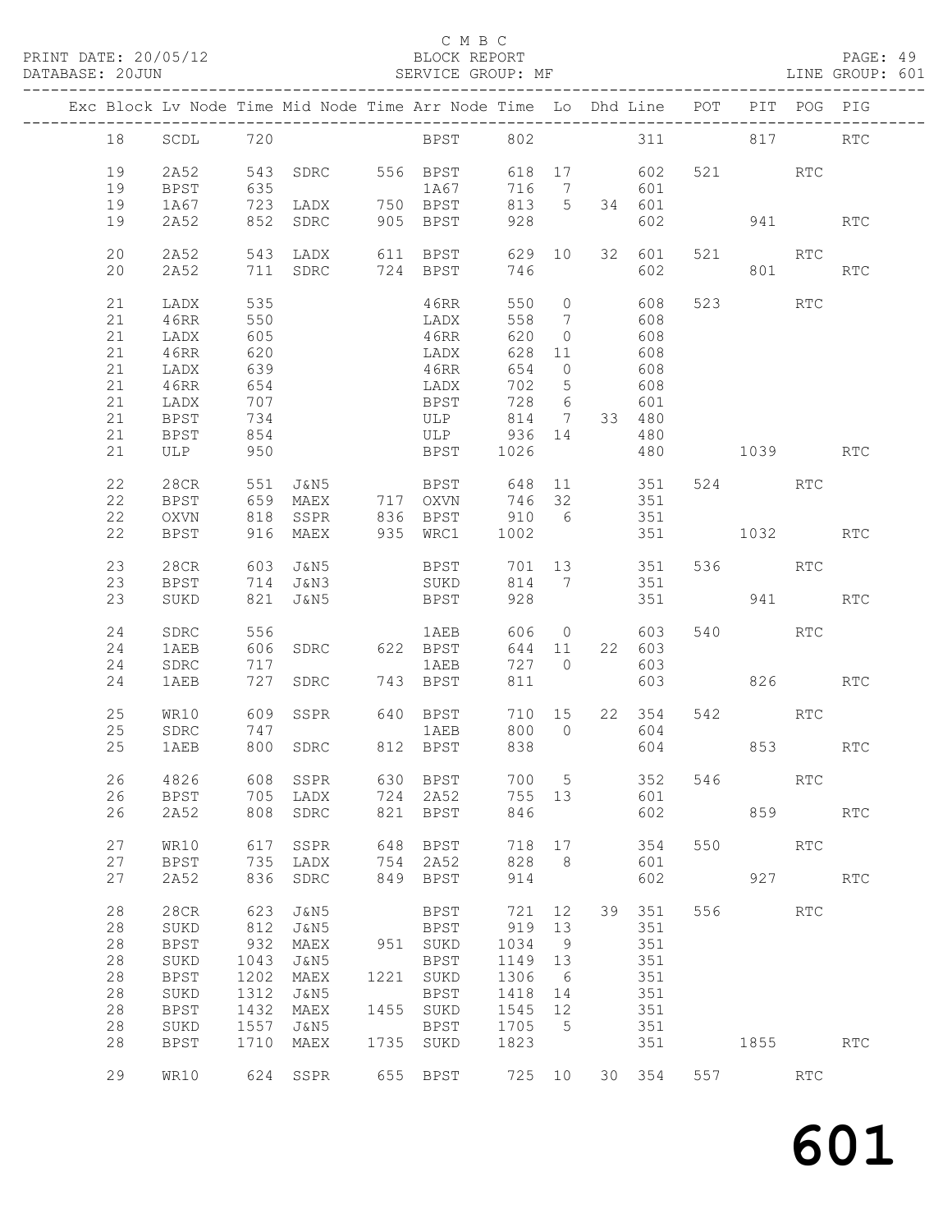C M B C

PRINT DATE: 20/05/12 BLOCK REPORT
DATABASE: 20JUN SERVICE GROUP: MF LINE GROUP: 601

| Exc | Block | Lv | Node | Time | Mid Node | Time | Arr Node | Time | Lo | Dhd | Line | POT | PIT | POG | PIG |
|---|---|---|---|---|---|---|---|---|---|---|---|---|---|---|---|
| | 18 | | SCDL | 720 | | | BPST | 802 | | | 311 | | 817 | | RTC |
| | 19 | | 2A52 | 543 | SDRC | 556 | BPST | 618 | 17 | | 602 | 521 | | RTC | |
| | 19 | | BPST | 635 | | | 1A67 | 716 | 7 | | 601 | | | | |
| | 19 | | 1A67 | 723 | LADX | 750 | BPST | 813 | 5 | 34 | 601 | | | | |
| | 19 | | 2A52 | 852 | SDRC | 905 | BPST | 928 | | | 602 | | 941 | | RTC |
| | 20 | | 2A52 | 543 | LADX | 611 | BPST | 629 | 10 | 32 | 601 | 521 | | RTC | |
| | 20 | | 2A52 | 711 | SDRC | 724 | BPST | 746 | | | 602 | | 801 | | RTC |
| | 21 | | LADX | 535 | | | 46RR | 550 | 0 | | 608 | 523 | | RTC | |
| | 21 | | 46RR | 550 | | | LADX | 558 | 7 | | 608 | | | | |
| | 21 | | LADX | 605 | | | 46RR | 620 | 0 | | 608 | | | | |
| | 21 | | 46RR | 620 | | | LADX | 628 | 11 | | 608 | | | | |
| | 21 | | LADX | 639 | | | 46RR | 654 | 0 | | 608 | | | | |
| | 21 | | 46RR | 654 | | | LADX | 702 | 5 | | 608 | | | | |
| | 21 | | LADX | 707 | | | BPST | 728 | 6 | | 601 | | | | |
| | 21 | | BPST | 734 | | | ULP | 814 | 7 | 33 | 480 | | | | |
| | 21 | | BPST | 854 | | | ULP | 936 | 14 | | 480 | | | | |
| | 21 | | ULP | 950 | | | BPST | 1026 | | | 480 | | 1039 | | RTC |
| | 22 | | 28CR | 551 | J&N5 | | BPST | 648 | 11 | | 351 | 524 | | RTC | |
| | 22 | | BPST | 659 | MAEX | 717 | OXVN | 746 | 32 | | 351 | | | | |
| | 22 | | OXVN | 818 | SSPR | 836 | BPST | 910 | 6 | | 351 | | | | |
| | 22 | | BPST | 916 | MAEX | 935 | WRC1 | 1002 | | | 351 | | 1032 | | RTC |
| | 23 | | 28CR | 603 | J&N5 | | BPST | 701 | 13 | | 351 | 536 | | RTC | |
| | 23 | | BPST | 714 | J&N3 | | SUKD | 814 | 7 | | 351 | | | | |
| | 23 | | SUKD | 821 | J&N5 | | BPST | 928 | | | 351 | | 941 | | RTC |
| | 24 | | SDRC | 556 | | | 1AEB | 606 | 0 | | 603 | 540 | | RTC | |
| | 24 | | 1AEB | 606 | SDRC | 622 | BPST | 644 | 11 | 22 | 603 | | | | |
| | 24 | | SDRC | 717 | | | 1AEB | 727 | 0 | | 603 | | | | |
| | 24 | | 1AEB | 727 | SDRC | 743 | BPST | 811 | | | 603 | | 826 | | RTC |
| | 25 | | WR10 | 609 | SSPR | 640 | BPST | 710 | 15 | 22 | 354 | 542 | | RTC | |
| | 25 | | SDRC | 747 | | | 1AEB | 800 | 0 | | 604 | | | | |
| | 25 | | 1AEB | 800 | SDRC | 812 | BPST | 838 | | | 604 | | 853 | | RTC |
| | 26 | | 4826 | 608 | SSPR | 630 | BPST | 700 | 5 | | 352 | 546 | | RTC | |
| | 26 | | BPST | 705 | LADX | 724 | 2A52 | 755 | 13 | | 601 | | | | |
| | 26 | | 2A52 | 808 | SDRC | 821 | BPST | 846 | | | 602 | | 859 | | RTC |
| | 27 | | WR10 | 617 | SSPR | 648 | BPST | 718 | 17 | | 354 | 550 | | RTC | |
| | 27 | | BPST | 735 | LADX | 754 | 2A52 | 828 | 8 | | 601 | | | | |
| | 27 | | 2A52 | 836 | SDRC | 849 | BPST | 914 | | | 602 | | 927 | | RTC |
| | 28 | | 28CR | 623 | J&N5 | | BPST | 721 | 12 | 39 | 351 | 556 | | RTC | |
| | 28 | | SUKD | 812 | J&N5 | | BPST | 919 | 13 | | 351 | | | | |
| | 28 | | BPST | 932 | MAEX | 951 | SUKD | 1034 | 9 | | 351 | | | | |
| | 28 | | SUKD | 1043 | J&N5 | | BPST | 1149 | 13 | | 351 | | | | |
| | 28 | | BPST | 1202 | MAEX | 1221 | SUKD | 1306 | 6 | | 351 | | | | |
| | 28 | | SUKD | 1312 | J&N5 | | BPST | 1418 | 14 | | 351 | | | | |
| | 28 | | BPST | 1432 | MAEX | 1455 | SUKD | 1545 | 12 | | 351 | | | | |
| | 28 | | SUKD | 1557 | J&N5 | | BPST | 1705 | 5 | | 351 | | | | |
| | 28 | | BPST | 1710 | MAEX | 1735 | SUKD | 1823 | | | 351 | | 1855 | | RTC |
| | 29 | | WR10 | 624 | SSPR | 655 | BPST | 725 | 10 | 30 | 354 | 557 | | RTC | |

601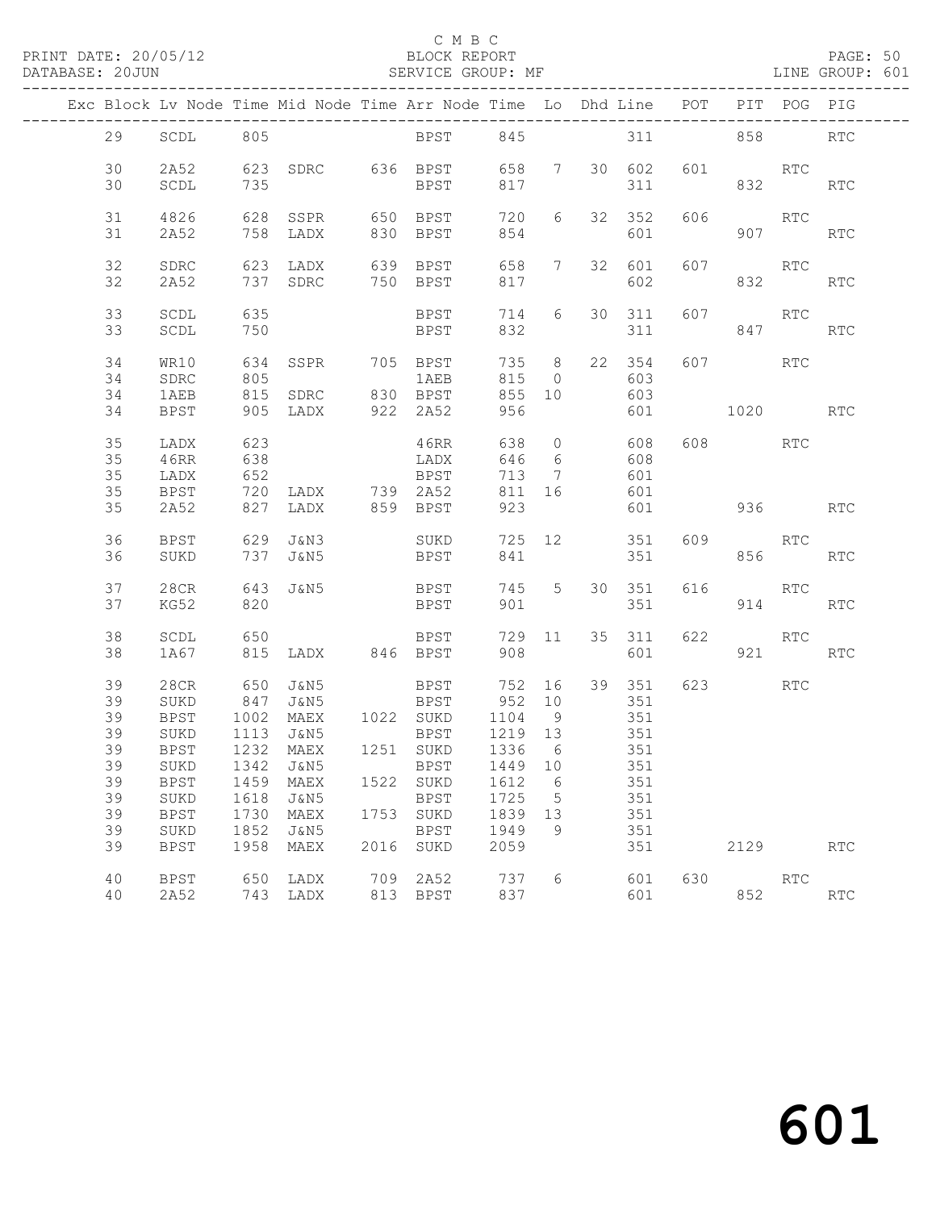C M B C

PRINT DATE: 20/05/12 BLOCK REPORT

DATABASE: 20JUN SERVICE GROUP: MF LINE GROUP: 601

| Exc | Block | Lv | Node | Time | Mid Node | Time | Arr Node | Time | Lo | Dhd | Line | POT | PIT | POG | PIG |
|---|---|---|---|---|---|---|---|---|---|---|---|---|---|---|---|
| | 29 | | SCDL | 805 | | | BPST | 845 | | | 311 | | 858 | | RTC |
| | 30 | | 2A52 | 623 | SDRC | 636 | BPST | 658 | 7 | 30 | 602 | 601 | | RTC | |
| | 30 | | SCDL | 735 | | | BPST | 817 | | | 311 | | 832 | | RTC |
| | 31 | | 4826 | 628 | SSPR | 650 | BPST | 720 | 6 | 32 | 352 | 606 | | RTC | |
| | 31 | | 2A52 | 758 | LADX | 830 | BPST | 854 | | | 601 | | 907 | | RTC |
| | 32 | | SDRC | 623 | LADX | 639 | BPST | 658 | 7 | 32 | 601 | 607 | | RTC | |
| | 32 | | 2A52 | 737 | SDRC | 750 | BPST | 817 | | | 602 | | 832 | | RTC |
| | 33 | | SCDL | 635 | | | BPST | 714 | 6 | 30 | 311 | 607 | | RTC | |
| | 33 | | SCDL | 750 | | | BPST | 832 | | | 311 | | 847 | | RTC |
| | 34 | | WR10 | 634 | SSPR | 705 | BPST | 735 | 8 | 22 | 354 | 607 | | RTC | |
| | 34 | | SDRC | 805 | | | 1AEB | 815 | 0 | | 603 | | | | |
| | 34 | | 1AEB | 815 | SDRC | 830 | BPST | 855 | 10 | | 603 | | | | |
| | 34 | | BPST | 905 | LADX | 922 | 2A52 | 956 | | | 601 | | 1020 | | RTC |
| | 35 | | LADX | 623 | | | 46RR | 638 | 0 | | 608 | 608 | | RTC | |
| | 35 | | 46RR | 638 | | | LADX | 646 | 6 | | 608 | | | | |
| | 35 | | LADX | 652 | | | BPST | 713 | 7 | | 601 | | | | |
| | 35 | | BPST | 720 | LADX | 739 | 2A52 | 811 | 16 | | 601 | | | | |
| | 35 | | 2A52 | 827 | LADX | 859 | BPST | 923 | | | 601 | | 936 | | RTC |
| | 36 | | BPST | 629 | J&N3 | | SUKD | 725 | 12 | | 351 | 609 | | RTC | |
| | 36 | | SUKD | 737 | J&N5 | | BPST | 841 | | | 351 | | 856 | | RTC |
| | 37 | | 28CR | 643 | J&N5 | | BPST | 745 | 5 | 30 | 351 | 616 | | RTC | |
| | 37 | | KG52 | 820 | | | BPST | 901 | | | 351 | | 914 | | RTC |
| | 38 | | SCDL | 650 | | | BPST | 729 | 11 | 35 | 311 | 622 | | RTC | |
| | 38 | | 1A67 | 815 | LADX | 846 | BPST | 908 | | | 601 | | 921 | | RTC |
| | 39 | | 28CR | 650 | J&N5 | | BPST | 752 | 16 | 39 | 351 | 623 | | RTC | |
| | 39 | | SUKD | 847 | J&N5 | | BPST | 952 | 10 | | 351 | | | | |
| | 39 | | BPST | 1002 | MAEX | 1022 | SUKD | 1104 | 9 | | 351 | | | | |
| | 39 | | SUKD | 1113 | J&N5 | | BPST | 1219 | 13 | | 351 | | | | |
| | 39 | | BPST | 1232 | MAEX | 1251 | SUKD | 1336 | 6 | | 351 | | | | |
| | 39 | | SUKD | 1342 | J&N5 | | BPST | 1449 | 10 | | 351 | | | | |
| | 39 | | BPST | 1459 | MAEX | 1522 | SUKD | 1612 | 6 | | 351 | | | | |
| | 39 | | SUKD | 1618 | J&N5 | | BPST | 1725 | 5 | | 351 | | | | |
| | 39 | | BPST | 1730 | MAEX | 1753 | SUKD | 1839 | 13 | | 351 | | | | |
| | 39 | | SUKD | 1852 | J&N5 | | BPST | 1949 | 9 | | 351 | | | | |
| | 39 | | BPST | 1958 | MAEX | 2016 | SUKD | 2059 | | | 351 | | 2129 | | RTC |
| | 40 | | BPST | 650 | LADX | 709 | 2A52 | 737 | 6 | | 601 | 630 | | RTC | |
| | 40 | | 2A52 | 743 | LADX | 813 | BPST | 837 | | | 601 | | 852 | | RTC |

601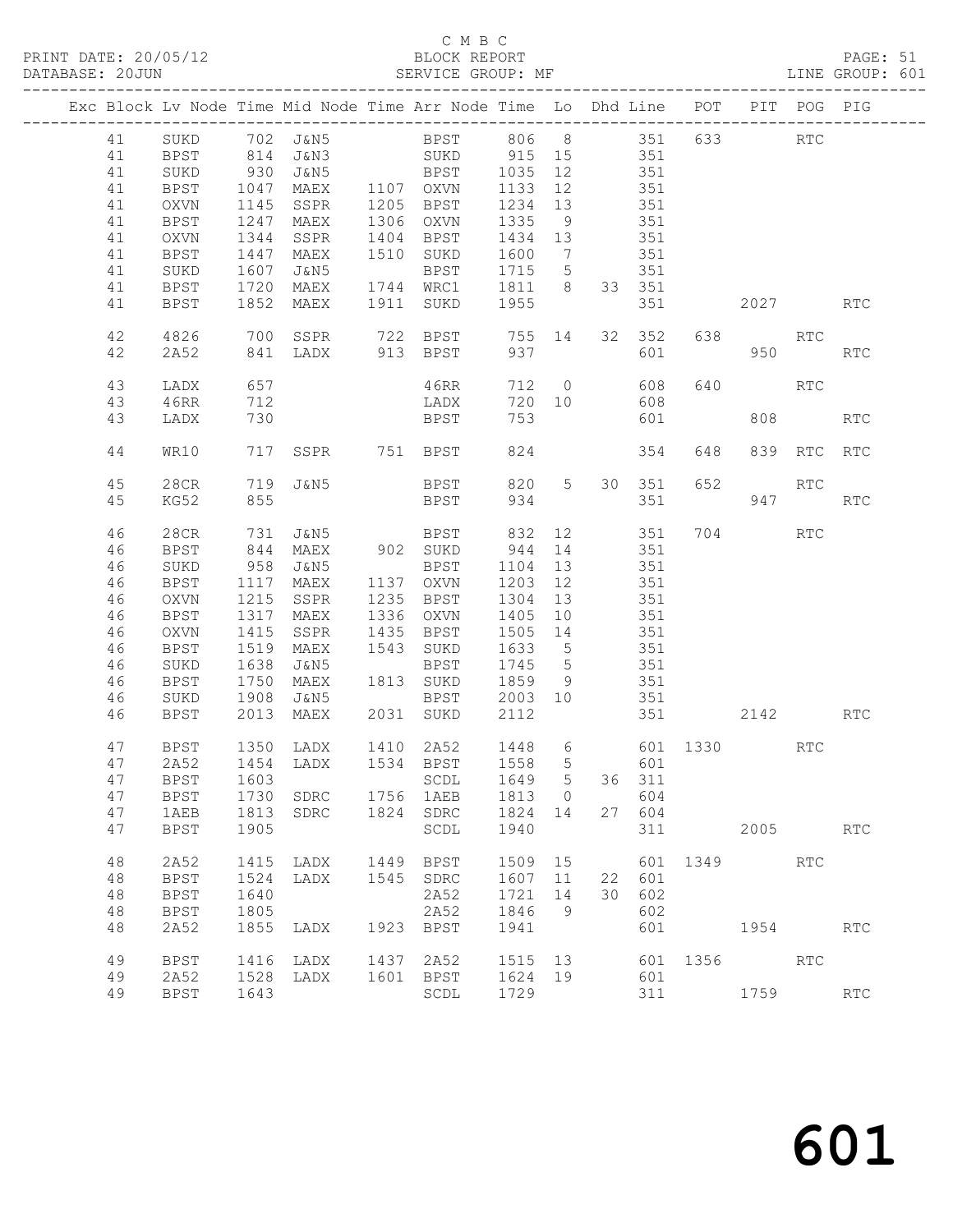C M B C

PRINT DATE: 20/05/12 BLOCK REPORT

DATABASE: 20JUN SERVICE GROUP: MF LINE GROUP: 601

| Exc | Block | Lv | Node | Time | Mid Node | Time | Arr Node | Time | Lo | Dhd | Line | POT | PIT | POG | PIG |
|---|---|---|---|---|---|---|---|---|---|---|---|---|---|---|---|
| | 41 | | SUKD | 702 | J&N5 | | BPST | 806 | 8 | | 351 | 633 | | RTC | |
| | 41 | | BPST | 814 | J&N3 | | SUKD | 915 | 15 | | 351 | | | | |
| | 41 | | SUKD | 930 | J&N5 | | BPST | 1035 | 12 | | 351 | | | | |
| | 41 | | BPST | 1047 | MAEX | 1107 | OXVN | 1133 | 12 | | 351 | | | | |
| | 41 | | OXVN | 1145 | SSPR | 1205 | BPST | 1234 | 13 | | 351 | | | | |
| | 41 | | BPST | 1247 | MAEX | 1306 | OXVN | 1335 | 9 | | 351 | | | | |
| | 41 | | OXVN | 1344 | SSPR | 1404 | BPST | 1434 | 13 | | 351 | | | | |
| | 41 | | BPST | 1447 | MAEX | 1510 | SUKD | 1600 | 7 | | 351 | | | | |
| | 41 | | SUKD | 1607 | J&N5 | | BPST | 1715 | 5 | | 351 | | | | |
| | 41 | | BPST | 1720 | MAEX | 1744 | WRC1 | 1811 | 8 | 33 | 351 | | | | |
| | 41 | | BPST | 1852 | MAEX | 1911 | SUKD | 1955 | | | 351 | | 2027 | | RTC |
| | 42 | | 4826 | 700 | SSPR | 722 | BPST | 755 | 14 | 32 | 352 | 638 | | RTC | |
| | 42 | | 2A52 | 841 | LADX | 913 | BPST | 937 | | | 601 | | 950 | | RTC |
| | 43 | | LADX | 657 | | | 46RR | 712 | 0 | | 608 | 640 | | RTC | |
| | 43 | | 46RR | 712 | | | LADX | 720 | 10 | | 608 | | | | |
| | 43 | | LADX | 730 | | | BPST | 753 | | | 601 | | 808 | | RTC |
| | 44 | | WR10 | 717 | SSPR | 751 | BPST | 824 | | | 354 | 648 | 839 | RTC | RTC |
| | 45 | | 28CR | 719 | J&N5 | | BPST | 820 | 5 | 30 | 351 | 652 | | RTC | |
| | 45 | | KG52 | 855 | | | BPST | 934 | | | 351 | | 947 | | RTC |
| | 46 | | 28CR | 731 | J&N5 | | BPST | 832 | 12 | | 351 | 704 | | RTC | |
| | 46 | | BPST | 844 | MAEX | 902 | SUKD | 944 | 14 | | 351 | | | | |
| | 46 | | SUKD | 958 | J&N5 | | BPST | 1104 | 13 | | 351 | | | | |
| | 46 | | BPST | 1117 | MAEX | 1137 | OXVN | 1203 | 12 | | 351 | | | | |
| | 46 | | OXVN | 1215 | SSPR | 1235 | BPST | 1304 | 13 | | 351 | | | | |
| | 46 | | BPST | 1317 | MAEX | 1336 | OXVN | 1405 | 10 | | 351 | | | | |
| | 46 | | OXVN | 1415 | SSPR | 1435 | BPST | 1505 | 14 | | 351 | | | | |
| | 46 | | BPST | 1519 | MAEX | 1543 | SUKD | 1633 | 5 | | 351 | | | | |
| | 46 | | SUKD | 1638 | J&N5 | | BPST | 1745 | 5 | | 351 | | | | |
| | 46 | | BPST | 1750 | MAEX | 1813 | SUKD | 1859 | 9 | | 351 | | | | |
| | 46 | | SUKD | 1908 | J&N5 | | BPST | 2003 | 10 | | 351 | | | | |
| | 46 | | BPST | 2013 | MAEX | 2031 | SUKD | 2112 | | | 351 | | 2142 | | RTC |
| | 47 | | BPST | 1350 | LADX | 1410 | 2A52 | 1448 | 6 | | 601 | 1330 | | RTC | |
| | 47 | | 2A52 | 1454 | LADX | 1534 | BPST | 1558 | 5 | | 601 | | | | |
| | 47 | | BPST | 1603 | | | SCDL | 1649 | 5 | 36 | 311 | | | | |
| | 47 | | BPST | 1730 | SDRC | 1756 | 1AEB | 1813 | 0 | | 604 | | | | |
| | 47 | | 1AEB | 1813 | SDRC | 1824 | SDRC | 1824 | 14 | 27 | 604 | | | | |
| | 47 | | BPST | 1905 | | | SCDL | 1940 | | | 311 | | 2005 | | RTC |
| | 48 | | 2A52 | 1415 | LADX | 1449 | BPST | 1509 | 15 | | 601 | 1349 | | RTC | |
| | 48 | | BPST | 1524 | LADX | 1545 | SDRC | 1607 | 11 | 22 | 601 | | | | |
| | 48 | | BPST | 1640 | | | 2A52 | 1721 | 14 | 30 | 602 | | | | |
| | 48 | | BPST | 1805 | | | 2A52 | 1846 | 9 | | 602 | | | | |
| | 48 | | 2A52 | 1855 | LADX | 1923 | BPST | 1941 | | | 601 | | 1954 | | RTC |
| | 49 | | BPST | 1416 | LADX | 1437 | 2A52 | 1515 | 13 | | 601 | 1356 | | RTC | |
| | 49 | | 2A52 | 1528 | LADX | 1601 | BPST | 1624 | 19 | | 601 | | | | |
| | 49 | | BPST | 1643 | | | SCDL | 1729 | | | 311 | | 1759 | | RTC |

# 601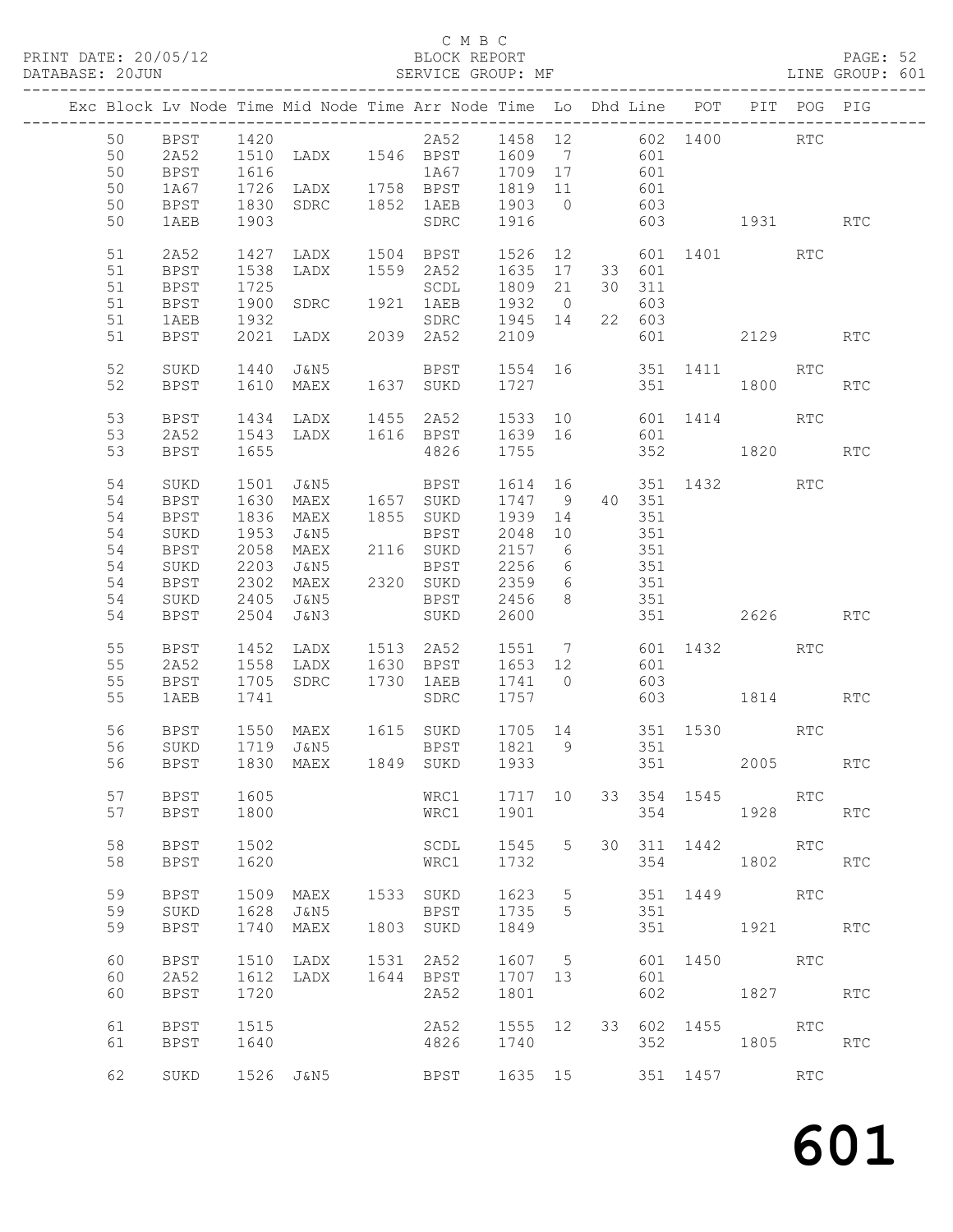C M B C
BLOCK REPORT
SERVICE GROUP: MF

PRINT DATE: 20/05/12
DATABASE: 20JUN
LINE GROUP: 601

| Exc | Block | Lv | Node | Time | Mid Node | Time | Arr Node | Time | Lo | Dhd Line | POT | PIT | POG | PIG |
|---|---|---|---|---|---|---|---|---|---|---|---|---|---|---|
| | 50 | | BPST | 1420 | | | 2A52 | 1458 | 12 | 602 | 1400 | | RTC | |
| | 50 | | 2A52 | 1510 | LADX | 1546 | BPST | 1609 | 7 | 601 | | | | |
| | 50 | | BPST | 1616 | | | 1A67 | 1709 | 17 | 601 | | | | |
| | 50 | | 1A67 | 1726 | LADX | 1758 | BPST | 1819 | 11 | 601 | | | | |
| | 50 | | BPST | 1830 | SDRC | 1852 | 1AEB | 1903 | 0 | 603 | | | | |
| | 50 | | 1AEB | 1903 | | | SDRC | 1916 | | 603 | | 1931 | | RTC |
| | 51 | | 2A52 | 1427 | LADX | 1504 | BPST | 1526 | 12 | 601 | 1401 | | RTC | |
| | 51 | | BPST | 1538 | LADX | 1559 | 2A52 | 1635 | 17 | 33 601 | | | | |
| | 51 | | BPST | 1725 | | | SCDL | 1809 | 21 | 30 311 | | | | |
| | 51 | | BPST | 1900 | SDRC | 1921 | 1AEB | 1932 | 0 | 603 | | | | |
| | 51 | | 1AEB | 1932 | | | SDRC | 1945 | 14 | 22 603 | | | | |
| | 51 | | BPST | 2021 | LADX | 2039 | 2A52 | 2109 | | 601 | | 2129 | | RTC |
| | 52 | | SUKD | 1440 | J&N5 | | BPST | 1554 | 16 | 351 | 1411 | | RTC | |
| | 52 | | BPST | 1610 | MAEX | 1637 | SUKD | 1727 | | 351 | | 1800 | | RTC |
| | 53 | | BPST | 1434 | LADX | 1455 | 2A52 | 1533 | 10 | 601 | 1414 | | RTC | |
| | 53 | | 2A52 | 1543 | LADX | 1616 | BPST | 1639 | 16 | 601 | | | | |
| | 53 | | BPST | 1655 | | | 4826 | 1755 | | 352 | | 1820 | | RTC |
| | 54 | | SUKD | 1501 | J&N5 | | BPST | 1614 | 16 | 351 | 1432 | | RTC | |
| | 54 | | BPST | 1630 | MAEX | 1657 | SUKD | 1747 | 9 | 40 351 | | | | |
| | 54 | | BPST | 1836 | MAEX | 1855 | SUKD | 1939 | 14 | 351 | | | | |
| | 54 | | SUKD | 1953 | J&N5 | | BPST | 2048 | 10 | 351 | | | | |
| | 54 | | BPST | 2058 | MAEX | 2116 | SUKD | 2157 | 6 | 351 | | | | |
| | 54 | | SUKD | 2203 | J&N5 | | BPST | 2256 | 6 | 351 | | | | |
| | 54 | | BPST | 2302 | MAEX | 2320 | SUKD | 2359 | 6 | 351 | | | | |
| | 54 | | SUKD | 2405 | J&N5 | | BPST | 2456 | 8 | 351 | | | | |
| | 54 | | BPST | 2504 | J&N3 | | SUKD | 2600 | | 351 | | 2626 | | RTC |
| | 55 | | BPST | 1452 | LADX | 1513 | 2A52 | 1551 | 7 | 601 | 1432 | | RTC | |
| | 55 | | 2A52 | 1558 | LADX | 1630 | BPST | 1653 | 12 | 601 | | | | |
| | 55 | | BPST | 1705 | SDRC | 1730 | 1AEB | 1741 | 0 | 603 | | | | |
| | 55 | | 1AEB | 1741 | | | SDRC | 1757 | | 603 | | 1814 | | RTC |
| | 56 | | BPST | 1550 | MAEX | 1615 | SUKD | 1705 | 14 | 351 | 1530 | | RTC | |
| | 56 | | SUKD | 1719 | J&N5 | | BPST | 1821 | 9 | 351 | | | | |
| | 56 | | BPST | 1830 | MAEX | 1849 | SUKD | 1933 | | 351 | | 2005 | | RTC |
| | 57 | | BPST | 1605 | | | WRC1 | 1717 | 10 | 33 354 | 1545 | | RTC | |
| | 57 | | BPST | 1800 | | | WRC1 | 1901 | | 354 | | 1928 | | RTC |
| | 58 | | BPST | 1502 | | | SCDL | 1545 | 5 | 30 311 | 1442 | | RTC | |
| | 58 | | BPST | 1620 | | | WRC1 | 1732 | | 354 | | 1802 | | RTC |
| | 59 | | BPST | 1509 | MAEX | 1533 | SUKD | 1623 | 5 | 351 | 1449 | | RTC | |
| | 59 | | SUKD | 1628 | J&N5 | | BPST | 1735 | 5 | 351 | | | | |
| | 59 | | BPST | 1740 | MAEX | 1803 | SUKD | 1849 | | 351 | | 1921 | | RTC |
| | 60 | | BPST | 1510 | LADX | 1531 | 2A52 | 1607 | 5 | 601 | 1450 | | RTC | |
| | 60 | | 2A52 | 1612 | LADX | 1644 | BPST | 1707 | 13 | 601 | | | | |
| | 60 | | BPST | 1720 | | | 2A52 | 1801 | | 602 | | 1827 | | RTC |
| | 61 | | BPST | 1515 | | | 2A52 | 1555 | 12 | 33 602 | 1455 | | RTC | |
| | 61 | | BPST | 1640 | | | 4826 | 1740 | | 352 | | 1805 | | RTC |
| | 62 | | SUKD | 1526 | J&N5 | | BPST | 1635 | 15 | 351 | 1457 | | RTC | |

# 601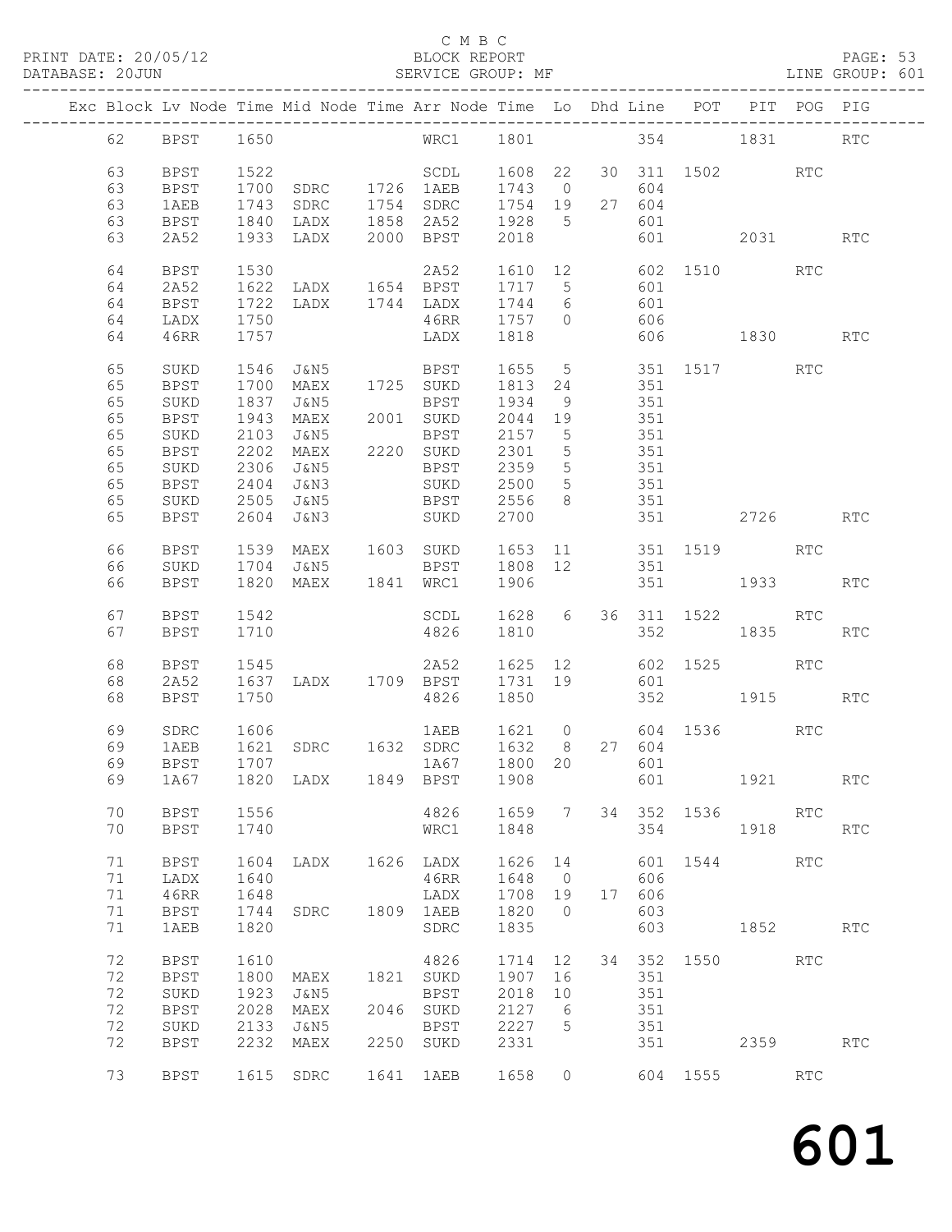C M B C
PRINT DATE: 20/05/12 BLOCK REPORT
DATABASE: 20JUN SERVICE GROUP: MF LINE GROUP: 601

| Exc | Block | Lv | Node | Time | Mid Node | Time | Arr Node | Time | Lo | Dhd | Line | POT | PIT | POG | PIG |
|---|---|---|---|---|---|---|---|---|---|---|---|---|---|---|---|
| | 62 | BPST | 1650 | | | | WRC1 | 1801 | | | 354 | | 1831 | | RTC |
| | 63 | BPST | 1522 | | | | SCDL | 1608 | 22 | 30 | 311 | 1502 | | RTC | |
| | 63 | BPST | 1700 | SDRC | 1726 | | 1AEB | 1743 | 0 | | 604 | | | | |
| | 63 | 1AEB | 1743 | SDRC | 1754 | | SDRC | 1754 | 19 | 27 | 604 | | | | |
| | 63 | BPST | 1840 | LADX | 1858 | | 2A52 | 1928 | 5 | | 601 | | | | |
| | 63 | 2A52 | 1933 | LADX | 2000 | | BPST | 2018 | | | 601 | | 2031 | | RTC |
| | 64 | BPST | 1530 | | | | 2A52 | 1610 | 12 | | 602 | 1510 | | RTC | |
| | 64 | 2A52 | 1622 | LADX | 1654 | | BPST | 1717 | 5 | | 601 | | | | |
| | 64 | BPST | 1722 | LADX | 1744 | | LADX | 1744 | 6 | | 601 | | | | |
| | 64 | LADX | 1750 | | | | 46RR | 1757 | 0 | | 606 | | | | |
| | 64 | 46RR | 1757 | | | | LADX | 1818 | | | 606 | | 1830 | | RTC |
| | 65 | SUKD | 1546 | J&N5 | | | BPST | 1655 | 5 | | 351 | 1517 | | RTC | |
| | 65 | BPST | 1700 | MAEX | 1725 | | SUKD | 1813 | 24 | | 351 | | | | |
| | 65 | SUKD | 1837 | J&N5 | | | BPST | 1934 | 9 | | 351 | | | | |
| | 65 | BPST | 1943 | MAEX | 2001 | | SUKD | 2044 | 19 | | 351 | | | | |
| | 65 | SUKD | 2103 | J&N5 | | | BPST | 2157 | 5 | | 351 | | | | |
| | 65 | BPST | 2202 | MAEX | 2220 | | SUKD | 2301 | 5 | | 351 | | | | |
| | 65 | SUKD | 2306 | J&N5 | | | BPST | 2359 | 5 | | 351 | | | | |
| | 65 | BPST | 2404 | J&N3 | | | SUKD | 2500 | 5 | | 351 | | | | |
| | 65 | SUKD | 2505 | J&N5 | | | BPST | 2556 | 8 | | 351 | | | | |
| | 65 | BPST | 2604 | J&N3 | | | SUKD | 2700 | | | 351 | | 2726 | | RTC |
| | 66 | BPST | 1539 | MAEX | 1603 | | SUKD | 1653 | 11 | | 351 | 1519 | | RTC | |
| | 66 | SUKD | 1704 | J&N5 | | | BPST | 1808 | 12 | | 351 | | | | |
| | 66 | BPST | 1820 | MAEX | 1841 | | WRC1 | 1906 | | | 351 | | 1933 | | RTC |
| | 67 | BPST | 1542 | | | | SCDL | 1628 | 6 | 36 | 311 | 1522 | | RTC | |
| | 67 | BPST | 1710 | | | | 4826 | 1810 | | | 352 | | 1835 | | RTC |
| | 68 | BPST | 1545 | | | | 2A52 | 1625 | 12 | | 602 | 1525 | | RTC | |
| | 68 | 2A52 | 1637 | LADX | 1709 | | BPST | 1731 | 19 | | 601 | | | | |
| | 68 | BPST | 1750 | | | | 4826 | 1850 | | | 352 | | 1915 | | RTC |
| | 69 | SDRC | 1606 | | | | 1AEB | 1621 | 0 | | 604 | 1536 | | RTC | |
| | 69 | 1AEB | 1621 | SDRC | 1632 | | SDRC | 1632 | 8 | 27 | 604 | | | | |
| | 69 | BPST | 1707 | | | | 1A67 | 1800 | 20 | | 601 | | | | |
| | 69 | 1A67 | 1820 | LADX | 1849 | | BPST | 1908 | | | 601 | | 1921 | | RTC |
| | 70 | BPST | 1556 | | | | 4826 | 1659 | 7 | 34 | 352 | 1536 | | RTC | |
| | 70 | BPST | 1740 | | | | WRC1 | 1848 | | | 354 | | 1918 | | RTC |
| | 71 | BPST | 1604 | LADX | 1626 | | LADX | 1626 | 14 | | 601 | 1544 | | RTC | |
| | 71 | LADX | 1640 | | | | 46RR | 1648 | 0 | | 606 | | | | |
| | 71 | 46RR | 1648 | | | | LADX | 1708 | 19 | 17 | 606 | | | | |
| | 71 | BPST | 1744 | SDRC | 1809 | | 1AEB | 1820 | 0 | | 603 | | | | |
| | 71 | 1AEB | 1820 | | | | SDRC | 1835 | | | 603 | | 1852 | | RTC |
| | 72 | BPST | 1610 | | | | 4826 | 1714 | 12 | 34 | 352 | 1550 | | RTC | |
| | 72 | BPST | 1800 | MAEX | 1821 | | SUKD | 1907 | 16 | | 351 | | | | |
| | 72 | SUKD | 1923 | J&N5 | | | BPST | 2018 | 10 | | 351 | | | | |
| | 72 | BPST | 2028 | MAEX | 2046 | | SUKD | 2127 | 6 | | 351 | | | | |
| | 72 | SUKD | 2133 | J&N5 | | | BPST | 2227 | 5 | | 351 | | | | |
| | 72 | BPST | 2232 | MAEX | 2250 | | SUKD | 2331 | | | 351 | | 2359 | | RTC |
| | 73 | BPST | 1615 | SDRC | 1641 | | 1AEB | 1658 | 0 | | 604 | 1555 | | RTC | |

# 601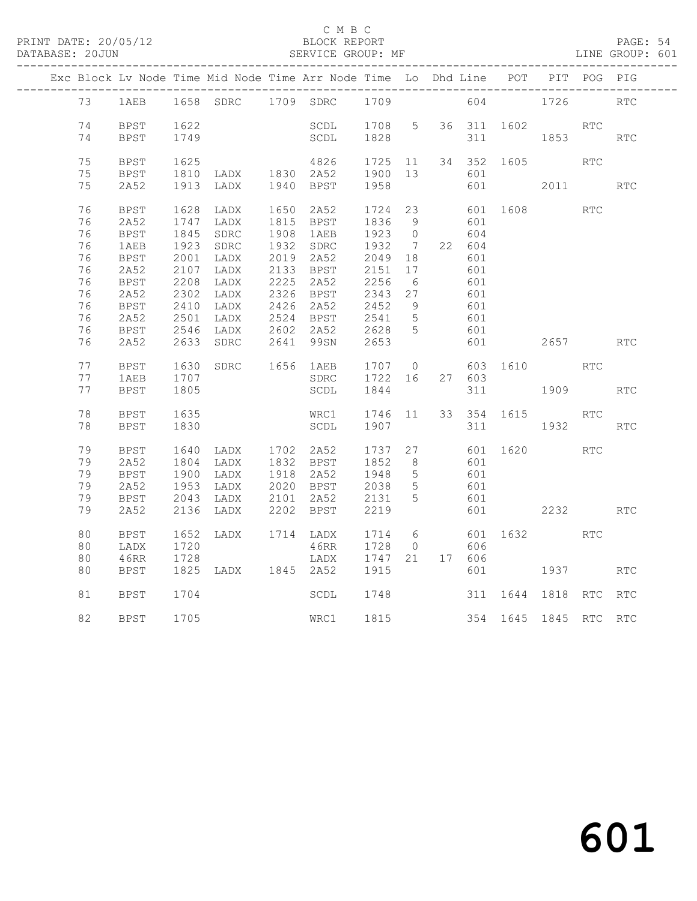C M B C

PRINT DATE: 20/05/12 BLOCK REPORT PAGE: 54
DATABASE: 20JUN SERVICE GROUP: MF LINE GROUP: 601

| Exc | Block | Lv | Node | Time | Mid Node | Time | Arr Node | Time | Lo | Dhd | Line | POT | PIT | POG | PIG |
|---|---|---|---|---|---|---|---|---|---|---|---|---|---|---|---|
| | 73 | | 1AEB | 1658 | SDRC | 1709 | SDRC | 1709 | | | 604 | | 1726 | | RTC |
| | 74 | | BPST | 1622 | | | SCDL | 1708 | 5 | 36 | 311 | 1602 | | RTC | |
| | 74 | | BPST | 1749 | | | SCDL | 1828 | | | 311 | | 1853 | | RTC |
| | 75 | | BPST | 1625 | | | 4826 | 1725 | 11 | 34 | 352 | 1605 | | RTC | |
| | 75 | | BPST | 1810 | LADX | 1830 | 2A52 | 1900 | 13 | | 601 | | | | |
| | 75 | | 2A52 | 1913 | LADX | 1940 | BPST | 1958 | | | 601 | | 2011 | | RTC |
| | 76 | | BPST | 1628 | LADX | 1650 | 2A52 | 1724 | 23 | | 601 | 1608 | | RTC | |
| | 76 | | 2A52 | 1747 | LADX | 1815 | BPST | 1836 | 9 | | 601 | | | | |
| | 76 | | BPST | 1845 | SDRC | 1908 | 1AEB | 1923 | 0 | | 604 | | | | |
| | 76 | | 1AEB | 1923 | SDRC | 1932 | SDRC | 1932 | 7 | 22 | 604 | | | | |
| | 76 | | BPST | 2001 | LADX | 2019 | 2A52 | 2049 | 18 | | 601 | | | | |
| | 76 | | 2A52 | 2107 | LADX | 2133 | BPST | 2151 | 17 | | 601 | | | | |
| | 76 | | BPST | 2208 | LADX | 2225 | 2A52 | 2256 | 6 | | 601 | | | | |
| | 76 | | 2A52 | 2302 | LADX | 2326 | BPST | 2343 | 27 | | 601 | | | | |
| | 76 | | BPST | 2410 | LADX | 2426 | 2A52 | 2452 | 9 | | 601 | | | | |
| | 76 | | 2A52 | 2501 | LADX | 2524 | BPST | 2541 | 5 | | 601 | | | | |
| | 76 | | BPST | 2546 | LADX | 2602 | 2A52 | 2628 | 5 | | 601 | | | | |
| | 76 | | 2A52 | 2633 | SDRC | 2641 | 99SN | 2653 | | | 601 | | 2657 | | RTC |
| | 77 | | BPST | 1630 | SDRC | 1656 | 1AEB | 1707 | 0 | | 603 | 1610 | | RTC | |
| | 77 | | 1AEB | 1707 | | | SDRC | 1722 | 16 | 27 | 603 | | | | |
| | 77 | | BPST | 1805 | | | SCDL | 1844 | | | 311 | | 1909 | | RTC |
| | 78 | | BPST | 1635 | | | WRC1 | 1746 | 11 | 33 | 354 | 1615 | | RTC | |
| | 78 | | BPST | 1830 | | | SCDL | 1907 | | | 311 | | 1932 | | RTC |
| | 79 | | BPST | 1640 | LADX | 1702 | 2A52 | 1737 | 27 | | 601 | 1620 | | RTC | |
| | 79 | | 2A52 | 1804 | LADX | 1832 | BPST | 1852 | 8 | | 601 | | | | |
| | 79 | | BPST | 1900 | LADX | 1918 | 2A52 | 1948 | 5 | | 601 | | | | |
| | 79 | | 2A52 | 1953 | LADX | 2020 | BPST | 2038 | 5 | | 601 | | | | |
| | 79 | | BPST | 2043 | LADX | 2101 | 2A52 | 2131 | 5 | | 601 | | | | |
| | 79 | | 2A52 | 2136 | LADX | 2202 | BPST | 2219 | | | 601 | | 2232 | | RTC |
| | 80 | | BPST | 1652 | LADX | 1714 | LADX | 1714 | 6 | | 601 | 1632 | | RTC | |
| | 80 | | LADX | 1720 | | | 46RR | 1728 | 0 | | 606 | | | | |
| | 80 | | 46RR | 1728 | | | LADX | 1747 | 21 | 17 | 606 | | | | |
| | 80 | | BPST | 1825 | LADX | 1845 | 2A52 | 1915 | | | 601 | | 1937 | | RTC |
| | 81 | | BPST | 1704 | | | SCDL | 1748 | | | 311 | 1644 | 1818 | RTC | RTC |
| | 82 | | BPST | 1705 | | | WRC1 | 1815 | | | 354 | 1645 | 1845 | RTC | RTC |

601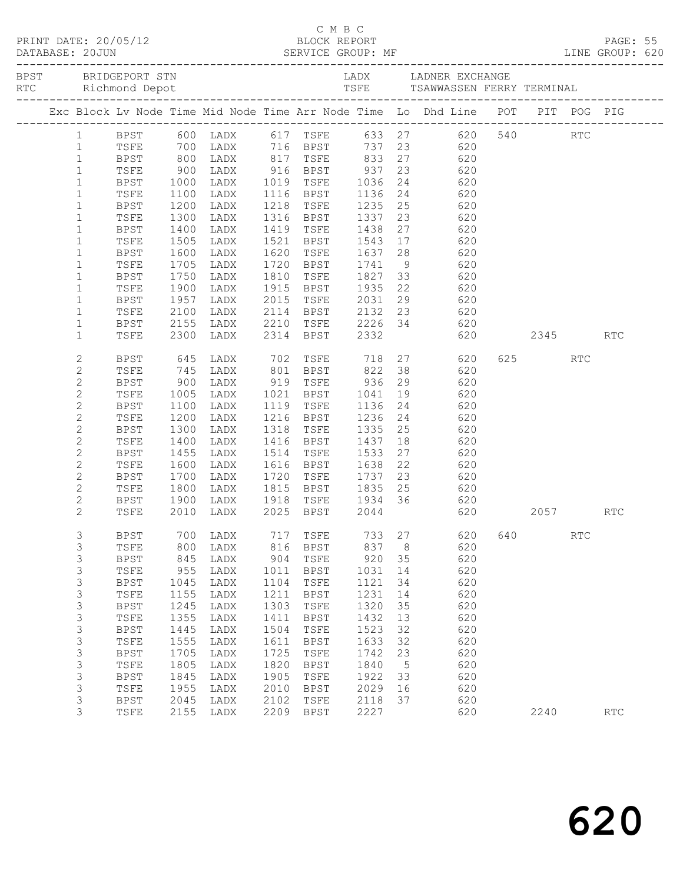C M B C

PRINT DATE: 20/05/12 BLOCK REPORT
DATABASE: 20JUN SERVICE GROUP: MF LINE GROUP: 620

BPST BRIDGEPORT STN LADX LADNER EXCHANGE
RTC Richmond Depot TSFE TSAWWASSEN FERRY TERMINAL

| Exc | Block | Lv Node | Time | Mid Node | Time | Arr Node | Time | Lo | Dhd Line | POT | PIT | POG | PIG |
|---|---|---|---|---|---|---|---|---|---|---|---|---|---|
| | 1 | BPST | 600 | LADX | 617 | TSFE | 633 | 27 | 620 | 540 | | RTC | |
| | 1 | TSFE | 700 | LADX | 716 | BPST | 737 | 23 | 620 | | | | |
| | 1 | BPST | 800 | LADX | 817 | TSFE | 833 | 27 | 620 | | | | |
| | 1 | TSFE | 900 | LADX | 916 | BPST | 937 | 23 | 620 | | | | |
| | 1 | BPST | 1000 | LADX | 1019 | TSFE | 1036 | 24 | 620 | | | | |
| | 1 | TSFE | 1100 | LADX | 1116 | BPST | 1136 | 24 | 620 | | | | |
| | 1 | BPST | 1200 | LADX | 1218 | TSFE | 1235 | 25 | 620 | | | | |
| | 1 | TSFE | 1300 | LADX | 1316 | BPST | 1337 | 23 | 620 | | | | |
| | 1 | BPST | 1400 | LADX | 1419 | TSFE | 1438 | 27 | 620 | | | | |
| | 1 | TSFE | 1505 | LADX | 1521 | BPST | 1543 | 17 | 620 | | | | |
| | 1 | BPST | 1600 | LADX | 1620 | TSFE | 1637 | 28 | 620 | | | | |
| | 1 | TSFE | 1705 | LADX | 1720 | BPST | 1741 | 9 | 620 | | | | |
| | 1 | BPST | 1750 | LADX | 1810 | TSFE | 1827 | 33 | 620 | | | | |
| | 1 | TSFE | 1900 | LADX | 1915 | BPST | 1935 | 22 | 620 | | | | |
| | 1 | BPST | 1957 | LADX | 2015 | TSFE | 2031 | 29 | 620 | | | | |
| | 1 | TSFE | 2100 | LADX | 2114 | BPST | 2132 | 23 | 620 | | | | |
| | 1 | BPST | 2155 | LADX | 2210 | TSFE | 2226 | 34 | 620 | | | | |
| | 1 | TSFE | 2300 | LADX | 2314 | BPST | 2332 | | 620 | | 2345 | | RTC |
| | 2 | BPST | 645 | LADX | 702 | TSFE | 718 | 27 | 620 | 625 | | RTC | |
| | 2 | TSFE | 745 | LADX | 801 | BPST | 822 | 38 | 620 | | | | |
| | 2 | BPST | 900 | LADX | 919 | TSFE | 936 | 29 | 620 | | | | |
| | 2 | TSFE | 1005 | LADX | 1021 | BPST | 1041 | 19 | 620 | | | | |
| | 2 | BPST | 1100 | LADX | 1119 | TSFE | 1136 | 24 | 620 | | | | |
| | 2 | TSFE | 1200 | LADX | 1216 | BPST | 1236 | 24 | 620 | | | | |
| | 2 | BPST | 1300 | LADX | 1318 | TSFE | 1335 | 25 | 620 | | | | |
| | 2 | TSFE | 1400 | LADX | 1416 | BPST | 1437 | 18 | 620 | | | | |
| | 2 | BPST | 1455 | LADX | 1514 | TSFE | 1533 | 27 | 620 | | | | |
| | 2 | TSFE | 1600 | LADX | 1616 | BPST | 1638 | 22 | 620 | | | | |
| | 2 | BPST | 1700 | LADX | 1720 | TSFE | 1737 | 23 | 620 | | | | |
| | 2 | TSFE | 1800 | LADX | 1815 | BPST | 1835 | 25 | 620 | | | | |
| | 2 | BPST | 1900 | LADX | 1918 | TSFE | 1934 | 36 | 620 | | | | |
| | 2 | TSFE | 2010 | LADX | 2025 | BPST | 2044 | | 620 | | 2057 | | RTC |
| | 3 | BPST | 700 | LADX | 717 | TSFE | 733 | 27 | 620 | 640 | | RTC | |
| | 3 | TSFE | 800 | LADX | 816 | BPST | 837 | 8 | 620 | | | | |
| | 3 | BPST | 845 | LADX | 904 | TSFE | 920 | 35 | 620 | | | | |
| | 3 | TSFE | 955 | LADX | 1011 | BPST | 1031 | 14 | 620 | | | | |
| | 3 | BPST | 1045 | LADX | 1104 | TSFE | 1121 | 34 | 620 | | | | |
| | 3 | TSFE | 1155 | LADX | 1211 | BPST | 1231 | 14 | 620 | | | | |
| | 3 | BPST | 1245 | LADX | 1303 | TSFE | 1320 | 35 | 620 | | | | |
| | 3 | TSFE | 1355 | LADX | 1411 | BPST | 1432 | 13 | 620 | | | | |
| | 3 | BPST | 1445 | LADX | 1504 | TSFE | 1523 | 32 | 620 | | | | |
| | 3 | TSFE | 1555 | LADX | 1611 | BPST | 1633 | 32 | 620 | | | | |
| | 3 | BPST | 1705 | LADX | 1725 | TSFE | 1742 | 23 | 620 | | | | |
| | 3 | TSFE | 1805 | LADX | 1820 | BPST | 1840 | 5 | 620 | | | | |
| | 3 | BPST | 1845 | LADX | 1905 | TSFE | 1922 | 33 | 620 | | | | |
| | 3 | TSFE | 1955 | LADX | 2010 | BPST | 2029 | 16 | 620 | | | | |
| | 3 | BPST | 2045 | LADX | 2102 | TSFE | 2118 | 37 | 620 | | | | |
| | 3 | TSFE | 2155 | LADX | 2209 | BPST | 2227 | | 620 | | 2240 | | RTC |

620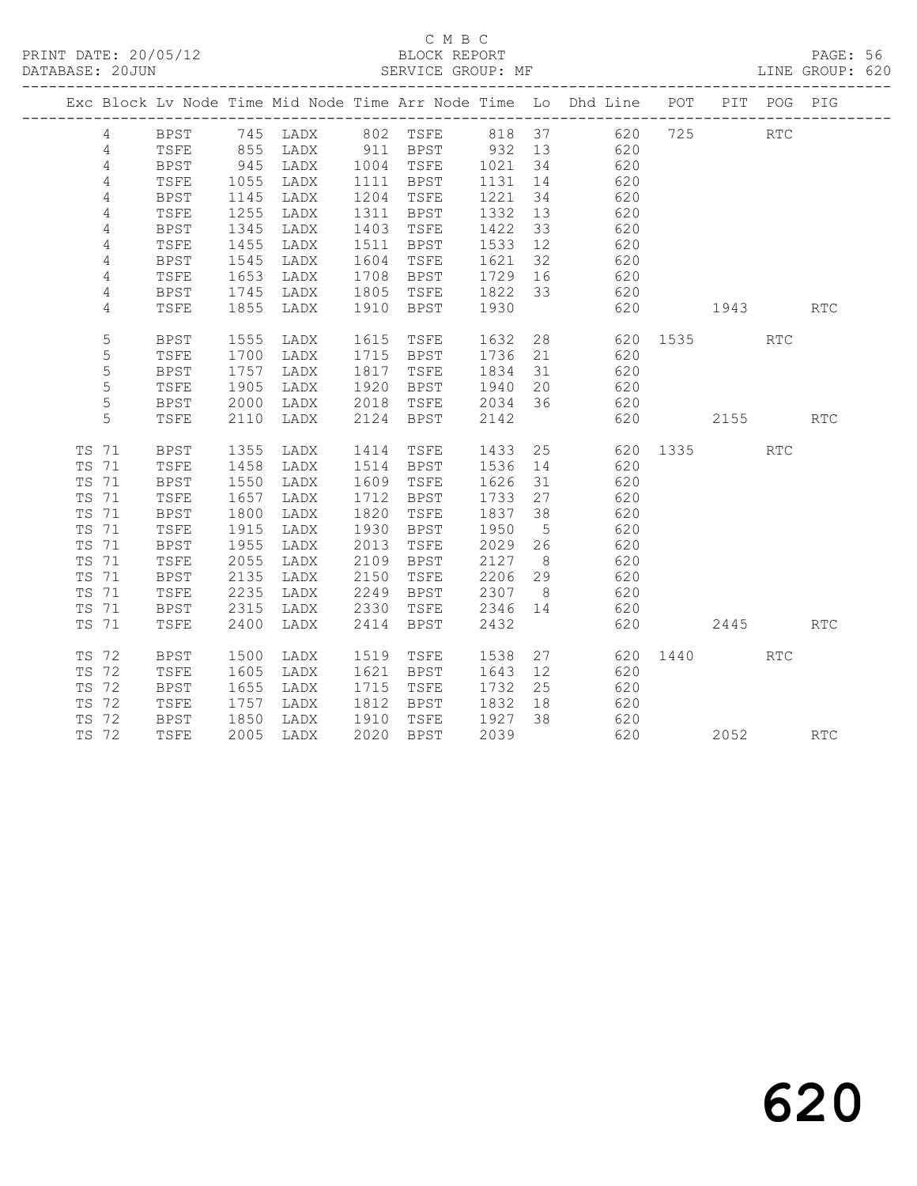C M B C

BLOCK REPORT

SERVICE GROUP: MF

PRINT DATE: 20/05/12
DATABASE: 20JUN
LINE GROUP: 620

| Exc | Block | Lv | Node | Time | Mid Node | Time | Arr Node | Time | Lo | Dhd Line | POT | PIT | POG | PIG |
|---|---|---|---|---|---|---|---|---|---|---|---|---|---|---|
| | 4 | | BPST | 745 | LADX | 802 | TSFE | 818 | 37 | 620 | 725 | | RTC | |
| | 4 | | TSFE | 855 | LADX | 911 | BPST | 932 | 13 | 620 | | | | |
| | 4 | | BPST | 945 | LADX | 1004 | TSFE | 1021 | 34 | 620 | | | | |
| | 4 | | TSFE | 1055 | LADX | 1111 | BPST | 1131 | 14 | 620 | | | | |
| | 4 | | BPST | 1145 | LADX | 1204 | TSFE | 1221 | 34 | 620 | | | | |
| | 4 | | TSFE | 1255 | LADX | 1311 | BPST | 1332 | 13 | 620 | | | | |
| | 4 | | BPST | 1345 | LADX | 1403 | TSFE | 1422 | 33 | 620 | | | | |
| | 4 | | TSFE | 1455 | LADX | 1511 | BPST | 1533 | 12 | 620 | | | | |
| | 4 | | BPST | 1545 | LADX | 1604 | TSFE | 1621 | 32 | 620 | | | | |
| | 4 | | TSFE | 1653 | LADX | 1708 | BPST | 1729 | 16 | 620 | | | | |
| | 4 | | BPST | 1745 | LADX | 1805 | TSFE | 1822 | 33 | 620 | | | | |
| | 4 | | TSFE | 1855 | LADX | 1910 | BPST | 1930 | | 620 | | 1943 | | RTC |
| | 5 | | BPST | 1555 | LADX | 1615 | TSFE | 1632 | 28 | 620 | 1535 | | RTC | |
| | 5 | | TSFE | 1700 | LADX | 1715 | BPST | 1736 | 21 | 620 | | | | |
| | 5 | | BPST | 1757 | LADX | 1817 | TSFE | 1834 | 31 | 620 | | | | |
| | 5 | | TSFE | 1905 | LADX | 1920 | BPST | 1940 | 20 | 620 | | | | |
| | 5 | | BPST | 2000 | LADX | 2018 | TSFE | 2034 | 36 | 620 | | | | |
| | 5 | | TSFE | 2110 | LADX | 2124 | BPST | 2142 | | 620 | | 2155 | | RTC |
| TS | 71 | | BPST | 1355 | LADX | 1414 | TSFE | 1433 | 25 | 620 | 1335 | | RTC | |
| TS | 71 | | TSFE | 1458 | LADX | 1514 | BPST | 1536 | 14 | 620 | | | | |
| TS | 71 | | BPST | 1550 | LADX | 1609 | TSFE | 1626 | 31 | 620 | | | | |
| TS | 71 | | TSFE | 1657 | LADX | 1712 | BPST | 1733 | 27 | 620 | | | | |
| TS | 71 | | BPST | 1800 | LADX | 1820 | TSFE | 1837 | 38 | 620 | | | | |
| TS | 71 | | TSFE | 1915 | LADX | 1930 | BPST | 1950 | 5 | 620 | | | | |
| TS | 71 | | BPST | 1955 | LADX | 2013 | TSFE | 2029 | 26 | 620 | | | | |
| TS | 71 | | TSFE | 2055 | LADX | 2109 | BPST | 2127 | 8 | 620 | | | | |
| TS | 71 | | BPST | 2135 | LADX | 2150 | TSFE | 2206 | 29 | 620 | | | | |
| TS | 71 | | TSFE | 2235 | LADX | 2249 | BPST | 2307 | 8 | 620 | | | | |
| TS | 71 | | BPST | 2315 | LADX | 2330 | TSFE | 2346 | 14 | 620 | | | | |
| TS | 71 | | TSFE | 2400 | LADX | 2414 | BPST | 2432 | | 620 | | 2445 | | RTC |
| TS | 72 | | BPST | 1500 | LADX | 1519 | TSFE | 1538 | 27 | 620 | 1440 | | RTC | |
| TS | 72 | | TSFE | 1605 | LADX | 1621 | BPST | 1643 | 12 | 620 | | | | |
| TS | 72 | | BPST | 1655 | LADX | 1715 | TSFE | 1732 | 25 | 620 | | | | |
| TS | 72 | | TSFE | 1757 | LADX | 1812 | BPST | 1832 | 18 | 620 | | | | |
| TS | 72 | | BPST | 1850 | LADX | 1910 | TSFE | 1927 | 38 | 620 | | | | |
| TS | 72 | | TSFE | 2005 | LADX | 2020 | BPST | 2039 | | 620 | | 2052 | | RTC |

620